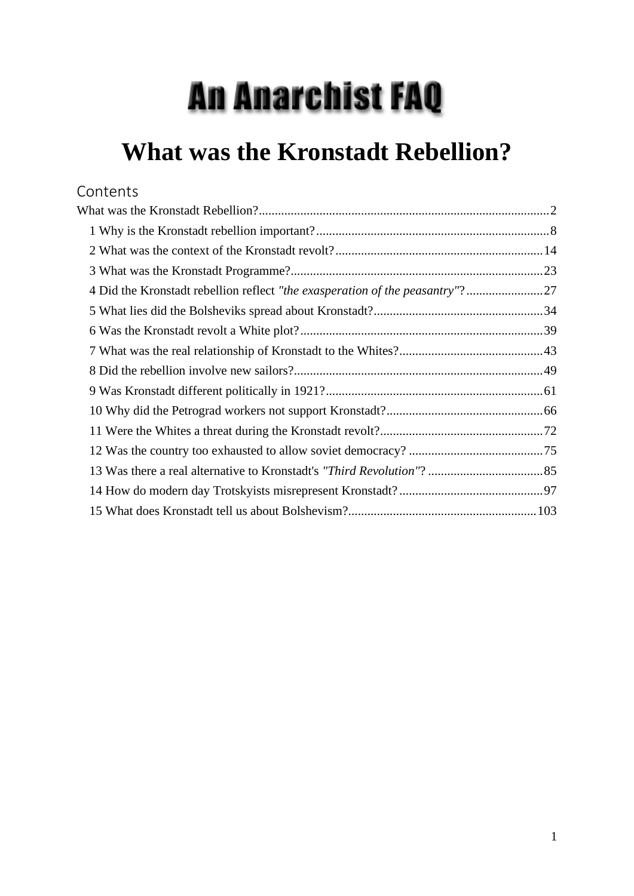# An Anarchist FAQ

# What was the Kronstadt Rebellion?

## Contents

What was the Kronstadt Rebellion?..........2
- 1 Why is the Kronstadt rebellion important?..........8
- 2 What was the context of the Kronstadt revolt?..........14
- 3 What was the Kronstadt Programme?..........23
- 4 Did the Kronstadt rebellion reflect *"the exasperation of the peasantry"*?..........27
- 5 What lies did the Bolsheviks spread about Kronstadt?..........34
- 6 Was the Kronstadt revolt a White plot?..........39
- 7 What was the real relationship of Kronstadt to the Whites?..........43
- 8 Did the rebellion involve new sailors?..........49
- 9 Was Kronstadt different politically in 1921?..........61
- 10 Why did the Petrograd workers not support Kronstadt?..........66
- 11 Were the Whites a threat during the Kronstadt revolt?..........72
- 12 Was the country too exhausted to allow soviet democracy?..........75
- 13 Was there a real alternative to Kronstadt's *"Third Revolution"*?..........85
- 14 How do modern day Trotskyists misrepresent Kronstadt?..........97
- 15 What does Kronstadt tell us about Bolshevism?..........103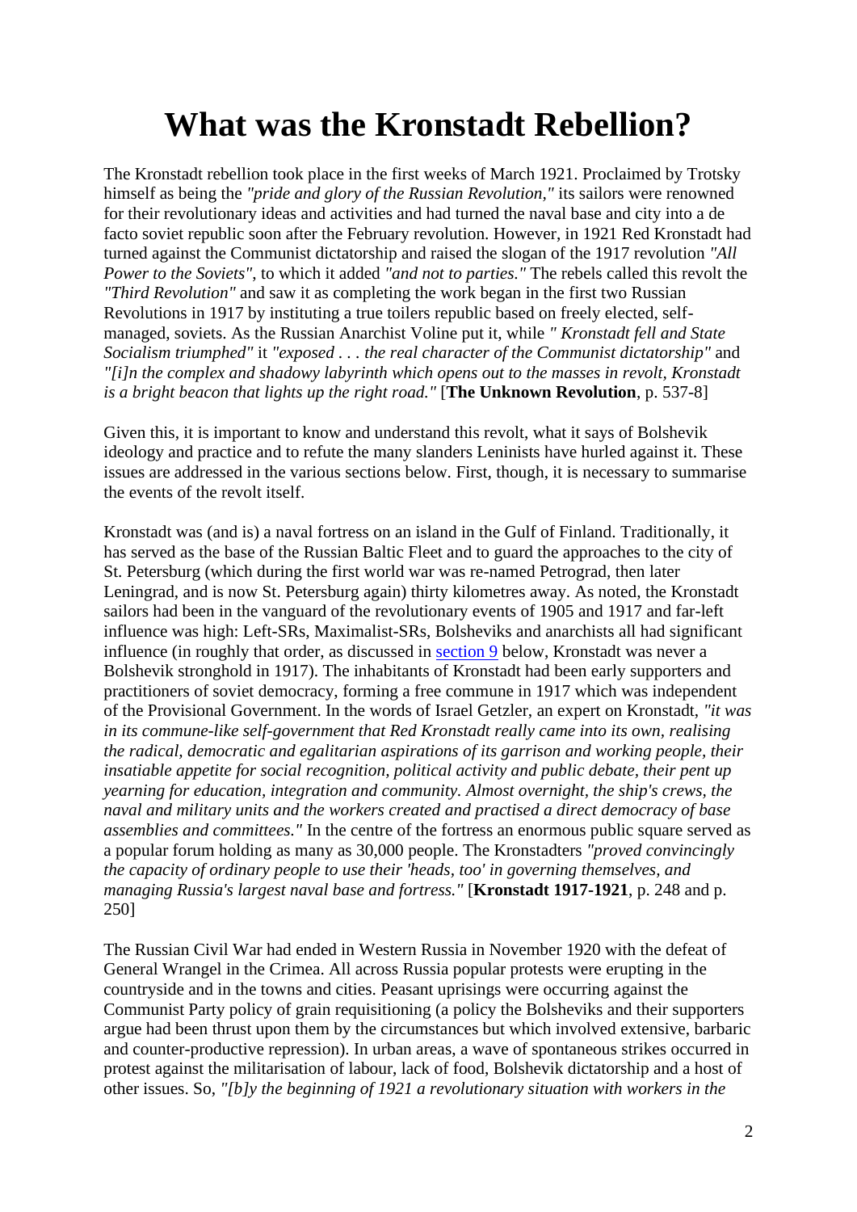# What was the Kronstadt Rebellion?

The Kronstadt rebellion took place in the first weeks of March 1921. Proclaimed by Trotsky himself as being the *"pride and glory of the Russian Revolution,"* its sailors were renowned for their revolutionary ideas and activities and had turned the naval base and city into a de facto soviet republic soon after the February revolution. However, in 1921 Red Kronstadt had turned against the Communist dictatorship and raised the slogan of the 1917 revolution *"All Power to the Soviets"*, to which it added *"and not to parties."* The rebels called this revolt the *"Third Revolution"* and saw it as completing the work began in the first two Russian Revolutions in 1917 by instituting a true toilers republic based on freely elected, self-managed, soviets. As the Russian Anarchist Voline put it, while *" Kronstadt fell and State Socialism triumphed"* it *"exposed . . . the real character of the Communist dictatorship"* and *"[i]n the complex and shadowy labyrinth which opens out to the masses in revolt, Kronstadt is a bright beacon that lights up the right road."* [**The Unknown Revolution**, p. 537-8]

Given this, it is important to know and understand this revolt, what it says of Bolshevik ideology and practice and to refute the many slanders Leninists have hurled against it. These issues are addressed in the various sections below. First, though, it is necessary to summarise the events of the revolt itself.

Kronstadt was (and is) a naval fortress on an island in the Gulf of Finland. Traditionally, it has served as the base of the Russian Baltic Fleet and to guard the approaches to the city of St. Petersburg (which during the first world war was re-named Petrograd, then later Leningrad, and is now St. Petersburg again) thirty kilometres away. As noted, the Kronstadt sailors had been in the vanguard of the revolutionary events of 1905 and 1917 and far-left influence was high: Left-SRs, Maximalist-SRs, Bolsheviks and anarchists all had significant influence (in roughly that order, as discussed in section 9 below, Kronstadt was never a Bolshevik stronghold in 1917). The inhabitants of Kronstadt had been early supporters and practitioners of soviet democracy, forming a free commune in 1917 which was independent of the Provisional Government. In the words of Israel Getzler, an expert on Kronstadt, *"it was in its commune-like self-government that Red Kronstadt really came into its own, realising the radical, democratic and egalitarian aspirations of its garrison and working people, their insatiable appetite for social recognition, political activity and public debate, their pent up yearning for education, integration and community. Almost overnight, the ship's crews, the naval and military units and the workers created and practised a direct democracy of base assemblies and committees."* In the centre of the fortress an enormous public square served as a popular forum holding as many as 30,000 people. The Kronstadters *"proved convincingly the capacity of ordinary people to use their 'heads, too' in governing themselves, and managing Russia's largest naval base and fortress."* [**Kronstadt 1917-1921**, p. 248 and p. 250]

The Russian Civil War had ended in Western Russia in November 1920 with the defeat of General Wrangel in the Crimea. All across Russia popular protests were erupting in the countryside and in the towns and cities. Peasant uprisings were occurring against the Communist Party policy of grain requisitioning (a policy the Bolsheviks and their supporters argue had been thrust upon them by the circumstances but which involved extensive, barbaric and counter-productive repression). In urban areas, a wave of spontaneous strikes occurred in protest against the militarisation of labour, lack of food, Bolshevik dictatorship and a host of other issues. So, *"[b]y the beginning of 1921 a revolutionary situation with workers in the*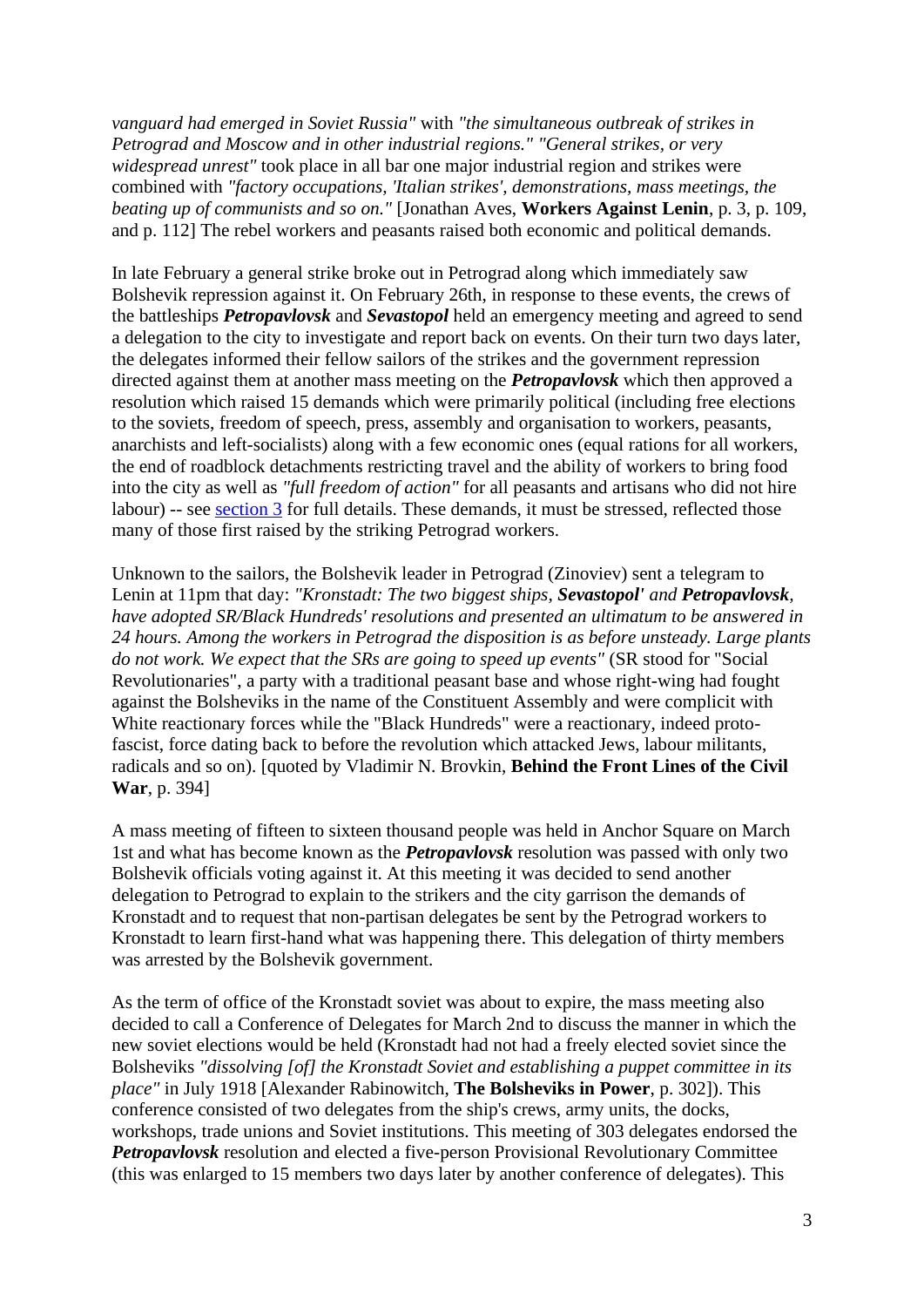*vanguard had emerged in Soviet Russia"* with *"the simultaneous outbreak of strikes in Petrograd and Moscow and in other industrial regions." "General strikes, or very widespread unrest"* took place in all bar one major industrial region and strikes were combined with *"factory occupations, 'Italian strikes', demonstrations, mass meetings, the beating up of communists and so on."* [Jonathan Aves, **Workers Against Lenin**, p. 3, p. 109, and p. 112] The rebel workers and peasants raised both economic and political demands.

In late February a general strike broke out in Petrograd along which immediately saw Bolshevik repression against it. On February 26th, in response to these events, the crews of the battleships ***Petropavlovsk*** and ***Sevastopol*** held an emergency meeting and agreed to send a delegation to the city to investigate and report back on events. On their turn two days later, the delegates informed their fellow sailors of the strikes and the government repression directed against them at another mass meeting on the ***Petropavlovsk*** which then approved a resolution which raised 15 demands which were primarily political (including free elections to the soviets, freedom of speech, press, assembly and organisation to workers, peasants, anarchists and left-socialists) along with a few economic ones (equal rations for all workers, the end of roadblock detachments restricting travel and the ability of workers to bring food into the city as well as *"full freedom of action"* for all peasants and artisans who did not hire labour) -- see section 3 for full details. These demands, it must be stressed, reflected those many of those first raised by the striking Petrograd workers.

Unknown to the sailors, the Bolshevik leader in Petrograd (Zinoviev) sent a telegram to Lenin at 11pm that day: *"Kronstadt: The two biggest ships, **Sevastopol'** and **Petropavlovsk**, have adopted SR/Black Hundreds' resolutions and presented an ultimatum to be answered in 24 hours. Among the workers in Petrograd the disposition is as before unsteady. Large plants do not work. We expect that the SRs are going to speed up events"* (SR stood for "Social Revolutionaries", a party with a traditional peasant base and whose right-wing had fought against the Bolsheviks in the name of the Constituent Assembly and were complicit with White reactionary forces while the "Black Hundreds" were a reactionary, indeed proto-fascist, force dating back to before the revolution which attacked Jews, labour militants, radicals and so on). [quoted by Vladimir N. Brovkin, **Behind the Front Lines of the Civil War**, p. 394]

A mass meeting of fifteen to sixteen thousand people was held in Anchor Square on March 1st and what has become known as the ***Petropavlovsk*** resolution was passed with only two Bolshevik officials voting against it. At this meeting it was decided to send another delegation to Petrograd to explain to the strikers and the city garrison the demands of Kronstadt and to request that non-partisan delegates be sent by the Petrograd workers to Kronstadt to learn first-hand what was happening there. This delegation of thirty members was arrested by the Bolshevik government.

As the term of office of the Kronstadt soviet was about to expire, the mass meeting also decided to call a Conference of Delegates for March 2nd to discuss the manner in which the new soviet elections would be held (Kronstadt had not had a freely elected soviet since the Bolsheviks *"dissolving [of] the Kronstadt Soviet and establishing a puppet committee in its place"* in July 1918 [Alexander Rabinowitch, **The Bolsheviks in Power**, p. 302]). This conference consisted of two delegates from the ship's crews, army units, the docks, workshops, trade unions and Soviet institutions. This meeting of 303 delegates endorsed the ***Petropavlovsk*** resolution and elected a five-person Provisional Revolutionary Committee (this was enlarged to 15 members two days later by another conference of delegates). This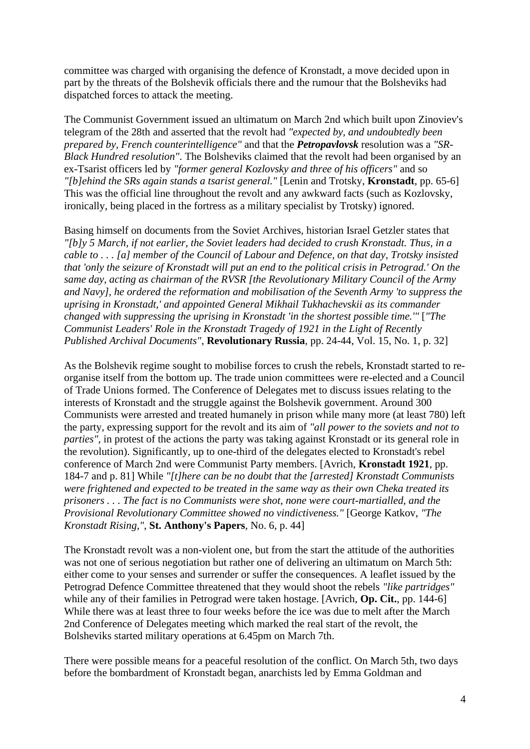committee was charged with organising the defence of Kronstadt, a move decided upon in part by the threats of the Bolshevik officials there and the rumour that the Bolsheviks had dispatched forces to attack the meeting.

The Communist Government issued an ultimatum on March 2nd which built upon Zinoviev's telegram of the 28th and asserted that the revolt had *"expected by, and undoubtedly been prepared by, French counterintelligence"* and that the ***Petropavlovsk*** resolution was a *"SR-Black Hundred resolution"*. The Bolsheviks claimed that the revolt had been organised by an ex-Tsarist officers led by *"former general Kozlovsky and three of his officers"* and so *"[b]ehind the SRs again stands a tsarist general."* [Lenin and Trotsky, **Kronstadt**, pp. 65-6] This was the official line throughout the revolt and any awkward facts (such as Kozlovsky, ironically, being placed in the fortress as a military specialist by Trotsky) ignored.

Basing himself on documents from the Soviet Archives, historian Israel Getzler states that *"[b]y 5 March, if not earlier, the Soviet leaders had decided to crush Kronstadt. Thus, in a cable to . . . [a] member of the Council of Labour and Defence, on that day, Trotsky insisted that 'only the seizure of Kronstadt will put an end to the political crisis in Petrograd.' On the same day, acting as chairman of the RVSR [the Revolutionary Military Council of the Army and Navy], he ordered the reformation and mobilisation of the Seventh Army 'to suppress the uprising in Kronstadt,' and appointed General Mikhail Tukhachevskii as its commander changed with suppressing the uprising in Kronstadt 'in the shortest possible time.'"* [*"The Communist Leaders' Role in the Kronstadt Tragedy of 1921 in the Light of Recently Published Archival Documents"*, **Revolutionary Russia**, pp. 24-44, Vol. 15, No. 1, p. 32]

As the Bolshevik regime sought to mobilise forces to crush the rebels, Kronstadt started to re-organise itself from the bottom up. The trade union committees were re-elected and a Council of Trade Unions formed. The Conference of Delegates met to discuss issues relating to the interests of Kronstadt and the struggle against the Bolshevik government. Around 300 Communists were arrested and treated humanely in prison while many more (at least 780) left the party, expressing support for the revolt and its aim of *"all power to the soviets and not to parties"*, in protest of the actions the party was taking against Kronstadt or its general role in the revolution). Significantly, up to one-third of the delegates elected to Kronstadt's rebel conference of March 2nd were Communist Party members. [Avrich, **Kronstadt 1921**, pp. 184-7 and p. 81] While *"[t]here can be no doubt that the [arrested] Kronstadt Communists were frightened and expected to be treated in the same way as their own Cheka treated its prisoners . . . The fact is no Communists were shot, none were court-martialled, and the Provisional Revolutionary Committee showed no vindictiveness."* [George Katkov, *"The Kronstadt Rising,"*, **St. Anthony's Papers**, No. 6, p. 44]

The Kronstadt revolt was a non-violent one, but from the start the attitude of the authorities was not one of serious negotiation but rather one of delivering an ultimatum on March 5th: either come to your senses and surrender or suffer the consequences. A leaflet issued by the Petrograd Defence Committee threatened that they would shoot the rebels *"like partridges"* while any of their families in Petrograd were taken hostage. [Avrich, **Op. Cit.**, pp. 144-6] While there was at least three to four weeks before the ice was due to melt after the March 2nd Conference of Delegates meeting which marked the real start of the revolt, the Bolsheviks started military operations at 6.45pm on March 7th.

There were possible means for a peaceful resolution of the conflict. On March 5th, two days before the bombardment of Kronstadt began, anarchists led by Emma Goldman and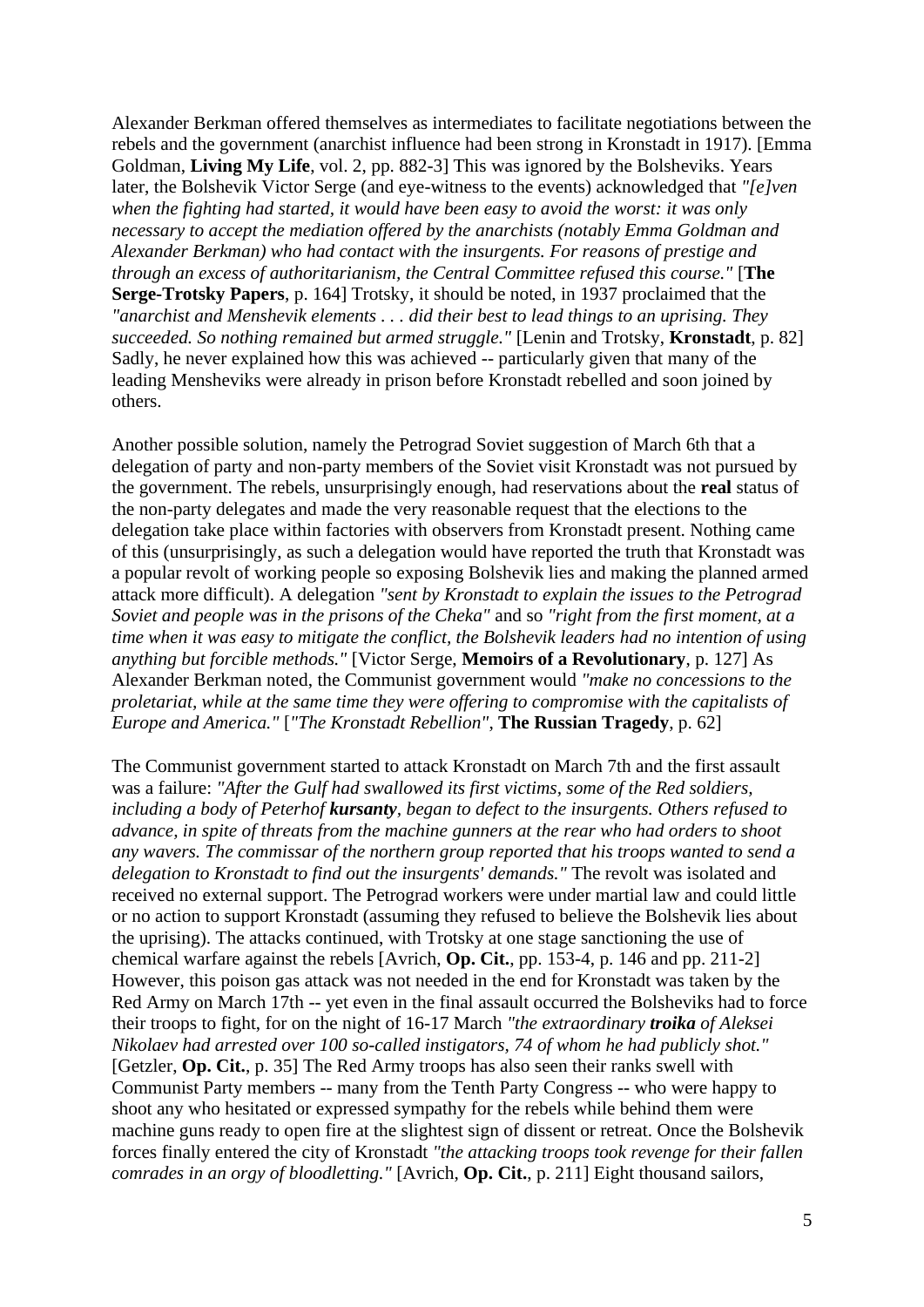Alexander Berkman offered themselves as intermediates to facilitate negotiations between the rebels and the government (anarchist influence had been strong in Kronstadt in 1917). [Emma Goldman, **Living My Life**, vol. 2, pp. 882-3] This was ignored by the Bolsheviks. Years later, the Bolshevik Victor Serge (and eye-witness to the events) acknowledged that *"[e]ven when the fighting had started, it would have been easy to avoid the worst: it was only necessary to accept the mediation offered by the anarchists (notably Emma Goldman and Alexander Berkman) who had contact with the insurgents. For reasons of prestige and through an excess of authoritarianism, the Central Committee refused this course."* [**The Serge-Trotsky Papers**, p. 164] Trotsky, it should be noted, in 1937 proclaimed that the *"anarchist and Menshevik elements . . . did their best to lead things to an uprising. They succeeded. So nothing remained but armed struggle."* [Lenin and Trotsky, **Kronstadt**, p. 82] Sadly, he never explained how this was achieved -- particularly given that many of the leading Mensheviks were already in prison before Kronstadt rebelled and soon joined by others.

Another possible solution, namely the Petrograd Soviet suggestion of March 6th that a delegation of party and non-party members of the Soviet visit Kronstadt was not pursued by the government. The rebels, unsurprisingly enough, had reservations about the **real** status of the non-party delegates and made the very reasonable request that the elections to the delegation take place within factories with observers from Kronstadt present. Nothing came of this (unsurprisingly, as such a delegation would have reported the truth that Kronstadt was a popular revolt of working people so exposing Bolshevik lies and making the planned armed attack more difficult). A delegation *"sent by Kronstadt to explain the issues to the Petrograd Soviet and people was in the prisons of the Cheka"* and so *"right from the first moment, at a time when it was easy to mitigate the conflict, the Bolshevik leaders had no intention of using anything but forcible methods."* [Victor Serge, **Memoirs of a Revolutionary**, p. 127] As Alexander Berkman noted, the Communist government would *"make no concessions to the proletariat, while at the same time they were offering to compromise with the capitalists of Europe and America."* [*"The Kronstadt Rebellion"*, **The Russian Tragedy**, p. 62]

The Communist government started to attack Kronstadt on March 7th and the first assault was a failure: *"After the Gulf had swallowed its first victims, some of the Red soldiers, including a body of Peterhof* ***kursanty****, began to defect to the insurgents. Others refused to advance, in spite of threats from the machine gunners at the rear who had orders to shoot any wavers. The commissar of the northern group reported that his troops wanted to send a delegation to Kronstadt to find out the insurgents' demands."* The revolt was isolated and received no external support. The Petrograd workers were under martial law and could little or no action to support Kronstadt (assuming they refused to believe the Bolshevik lies about the uprising). The attacks continued, with Trotsky at one stage sanctioning the use of chemical warfare against the rebels [Avrich, **Op. Cit.**, pp. 153-4, p. 146 and pp. 211-2] However, this poison gas attack was not needed in the end for Kronstadt was taken by the Red Army on March 17th -- yet even in the final assault occurred the Bolsheviks had to force their troops to fight, for on the night of 16-17 March *"the extraordinary* ***troika*** *of Aleksei Nikolaev had arrested over 100 so-called instigators, 74 of whom he had publicly shot."* [Getzler, **Op. Cit.**, p. 35] The Red Army troops has also seen their ranks swell with Communist Party members -- many from the Tenth Party Congress -- who were happy to shoot any who hesitated or expressed sympathy for the rebels while behind them were machine guns ready to open fire at the slightest sign of dissent or retreat. Once the Bolshevik forces finally entered the city of Kronstadt *"the attacking troops took revenge for their fallen comrades in an orgy of bloodletting."* [Avrich, **Op. Cit.**, p. 211] Eight thousand sailors,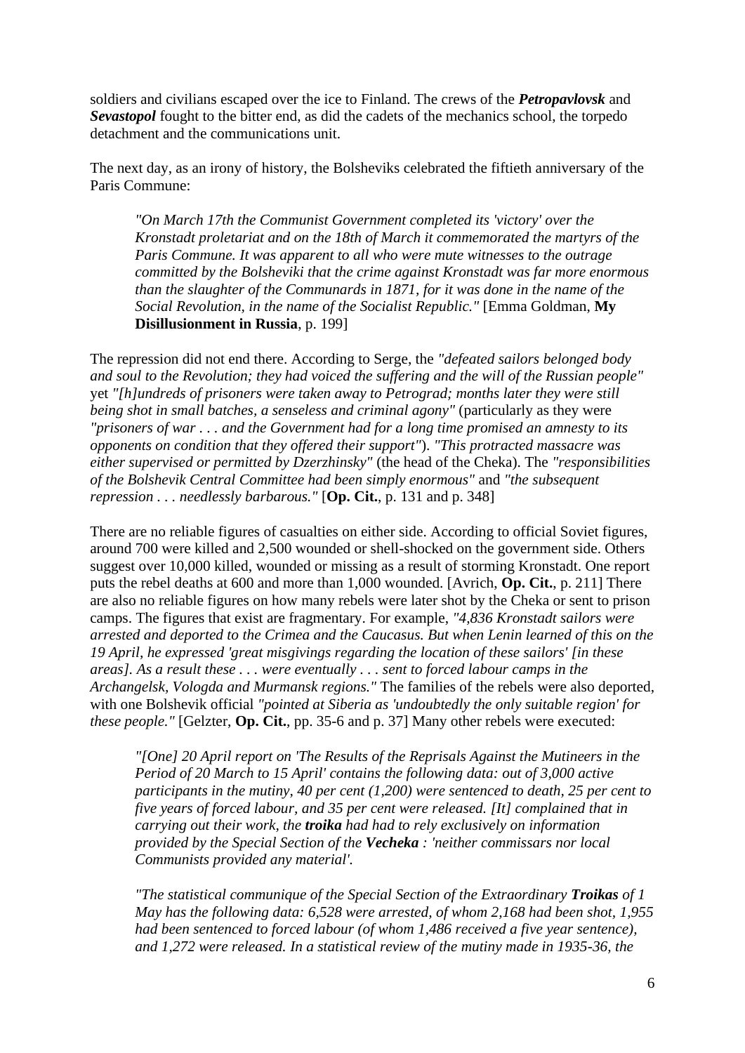soldiers and civilians escaped over the ice to Finland. The crews of the ***Petropavlovsk*** and ***Sevastopol*** fought to the bitter end, as did the cadets of the mechanics school, the torpedo detachment and the communications unit.

The next day, as an irony of history, the Bolsheviks celebrated the fiftieth anniversary of the Paris Commune:

> *"On March 17th the Communist Government completed its 'victory' over the Kronstadt proletariat and on the 18th of March it commemorated the martyrs of the Paris Commune. It was apparent to all who were mute witnesses to the outrage committed by the Bolsheviki that the crime against Kronstadt was far more enormous than the slaughter of the Communards in 1871, for it was done in the name of the Social Revolution, in the name of the Socialist Republic."* [Emma Goldman, **My Disillusionment in Russia**, p. 199]

The repression did not end there. According to Serge, the *"defeated sailors belonged body and soul to the Revolution; they had voiced the suffering and the will of the Russian people"* yet *"[h]undreds of prisoners were taken away to Petrograd; months later they were still being shot in small batches, a senseless and criminal agony"* (particularly as they were *"prisoners of war . . . and the Government had for a long time promised an amnesty to its opponents on condition that they offered their support"*). *"This protracted massacre was either supervised or permitted by Dzerzhinsky"* (the head of the Cheka). The *"responsibilities of the Bolshevik Central Committee had been simply enormous"* and *"the subsequent repression . . . needlessly barbarous."* [**Op. Cit.**, p. 131 and p. 348]

There are no reliable figures of casualties on either side. According to official Soviet figures, around 700 were killed and 2,500 wounded or shell-shocked on the government side. Others suggest over 10,000 killed, wounded or missing as a result of storming Kronstadt. One report puts the rebel deaths at 600 and more than 1,000 wounded. [Avrich, **Op. Cit.**, p. 211] There are also no reliable figures on how many rebels were later shot by the Cheka or sent to prison camps. The figures that exist are fragmentary. For example, *"4,836 Kronstadt sailors were arrested and deported to the Crimea and the Caucasus. But when Lenin learned of this on the 19 April, he expressed 'great misgivings regarding the location of these sailors' [in these areas]. As a result these . . . were eventually . . . sent to forced labour camps in the Archangelsk, Vologda and Murmansk regions."* The families of the rebels were also deported, with one Bolshevik official *"pointed at Siberia as 'undoubtedly the only suitable region' for these people."* [Gelzter, **Op. Cit.**, pp. 35-6 and p. 37] Many other rebels were executed:

> *"[One] 20 April report on 'The Results of the Reprisals Against the Mutineers in the Period of 20 March to 15 April' contains the following data: out of 3,000 active participants in the mutiny, 40 per cent (1,200) were sentenced to death, 25 per cent to five years of forced labour, and 35 per cent were released. [It] complained that in carrying out their work, the* ***troika*** *had had to rely exclusively on information provided by the Special Section of the* ***Vecheka*** *: 'neither commissars nor local Communists provided any material'.*
>
> *"The statistical communique of the Special Section of the Extraordinary* ***Troikas*** *of 1 May has the following data: 6,528 were arrested, of whom 2,168 had been shot, 1,955 had been sentenced to forced labour (of whom 1,486 received a five year sentence), and 1,272 were released. In a statistical review of the mutiny made in 1935-36, the*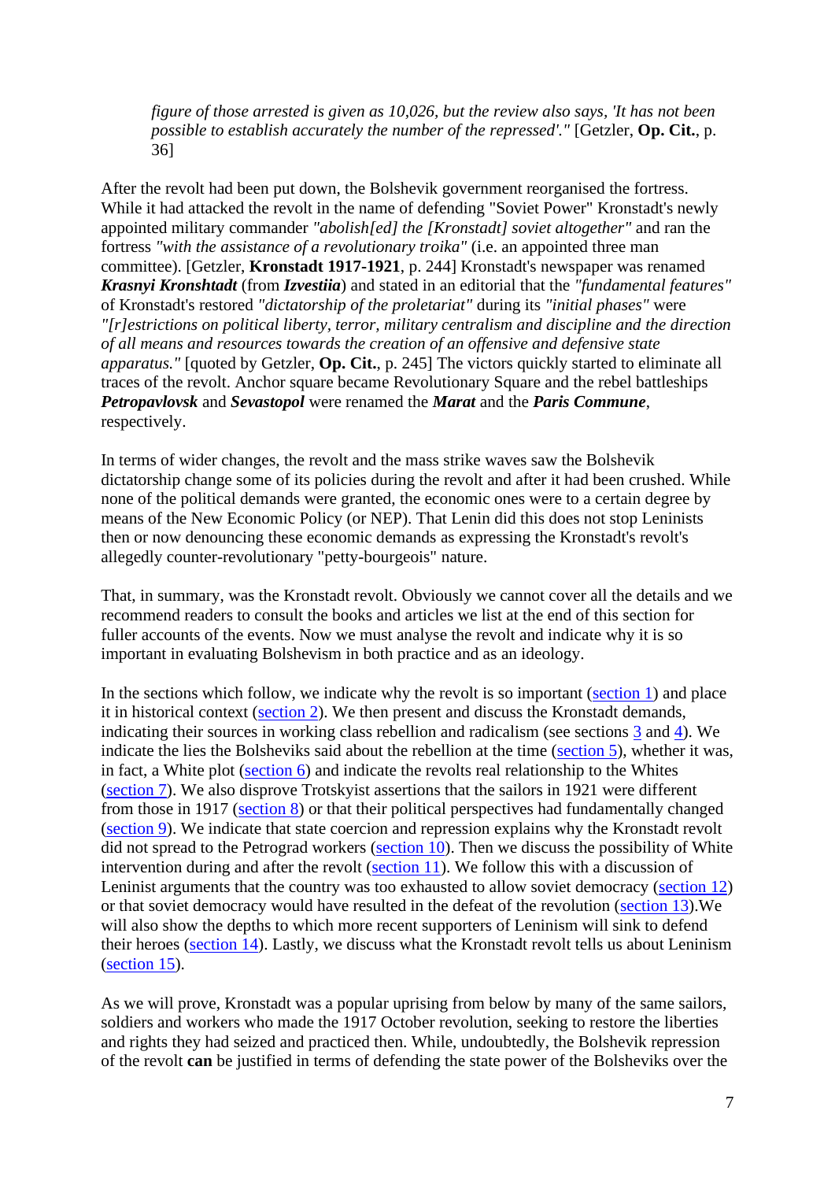> *figure of those arrested is given as 10,026, but the review also says, 'It has not been possible to establish accurately the number of the repressed'."* [Getzler, **Op. Cit.**, p. 36]

After the revolt had been put down, the Bolshevik government reorganised the fortress. While it had attacked the revolt in the name of defending "Soviet Power" Kronstadt's newly appointed military commander *"abolish[ed] the [Kronstadt] soviet altogether"* and ran the fortress *"with the assistance of a revolutionary troika"* (i.e. an appointed three man committee). [Getzler, **Kronstadt 1917-1921**, p. 244] Kronstadt's newspaper was renamed ***Krasnyi Kronshtadt*** (from ***Izvestiia***) and stated in an editorial that the *"fundamental features"* of Kronstadt's restored *"dictatorship of the proletariat"* during its *"initial phases"* were *"[r]estrictions on political liberty, terror, military centralism and discipline and the direction of all means and resources towards the creation of an offensive and defensive state apparatus."* [quoted by Getzler, **Op. Cit.**, p. 245] The victors quickly started to eliminate all traces of the revolt. Anchor square became Revolutionary Square and the rebel battleships ***Petropavlovsk*** and ***Sevastopol*** were renamed the ***Marat*** and the ***Paris Commune***, respectively.

In terms of wider changes, the revolt and the mass strike waves saw the Bolshevik dictatorship change some of its policies during the revolt and after it had been crushed. While none of the political demands were granted, the economic ones were to a certain degree by means of the New Economic Policy (or NEP). That Lenin did this does not stop Leninists then or now denouncing these economic demands as expressing the Kronstadt's revolt's allegedly counter-revolutionary "petty-bourgeois" nature.

That, in summary, was the Kronstadt revolt. Obviously we cannot cover all the details and we recommend readers to consult the books and articles we list at the end of this section for fuller accounts of the events. Now we must analyse the revolt and indicate why it is so important in evaluating Bolshevism in both practice and as an ideology.

In the sections which follow, we indicate why the revolt is so important (section 1) and place it in historical context (section 2). We then present and discuss the Kronstadt demands, indicating their sources in working class rebellion and radicalism (see sections 3 and 4). We indicate the lies the Bolsheviks said about the rebellion at the time (section 5), whether it was, in fact, a White plot (section 6) and indicate the revolts real relationship to the Whites (section 7). We also disprove Trotskyist assertions that the sailors in 1921 were different from those in 1917 (section 8) or that their political perspectives had fundamentally changed (section 9). We indicate that state coercion and repression explains why the Kronstadt revolt did not spread to the Petrograd workers (section 10). Then we discuss the possibility of White intervention during and after the revolt (section 11). We follow this with a discussion of Leninist arguments that the country was too exhausted to allow soviet democracy (section 12) or that soviet democracy would have resulted in the defeat of the revolution (section 13).We will also show the depths to which more recent supporters of Leninism will sink to defend their heroes (section 14). Lastly, we discuss what the Kronstadt revolt tells us about Leninism (section 15).

As we will prove, Kronstadt was a popular uprising from below by many of the same sailors, soldiers and workers who made the 1917 October revolution, seeking to restore the liberties and rights they had seized and practiced then. While, undoubtedly, the Bolshevik repression of the revolt **can** be justified in terms of defending the state power of the Bolsheviks over the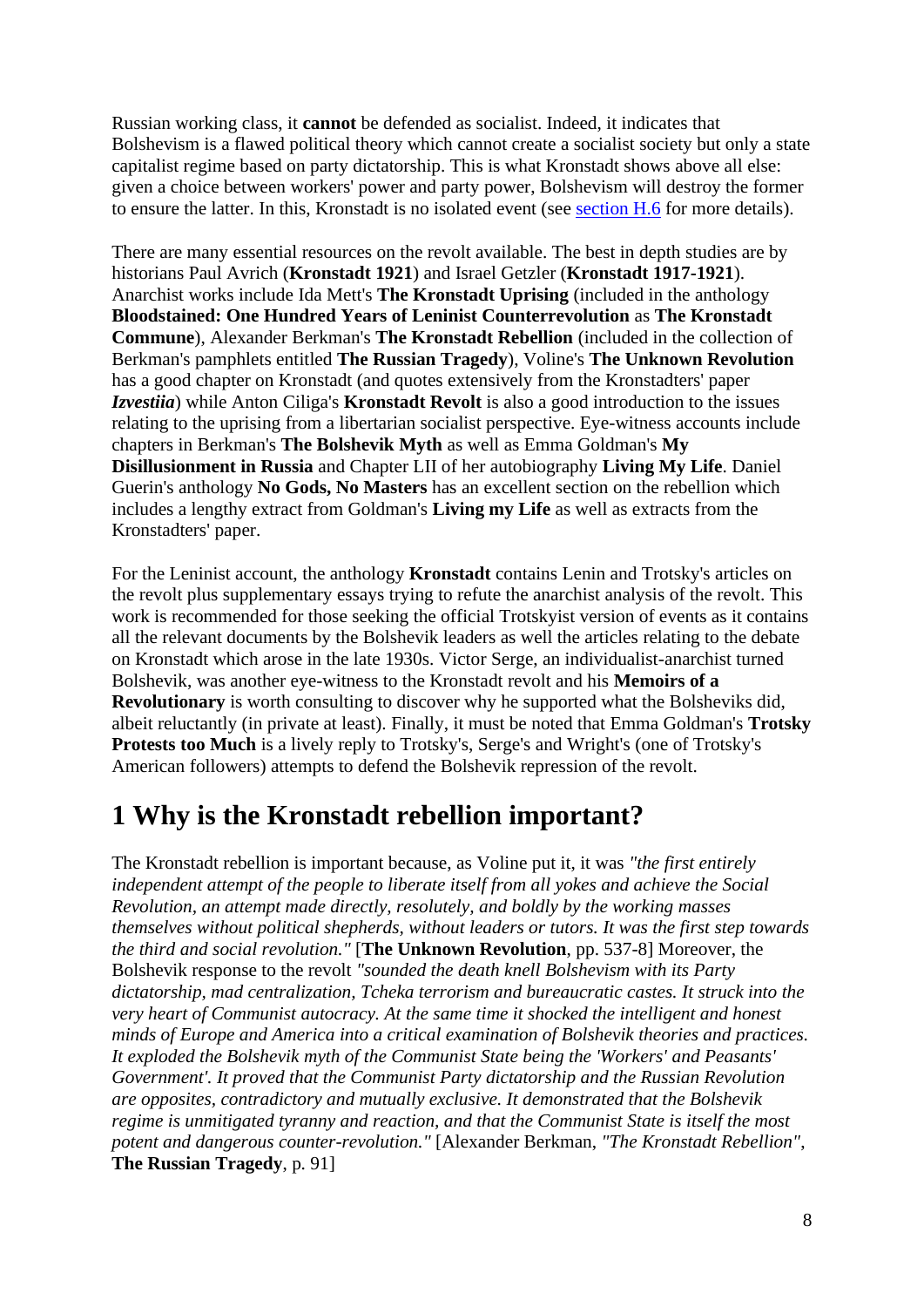Russian working class, it **cannot** be defended as socialist. Indeed, it indicates that Bolshevism is a flawed political theory which cannot create a socialist society but only a state capitalist regime based on party dictatorship. This is what Kronstadt shows above all else: given a choice between workers' power and party power, Bolshevism will destroy the former to ensure the latter. In this, Kronstadt is no isolated event (see section H.6 for more details).

There are many essential resources on the revolt available. The best in depth studies are by historians Paul Avrich (**Kronstadt 1921**) and Israel Getzler (**Kronstadt 1917-1921**). Anarchist works include Ida Mett's **The Kronstadt Uprising** (included in the anthology **Bloodstained: One Hundred Years of Leninist Counterrevolution** as **The Kronstadt Commune**), Alexander Berkman's **The Kronstadt Rebellion** (included in the collection of Berkman's pamphlets entitled **The Russian Tragedy**), Voline's **The Unknown Revolution** has a good chapter on Kronstadt (and quotes extensively from the Kronstadters' paper ***Izvestiia***) while Anton Ciliga's **Kronstadt Revolt** is also a good introduction to the issues relating to the uprising from a libertarian socialist perspective. Eye-witness accounts include chapters in Berkman's **The Bolshevik Myth** as well as Emma Goldman's **My Disillusionment in Russia** and Chapter LII of her autobiography **Living My Life**. Daniel Guerin's anthology **No Gods, No Masters** has an excellent section on the rebellion which includes a lengthy extract from Goldman's **Living my Life** as well as extracts from the Kronstadters' paper.

For the Leninist account, the anthology **Kronstadt** contains Lenin and Trotsky's articles on the revolt plus supplementary essays trying to refute the anarchist analysis of the revolt. This work is recommended for those seeking the official Trotskyist version of events as it contains all the relevant documents by the Bolshevik leaders as well the articles relating to the debate on Kronstadt which arose in the late 1930s. Victor Serge, an individualist-anarchist turned Bolshevik, was another eye-witness to the Kronstadt revolt and his **Memoirs of a Revolutionary** is worth consulting to discover why he supported what the Bolsheviks did, albeit reluctantly (in private at least). Finally, it must be noted that Emma Goldman's **Trotsky Protests too Much** is a lively reply to Trotsky's, Serge's and Wright's (one of Trotsky's American followers) attempts to defend the Bolshevik repression of the revolt.

# 1 Why is the Kronstadt rebellion important?

The Kronstadt rebellion is important because, as Voline put it, it was *"the first entirely independent attempt of the people to liberate itself from all yokes and achieve the Social Revolution, an attempt made directly, resolutely, and boldly by the working masses themselves without political shepherds, without leaders or tutors. It was the first step towards the third and social revolution."* [**The Unknown Revolution**, pp. 537-8] Moreover, the Bolshevik response to the revolt *"sounded the death knell Bolshevism with its Party dictatorship, mad centralization, Tcheka terrorism and bureaucratic castes. It struck into the very heart of Communist autocracy. At the same time it shocked the intelligent and honest minds of Europe and America into a critical examination of Bolshevik theories and practices. It exploded the Bolshevik myth of the Communist State being the 'Workers' and Peasants' Government'. It proved that the Communist Party dictatorship and the Russian Revolution are opposites, contradictory and mutually exclusive. It demonstrated that the Bolshevik regime is unmitigated tyranny and reaction, and that the Communist State is itself the most potent and dangerous counter-revolution."* [Alexander Berkman, *"The Kronstadt Rebellion"*, **The Russian Tragedy**, p. 91]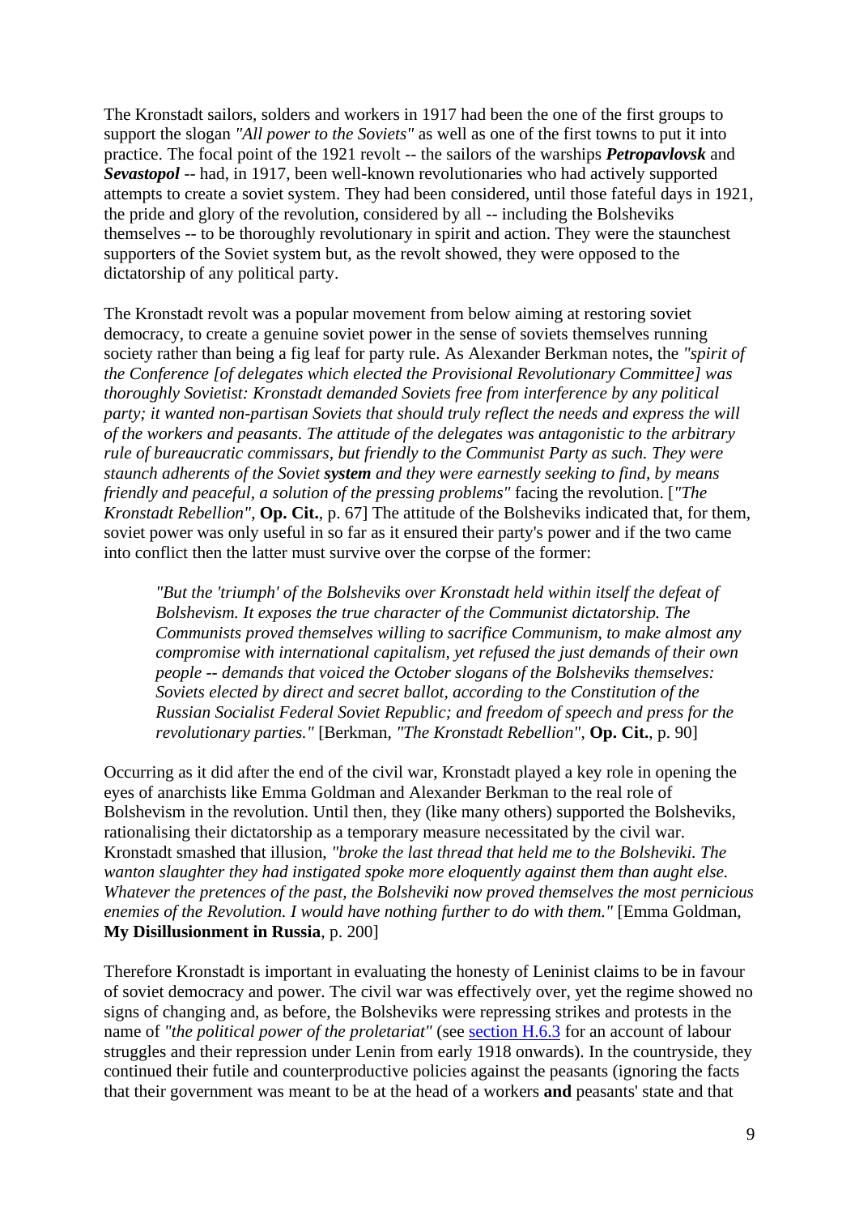The Kronstadt sailors, solders and workers in 1917 had been the one of the first groups to support the slogan *"All power to the Soviets"* as well as one of the first towns to put it into practice. The focal point of the 1921 revolt -- the sailors of the warships ***Petropavlovsk*** and ***Sevastopol*** -- had, in 1917, been well-known revolutionaries who had actively supported attempts to create a soviet system. They had been considered, until those fateful days in 1921, the pride and glory of the revolution, considered by all -- including the Bolsheviks themselves -- to be thoroughly revolutionary in spirit and action. They were the staunchest supporters of the Soviet system but, as the revolt showed, they were opposed to the dictatorship of any political party.

The Kronstadt revolt was a popular movement from below aiming at restoring soviet democracy, to create a genuine soviet power in the sense of soviets themselves running society rather than being a fig leaf for party rule. As Alexander Berkman notes, the *"spirit of the Conference [of delegates which elected the Provisional Revolutionary Committee] was thoroughly Sovietist: Kronstadt demanded Soviets free from interference by any political party; it wanted non-partisan Soviets that should truly reflect the needs and express the will of the workers and peasants. The attitude of the delegates was antagonistic to the arbitrary rule of bureaucratic commissars, but friendly to the Communist Party as such. They were staunch adherents of the Soviet* ***system*** *and they were earnestly seeking to find, by means friendly and peaceful, a solution of the pressing problems"* facing the revolution. [*"The Kronstadt Rebellion"*, **Op. Cit.**, p. 67] The attitude of the Bolsheviks indicated that, for them, soviet power was only useful in so far as it ensured their party's power and if the two came into conflict then the latter must survive over the corpse of the former:

> *"But the 'triumph' of the Bolsheviks over Kronstadt held within itself the defeat of Bolshevism. It exposes the true character of the Communist dictatorship. The Communists proved themselves willing to sacrifice Communism, to make almost any compromise with international capitalism, yet refused the just demands of their own people -- demands that voiced the October slogans of the Bolsheviks themselves: Soviets elected by direct and secret ballot, according to the Constitution of the Russian Socialist Federal Soviet Republic; and freedom of speech and press for the revolutionary parties."* [Berkman, *"The Kronstadt Rebellion"*, **Op. Cit.**, p. 90]

Occurring as it did after the end of the civil war, Kronstadt played a key role in opening the eyes of anarchists like Emma Goldman and Alexander Berkman to the real role of Bolshevism in the revolution. Until then, they (like many others) supported the Bolsheviks, rationalising their dictatorship as a temporary measure necessitated by the civil war. Kronstadt smashed that illusion, *"broke the last thread that held me to the Bolsheviki. The wanton slaughter they had instigated spoke more eloquently against them than aught else. Whatever the pretences of the past, the Bolsheviki now proved themselves the most pernicious enemies of the Revolution. I would have nothing further to do with them."* [Emma Goldman, **My Disillusionment in Russia**, p. 200]

Therefore Kronstadt is important in evaluating the honesty of Leninist claims to be in favour of soviet democracy and power. The civil war was effectively over, yet the regime showed no signs of changing and, as before, the Bolsheviks were repressing strikes and protests in the name of *"the political power of the proletariat"* (see section H.6.3 for an account of labour struggles and their repression under Lenin from early 1918 onwards). In the countryside, they continued their futile and counterproductive policies against the peasants (ignoring the facts that their government was meant to be at the head of a workers **and** peasants' state and that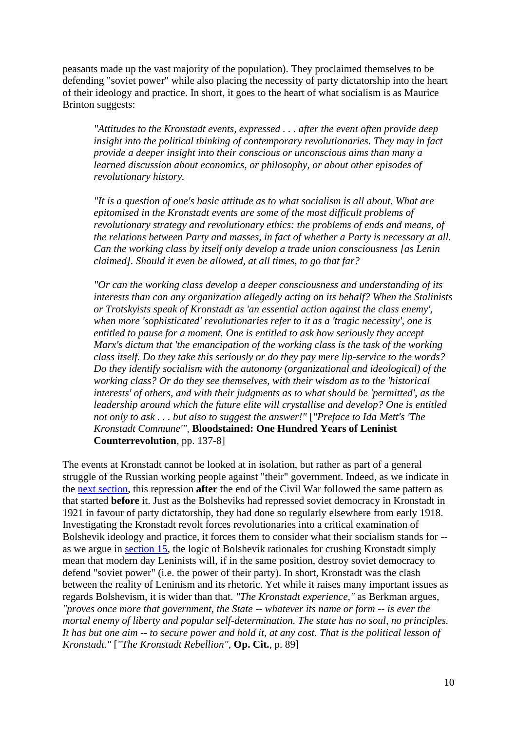peasants made up the vast majority of the population). They proclaimed themselves to be defending "soviet power" while also placing the necessity of party dictatorship into the heart of their ideology and practice. In short, it goes to the heart of what socialism is as Maurice Brinton suggests:

> *"Attitudes to the Kronstadt events, expressed . . . after the event often provide deep insight into the political thinking of contemporary revolutionaries. They may in fact provide a deeper insight into their conscious or unconscious aims than many a learned discussion about economics, or philosophy, or about other episodes of revolutionary history.*
>
> *"It is a question of one's basic attitude as to what socialism is all about. What are epitomised in the Kronstadt events are some of the most difficult problems of revolutionary strategy and revolutionary ethics: the problems of ends and means, of the relations between Party and masses, in fact of whether a Party is necessary at all. Can the working class by itself only develop a trade union consciousness [as Lenin claimed]. Should it even be allowed, at all times, to go that far?*
>
> *"Or can the working class develop a deeper consciousness and understanding of its interests than can any organization allegedly acting on its behalf? When the Stalinists or Trotskyists speak of Kronstadt as 'an essential action against the class enemy', when more 'sophisticated' revolutionaries refer to it as a 'tragic necessity', one is entitled to pause for a moment. One is entitled to ask how seriously they accept Marx's dictum that 'the emancipation of the working class is the task of the working class itself. Do they take this seriously or do they pay mere lip-service to the words? Do they identify socialism with the autonomy (organizational and ideological) of the working class? Or do they see themselves, with their wisdom as to the 'historical interests' of others, and with their judgments as to what should be 'permitted', as the leadership around which the future elite will crystallise and develop? One is entitled not only to ask . . . but also to suggest the answer!"* [*"Preface to Ida Mett's 'The Kronstadt Commune'"*, **Bloodstained: One Hundred Years of Leninist Counterrevolution**, pp. 137-8]

The events at Kronstadt cannot be looked at in isolation, but rather as part of a general struggle of the Russian working people against "their" government. Indeed, as we indicate in the next section, this repression **after** the end of the Civil War followed the same pattern as that started **before** it. Just as the Bolsheviks had repressed soviet democracy in Kronstadt in 1921 in favour of party dictatorship, they had done so regularly elsewhere from early 1918. Investigating the Kronstadt revolt forces revolutionaries into a critical examination of Bolshevik ideology and practice, it forces them to consider what their socialism stands for -- as we argue in section 15, the logic of Bolshevik rationales for crushing Kronstadt simply mean that modern day Leninists will, if in the same position, destroy soviet democracy to defend "soviet power" (i.e. the power of their party). In short, Kronstadt was the clash between the reality of Leninism and its rhetoric. Yet while it raises many important issues as regards Bolshevism, it is wider than that. *"The Kronstadt experience,"* as Berkman argues, *"proves once more that government, the State -- whatever its name or form -- is ever the mortal enemy of liberty and popular self-determination. The state has no soul, no principles. It has but one aim -- to secure power and hold it, at any cost. That is the political lesson of Kronstadt."* [*"The Kronstadt Rebellion"*, **Op. Cit.**, p. 89]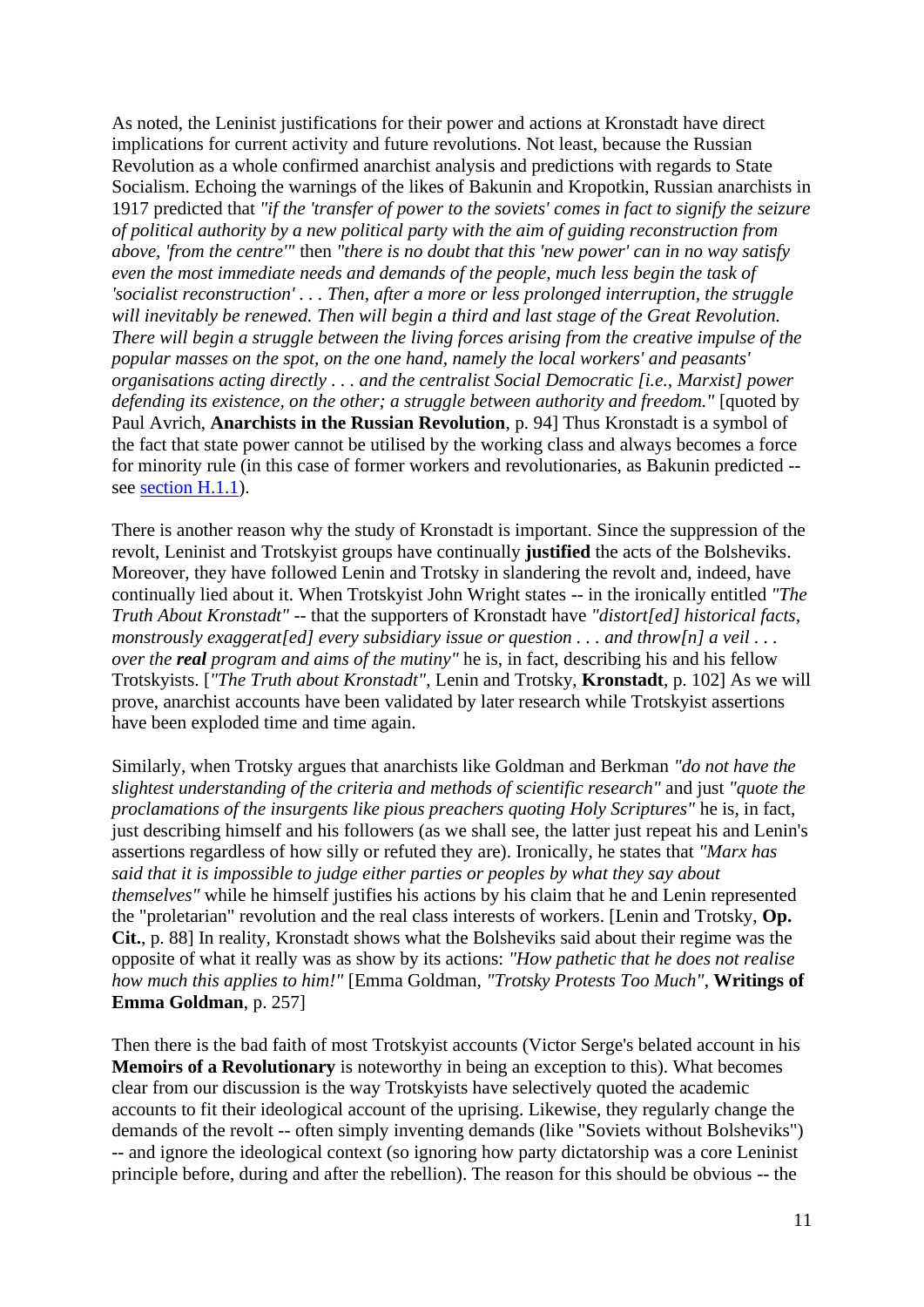As noted, the Leninist justifications for their power and actions at Kronstadt have direct implications for current activity and future revolutions. Not least, because the Russian Revolution as a whole confirmed anarchist analysis and predictions with regards to State Socialism. Echoing the warnings of the likes of Bakunin and Kropotkin, Russian anarchists in 1917 predicted that *"if the 'transfer of power to the soviets' comes in fact to signify the seizure of political authority by a new political party with the aim of guiding reconstruction from above, 'from the centre'"* then *"there is no doubt that this 'new power' can in no way satisfy even the most immediate needs and demands of the people, much less begin the task of 'socialist reconstruction' . . . Then, after a more or less prolonged interruption, the struggle will inevitably be renewed. Then will begin a third and last stage of the Great Revolution. There will begin a struggle between the living forces arising from the creative impulse of the popular masses on the spot, on the one hand, namely the local workers' and peasants' organisations acting directly . . . and the centralist Social Democratic [i.e., Marxist] power defending its existence, on the other; a struggle between authority and freedom."* [quoted by Paul Avrich, **Anarchists in the Russian Revolution**, p. 94] Thus Kronstadt is a symbol of the fact that state power cannot be utilised by the working class and always becomes a force for minority rule (in this case of former workers and revolutionaries, as Bakunin predicted -- see section H.1.1).

There is another reason why the study of Kronstadt is important. Since the suppression of the revolt, Leninist and Trotskyist groups have continually **justified** the acts of the Bolsheviks. Moreover, they have followed Lenin and Trotsky in slandering the revolt and, indeed, have continually lied about it. When Trotskyist John Wright states -- in the ironically entitled *"The Truth About Kronstadt"* -- that the supporters of Kronstadt have *"distort[ed] historical facts, monstrously exaggerat[ed] every subsidiary issue or question . . . and throw[n] a veil . . . over the **real** program and aims of the mutiny"* he is, in fact, describing his and his fellow Trotskyists. [*"The Truth about Kronstadt"*, Lenin and Trotsky, **Kronstadt**, p. 102] As we will prove, anarchist accounts have been validated by later research while Trotskyist assertions have been exploded time and time again.

Similarly, when Trotsky argues that anarchists like Goldman and Berkman *"do not have the slightest understanding of the criteria and methods of scientific research"* and just *"quote the proclamations of the insurgents like pious preachers quoting Holy Scriptures"* he is, in fact, just describing himself and his followers (as we shall see, the latter just repeat his and Lenin's assertions regardless of how silly or refuted they are). Ironically, he states that *"Marx has said that it is impossible to judge either parties or peoples by what they say about themselves"* while he himself justifies his actions by his claim that he and Lenin represented the "proletarian" revolution and the real class interests of workers. [Lenin and Trotsky, **Op. Cit.**, p. 88] In reality, Kronstadt shows what the Bolsheviks said about their regime was the opposite of what it really was as show by its actions: *"How pathetic that he does not realise how much this applies to him!"* [Emma Goldman, *"Trotsky Protests Too Much"*, **Writings of Emma Goldman**, p. 257]

Then there is the bad faith of most Trotskyist accounts (Victor Serge's belated account in his **Memoirs of a Revolutionary** is noteworthy in being an exception to this). What becomes clear from our discussion is the way Trotskyists have selectively quoted the academic accounts to fit their ideological account of the uprising. Likewise, they regularly change the demands of the revolt -- often simply inventing demands (like "Soviets without Bolsheviks") -- and ignore the ideological context (so ignoring how party dictatorship was a core Leninist principle before, during and after the rebellion). The reason for this should be obvious -- the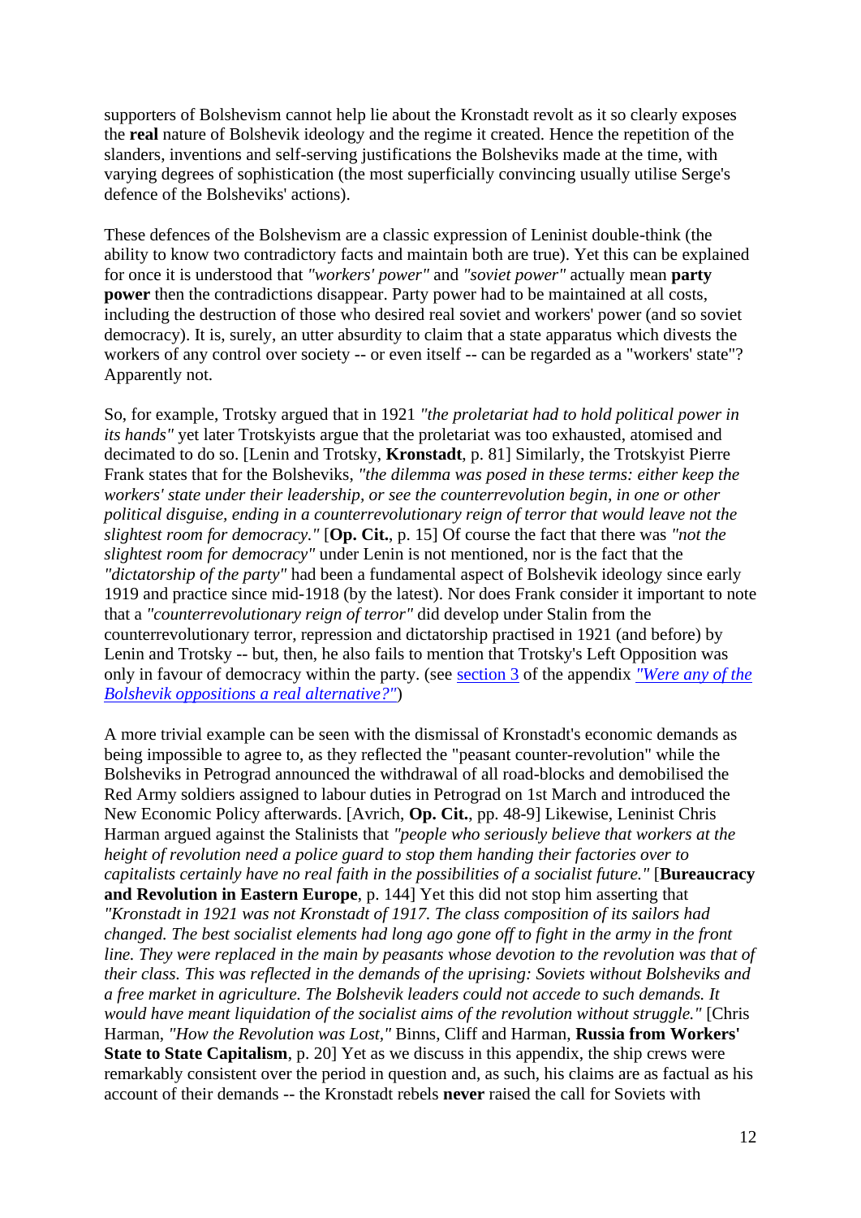supporters of Bolshevism cannot help lie about the Kronstadt revolt as it so clearly exposes the **real** nature of Bolshevik ideology and the regime it created. Hence the repetition of the slanders, inventions and self-serving justifications the Bolsheviks made at the time, with varying degrees of sophistication (the most superficially convincing usually utilise Serge's defence of the Bolsheviks' actions).

These defences of the Bolshevism are a classic expression of Leninist double-think (the ability to know two contradictory facts and maintain both are true). Yet this can be explained for once it is understood that *"workers' power"* and *"soviet power"* actually mean **party power** then the contradictions disappear. Party power had to be maintained at all costs, including the destruction of those who desired real soviet and workers' power (and so soviet democracy). It is, surely, an utter absurdity to claim that a state apparatus which divests the workers of any control over society -- or even itself -- can be regarded as a "workers' state"? Apparently not.

So, for example, Trotsky argued that in 1921 *"the proletariat had to hold political power in its hands"* yet later Trotskyists argue that the proletariat was too exhausted, atomised and decimated to do so. [Lenin and Trotsky, **Kronstadt**, p. 81] Similarly, the Trotskyist Pierre Frank states that for the Bolsheviks, *"the dilemma was posed in these terms: either keep the workers' state under their leadership, or see the counterrevolution begin, in one or other political disguise, ending in a counterrevolutionary reign of terror that would leave not the slightest room for democracy."* [**Op. Cit.**, p. 15] Of course the fact that there was *"not the slightest room for democracy"* under Lenin is not mentioned, nor is the fact that the *"dictatorship of the party"* had been a fundamental aspect of Bolshevik ideology since early 1919 and practice since mid-1918 (by the latest). Nor does Frank consider it important to note that a *"counterrevolutionary reign of terror"* did develop under Stalin from the counterrevolutionary terror, repression and dictatorship practised in 1921 (and before) by Lenin and Trotsky -- but, then, he also fails to mention that Trotsky's Left Opposition was only in favour of democracy within the party. (see section 3 of the appendix *"Were any of the Bolshevik oppositions a real alternative?"*)

A more trivial example can be seen with the dismissal of Kronstadt's economic demands as being impossible to agree to, as they reflected the "peasant counter-revolution" while the Bolsheviks in Petrograd announced the withdrawal of all road-blocks and demobilised the Red Army soldiers assigned to labour duties in Petrograd on 1st March and introduced the New Economic Policy afterwards. [Avrich, **Op. Cit.**, pp. 48-9] Likewise, Leninist Chris Harman argued against the Stalinists that *"people who seriously believe that workers at the height of revolution need a police guard to stop them handing their factories over to capitalists certainly have no real faith in the possibilities of a socialist future."* [**Bureaucracy and Revolution in Eastern Europe**, p. 144] Yet this did not stop him asserting that *"Kronstadt in 1921 was not Kronstadt of 1917. The class composition of its sailors had changed. The best socialist elements had long ago gone off to fight in the army in the front line. They were replaced in the main by peasants whose devotion to the revolution was that of their class. This was reflected in the demands of the uprising: Soviets without Bolsheviks and a free market in agriculture. The Bolshevik leaders could not accede to such demands. It would have meant liquidation of the socialist aims of the revolution without struggle."* [Chris Harman, *"How the Revolution was Lost,"* Binns, Cliff and Harman, **Russia from Workers' State to State Capitalism**, p. 20] Yet as we discuss in this appendix, the ship crews were remarkably consistent over the period in question and, as such, his claims are as factual as his account of their demands -- the Kronstadt rebels **never** raised the call for Soviets with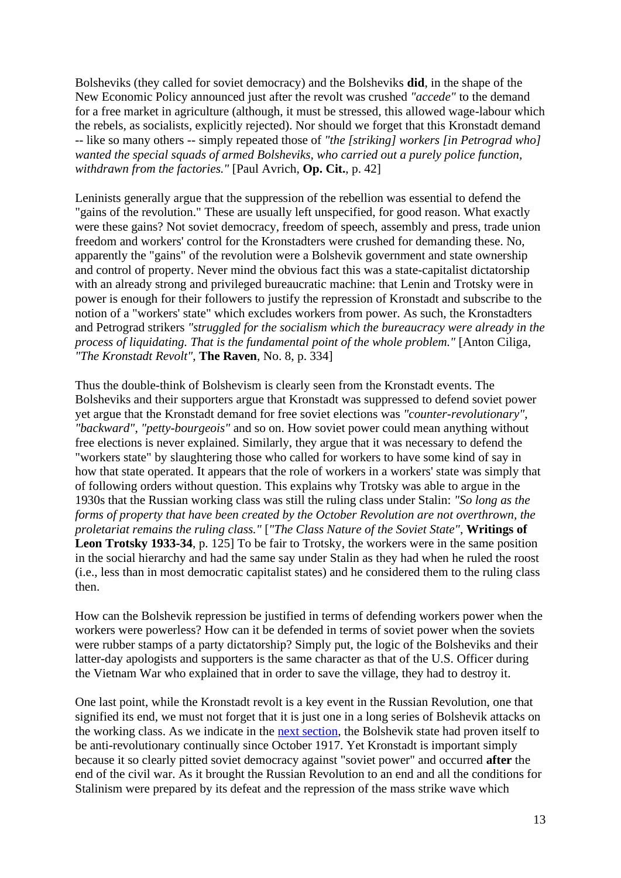Bolsheviks (they called for soviet democracy) and the Bolsheviks **did**, in the shape of the New Economic Policy announced just after the revolt was crushed *"accede"* to the demand for a free market in agriculture (although, it must be stressed, this allowed wage-labour which the rebels, as socialists, explicitly rejected). Nor should we forget that this Kronstadt demand -- like so many others -- simply repeated those of *"the [striking] workers [in Petrograd who] wanted the special squads of armed Bolsheviks, who carried out a purely police function, withdrawn from the factories."* [Paul Avrich, **Op. Cit.**, p. 42]

Leninists generally argue that the suppression of the rebellion was essential to defend the "gains of the revolution." These are usually left unspecified, for good reason. What exactly were these gains? Not soviet democracy, freedom of speech, assembly and press, trade union freedom and workers' control for the Kronstadters were crushed for demanding these. No, apparently the "gains" of the revolution were a Bolshevik government and state ownership and control of property. Never mind the obvious fact this was a state-capitalist dictatorship with an already strong and privileged bureaucratic machine: that Lenin and Trotsky were in power is enough for their followers to justify the repression of Kronstadt and subscribe to the notion of a "workers' state" which excludes workers from power. As such, the Kronstadters and Petrograd strikers *"struggled for the socialism which the bureaucracy were already in the process of liquidating. That is the fundamental point of the whole problem."* [Anton Ciliga, *"The Kronstadt Revolt"*, **The Raven**, No. 8, p. 334]

Thus the double-think of Bolshevism is clearly seen from the Kronstadt events. The Bolsheviks and their supporters argue that Kronstadt was suppressed to defend soviet power yet argue that the Kronstadt demand for free soviet elections was *"counter-revolutionary"*, *"backward"*, *"petty-bourgeois"* and so on. How soviet power could mean anything without free elections is never explained. Similarly, they argue that it was necessary to defend the "workers state" by slaughtering those who called for workers to have some kind of say in how that state operated. It appears that the role of workers in a workers' state was simply that of following orders without question. This explains why Trotsky was able to argue in the 1930s that the Russian working class was still the ruling class under Stalin: *"So long as the forms of property that have been created by the October Revolution are not overthrown, the proletariat remains the ruling class."* [*"The Class Nature of the Soviet State"*, **Writings of Leon Trotsky 1933-34**, p. 125] To be fair to Trotsky, the workers were in the same position in the social hierarchy and had the same say under Stalin as they had when he ruled the roost (i.e., less than in most democratic capitalist states) and he considered them to the ruling class then.

How can the Bolshevik repression be justified in terms of defending workers power when the workers were powerless? How can it be defended in terms of soviet power when the soviets were rubber stamps of a party dictatorship? Simply put, the logic of the Bolsheviks and their latter-day apologists and supporters is the same character as that of the U.S. Officer during the Vietnam War who explained that in order to save the village, they had to destroy it.

One last point, while the Kronstadt revolt is a key event in the Russian Revolution, one that signified its end, we must not forget that it is just one in a long series of Bolshevik attacks on the working class. As we indicate in the next section, the Bolshevik state had proven itself to be anti-revolutionary continually since October 1917. Yet Kronstadt is important simply because it so clearly pitted soviet democracy against "soviet power" and occurred **after** the end of the civil war. As it brought the Russian Revolution to an end and all the conditions for Stalinism were prepared by its defeat and the repression of the mass strike wave which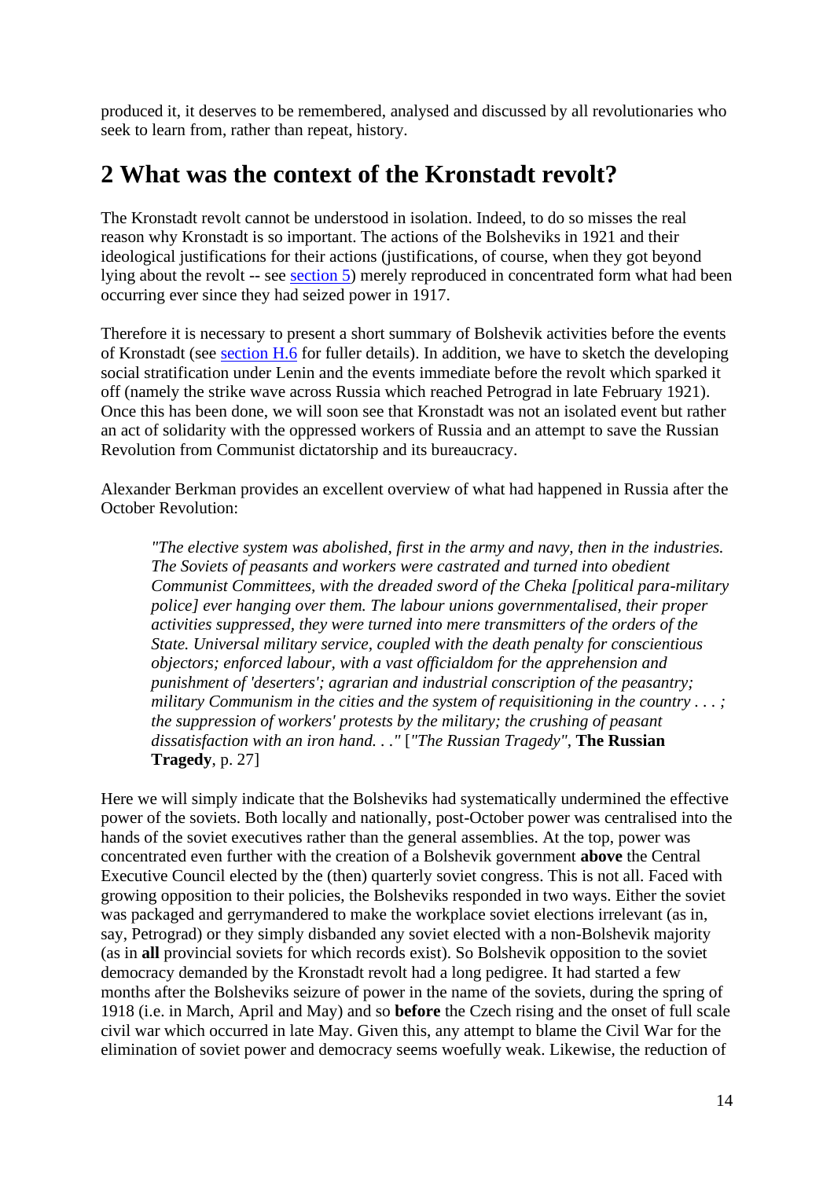produced it, it deserves to be remembered, analysed and discussed by all revolutionaries who seek to learn from, rather than repeat, history.

## 2 What was the context of the Kronstadt revolt?

The Kronstadt revolt cannot be understood in isolation. Indeed, to do so misses the real reason why Kronstadt is so important. The actions of the Bolsheviks in 1921 and their ideological justifications for their actions (justifications, of course, when they got beyond lying about the revolt -- see section 5) merely reproduced in concentrated form what had been occurring ever since they had seized power in 1917.

Therefore it is necessary to present a short summary of Bolshevik activities before the events of Kronstadt (see section H.6 for fuller details). In addition, we have to sketch the developing social stratification under Lenin and the events immediate before the revolt which sparked it off (namely the strike wave across Russia which reached Petrograd in late February 1921). Once this has been done, we will soon see that Kronstadt was not an isolated event but rather an act of solidarity with the oppressed workers of Russia and an attempt to save the Russian Revolution from Communist dictatorship and its bureaucracy.

Alexander Berkman provides an excellent overview of what had happened in Russia after the October Revolution:

> *"The elective system was abolished, first in the army and navy, then in the industries. The Soviets of peasants and workers were castrated and turned into obedient Communist Committees, with the dreaded sword of the Cheka [political para-military police] ever hanging over them. The labour unions governmentalised, their proper activities suppressed, they were turned into mere transmitters of the orders of the State. Universal military service, coupled with the death penalty for conscientious objectors; enforced labour, with a vast officialdom for the apprehension and punishment of 'deserters'; agrarian and industrial conscription of the peasantry; military Communism in the cities and the system of requisitioning in the country . . . ; the suppression of workers' protests by the military; the crushing of peasant dissatisfaction with an iron hand. . ."* [*"The Russian Tragedy"*, **The Russian Tragedy**, p. 27]

Here we will simply indicate that the Bolsheviks had systematically undermined the effective power of the soviets. Both locally and nationally, post-October power was centralised into the hands of the soviet executives rather than the general assemblies. At the top, power was concentrated even further with the creation of a Bolshevik government **above** the Central Executive Council elected by the (then) quarterly soviet congress. This is not all. Faced with growing opposition to their policies, the Bolsheviks responded in two ways. Either the soviet was packaged and gerrymandered to make the workplace soviet elections irrelevant (as in, say, Petrograd) or they simply disbanded any soviet elected with a non-Bolshevik majority (as in **all** provincial soviets for which records exist). So Bolshevik opposition to the soviet democracy demanded by the Kronstadt revolt had a long pedigree. It had started a few months after the Bolsheviks seizure of power in the name of the soviets, during the spring of 1918 (i.e. in March, April and May) and so **before** the Czech rising and the onset of full scale civil war which occurred in late May. Given this, any attempt to blame the Civil War for the elimination of soviet power and democracy seems woefully weak. Likewise, the reduction of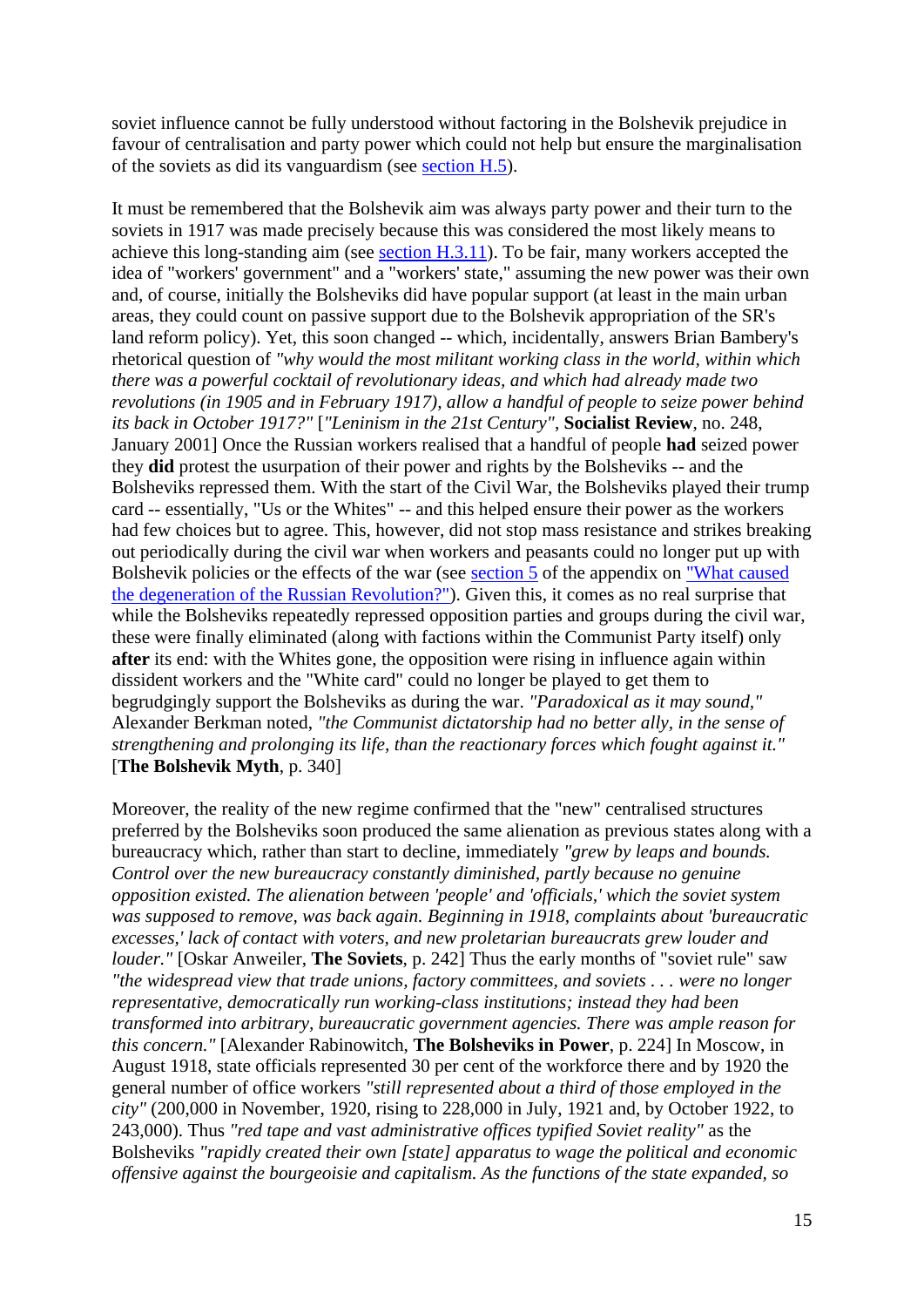soviet influence cannot be fully understood without factoring in the Bolshevik prejudice in favour of centralisation and party power which could not help but ensure the marginalisation of the soviets as did its vanguardism (see section H.5).

It must be remembered that the Bolshevik aim was always party power and their turn to the soviets in 1917 was made precisely because this was considered the most likely means to achieve this long-standing aim (see section H.3.11). To be fair, many workers accepted the idea of "workers' government" and a "workers' state," assuming the new power was their own and, of course, initially the Bolsheviks did have popular support (at least in the main urban areas, they could count on passive support due to the Bolshevik appropriation of the SR's land reform policy). Yet, this soon changed -- which, incidentally, answers Brian Bambery's rhetorical question of *"why would the most militant working class in the world, within which there was a powerful cocktail of revolutionary ideas, and which had already made two revolutions (in 1905 and in February 1917), allow a handful of people to seize power behind its back in October 1917?"* [*"Leninism in the 21st Century"*, **Socialist Review**, no. 248, January 2001] Once the Russian workers realised that a handful of people **had** seized power they **did** protest the usurpation of their power and rights by the Bolsheviks -- and the Bolsheviks repressed them. With the start of the Civil War, the Bolsheviks played their trump card -- essentially, "Us or the Whites" -- and this helped ensure their power as the workers had few choices but to agree. This, however, did not stop mass resistance and strikes breaking out periodically during the civil war when workers and peasants could no longer put up with Bolshevik policies or the effects of the war (see section 5 of the appendix on "What caused the degeneration of the Russian Revolution?"). Given this, it comes as no real surprise that while the Bolsheviks repeatedly repressed opposition parties and groups during the civil war, these were finally eliminated (along with factions within the Communist Party itself) only **after** its end: with the Whites gone, the opposition were rising in influence again within dissident workers and the "White card" could no longer be played to get them to begrudgingly support the Bolsheviks as during the war. *"Paradoxical as it may sound,"* Alexander Berkman noted, *"the Communist dictatorship had no better ally, in the sense of strengthening and prolonging its life, than the reactionary forces which fought against it."* [**The Bolshevik Myth**, p. 340]

Moreover, the reality of the new regime confirmed that the "new" centralised structures preferred by the Bolsheviks soon produced the same alienation as previous states along with a bureaucracy which, rather than start to decline, immediately *"grew by leaps and bounds. Control over the new bureaucracy constantly diminished, partly because no genuine opposition existed. The alienation between 'people' and 'officials,' which the soviet system was supposed to remove, was back again. Beginning in 1918, complaints about 'bureaucratic excesses,' lack of contact with voters, and new proletarian bureaucrats grew louder and louder."* [Oskar Anweiler, **The Soviets**, p. 242] Thus the early months of "soviet rule" saw *"the widespread view that trade unions, factory committees, and soviets . . . were no longer representative, democratically run working-class institutions; instead they had been transformed into arbitrary, bureaucratic government agencies. There was ample reason for this concern."* [Alexander Rabinowitch, **The Bolsheviks in Power**, p. 224] In Moscow, in August 1918, state officials represented 30 per cent of the workforce there and by 1920 the general number of office workers *"still represented about a third of those employed in the city"* (200,000 in November, 1920, rising to 228,000 in July, 1921 and, by October 1922, to 243,000). Thus *"red tape and vast administrative offices typified Soviet reality"* as the Bolsheviks *"rapidly created their own [state] apparatus to wage the political and economic offensive against the bourgeoisie and capitalism. As the functions of the state expanded, so*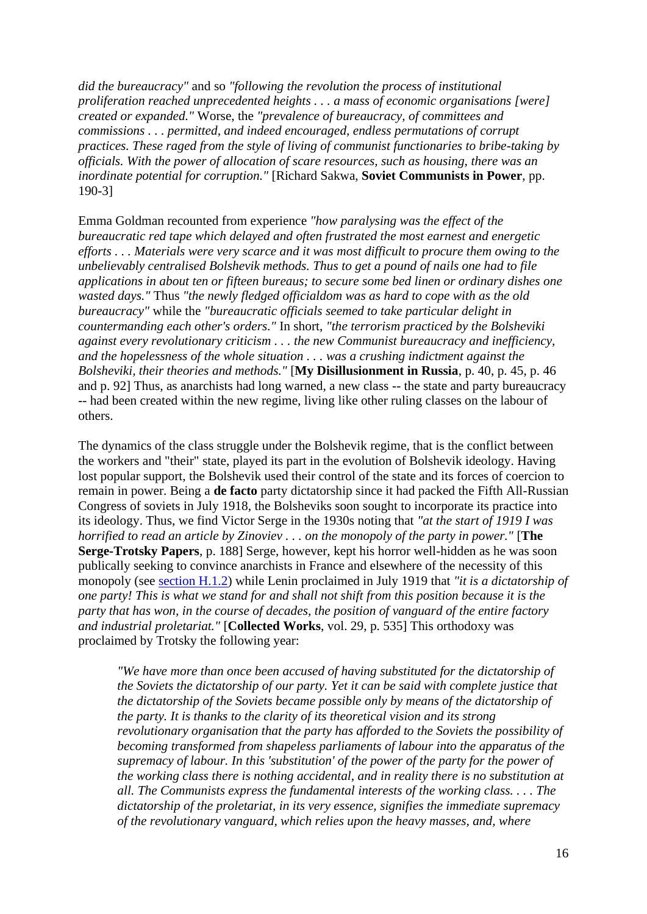*did the bureaucracy"* and so *"following the revolution the process of institutional proliferation reached unprecedented heights . . . a mass of economic organisations [were] created or expanded."* Worse, the *"prevalence of bureaucracy, of committees and commissions . . . permitted, and indeed encouraged, endless permutations of corrupt practices. These raged from the style of living of communist functionaries to bribe-taking by officials. With the power of allocation of scare resources, such as housing, there was an inordinate potential for corruption."* [Richard Sakwa, **Soviet Communists in Power**, pp. 190-3]

Emma Goldman recounted from experience *"how paralysing was the effect of the bureaucratic red tape which delayed and often frustrated the most earnest and energetic efforts . . . Materials were very scarce and it was most difficult to procure them owing to the unbelievably centralised Bolshevik methods. Thus to get a pound of nails one had to file applications in about ten or fifteen bureaus; to secure some bed linen or ordinary dishes one wasted days."* Thus *"the newly fledged officialdom was as hard to cope with as the old bureaucracy"* while the *"bureaucratic officials seemed to take particular delight in countermanding each other's orders."* In short, *"the terrorism practiced by the Bolsheviki against every revolutionary criticism . . . the new Communist bureaucracy and inefficiency, and the hopelessness of the whole situation . . . was a crushing indictment against the Bolsheviki, their theories and methods."* [**My Disillusionment in Russia**, p. 40, p. 45, p. 46 and p. 92] Thus, as anarchists had long warned, a new class -- the state and party bureaucracy -- had been created within the new regime, living like other ruling classes on the labour of others.

The dynamics of the class struggle under the Bolshevik regime, that is the conflict between the workers and "their" state, played its part in the evolution of Bolshevik ideology. Having lost popular support, the Bolshevik used their control of the state and its forces of coercion to remain in power. Being a **de facto** party dictatorship since it had packed the Fifth All-Russian Congress of soviets in July 1918, the Bolsheviks soon sought to incorporate its practice into its ideology. Thus, we find Victor Serge in the 1930s noting that *"at the start of 1919 I was horrified to read an article by Zinoviev . . . on the monopoly of the party in power."* [**The Serge-Trotsky Papers**, p. 188] Serge, however, kept his horror well-hidden as he was soon publically seeking to convince anarchists in France and elsewhere of the necessity of this monopoly (see section H.1.2) while Lenin proclaimed in July 1919 that *"it is a dictatorship of one party! This is what we stand for and shall not shift from this position because it is the party that has won, in the course of decades, the position of vanguard of the entire factory and industrial proletariat."* [**Collected Works**, vol. 29, p. 535] This orthodoxy was proclaimed by Trotsky the following year:

> *"We have more than once been accused of having substituted for the dictatorship of the Soviets the dictatorship of our party. Yet it can be said with complete justice that the dictatorship of the Soviets became possible only by means of the dictatorship of the party. It is thanks to the clarity of its theoretical vision and its strong revolutionary organisation that the party has afforded to the Soviets the possibility of becoming transformed from shapeless parliaments of labour into the apparatus of the supremacy of labour. In this 'substitution' of the power of the party for the power of the working class there is nothing accidental, and in reality there is no substitution at all. The Communists express the fundamental interests of the working class. . . . The dictatorship of the proletariat, in its very essence, signifies the immediate supremacy of the revolutionary vanguard, which relies upon the heavy masses, and, where*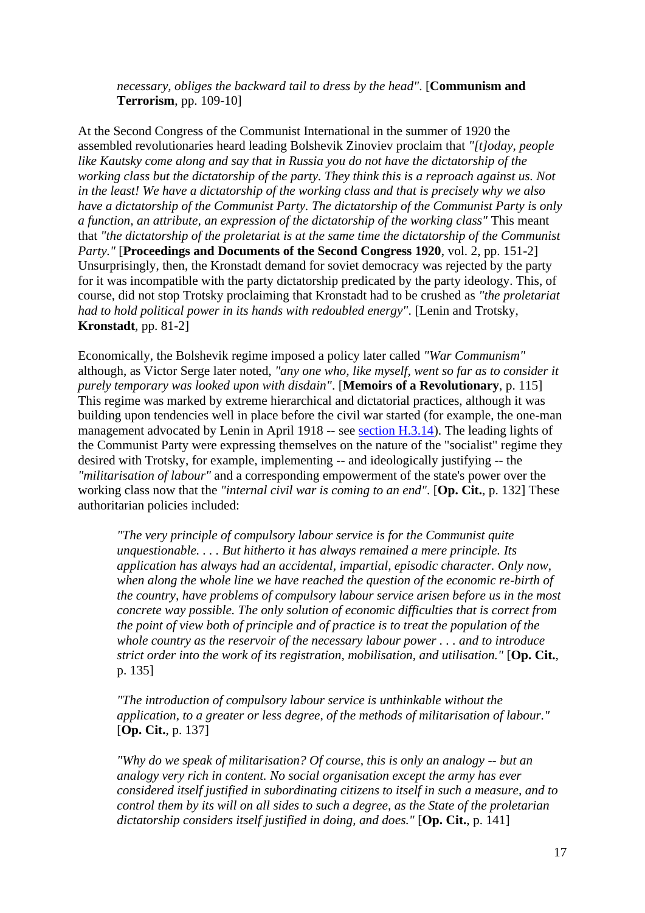> *necessary, obliges the backward tail to dress by the head"*. [**Communism and Terrorism**, pp. 109-10]

At the Second Congress of the Communist International in the summer of 1920 the assembled revolutionaries heard leading Bolshevik Zinoviev proclaim that *"[t]oday, people like Kautsky come along and say that in Russia you do not have the dictatorship of the working class but the dictatorship of the party. They think this is a reproach against us. Not in the least! We have a dictatorship of the working class and that is precisely why we also have a dictatorship of the Communist Party. The dictatorship of the Communist Party is only a function, an attribute, an expression of the dictatorship of the working class"* This meant that *"the dictatorship of the proletariat is at the same time the dictatorship of the Communist Party."* [**Proceedings and Documents of the Second Congress 1920**, vol. 2, pp. 151-2] Unsurprisingly, then, the Kronstadt demand for soviet democracy was rejected by the party for it was incompatible with the party dictatorship predicated by the party ideology. This, of course, did not stop Trotsky proclaiming that Kronstadt had to be crushed as *"the proletariat had to hold political power in its hands with redoubled energy"*. [Lenin and Trotsky, **Kronstadt**, pp. 81-2]

Economically, the Bolshevik regime imposed a policy later called *"War Communism"* although, as Victor Serge later noted, *"any one who, like myself, went so far as to consider it purely temporary was looked upon with disdain"*. [**Memoirs of a Revolutionary**, p. 115] This regime was marked by extreme hierarchical and dictatorial practices, although it was building upon tendencies well in place before the civil war started (for example, the one-man management advocated by Lenin in April 1918 -- see section H.3.14). The leading lights of the Communist Party were expressing themselves on the nature of the "socialist" regime they desired with Trotsky, for example, implementing -- and ideologically justifying -- the *"militarisation of labour"* and a corresponding empowerment of the state's power over the working class now that the *"internal civil war is coming to an end"*. [**Op. Cit.**, p. 132] These authoritarian policies included:

> *"The very principle of compulsory labour service is for the Communist quite unquestionable. . . . But hitherto it has always remained a mere principle. Its application has always had an accidental, impartial, episodic character. Only now, when along the whole line we have reached the question of the economic re-birth of the country, have problems of compulsory labour service arisen before us in the most concrete way possible. The only solution of economic difficulties that is correct from the point of view both of principle and of practice is to treat the population of the whole country as the reservoir of the necessary labour power . . . and to introduce strict order into the work of its registration, mobilisation, and utilisation."* [**Op. Cit.**, p. 135]

> *"The introduction of compulsory labour service is unthinkable without the application, to a greater or less degree, of the methods of militarisation of labour."* [**Op. Cit.**, p. 137]

> *"Why do we speak of militarisation? Of course, this is only an analogy -- but an analogy very rich in content. No social organisation except the army has ever considered itself justified in subordinating citizens to itself in such a measure, and to control them by its will on all sides to such a degree, as the State of the proletarian dictatorship considers itself justified in doing, and does."* [**Op. Cit.**, p. 141]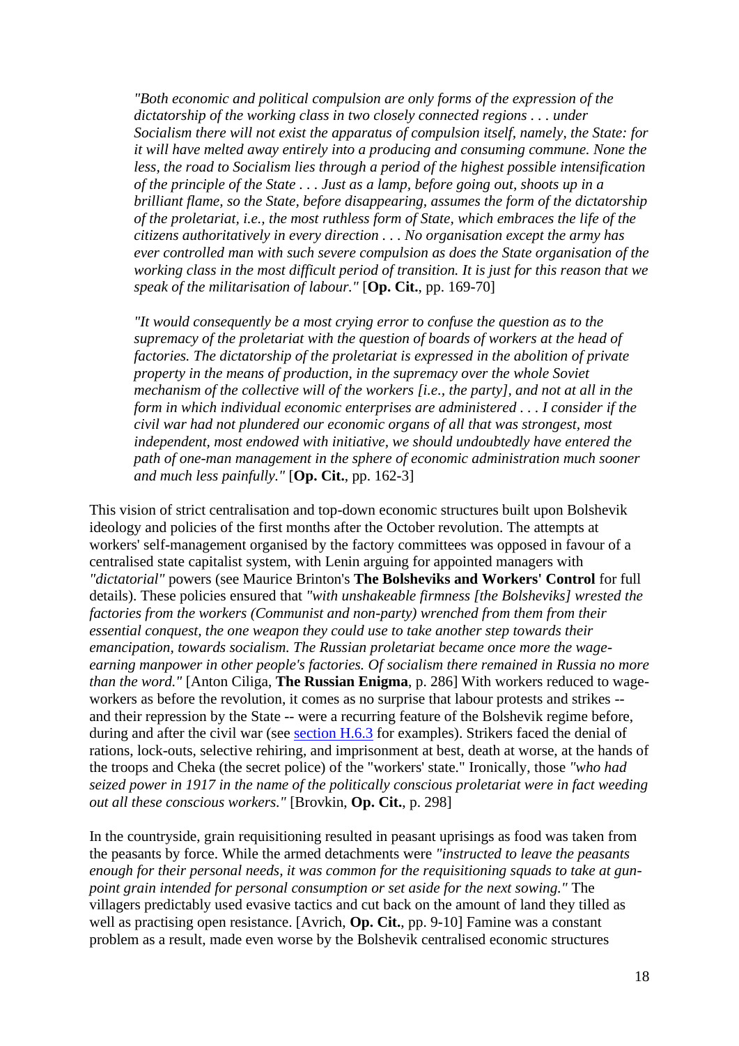> *"Both economic and political compulsion are only forms of the expression of the dictatorship of the working class in two closely connected regions . . . under Socialism there will not exist the apparatus of compulsion itself, namely, the State: for it will have melted away entirely into a producing and consuming commune. None the less, the road to Socialism lies through a period of the highest possible intensification of the principle of the State . . . Just as a lamp, before going out, shoots up in a brilliant flame, so the State, before disappearing, assumes the form of the dictatorship of the proletariat, i.e., the most ruthless form of State, which embraces the life of the citizens authoritatively in every direction . . . No organisation except the army has ever controlled man with such severe compulsion as does the State organisation of the working class in the most difficult period of transition. It is just for this reason that we speak of the militarisation of labour."* [**Op. Cit.**, pp. 169-70]

> *"It would consequently be a most crying error to confuse the question as to the supremacy of the proletariat with the question of boards of workers at the head of factories. The dictatorship of the proletariat is expressed in the abolition of private property in the means of production, in the supremacy over the whole Soviet mechanism of the collective will of the workers [i.e., the party], and not at all in the form in which individual economic enterprises are administered . . . I consider if the civil war had not plundered our economic organs of all that was strongest, most independent, most endowed with initiative, we should undoubtedly have entered the path of one-man management in the sphere of economic administration much sooner and much less painfully."* [**Op. Cit.**, pp. 162-3]

This vision of strict centralisation and top-down economic structures built upon Bolshevik ideology and policies of the first months after the October revolution. The attempts at workers' self-management organised by the factory committees was opposed in favour of a centralised state capitalist system, with Lenin arguing for appointed managers with *"dictatorial"* powers (see Maurice Brinton's **The Bolsheviks and Workers' Control** for full details). These policies ensured that *"with unshakeable firmness [the Bolsheviks] wrested the factories from the workers (Communist and non-party) wrenched from them from their essential conquest, the one weapon they could use to take another step towards their emancipation, towards socialism. The Russian proletariat became once more the wage-earning manpower in other people's factories. Of socialism there remained in Russia no more than the word."* [Anton Ciliga, **The Russian Enigma**, p. 286] With workers reduced to wage-workers as before the revolution, it comes as no surprise that labour protests and strikes -- and their repression by the State -- were a recurring feature of the Bolshevik regime before, during and after the civil war (see section H.6.3 for examples). Strikers faced the denial of rations, lock-outs, selective rehiring, and imprisonment at best, death at worse, at the hands of the troops and Cheka (the secret police) of the "workers' state." Ironically, those *"who had seized power in 1917 in the name of the politically conscious proletariat were in fact weeding out all these conscious workers."* [Brovkin, **Op. Cit.**, p. 298]

In the countryside, grain requisitioning resulted in peasant uprisings as food was taken from the peasants by force. While the armed detachments were *"instructed to leave the peasants enough for their personal needs, it was common for the requisitioning squads to take at gun-point grain intended for personal consumption or set aside for the next sowing."* The villagers predictably used evasive tactics and cut back on the amount of land they tilled as well as practising open resistance. [Avrich, **Op. Cit.**, pp. 9-10] Famine was a constant problem as a result, made even worse by the Bolshevik centralised economic structures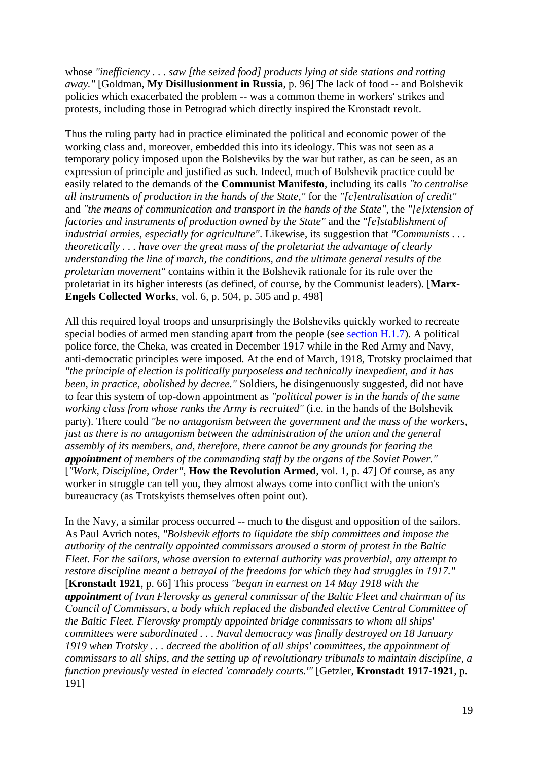whose *"inefficiency . . . saw [the seized food] products lying at side stations and rotting away."* [Goldman, **My Disillusionment in Russia**, p. 96] The lack of food -- and Bolshevik policies which exacerbated the problem -- was a common theme in workers' strikes and protests, including those in Petrograd which directly inspired the Kronstadt revolt.

Thus the ruling party had in practice eliminated the political and economic power of the working class and, moreover, embedded this into its ideology. This was not seen as a temporary policy imposed upon the Bolsheviks by the war but rather, as can be seen, as an expression of principle and justified as such. Indeed, much of Bolshevik practice could be easily related to the demands of the **Communist Manifesto**, including its calls *"to centralise all instruments of production in the hands of the State,"* for the *"[c]entralisation of credit"* and *"the means of communication and transport in the hands of the State"*, the *"[e]xtension of factories and instruments of production owned by the State"* and the *"[e]stablishment of industrial armies, especially for agriculture"*. Likewise, its suggestion that *"Communists . . . theoretically . . . have over the great mass of the proletariat the advantage of clearly understanding the line of march, the conditions, and the ultimate general results of the proletarian movement"* contains within it the Bolshevik rationale for its rule over the proletariat in its higher interests (as defined, of course, by the Communist leaders). [**Marx-Engels Collected Works**, vol. 6, p. 504, p. 505 and p. 498]

All this required loyal troops and unsurprisingly the Bolsheviks quickly worked to recreate special bodies of armed men standing apart from the people (see section H.1.7). A political police force, the Cheka, was created in December 1917 while in the Red Army and Navy, anti-democratic principles were imposed. At the end of March, 1918, Trotsky proclaimed that *"the principle of election is politically purposeless and technically inexpedient, and it has been, in practice, abolished by decree."* Soldiers, he disingenuously suggested, did not have to fear this system of top-down appointment as *"political power is in the hands of the same working class from whose ranks the Army is recruited"* (i.e. in the hands of the Bolshevik party). There could *"be no antagonism between the government and the mass of the workers, just as there is no antagonism between the administration of the union and the general assembly of its members, and, therefore, there cannot be any grounds for fearing the **appointment** of members of the commanding staff by the organs of the Soviet Power."* [*"Work, Discipline, Order"*, **How the Revolution Armed**, vol. 1, p. 47] Of course, as any worker in struggle can tell you, they almost always come into conflict with the union's bureaucracy (as Trotskyists themselves often point out).

In the Navy, a similar process occurred -- much to the disgust and opposition of the sailors. As Paul Avrich notes, *"Bolshevik efforts to liquidate the ship committees and impose the authority of the centrally appointed commissars aroused a storm of protest in the Baltic Fleet. For the sailors, whose aversion to external authority was proverbial, any attempt to restore discipline meant a betrayal of the freedoms for which they had struggles in 1917."* [**Kronstadt 1921**, p. 66] This process *"began in earnest on 14 May 1918 with the **appointment** of Ivan Flerovsky as general commissar of the Baltic Fleet and chairman of its Council of Commissars, a body which replaced the disbanded elective Central Committee of the Baltic Fleet. Flerovsky promptly appointed bridge commissars to whom all ships' committees were subordinated . . . Naval democracy was finally destroyed on 18 January 1919 when Trotsky . . . decreed the abolition of all ships' committees, the appointment of commissars to all ships, and the setting up of revolutionary tribunals to maintain discipline, a function previously vested in elected 'comradely courts.'"* [Getzler, **Kronstadt 1917-1921**, p. 191]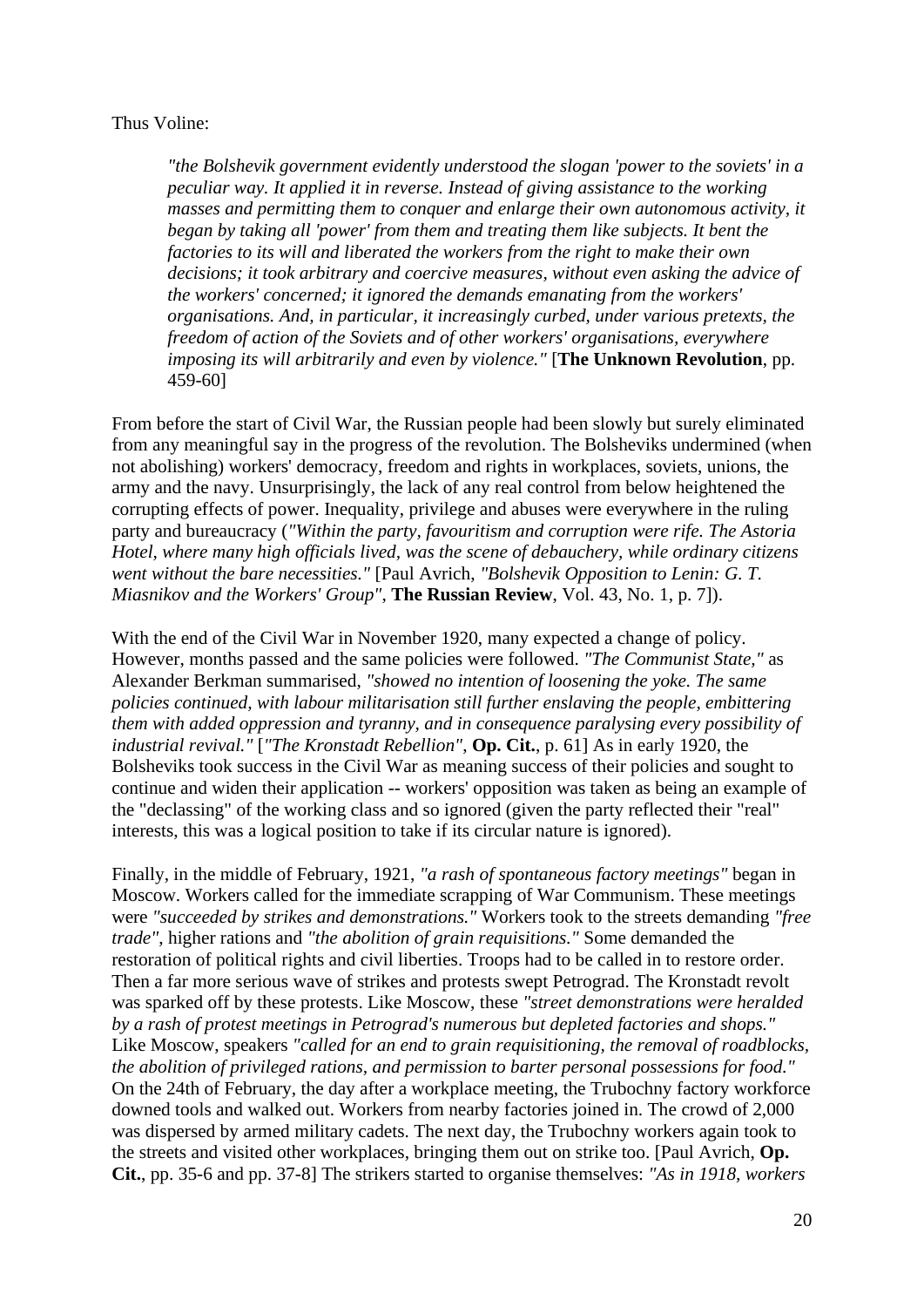Thus Voline:

> *"the Bolshevik government evidently understood the slogan 'power to the soviets' in a peculiar way. It applied it in reverse. Instead of giving assistance to the working masses and permitting them to conquer and enlarge their own autonomous activity, it began by taking all 'power' from them and treating them like subjects. It bent the factories to its will and liberated the workers from the right to make their own decisions; it took arbitrary and coercive measures, without even asking the advice of the workers' concerned; it ignored the demands emanating from the workers' organisations. And, in particular, it increasingly curbed, under various pretexts, the freedom of action of the Soviets and of other workers' organisations, everywhere imposing its will arbitrarily and even by violence."* [**The Unknown Revolution**, pp. 459-60]

From before the start of Civil War, the Russian people had been slowly but surely eliminated from any meaningful say in the progress of the revolution. The Bolsheviks undermined (when not abolishing) workers' democracy, freedom and rights in workplaces, soviets, unions, the army and the navy. Unsurprisingly, the lack of any real control from below heightened the corrupting effects of power. Inequality, privilege and abuses were everywhere in the ruling party and bureaucracy (*"Within the party, favouritism and corruption were rife. The Astoria Hotel, where many high officials lived, was the scene of debauchery, while ordinary citizens went without the bare necessities."* [Paul Avrich, *"Bolshevik Opposition to Lenin: G. T. Miasnikov and the Workers' Group"*, **The Russian Review**, Vol. 43, No. 1, p. 7]).

With the end of the Civil War in November 1920, many expected a change of policy. However, months passed and the same policies were followed. *"The Communist State,"* as Alexander Berkman summarised, *"showed no intention of loosening the yoke. The same policies continued, with labour militarisation still further enslaving the people, embittering them with added oppression and tyranny, and in consequence paralysing every possibility of industrial revival."* [*"The Kronstadt Rebellion"*, **Op. Cit.**, p. 61] As in early 1920, the Bolsheviks took success in the Civil War as meaning success of their policies and sought to continue and widen their application -- workers' opposition was taken as being an example of the "declassing" of the working class and so ignored (given the party reflected their "real" interests, this was a logical position to take if its circular nature is ignored).

Finally, in the middle of February, 1921, *"a rash of spontaneous factory meetings"* began in Moscow. Workers called for the immediate scrapping of War Communism. These meetings were *"succeeded by strikes and demonstrations."* Workers took to the streets demanding *"free trade"*, higher rations and *"the abolition of grain requisitions."* Some demanded the restoration of political rights and civil liberties. Troops had to be called in to restore order. Then a far more serious wave of strikes and protests swept Petrograd. The Kronstadt revolt was sparked off by these protests. Like Moscow, these *"street demonstrations were heralded by a rash of protest meetings in Petrograd's numerous but depleted factories and shops."* Like Moscow, speakers *"called for an end to grain requisitioning, the removal of roadblocks, the abolition of privileged rations, and permission to barter personal possessions for food."* On the 24th of February, the day after a workplace meeting, the Trubochny factory workforce downed tools and walked out. Workers from nearby factories joined in. The crowd of 2,000 was dispersed by armed military cadets. The next day, the Trubochny workers again took to the streets and visited other workplaces, bringing them out on strike too. [Paul Avrich, **Op. Cit.**, pp. 35-6 and pp. 37-8] The strikers started to organise themselves: *"As in 1918, workers*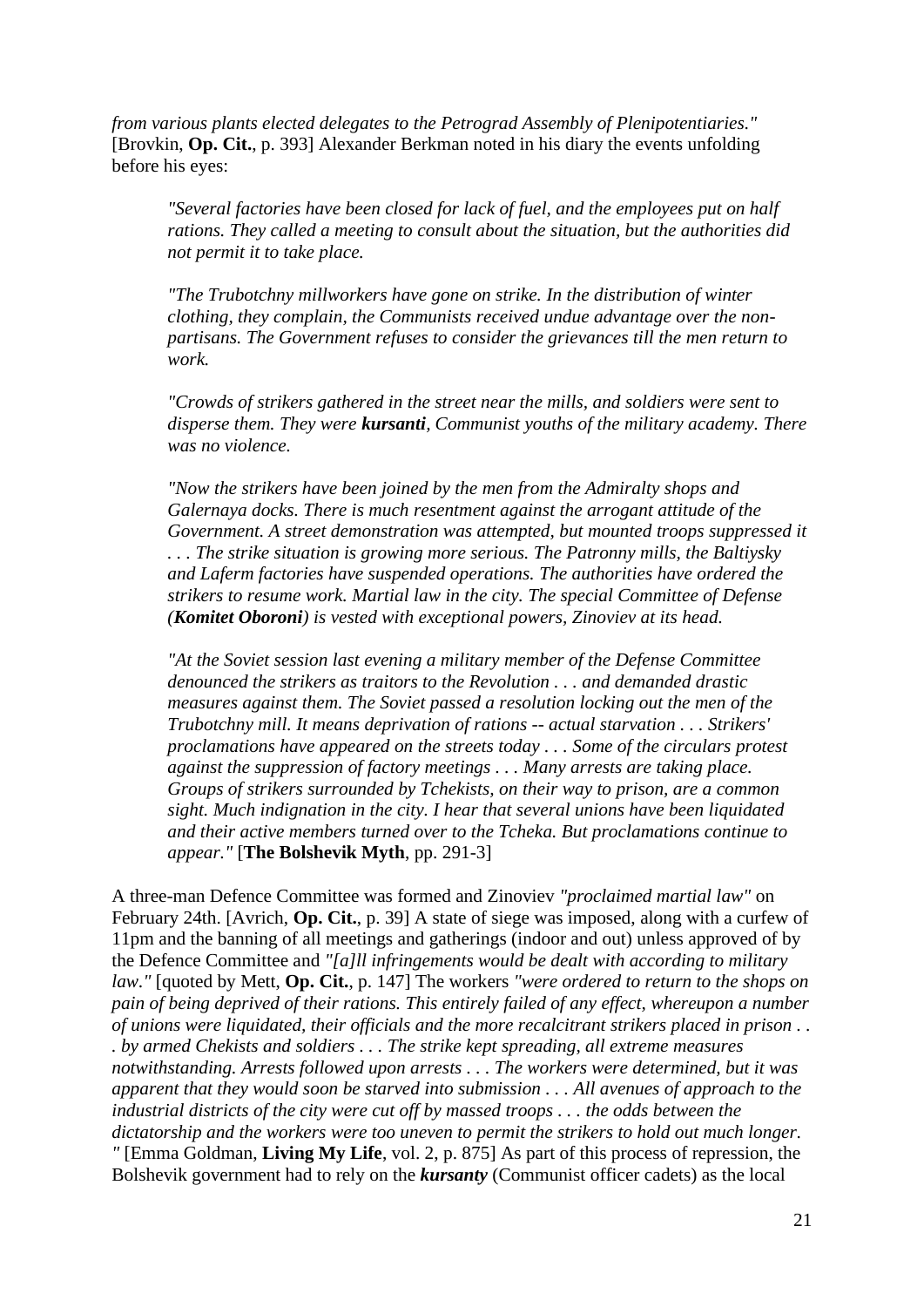*from various plants elected delegates to the Petrograd Assembly of Plenipotentiaries."* [Brovkin, **Op. Cit.**, p. 393] Alexander Berkman noted in his diary the events unfolding before his eyes:

> *"Several factories have been closed for lack of fuel, and the employees put on half rations. They called a meeting to consult about the situation, but the authorities did not permit it to take place.*
>
> *"The Trubotchny millworkers have gone on strike. In the distribution of winter clothing, they complain, the Communists received undue advantage over the non-partisans. The Government refuses to consider the grievances till the men return to work.*
>
> *"Crowds of strikers gathered in the street near the mills, and soldiers were sent to disperse them. They were **kursanti**, Communist youths of the military academy. There was no violence.*
>
> *"Now the strikers have been joined by the men from the Admiralty shops and Galernaya docks. There is much resentment against the arrogant attitude of the Government. A street demonstration was attempted, but mounted troops suppressed it . . . The strike situation is growing more serious. The Patronny mills, the Baltiysky and Laferm factories have suspended operations. The authorities have ordered the strikers to resume work. Martial law in the city. The special Committee of Defense (**Komitet Oboroni**) is vested with exceptional powers, Zinoviev at its head.*
>
> *"At the Soviet session last evening a military member of the Defense Committee denounced the strikers as traitors to the Revolution . . . and demanded drastic measures against them. The Soviet passed a resolution locking out the men of the Trubotchny mill. It means deprivation of rations -- actual starvation . . . Strikers' proclamations have appeared on the streets today . . . Some of the circulars protest against the suppression of factory meetings . . . Many arrests are taking place. Groups of strikers surrounded by Tchekists, on their way to prison, are a common sight. Much indignation in the city. I hear that several unions have been liquidated and their active members turned over to the Tcheka. But proclamations continue to appear."* [**The Bolshevik Myth**, pp. 291-3]

A three-man Defence Committee was formed and Zinoviev *"proclaimed martial law"* on February 24th. [Avrich, **Op. Cit.**, p. 39] A state of siege was imposed, along with a curfew of 11pm and the banning of all meetings and gatherings (indoor and out) unless approved of by the Defence Committee and *"[a]ll infringements would be dealt with according to military law."* [quoted by Mett, **Op. Cit.**, p. 147] The workers *"were ordered to return to the shops on pain of being deprived of their rations. This entirely failed of any effect, whereupon a number of unions were liquidated, their officials and the more recalcitrant strikers placed in prison . . . by armed Chekists and soldiers . . . The strike kept spreading, all extreme measures notwithstanding. Arrests followed upon arrests . . . The workers were determined, but it was apparent that they would soon be starved into submission . . . All avenues of approach to the industrial districts of the city were cut off by massed troops . . . the odds between the dictatorship and the workers were too uneven to permit the strikers to hold out much longer."* [Emma Goldman, **Living My Life**, vol. 2, p. 875] As part of this process of repression, the Bolshevik government had to rely on the ***kursanty*** (Communist officer cadets) as the local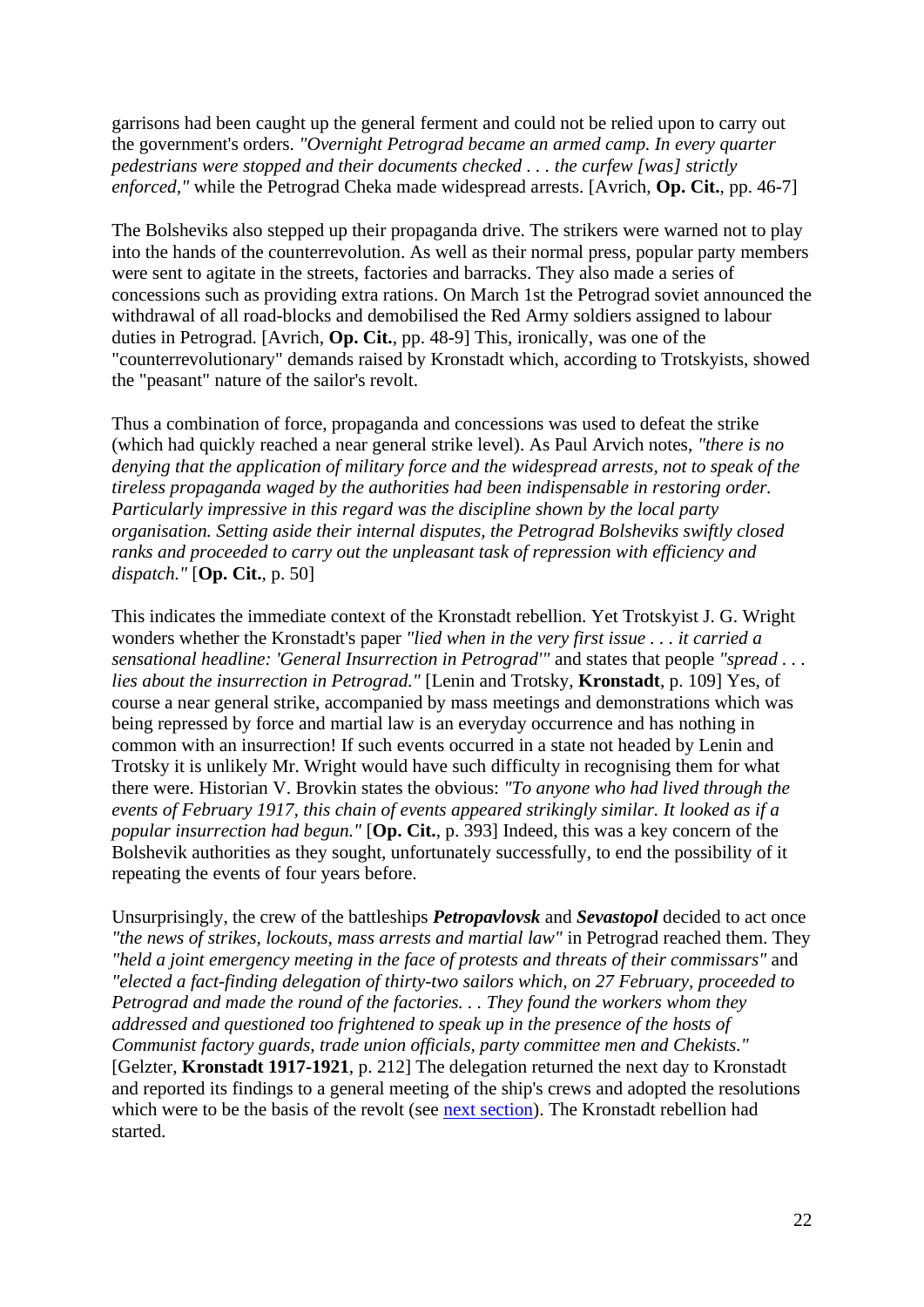garrisons had been caught up the general ferment and could not be relied upon to carry out the government's orders. *"Overnight Petrograd became an armed camp. In every quarter pedestrians were stopped and their documents checked . . . the curfew [was] strictly enforced,"* while the Petrograd Cheka made widespread arrests. [Avrich, **Op. Cit.**, pp. 46-7]

The Bolsheviks also stepped up their propaganda drive. The strikers were warned not to play into the hands of the counterrevolution. As well as their normal press, popular party members were sent to agitate in the streets, factories and barracks. They also made a series of concessions such as providing extra rations. On March 1st the Petrograd soviet announced the withdrawal of all road-blocks and demobilised the Red Army soldiers assigned to labour duties in Petrograd. [Avrich, **Op. Cit.**, pp. 48-9] This, ironically, was one of the "counterrevolutionary" demands raised by Kronstadt which, according to Trotskyists, showed the "peasant" nature of the sailor's revolt.

Thus a combination of force, propaganda and concessions was used to defeat the strike (which had quickly reached a near general strike level). As Paul Arvich notes, *"there is no denying that the application of military force and the widespread arrests, not to speak of the tireless propaganda waged by the authorities had been indispensable in restoring order. Particularly impressive in this regard was the discipline shown by the local party organisation. Setting aside their internal disputes, the Petrograd Bolsheviks swiftly closed ranks and proceeded to carry out the unpleasant task of repression with efficiency and dispatch."* [**Op. Cit.**, p. 50]

This indicates the immediate context of the Kronstadt rebellion. Yet Trotskyist J. G. Wright wonders whether the Kronstadt's paper *"lied when in the very first issue . . . it carried a sensational headline: 'General Insurrection in Petrograd'"* and states that people *"spread . . . lies about the insurrection in Petrograd."* [Lenin and Trotsky, **Kronstadt**, p. 109] Yes, of course a near general strike, accompanied by mass meetings and demonstrations which was being repressed by force and martial law is an everyday occurrence and has nothing in common with an insurrection! If such events occurred in a state not headed by Lenin and Trotsky it is unlikely Mr. Wright would have such difficulty in recognising them for what there were. Historian V. Brovkin states the obvious: *"To anyone who had lived through the events of February 1917, this chain of events appeared strikingly similar. It looked as if a popular insurrection had begun."* [**Op. Cit.**, p. 393] Indeed, this was a key concern of the Bolshevik authorities as they sought, unfortunately successfully, to end the possibility of it repeating the events of four years before.

Unsurprisingly, the crew of the battleships ***Petropavlovsk*** and ***Sevastopol*** decided to act once *"the news of strikes, lockouts, mass arrests and martial law"* in Petrograd reached them. They *"held a joint emergency meeting in the face of protests and threats of their commissars"* and *"elected a fact-finding delegation of thirty-two sailors which, on 27 February, proceeded to Petrograd and made the round of the factories. . . They found the workers whom they addressed and questioned too frightened to speak up in the presence of the hosts of Communist factory guards, trade union officials, party committee men and Chekists."* [Gelzter, **Kronstadt 1917-1921**, p. 212] The delegation returned the next day to Kronstadt and reported its findings to a general meeting of the ship's crews and adopted the resolutions which were to be the basis of the revolt (see next section). The Kronstadt rebellion had started.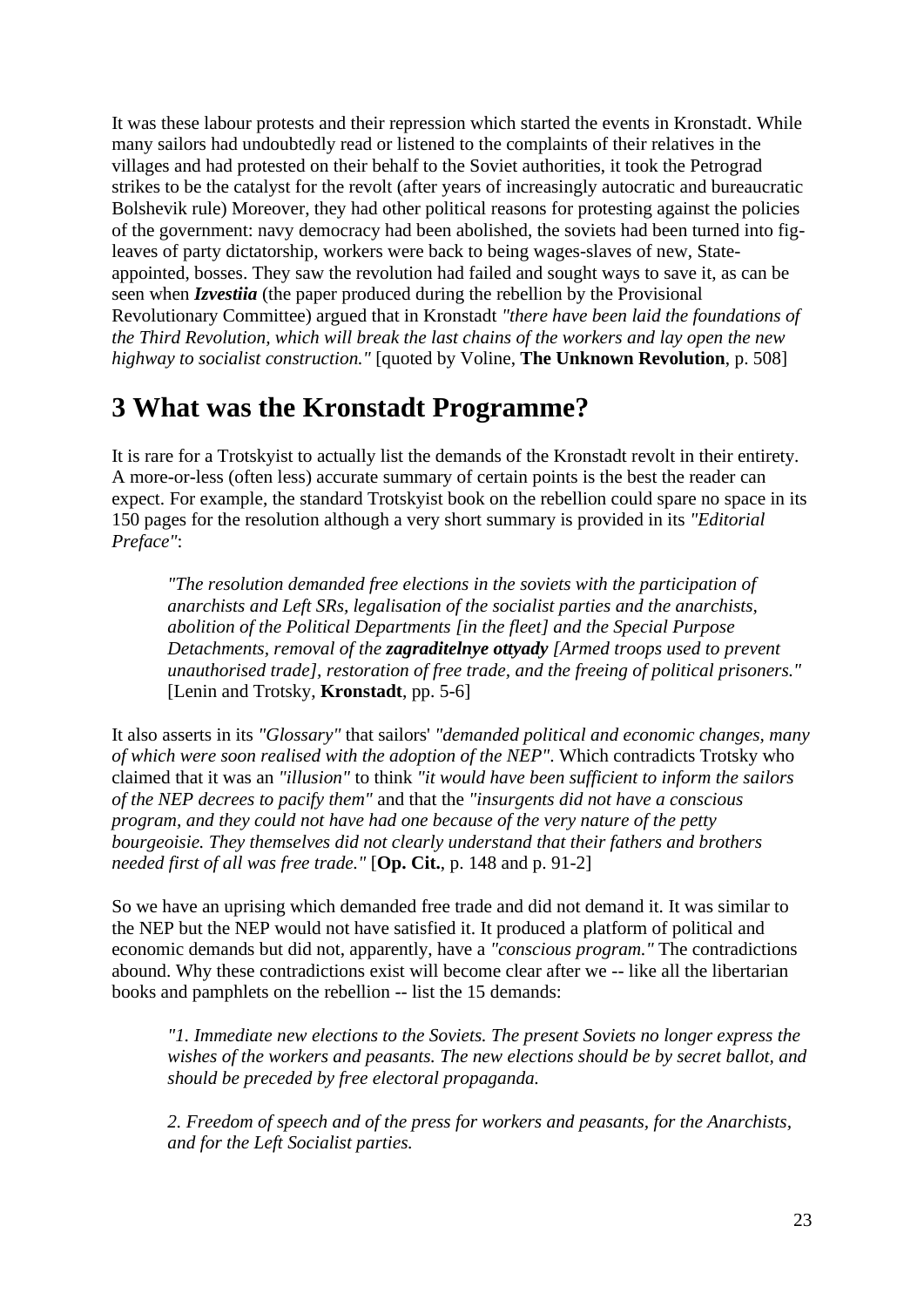It was these labour protests and their repression which started the events in Kronstadt. While many sailors had undoubtedly read or listened to the complaints of their relatives in the villages and had protested on their behalf to the Soviet authorities, it took the Petrograd strikes to be the catalyst for the revolt (after years of increasingly autocratic and bureaucratic Bolshevik rule) Moreover, they had other political reasons for protesting against the policies of the government: navy democracy had been abolished, the soviets had been turned into fig-leaves of party dictatorship, workers were back to being wages-slaves of new, State-appointed, bosses. They saw the revolution had failed and sought ways to save it, as can be seen when ***Izvestiia*** (the paper produced during the rebellion by the Provisional Revolutionary Committee) argued that in Kronstadt *"there have been laid the foundations of the Third Revolution, which will break the last chains of the workers and lay open the new highway to socialist construction."* [quoted by Voline, **The Unknown Revolution**, p. 508]

## 3 What was the Kronstadt Programme?

It is rare for a Trotskyist to actually list the demands of the Kronstadt revolt in their entirety. A more-or-less (often less) accurate summary of certain points is the best the reader can expect. For example, the standard Trotskyist book on the rebellion could spare no space in its 150 pages for the resolution although a very short summary is provided in its *"Editorial Preface"*:

> *"The resolution demanded free elections in the soviets with the participation of anarchists and Left SRs, legalisation of the socialist parties and the anarchists, abolition of the Political Departments [in the fleet] and the Special Purpose Detachments, removal of the **zagraditelnye ottyady** [Armed troops used to prevent unauthorised trade], restoration of free trade, and the freeing of political prisoners."* [Lenin and Trotsky, **Kronstadt**, pp. 5-6]

It also asserts in its *"Glossary"* that sailors' *"demanded political and economic changes, many of which were soon realised with the adoption of the NEP"*. Which contradicts Trotsky who claimed that it was an *"illusion"* to think *"it would have been sufficient to inform the sailors of the NEP decrees to pacify them"* and that the *"insurgents did not have a conscious program, and they could not have had one because of the very nature of the petty bourgeoisie. They themselves did not clearly understand that their fathers and brothers needed first of all was free trade."* [**Op. Cit.**, p. 148 and p. 91-2]

So we have an uprising which demanded free trade and did not demand it. It was similar to the NEP but the NEP would not have satisfied it. It produced a platform of political and economic demands but did not, apparently, have a *"conscious program."* The contradictions abound. Why these contradictions exist will become clear after we -- like all the libertarian books and pamphlets on the rebellion -- list the 15 demands:

> *"1. Immediate new elections to the Soviets. The present Soviets no longer express the wishes of the workers and peasants. The new elections should be by secret ballot, and should be preceded by free electoral propaganda.*
>
> *2. Freedom of speech and of the press for workers and peasants, for the Anarchists, and for the Left Socialist parties.*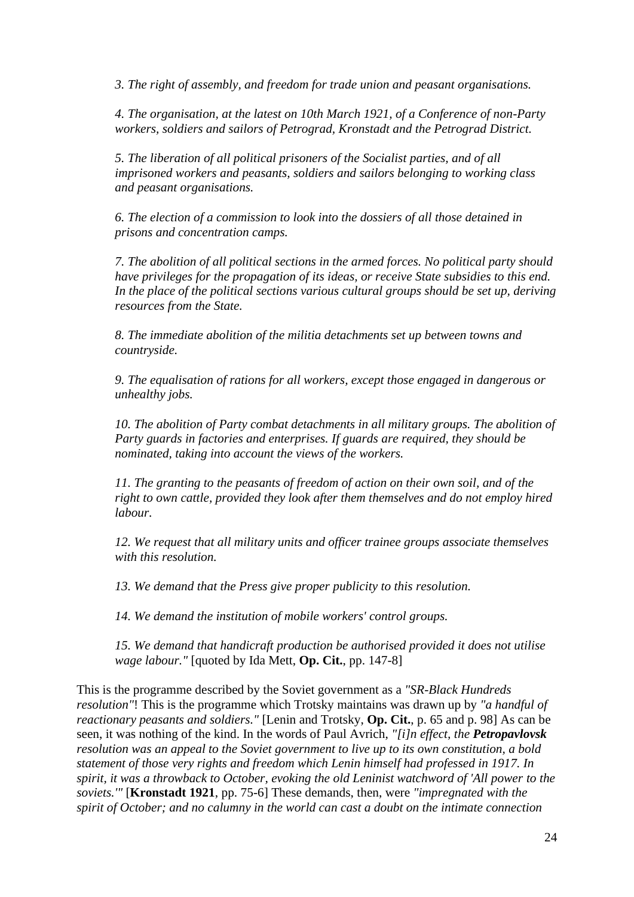*3. The right of assembly, and freedom for trade union and peasant organisations.*

*4. The organisation, at the latest on 10th March 1921, of a Conference of non-Party workers, soldiers and sailors of Petrograd, Kronstadt and the Petrograd District.*

*5. The liberation of all political prisoners of the Socialist parties, and of all imprisoned workers and peasants, soldiers and sailors belonging to working class and peasant organisations.*

*6. The election of a commission to look into the dossiers of all those detained in prisons and concentration camps.*

*7. The abolition of all political sections in the armed forces. No political party should have privileges for the propagation of its ideas, or receive State subsidies to this end. In the place of the political sections various cultural groups should be set up, deriving resources from the State.*

*8. The immediate abolition of the militia detachments set up between towns and countryside.*

*9. The equalisation of rations for all workers, except those engaged in dangerous or unhealthy jobs.*

*10. The abolition of Party combat detachments in all military groups. The abolition of Party guards in factories and enterprises. If guards are required, they should be nominated, taking into account the views of the workers.*

*11. The granting to the peasants of freedom of action on their own soil, and of the right to own cattle, provided they look after them themselves and do not employ hired labour.*

*12. We request that all military units and officer trainee groups associate themselves with this resolution.*

*13. We demand that the Press give proper publicity to this resolution.*

*14. We demand the institution of mobile workers' control groups.*

*15. We demand that handicraft production be authorised provided it does not utilise wage labour."* [quoted by Ida Mett, **Op. Cit.**, pp. 147-8]

This is the programme described by the Soviet government as a *"SR-Black Hundreds resolution"*! This is the programme which Trotsky maintains was drawn up by *"a handful of reactionary peasants and soldiers."* [Lenin and Trotsky, **Op. Cit.**, p. 65 and p. 98] As can be seen, it was nothing of the kind. In the words of Paul Avrich, *"[i]n effect, the **Petropavlovsk** resolution was an appeal to the Soviet government to live up to its own constitution, a bold statement of those very rights and freedom which Lenin himself had professed in 1917. In spirit, it was a throwback to October, evoking the old Leninist watchword of 'All power to the soviets.'"* [**Kronstadt 1921**, pp. 75-6] These demands, then, were *"impregnated with the spirit of October; and no calumny in the world can cast a doubt on the intimate connection*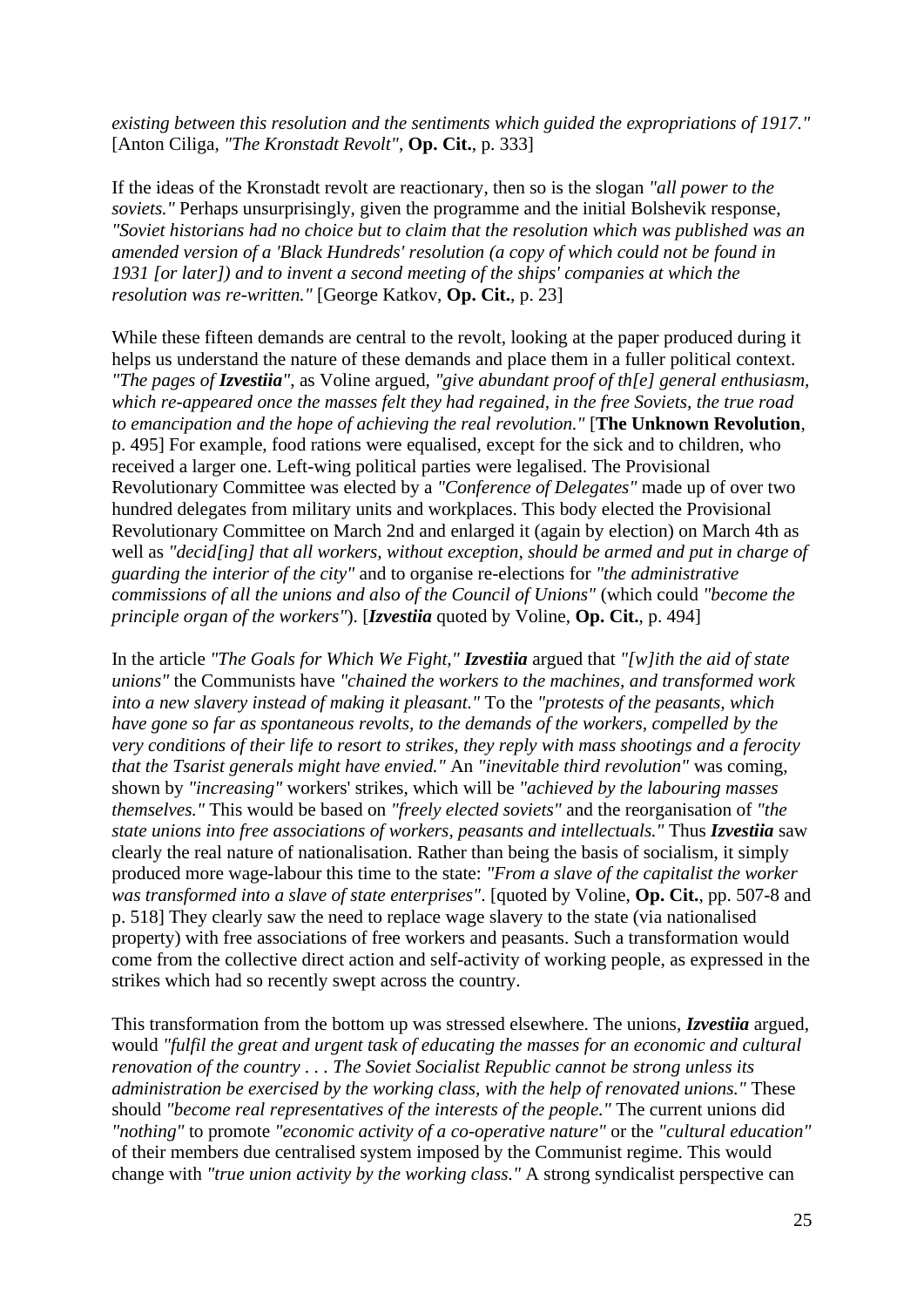*existing between this resolution and the sentiments which guided the expropriations of 1917."* [Anton Ciliga, *"The Kronstadt Revolt"*, **Op. Cit.**, p. 333]

If the ideas of the Kronstadt revolt are reactionary, then so is the slogan *"all power to the soviets."* Perhaps unsurprisingly, given the programme and the initial Bolshevik response, *"Soviet historians had no choice but to claim that the resolution which was published was an amended version of a 'Black Hundreds' resolution (a copy of which could not be found in 1931 [or later]) and to invent a second meeting of the ships' companies at which the resolution was re-written."* [George Katkov, **Op. Cit.**, p. 23]

While these fifteen demands are central to the revolt, looking at the paper produced during it helps us understand the nature of these demands and place them in a fuller political context. *"The pages of **Izvestiia**"*, as Voline argued, *"give abundant proof of th[e] general enthusiasm, which re-appeared once the masses felt they had regained, in the free Soviets, the true road to emancipation and the hope of achieving the real revolution."* [**The Unknown Revolution**, p. 495] For example, food rations were equalised, except for the sick and to children, who received a larger one. Left-wing political parties were legalised. The Provisional Revolutionary Committee was elected by a *"Conference of Delegates"* made up of over two hundred delegates from military units and workplaces. This body elected the Provisional Revolutionary Committee on March 2nd and enlarged it (again by election) on March 4th as well as *"decid[ing] that all workers, without exception, should be armed and put in charge of guarding the interior of the city"* and to organise re-elections for *"the administrative commissions of all the unions and also of the Council of Unions"* (which could *"become the principle organ of the workers"*). [***Izvestiia*** quoted by Voline, **Op. Cit.**, p. 494]

In the article *"The Goals for Which We Fight,"* ***Izvestiia*** argued that *"[w]ith the aid of state unions"* the Communists have *"chained the workers to the machines, and transformed work into a new slavery instead of making it pleasant."* To the *"protests of the peasants, which have gone so far as spontaneous revolts, to the demands of the workers, compelled by the very conditions of their life to resort to strikes, they reply with mass shootings and a ferocity that the Tsarist generals might have envied."* An *"inevitable third revolution"* was coming, shown by *"increasing"* workers' strikes, which will be *"achieved by the labouring masses themselves."* This would be based on *"freely elected soviets"* and the reorganisation of *"the state unions into free associations of workers, peasants and intellectuals."* Thus ***Izvestiia*** saw clearly the real nature of nationalisation. Rather than being the basis of socialism, it simply produced more wage-labour this time to the state: *"From a slave of the capitalist the worker was transformed into a slave of state enterprises"*. [quoted by Voline, **Op. Cit.**, pp. 507-8 and p. 518] They clearly saw the need to replace wage slavery to the state (via nationalised property) with free associations of free workers and peasants. Such a transformation would come from the collective direct action and self-activity of working people, as expressed in the strikes which had so recently swept across the country.

This transformation from the bottom up was stressed elsewhere. The unions, ***Izvestiia*** argued, would *"fulfil the great and urgent task of educating the masses for an economic and cultural renovation of the country . . . The Soviet Socialist Republic cannot be strong unless its administration be exercised by the working class, with the help of renovated unions."* These should *"become real representatives of the interests of the people."* The current unions did *"nothing"* to promote *"economic activity of a co-operative nature"* or the *"cultural education"* of their members due centralised system imposed by the Communist regime. This would change with *"true union activity by the working class."* A strong syndicalist perspective can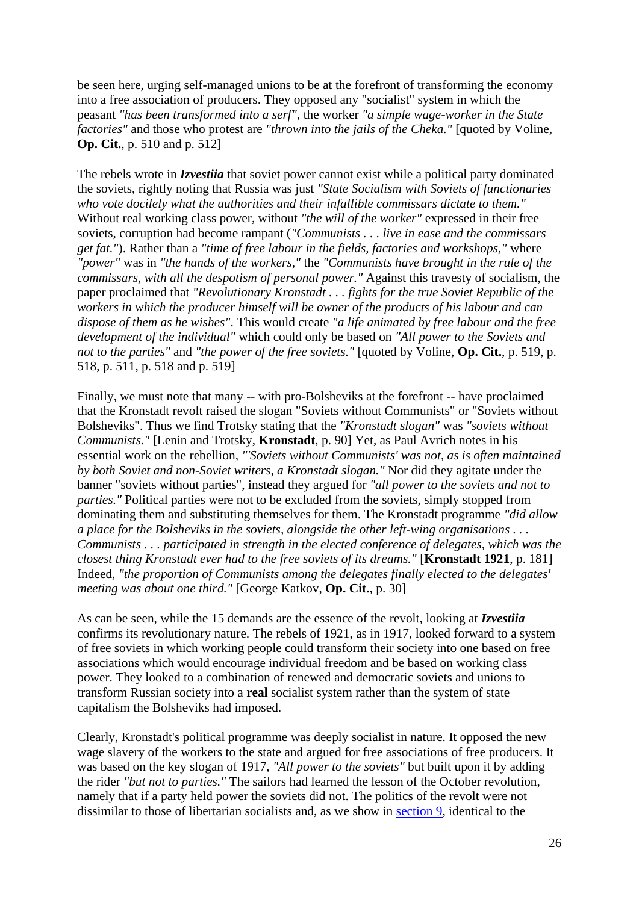be seen here, urging self-managed unions to be at the forefront of transforming the economy into a free association of producers. They opposed any "socialist" system in which the peasant *"has been transformed into a serf"*, the worker *"a simple wage-worker in the State factories"* and those who protest are *"thrown into the jails of the Cheka."* [quoted by Voline, **Op. Cit.**, p. 510 and p. 512]

The rebels wrote in ***Izvestiia*** that soviet power cannot exist while a political party dominated the soviets, rightly noting that Russia was just *"State Socialism with Soviets of functionaries who vote docilely what the authorities and their infallible commissars dictate to them."* Without real working class power, without *"the will of the worker"* expressed in their free soviets, corruption had become rampant (*"Communists . . . live in ease and the commissars get fat."*). Rather than a *"time of free labour in the fields, factories and workshops,"* where *"power"* was in *"the hands of the workers,"* the *"Communists have brought in the rule of the commissars, with all the despotism of personal power."* Against this travesty of socialism, the paper proclaimed that *"Revolutionary Kronstadt . . . fights for the true Soviet Republic of the workers in which the producer himself will be owner of the products of his labour and can dispose of them as he wishes"*. This would create *"a life animated by free labour and the free development of the individual"* which could only be based on *"All power to the Soviets and not to the parties"* and *"the power of the free soviets."* [quoted by Voline, **Op. Cit.**, p. 519, p. 518, p. 511, p. 518 and p. 519]

Finally, we must note that many -- with pro-Bolsheviks at the forefront -- have proclaimed that the Kronstadt revolt raised the slogan "Soviets without Communists" or "Soviets without Bolsheviks". Thus we find Trotsky stating that the *"Kronstadt slogan"* was *"soviets without Communists."* [Lenin and Trotsky, **Kronstadt**, p. 90] Yet, as Paul Avrich notes in his essential work on the rebellion, *"'Soviets without Communists' was not, as is often maintained by both Soviet and non-Soviet writers, a Kronstadt slogan."* Nor did they agitate under the banner "soviets without parties", instead they argued for *"all power to the soviets and not to parties."* Political parties were not to be excluded from the soviets, simply stopped from dominating them and substituting themselves for them. The Kronstadt programme *"did allow a place for the Bolsheviks in the soviets, alongside the other left-wing organisations . . . Communists . . . participated in strength in the elected conference of delegates, which was the closest thing Kronstadt ever had to the free soviets of its dreams."* [**Kronstadt 1921**, p. 181] Indeed, *"the proportion of Communists among the delegates finally elected to the delegates' meeting was about one third."* [George Katkov, **Op. Cit.**, p. 30]

As can be seen, while the 15 demands are the essence of the revolt, looking at ***Izvestiia*** confirms its revolutionary nature. The rebels of 1921, as in 1917, looked forward to a system of free soviets in which working people could transform their society into one based on free associations which would encourage individual freedom and be based on working class power. They looked to a combination of renewed and democratic soviets and unions to transform Russian society into a **real** socialist system rather than the system of state capitalism the Bolsheviks had imposed.

Clearly, Kronstadt's political programme was deeply socialist in nature. It opposed the new wage slavery of the workers to the state and argued for free associations of free producers. It was based on the key slogan of 1917, *"All power to the soviets"* but built upon it by adding the rider *"but not to parties."* The sailors had learned the lesson of the October revolution, namely that if a party held power the soviets did not. The politics of the revolt were not dissimilar to those of libertarian socialists and, as we show in section 9, identical to the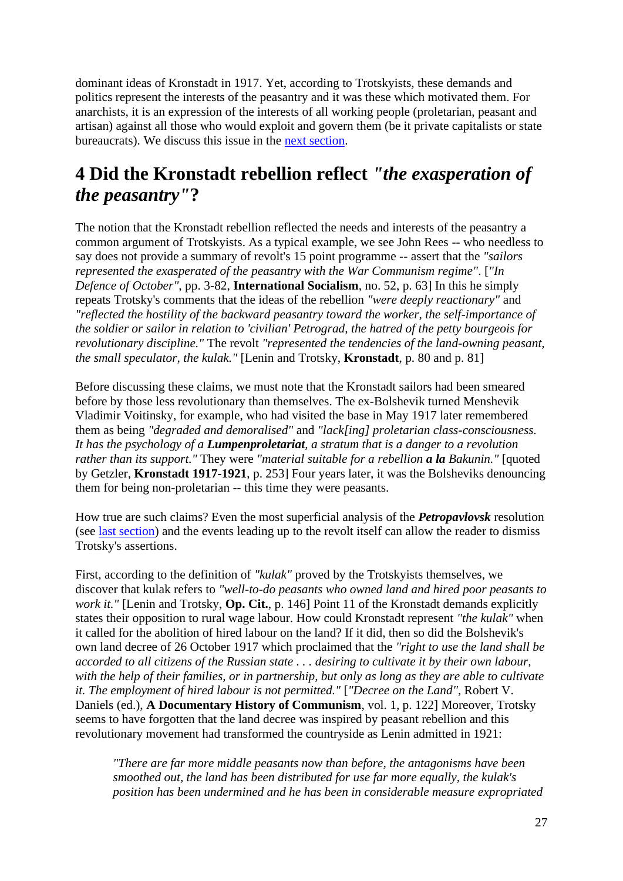dominant ideas of Kronstadt in 1917. Yet, according to Trotskyists, these demands and politics represent the interests of the peasantry and it was these which motivated them. For anarchists, it is an expression of the interests of all working people (proletarian, peasant and artisan) against all those who would exploit and govern them (be it private capitalists or state bureaucrats). We discuss this issue in the next section.

## 4 Did the Kronstadt rebellion reflect *"the exasperation of the peasantry"*?

The notion that the Kronstadt rebellion reflected the needs and interests of the peasantry a common argument of Trotskyists. As a typical example, we see John Rees -- who needless to say does not provide a summary of revolt's 15 point programme -- assert that the *"sailors represented the exasperated of the peasantry with the War Communism regime"*. [*"In Defence of October"*, pp. 3-82, **International Socialism**, no. 52, p. 63] In this he simply repeats Trotsky's comments that the ideas of the rebellion *"were deeply reactionary"* and *"reflected the hostility of the backward peasantry toward the worker, the self-importance of the soldier or sailor in relation to 'civilian' Petrograd, the hatred of the petty bourgeois for revolutionary discipline."* The revolt *"represented the tendencies of the land-owning peasant, the small speculator, the kulak."* [Lenin and Trotsky, **Kronstadt**, p. 80 and p. 81]

Before discussing these claims, we must note that the Kronstadt sailors had been smeared before by those less revolutionary than themselves. The ex-Bolshevik turned Menshevik Vladimir Voitinsky, for example, who had visited the base in May 1917 later remembered them as being *"degraded and demoralised"* and *"lack[ing] proletarian class-consciousness. It has the psychology of a* ***Lumpenproletariat****, a stratum that is a danger to a revolution rather than its support."* They were *"material suitable for a rebellion* ***a la*** *Bakunin."* [quoted by Getzler, **Kronstadt 1917-1921**, p. 253] Four years later, it was the Bolsheviks denouncing them for being non-proletarian -- this time they were peasants.

How true are such claims? Even the most superficial analysis of the ***Petropavlovsk*** resolution (see last section) and the events leading up to the revolt itself can allow the reader to dismiss Trotsky's assertions.

First, according to the definition of *"kulak"* proved by the Trotskyists themselves, we discover that kulak refers to *"well-to-do peasants who owned land and hired poor peasants to work it."* [Lenin and Trotsky, **Op. Cit.**, p. 146] Point 11 of the Kronstadt demands explicitly states their opposition to rural wage labour. How could Kronstadt represent *"the kulak"* when it called for the abolition of hired labour on the land? If it did, then so did the Bolshevik's own land decree of 26 October 1917 which proclaimed that the *"right to use the land shall be accorded to all citizens of the Russian state . . . desiring to cultivate it by their own labour, with the help of their families, or in partnership, but only as long as they are able to cultivate it. The employment of hired labour is not permitted."* [*"Decree on the Land"*, Robert V. Daniels (ed.), **A Documentary History of Communism**, vol. 1, p. 122] Moreover, Trotsky seems to have forgotten that the land decree was inspired by peasant rebellion and this revolutionary movement had transformed the countryside as Lenin admitted in 1921:

> *"There are far more middle peasants now than before, the antagonisms have been smoothed out, the land has been distributed for use far more equally, the kulak's position has been undermined and he has been in considerable measure expropriated*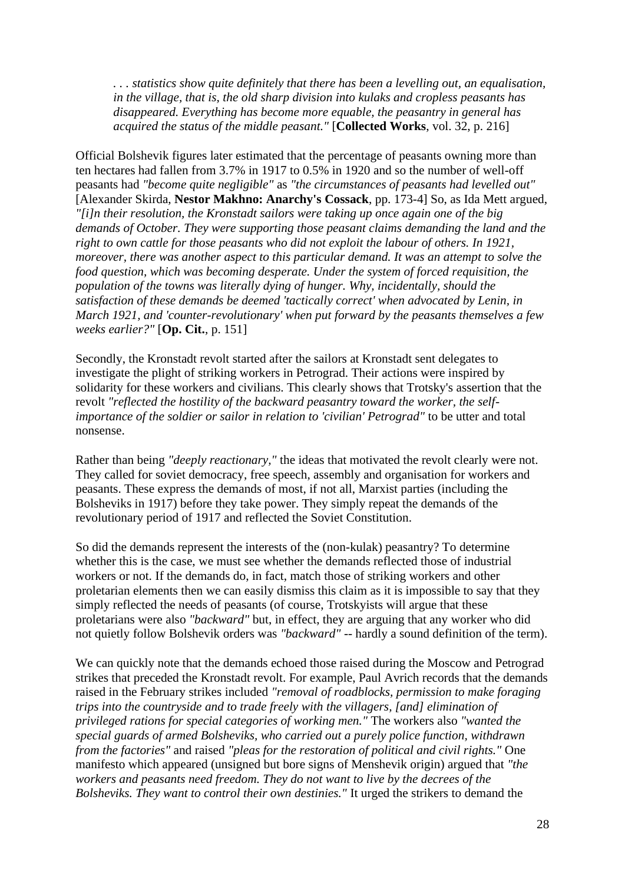> *. . . statistics show quite definitely that there has been a levelling out, an equalisation, in the village, that is, the old sharp division into kulaks and cropless peasants has disappeared. Everything has become more equable, the peasantry in general has acquired the status of the middle peasant."* [**Collected Works**, vol. 32, p. 216]

Official Bolshevik figures later estimated that the percentage of peasants owning more than ten hectares had fallen from 3.7% in 1917 to 0.5% in 1920 and so the number of well-off peasants had *"become quite negligible"* as *"the circumstances of peasants had levelled out"* [Alexander Skirda, **Nestor Makhno: Anarchy's Cossack**, pp. 173-4] So, as Ida Mett argued, *"[i]n their resolution, the Kronstadt sailors were taking up once again one of the big demands of October. They were supporting those peasant claims demanding the land and the right to own cattle for those peasants who did not exploit the labour of others. In 1921, moreover, there was another aspect to this particular demand. It was an attempt to solve the food question, which was becoming desperate. Under the system of forced requisition, the population of the towns was literally dying of hunger. Why, incidentally, should the satisfaction of these demands be deemed 'tactically correct' when advocated by Lenin, in March 1921, and 'counter-revolutionary' when put forward by the peasants themselves a few weeks earlier?"* [**Op. Cit.**, p. 151]

Secondly, the Kronstadt revolt started after the sailors at Kronstadt sent delegates to investigate the plight of striking workers in Petrograd. Their actions were inspired by solidarity for these workers and civilians. This clearly shows that Trotsky's assertion that the revolt *"reflected the hostility of the backward peasantry toward the worker, the self-importance of the soldier or sailor in relation to 'civilian' Petrograd"* to be utter and total nonsense.

Rather than being *"deeply reactionary,"* the ideas that motivated the revolt clearly were not. They called for soviet democracy, free speech, assembly and organisation for workers and peasants. These express the demands of most, if not all, Marxist parties (including the Bolsheviks in 1917) before they take power. They simply repeat the demands of the revolutionary period of 1917 and reflected the Soviet Constitution.

So did the demands represent the interests of the (non-kulak) peasantry? To determine whether this is the case, we must see whether the demands reflected those of industrial workers or not. If the demands do, in fact, match those of striking workers and other proletarian elements then we can easily dismiss this claim as it is impossible to say that they simply reflected the needs of peasants (of course, Trotskyists will argue that these proletarians were also *"backward"* but, in effect, they are arguing that any worker who did not quietly follow Bolshevik orders was *"backward"* -- hardly a sound definition of the term).

We can quickly note that the demands echoed those raised during the Moscow and Petrograd strikes that preceded the Kronstadt revolt. For example, Paul Avrich records that the demands raised in the February strikes included *"removal of roadblocks, permission to make foraging trips into the countryside and to trade freely with the villagers, [and] elimination of privileged rations for special categories of working men."* The workers also *"wanted the special guards of armed Bolsheviks, who carried out a purely police function, withdrawn from the factories"* and raised *"pleas for the restoration of political and civil rights."* One manifesto which appeared (unsigned but bore signs of Menshevik origin) argued that *"the workers and peasants need freedom. They do not want to live by the decrees of the Bolsheviks. They want to control their own destinies."* It urged the strikers to demand the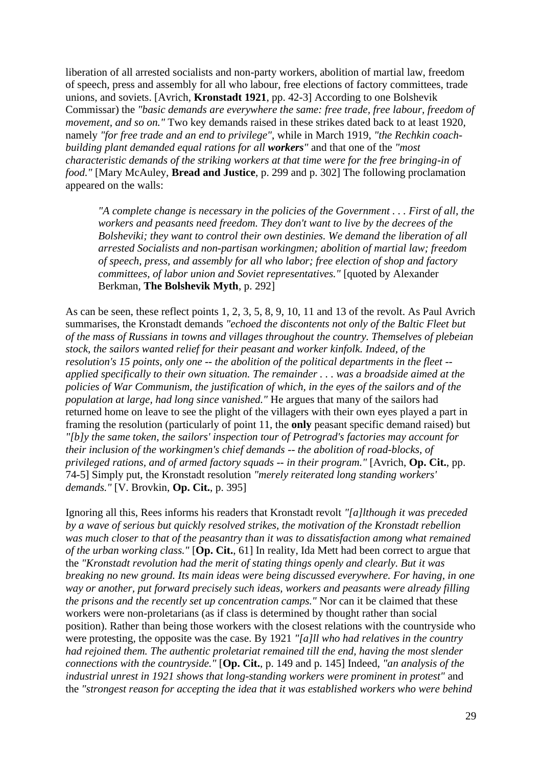liberation of all arrested socialists and non-party workers, abolition of martial law, freedom of speech, press and assembly for all who labour, free elections of factory committees, trade unions, and soviets. [Avrich, **Kronstadt 1921**, pp. 42-3] According to one Bolshevik Commissar) the *"basic demands are everywhere the same: free trade, free labour, freedom of movement, and so on."* Two key demands raised in these strikes dated back to at least 1920, namely *"for free trade and an end to privilege"*, while in March 1919, *"the Rechkin coach-building plant demanded equal rations for all* ***workers****"* and that one of the *"most characteristic demands of the striking workers at that time were for the free bringing-in of food."* [Mary McAuley, **Bread and Justice**, p. 299 and p. 302] The following proclamation appeared on the walls:

> *"A complete change is necessary in the policies of the Government . . . First of all, the workers and peasants need freedom. They don't want to live by the decrees of the Bolsheviki; they want to control their own destinies. We demand the liberation of all arrested Socialists and non-partisan workingmen; abolition of martial law; freedom of speech, press, and assembly for all who labor; free election of shop and factory committees, of labor union and Soviet representatives."* [quoted by Alexander Berkman, **The Bolshevik Myth**, p. 292]

As can be seen, these reflect points 1, 2, 3, 5, 8, 9, 10, 11 and 13 of the revolt. As Paul Avrich summarises, the Kronstadt demands *"echoed the discontents not only of the Baltic Fleet but of the mass of Russians in towns and villages throughout the country. Themselves of plebeian stock, the sailors wanted relief for their peasant and worker kinfolk. Indeed, of the resolution's 15 points, only one -- the abolition of the political departments in the fleet -- applied specifically to their own situation. The remainder . . . was a broadside aimed at the policies of War Communism, the justification of which, in the eyes of the sailors and of the population at large, had long since vanished."* He argues that many of the sailors had returned home on leave to see the plight of the villagers with their own eyes played a part in framing the resolution (particularly of point 11, the **only** peasant specific demand raised) but *"[b]y the same token, the sailors' inspection tour of Petrograd's factories may account for their inclusion of the workingmen's chief demands -- the abolition of road-blocks, of privileged rations, and of armed factory squads -- in their program."* [Avrich, **Op. Cit.**, pp. 74-5] Simply put, the Kronstadt resolution *"merely reiterated long standing workers' demands."* [V. Brovkin, **Op. Cit.**, p. 395]

Ignoring all this, Rees informs his readers that Kronstadt revolt *"[a]lthough it was preceded by a wave of serious but quickly resolved strikes, the motivation of the Kronstadt rebellion was much closer to that of the peasantry than it was to dissatisfaction among what remained of the urban working class."* [**Op. Cit.**, 61] In reality, Ida Mett had been correct to argue that the *"Kronstadt revolution had the merit of stating things openly and clearly. But it was breaking no new ground. Its main ideas were being discussed everywhere. For having, in one way or another, put forward precisely such ideas, workers and peasants were already filling the prisons and the recently set up concentration camps."* Nor can it be claimed that these workers were non-proletarians (as if class is determined by thought rather than social position). Rather than being those workers with the closest relations with the countryside who were protesting, the opposite was the case. By 1921 *"[a]ll who had relatives in the country had rejoined them. The authentic proletariat remained till the end, having the most slender connections with the countryside."* [**Op. Cit.**, p. 149 and p. 145] Indeed, *"an analysis of the industrial unrest in 1921 shows that long-standing workers were prominent in protest"* and the *"strongest reason for accepting the idea that it was established workers who were behind*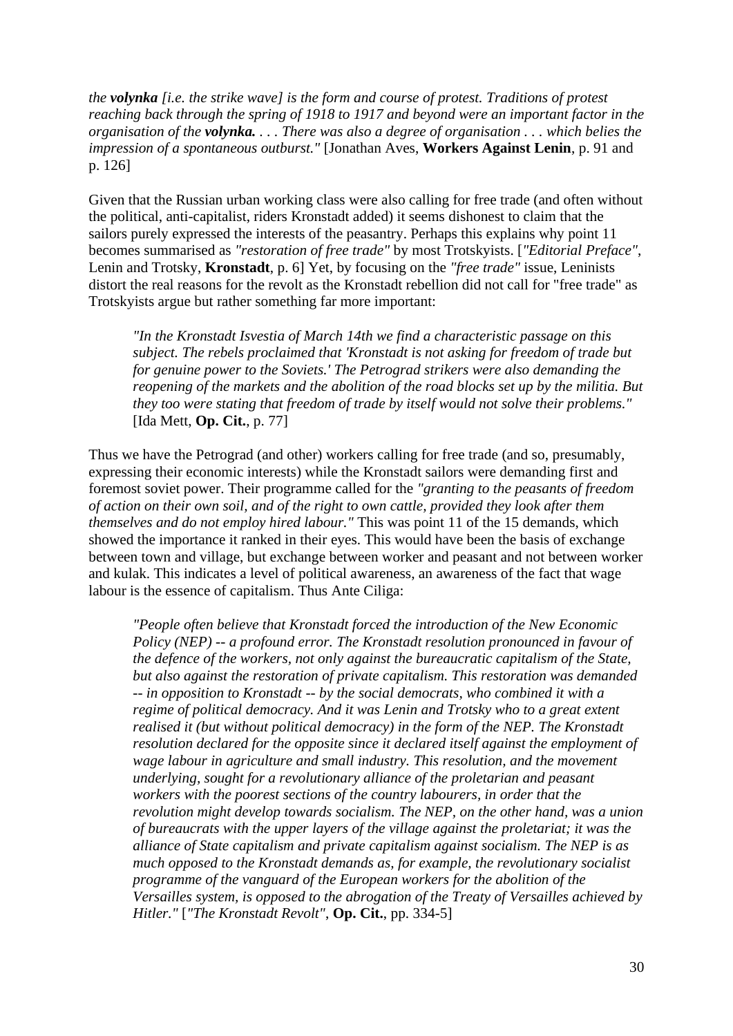*the **volynka** [i.e. the strike wave] is the form and course of protest. Traditions of protest reaching back through the spring of 1918 to 1917 and beyond were an important factor in the organisation of the **volynka.** . . . There was also a degree of organisation . . . which belies the impression of a spontaneous outburst."* [Jonathan Aves, **Workers Against Lenin**, p. 91 and p. 126]

Given that the Russian urban working class were also calling for free trade (and often without the political, anti-capitalist, riders Kronstadt added) it seems dishonest to claim that the sailors purely expressed the interests of the peasantry. Perhaps this explains why point 11 becomes summarised as *"restoration of free trade"* by most Trotskyists. [*"Editorial Preface"*, Lenin and Trotsky, **Kronstadt**, p. 6] Yet, by focusing on the *"free trade"* issue, Leninists distort the real reasons for the revolt as the Kronstadt rebellion did not call for "free trade" as Trotskyists argue but rather something far more important:

> *"In the Kronstadt Isvestia of March 14th we find a characteristic passage on this subject. The rebels proclaimed that 'Kronstadt is not asking for freedom of trade but for genuine power to the Soviets.' The Petrograd strikers were also demanding the reopening of the markets and the abolition of the road blocks set up by the militia. But they too were stating that freedom of trade by itself would not solve their problems."* [Ida Mett, **Op. Cit.**, p. 77]

Thus we have the Petrograd (and other) workers calling for free trade (and so, presumably, expressing their economic interests) while the Kronstadt sailors were demanding first and foremost soviet power. Their programme called for the *"granting to the peasants of freedom of action on their own soil, and of the right to own cattle, provided they look after them themselves and do not employ hired labour."* This was point 11 of the 15 demands, which showed the importance it ranked in their eyes. This would have been the basis of exchange between town and village, but exchange between worker and peasant and not between worker and kulak. This indicates a level of political awareness, an awareness of the fact that wage labour is the essence of capitalism. Thus Ante Ciliga:

> *"People often believe that Kronstadt forced the introduction of the New Economic Policy (NEP) -- a profound error. The Kronstadt resolution pronounced in favour of the defence of the workers, not only against the bureaucratic capitalism of the State, but also against the restoration of private capitalism. This restoration was demanded -- in opposition to Kronstadt -- by the social democrats, who combined it with a regime of political democracy. And it was Lenin and Trotsky who to a great extent realised it (but without political democracy) in the form of the NEP. The Kronstadt resolution declared for the opposite since it declared itself against the employment of wage labour in agriculture and small industry. This resolution, and the movement underlying, sought for a revolutionary alliance of the proletarian and peasant workers with the poorest sections of the country labourers, in order that the revolution might develop towards socialism. The NEP, on the other hand, was a union of bureaucrats with the upper layers of the village against the proletariat; it was the alliance of State capitalism and private capitalism against socialism. The NEP is as much opposed to the Kronstadt demands as, for example, the revolutionary socialist programme of the vanguard of the European workers for the abolition of the Versailles system, is opposed to the abrogation of the Treaty of Versailles achieved by Hitler."* [*"The Kronstadt Revolt"*, **Op. Cit.**, pp. 334-5]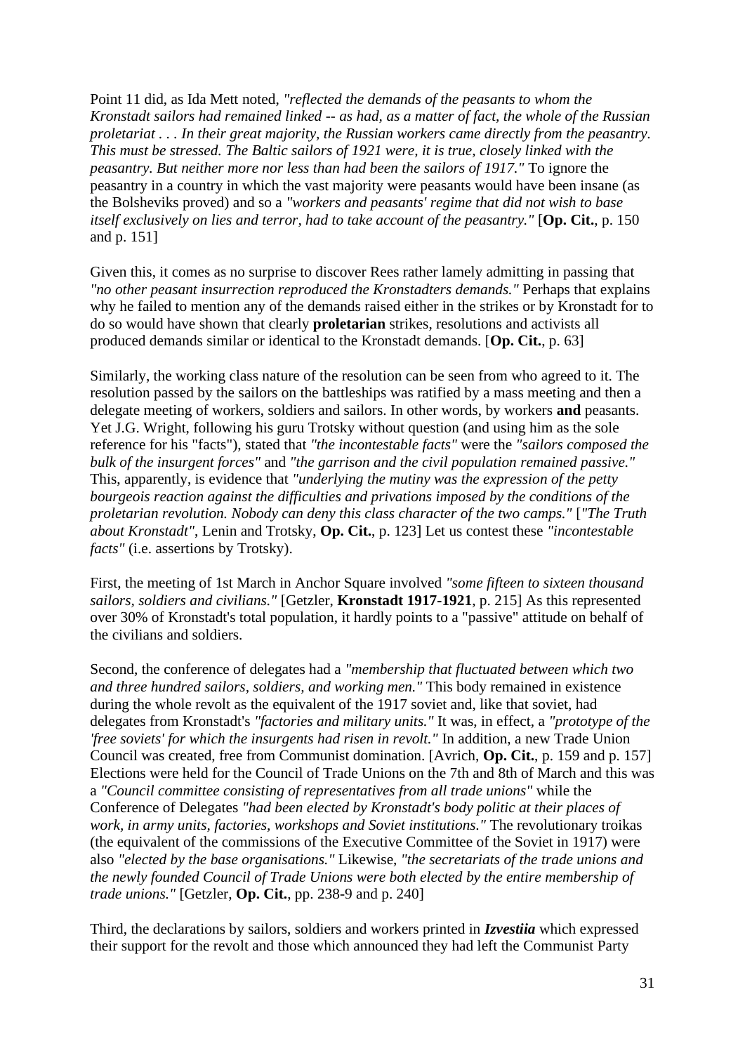Point 11 did, as Ida Mett noted, *"reflected the demands of the peasants to whom the Kronstadt sailors had remained linked -- as had, as a matter of fact, the whole of the Russian proletariat . . . In their great majority, the Russian workers came directly from the peasantry. This must be stressed. The Baltic sailors of 1921 were, it is true, closely linked with the peasantry. But neither more nor less than had been the sailors of 1917."* To ignore the peasantry in a country in which the vast majority were peasants would have been insane (as the Bolsheviks proved) and so a *"workers and peasants' regime that did not wish to base itself exclusively on lies and terror, had to take account of the peasantry."* [**Op. Cit.**, p. 150 and p. 151]

Given this, it comes as no surprise to discover Rees rather lamely admitting in passing that *"no other peasant insurrection reproduced the Kronstadters demands."* Perhaps that explains why he failed to mention any of the demands raised either in the strikes or by Kronstadt for to do so would have shown that clearly **proletarian** strikes, resolutions and activists all produced demands similar or identical to the Kronstadt demands. [**Op. Cit.**, p. 63]

Similarly, the working class nature of the resolution can be seen from who agreed to it. The resolution passed by the sailors on the battleships was ratified by a mass meeting and then a delegate meeting of workers, soldiers and sailors. In other words, by workers **and** peasants. Yet J.G. Wright, following his guru Trotsky without question (and using him as the sole reference for his "facts"), stated that *"the incontestable facts"* were the *"sailors composed the bulk of the insurgent forces"* and *"the garrison and the civil population remained passive."* This, apparently, is evidence that *"underlying the mutiny was the expression of the petty bourgeois reaction against the difficulties and privations imposed by the conditions of the proletarian revolution. Nobody can deny this class character of the two camps."* [*"The Truth about Kronstadt"*, Lenin and Trotsky, **Op. Cit.**, p. 123] Let us contest these *"incontestable facts"* (i.e. assertions by Trotsky).

First, the meeting of 1st March in Anchor Square involved *"some fifteen to sixteen thousand sailors, soldiers and civilians."* [Getzler, **Kronstadt 1917-1921**, p. 215] As this represented over 30% of Kronstadt's total population, it hardly points to a "passive" attitude on behalf of the civilians and soldiers.

Second, the conference of delegates had a *"membership that fluctuated between which two and three hundred sailors, soldiers, and working men."* This body remained in existence during the whole revolt as the equivalent of the 1917 soviet and, like that soviet, had delegates from Kronstadt's *"factories and military units."* It was, in effect, a *"prototype of the 'free soviets' for which the insurgents had risen in revolt."* In addition, a new Trade Union Council was created, free from Communist domination. [Avrich, **Op. Cit.**, p. 159 and p. 157] Elections were held for the Council of Trade Unions on the 7th and 8th of March and this was a *"Council committee consisting of representatives from all trade unions"* while the Conference of Delegates *"had been elected by Kronstadt's body politic at their places of work, in army units, factories, workshops and Soviet institutions."* The revolutionary troikas (the equivalent of the commissions of the Executive Committee of the Soviet in 1917) were also *"elected by the base organisations."* Likewise, *"the secretariats of the trade unions and the newly founded Council of Trade Unions were both elected by the entire membership of trade unions."* [Getzler, **Op. Cit.**, pp. 238-9 and p. 240]

Third, the declarations by sailors, soldiers and workers printed in ***Izvestiia*** which expressed their support for the revolt and those which announced they had left the Communist Party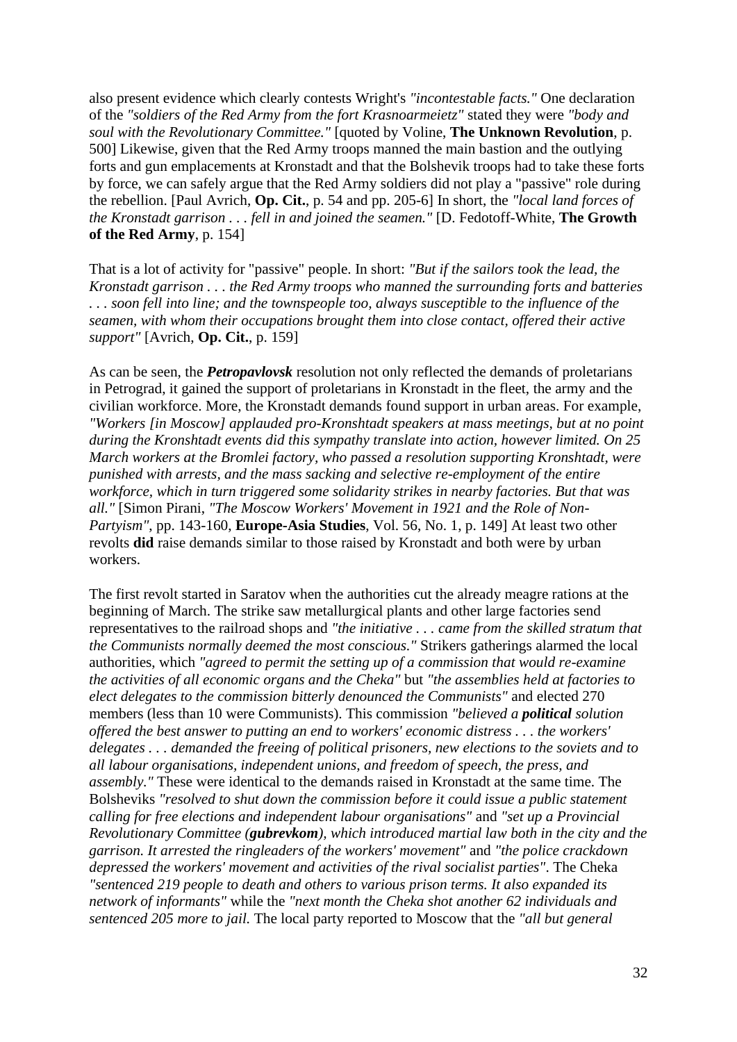also present evidence which clearly contests Wright's *"incontestable facts."* One declaration of the *"soldiers of the Red Army from the fort Krasnoarmeietz"* stated they were *"body and soul with the Revolutionary Committee."* [quoted by Voline, **The Unknown Revolution**, p. 500] Likewise, given that the Red Army troops manned the main bastion and the outlying forts and gun emplacements at Kronstadt and that the Bolshevik troops had to take these forts by force, we can safely argue that the Red Army soldiers did not play a "passive" role during the rebellion. [Paul Avrich, **Op. Cit.**, p. 54 and pp. 205-6] In short, the *"local land forces of the Kronstadt garrison . . . fell in and joined the seamen."* [D. Fedotoff-White, **The Growth of the Red Army**, p. 154]

That is a lot of activity for "passive" people. In short: *"But if the sailors took the lead, the Kronstadt garrison . . . the Red Army troops who manned the surrounding forts and batteries . . . soon fell into line; and the townspeople too, always susceptible to the influence of the seamen, with whom their occupations brought them into close contact, offered their active support"* [Avrich, **Op. Cit.**, p. 159]

As can be seen, the ***Petropavlovsk*** resolution not only reflected the demands of proletarians in Petrograd, it gained the support of proletarians in Kronstadt in the fleet, the army and the civilian workforce. More, the Kronstadt demands found support in urban areas. For example, *"Workers [in Moscow] applauded pro-Kronshtadt speakers at mass meetings, but at no point during the Kronshtadt events did this sympathy translate into action, however limited. On 25 March workers at the Bromlei factory, who passed a resolution supporting Kronshtadt, were punished with arrests, and the mass sacking and selective re-employment of the entire workforce, which in turn triggered some solidarity strikes in nearby factories. But that was all."* [Simon Pirani, *"The Moscow Workers' Movement in 1921 and the Role of Non-Partyism"*, pp. 143-160, **Europe-Asia Studies**, Vol. 56, No. 1, p. 149] At least two other revolts **did** raise demands similar to those raised by Kronstadt and both were by urban workers.

The first revolt started in Saratov when the authorities cut the already meagre rations at the beginning of March. The strike saw metallurgical plants and other large factories send representatives to the railroad shops and *"the initiative . . . came from the skilled stratum that the Communists normally deemed the most conscious."* Strikers gatherings alarmed the local authorities, which *"agreed to permit the setting up of a commission that would re-examine the activities of all economic organs and the Cheka"* but *"the assemblies held at factories to elect delegates to the commission bitterly denounced the Communists"* and elected 270 members (less than 10 were Communists). This commission *"believed a* ***political*** *solution offered the best answer to putting an end to workers' economic distress . . . the workers' delegates . . . demanded the freeing of political prisoners, new elections to the soviets and to all labour organisations, independent unions, and freedom of speech, the press, and assembly."* These were identical to the demands raised in Kronstadt at the same time. The Bolsheviks *"resolved to shut down the commission before it could issue a public statement calling for free elections and independent labour organisations"* and *"set up a Provincial Revolutionary Committee (****gubrevkom****), which introduced martial law both in the city and the garrison. It arrested the ringleaders of the workers' movement"* and *"the police crackdown depressed the workers' movement and activities of the rival socialist parties"*. The Cheka *"sentenced 219 people to death and others to various prison terms. It also expanded its network of informants"* while the *"next month the Cheka shot another 62 individuals and sentenced 205 more to jail.* The local party reported to Moscow that the *"all but general*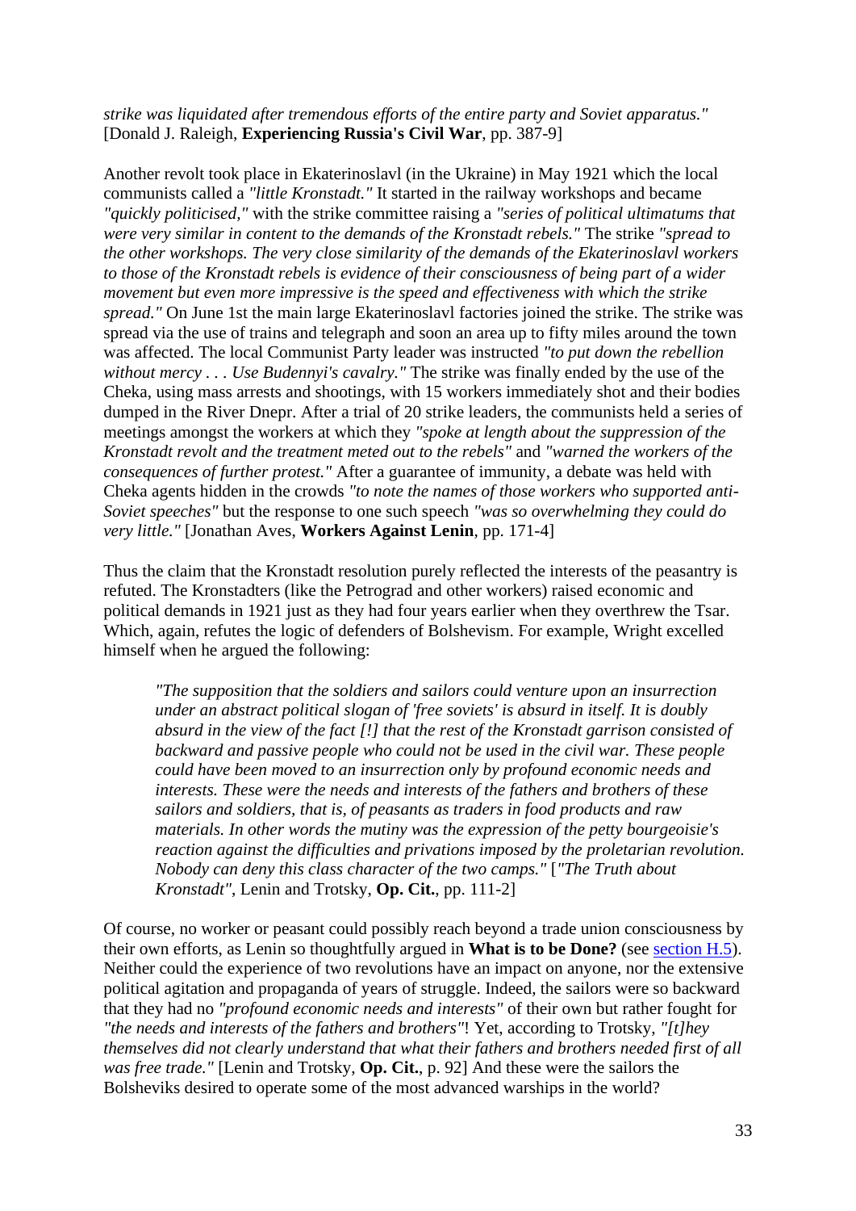*strike was liquidated after tremendous efforts of the entire party and Soviet apparatus."* [Donald J. Raleigh, **Experiencing Russia's Civil War**, pp. 387-9]

Another revolt took place in Ekaterinoslavl (in the Ukraine) in May 1921 which the local communists called a *"little Kronstadt."* It started in the railway workshops and became *"quickly politicised,"* with the strike committee raising a *"series of political ultimatums that were very similar in content to the demands of the Kronstadt rebels."* The strike *"spread to the other workshops. The very close similarity of the demands of the Ekaterinoslavl workers to those of the Kronstadt rebels is evidence of their consciousness of being part of a wider movement but even more impressive is the speed and effectiveness with which the strike spread."* On June 1st the main large Ekaterinoslavl factories joined the strike. The strike was spread via the use of trains and telegraph and soon an area up to fifty miles around the town was affected. The local Communist Party leader was instructed *"to put down the rebellion without mercy . . . Use Budennyi's cavalry."* The strike was finally ended by the use of the Cheka, using mass arrests and shootings, with 15 workers immediately shot and their bodies dumped in the River Dnepr. After a trial of 20 strike leaders, the communists held a series of meetings amongst the workers at which they *"spoke at length about the suppression of the Kronstadt revolt and the treatment meted out to the rebels"* and *"warned the workers of the consequences of further protest."* After a guarantee of immunity, a debate was held with Cheka agents hidden in the crowds *"to note the names of those workers who supported anti-Soviet speeches"* but the response to one such speech *"was so overwhelming they could do very little."* [Jonathan Aves, **Workers Against Lenin**, pp. 171-4]

Thus the claim that the Kronstadt resolution purely reflected the interests of the peasantry is refuted. The Kronstadters (like the Petrograd and other workers) raised economic and political demands in 1921 just as they had four years earlier when they overthrew the Tsar. Which, again, refutes the logic of defenders of Bolshevism. For example, Wright excelled himself when he argued the following:

> *"The supposition that the soldiers and sailors could venture upon an insurrection under an abstract political slogan of 'free soviets' is absurd in itself. It is doubly absurd in the view of the fact [!] that the rest of the Kronstadt garrison consisted of backward and passive people who could not be used in the civil war. These people could have been moved to an insurrection only by profound economic needs and interests. These were the needs and interests of the fathers and brothers of these sailors and soldiers, that is, of peasants as traders in food products and raw materials. In other words the mutiny was the expression of the petty bourgeoisie's reaction against the difficulties and privations imposed by the proletarian revolution. Nobody can deny this class character of the two camps."* [*"The Truth about Kronstadt"*, Lenin and Trotsky, **Op. Cit.**, pp. 111-2]

Of course, no worker or peasant could possibly reach beyond a trade union consciousness by their own efforts, as Lenin so thoughtfully argued in **What is to be Done?** (see section H.5). Neither could the experience of two revolutions have an impact on anyone, nor the extensive political agitation and propaganda of years of struggle. Indeed, the sailors were so backward that they had no *"profound economic needs and interests"* of their own but rather fought for *"the needs and interests of the fathers and brothers"*! Yet, according to Trotsky, *"[t]hey themselves did not clearly understand that what their fathers and brothers needed first of all was free trade."* [Lenin and Trotsky, **Op. Cit.**, p. 92] And these were the sailors the Bolsheviks desired to operate some of the most advanced warships in the world?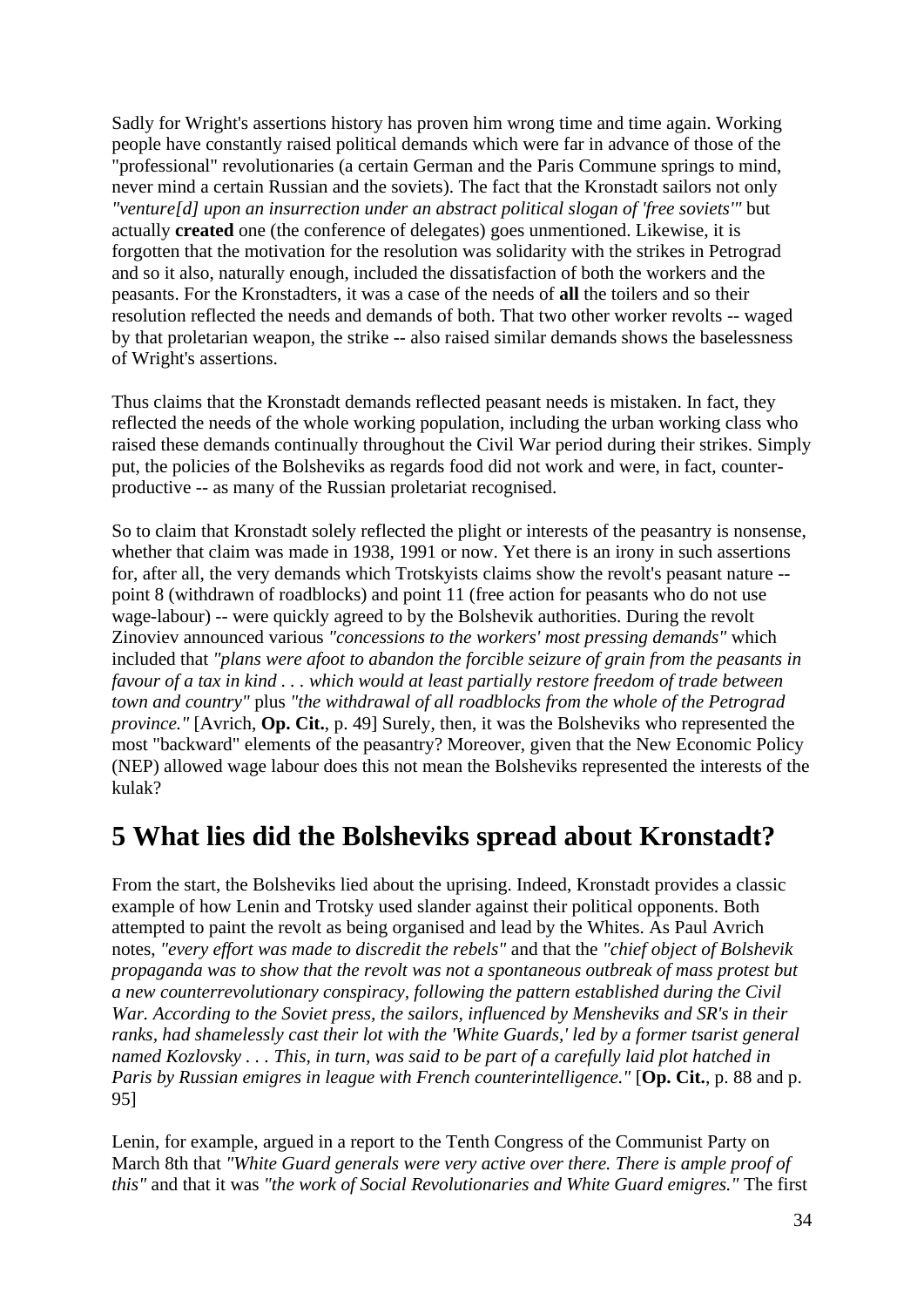Sadly for Wright's assertions history has proven him wrong time and time again. Working people have constantly raised political demands which were far in advance of those of the "professional" revolutionaries (a certain German and the Paris Commune springs to mind, never mind a certain Russian and the soviets). The fact that the Kronstadt sailors not only *"venture[d] upon an insurrection under an abstract political slogan of 'free soviets'"* but actually **created** one (the conference of delegates) goes unmentioned. Likewise, it is forgotten that the motivation for the resolution was solidarity with the strikes in Petrograd and so it also, naturally enough, included the dissatisfaction of both the workers and the peasants. For the Kronstadters, it was a case of the needs of **all** the toilers and so their resolution reflected the needs and demands of both. That two other worker revolts -- waged by that proletarian weapon, the strike -- also raised similar demands shows the baselessness of Wright's assertions.

Thus claims that the Kronstadt demands reflected peasant needs is mistaken. In fact, they reflected the needs of the whole working population, including the urban working class who raised these demands continually throughout the Civil War period during their strikes. Simply put, the policies of the Bolsheviks as regards food did not work and were, in fact, counter-productive -- as many of the Russian proletariat recognised.

So to claim that Kronstadt solely reflected the plight or interests of the peasantry is nonsense, whether that claim was made in 1938, 1991 or now. Yet there is an irony in such assertions for, after all, the very demands which Trotskyists claims show the revolt's peasant nature -- point 8 (withdrawn of roadblocks) and point 11 (free action for peasants who do not use wage-labour) -- were quickly agreed to by the Bolshevik authorities. During the revolt Zinoviev announced various *"concessions to the workers' most pressing demands"* which included that *"plans were afoot to abandon the forcible seizure of grain from the peasants in favour of a tax in kind . . . which would at least partially restore freedom of trade between town and country"* plus *"the withdrawal of all roadblocks from the whole of the Petrograd province."* [Avrich, **Op. Cit.**, p. 49] Surely, then, it was the Bolsheviks who represented the most "backward" elements of the peasantry? Moreover, given that the New Economic Policy (NEP) allowed wage labour does this not mean the Bolsheviks represented the interests of the kulak?

# 5 What lies did the Bolsheviks spread about Kronstadt?

From the start, the Bolsheviks lied about the uprising. Indeed, Kronstadt provides a classic example of how Lenin and Trotsky used slander against their political opponents. Both attempted to paint the revolt as being organised and lead by the Whites. As Paul Avrich notes, *"every effort was made to discredit the rebels"* and that the *"chief object of Bolshevik propaganda was to show that the revolt was not a spontaneous outbreak of mass protest but a new counterrevolutionary conspiracy, following the pattern established during the Civil War. According to the Soviet press, the sailors, influenced by Mensheviks and SR's in their ranks, had shamelessly cast their lot with the 'White Guards,' led by a former tsarist general named Kozlovsky . . . This, in turn, was said to be part of a carefully laid plot hatched in Paris by Russian emigres in league with French counterintelligence."* [**Op. Cit.**, p. 88 and p. 95]

Lenin, for example, argued in a report to the Tenth Congress of the Communist Party on March 8th that *"White Guard generals were very active over there. There is ample proof of this"* and that it was *"the work of Social Revolutionaries and White Guard emigres."* The first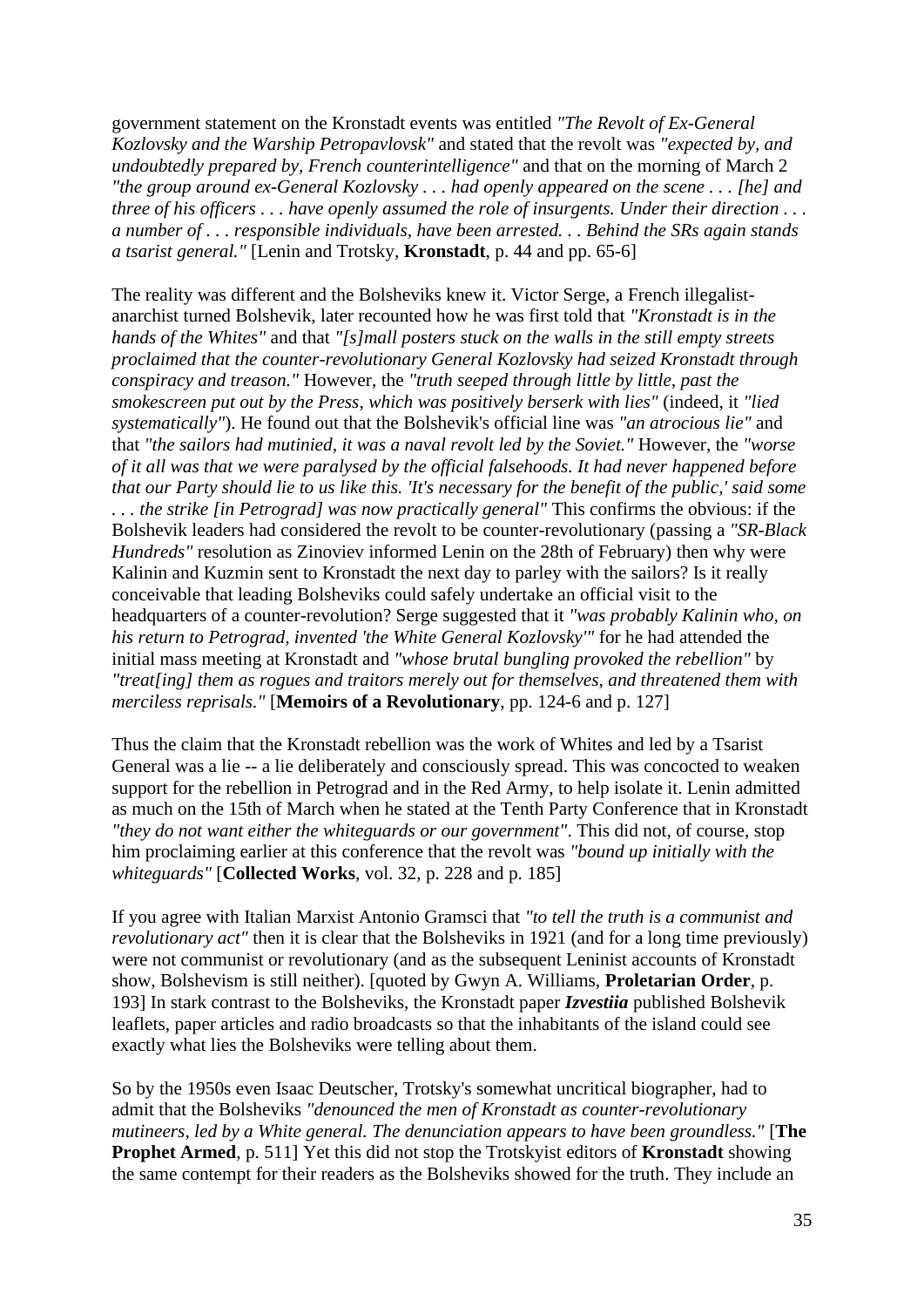government statement on the Kronstadt events was entitled *"The Revolt of Ex-General Kozlovsky and the Warship Petropavlovsk"* and stated that the revolt was *"expected by, and undoubtedly prepared by, French counterintelligence"* and that on the morning of March 2 *"the group around ex-General Kozlovsky . . . had openly appeared on the scene . . . [he] and three of his officers . . . have openly assumed the role of insurgents. Under their direction . . . a number of . . . responsible individuals, have been arrested. . . Behind the SRs again stands a tsarist general."* [Lenin and Trotsky, **Kronstadt**, p. 44 and pp. 65-6]

The reality was different and the Bolsheviks knew it. Victor Serge, a French illegalist-anarchist turned Bolshevik, later recounted how he was first told that *"Kronstadt is in the hands of the Whites"* and that *"[s]mall posters stuck on the walls in the still empty streets proclaimed that the counter-revolutionary General Kozlovsky had seized Kronstadt through conspiracy and treason."* However, the *"truth seeped through little by little, past the smokescreen put out by the Press, which was positively berserk with lies"* (indeed, it *"lied systematically"*). He found out that the Bolshevik's official line was *"an atrocious lie"* and that *"the sailors had mutinied, it was a naval revolt led by the Soviet."* However, the *"worse of it all was that we were paralysed by the official falsehoods. It had never happened before that our Party should lie to us like this. 'It's necessary for the benefit of the public,' said some . . . the strike [in Petrograd] was now practically general"* This confirms the obvious: if the Bolshevik leaders had considered the revolt to be counter-revolutionary (passing a *"SR-Black Hundreds"* resolution as Zinoviev informed Lenin on the 28th of February) then why were Kalinin and Kuzmin sent to Kronstadt the next day to parley with the sailors? Is it really conceivable that leading Bolsheviks could safely undertake an official visit to the headquarters of a counter-revolution? Serge suggested that it *"was probably Kalinin who, on his return to Petrograd, invented 'the White General Kozlovsky'"* for he had attended the initial mass meeting at Kronstadt and *"whose brutal bungling provoked the rebellion"* by *"treat[ing] them as rogues and traitors merely out for themselves, and threatened them with merciless reprisals."* [**Memoirs of a Revolutionary**, pp. 124-6 and p. 127]

Thus the claim that the Kronstadt rebellion was the work of Whites and led by a Tsarist General was a lie -- a lie deliberately and consciously spread. This was concocted to weaken support for the rebellion in Petrograd and in the Red Army, to help isolate it. Lenin admitted as much on the 15th of March when he stated at the Tenth Party Conference that in Kronstadt *"they do not want either the whiteguards or our government"*. This did not, of course, stop him proclaiming earlier at this conference that the revolt was *"bound up initially with the whiteguards"* [**Collected Works**, vol. 32, p. 228 and p. 185]

If you agree with Italian Marxist Antonio Gramsci that *"to tell the truth is a communist and revolutionary act"* then it is clear that the Bolsheviks in 1921 (and for a long time previously) were not communist or revolutionary (and as the subsequent Leninist accounts of Kronstadt show, Bolshevism is still neither). [quoted by Gwyn A. Williams, **Proletarian Order**, p. 193] In stark contrast to the Bolsheviks, the Kronstadt paper ***Izvestiia*** published Bolshevik leaflets, paper articles and radio broadcasts so that the inhabitants of the island could see exactly what lies the Bolsheviks were telling about them.

So by the 1950s even Isaac Deutscher, Trotsky's somewhat uncritical biographer, had to admit that the Bolsheviks *"denounced the men of Kronstadt as counter-revolutionary mutineers, led by a White general. The denunciation appears to have been groundless."* [**The Prophet Armed**, p. 511] Yet this did not stop the Trotskyist editors of **Kronstadt** showing the same contempt for their readers as the Bolsheviks showed for the truth. They include an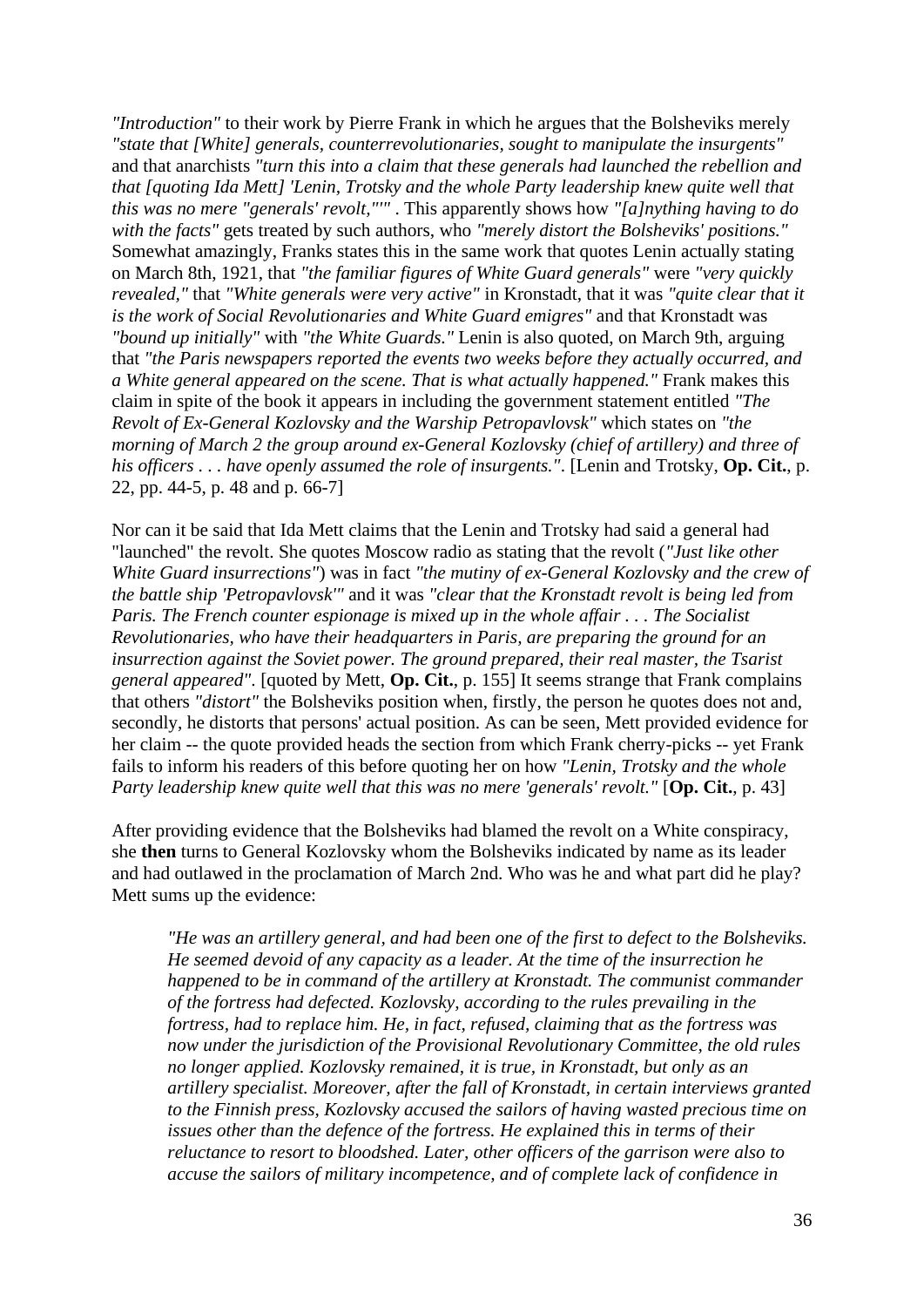*"Introduction"* to their work by Pierre Frank in which he argues that the Bolsheviks merely *"state that [White] generals, counterrevolutionaries, sought to manipulate the insurgents"* and that anarchists *"turn this into a claim that these generals had launched the rebellion and that [quoting Ida Mett] 'Lenin, Trotsky and the whole Party leadership knew quite well that this was no mere "generals' revolt,"'"* . This apparently shows how *"[a]nything having to do with the facts"* gets treated by such authors, who *"merely distort the Bolsheviks' positions."* Somewhat amazingly, Franks states this in the same work that quotes Lenin actually stating on March 8th, 1921, that *"the familiar figures of White Guard generals"* were *"very quickly revealed,"* that *"White generals were very active"* in Kronstadt, that it was *"quite clear that it is the work of Social Revolutionaries and White Guard emigres"* and that Kronstadt was *"bound up initially"* with *"the White Guards."* Lenin is also quoted, on March 9th, arguing that *"the Paris newspapers reported the events two weeks before they actually occurred, and a White general appeared on the scene. That is what actually happened."* Frank makes this claim in spite of the book it appears in including the government statement entitled *"The Revolt of Ex-General Kozlovsky and the Warship Petropavlovsk"* which states on *"the morning of March 2 the group around ex-General Kozlovsky (chief of artillery) and three of his officers . . . have openly assumed the role of insurgents."*. [Lenin and Trotsky, **Op. Cit.**, p. 22, pp. 44-5, p. 48 and p. 66-7]

Nor can it be said that Ida Mett claims that the Lenin and Trotsky had said a general had "launched" the revolt. She quotes Moscow radio as stating that the revolt (*"Just like other White Guard insurrections"*) was in fact *"the mutiny of ex-General Kozlovsky and the crew of the battle ship 'Petropavlovsk'"* and it was *"clear that the Kronstadt revolt is being led from Paris. The French counter espionage is mixed up in the whole affair . . . The Socialist Revolutionaries, who have their headquarters in Paris, are preparing the ground for an insurrection against the Soviet power. The ground prepared, their real master, the Tsarist general appeared"*. [quoted by Mett, **Op. Cit.**, p. 155] It seems strange that Frank complains that others *"distort"* the Bolsheviks position when, firstly, the person he quotes does not and, secondly, he distorts that persons' actual position. As can be seen, Mett provided evidence for her claim -- the quote provided heads the section from which Frank cherry-picks -- yet Frank fails to inform his readers of this before quoting her on how *"Lenin, Trotsky and the whole Party leadership knew quite well that this was no mere 'generals' revolt."* [**Op. Cit.**, p. 43]

After providing evidence that the Bolsheviks had blamed the revolt on a White conspiracy, she **then** turns to General Kozlovsky whom the Bolsheviks indicated by name as its leader and had outlawed in the proclamation of March 2nd. Who was he and what part did he play? Mett sums up the evidence:

> *"He was an artillery general, and had been one of the first to defect to the Bolsheviks. He seemed devoid of any capacity as a leader. At the time of the insurrection he happened to be in command of the artillery at Kronstadt. The communist commander of the fortress had defected. Kozlovsky, according to the rules prevailing in the fortress, had to replace him. He, in fact, refused, claiming that as the fortress was now under the jurisdiction of the Provisional Revolutionary Committee, the old rules no longer applied. Kozlovsky remained, it is true, in Kronstadt, but only as an artillery specialist. Moreover, after the fall of Kronstadt, in certain interviews granted to the Finnish press, Kozlovsky accused the sailors of having wasted precious time on issues other than the defence of the fortress. He explained this in terms of their reluctance to resort to bloodshed. Later, other officers of the garrison were also to accuse the sailors of military incompetence, and of complete lack of confidence in*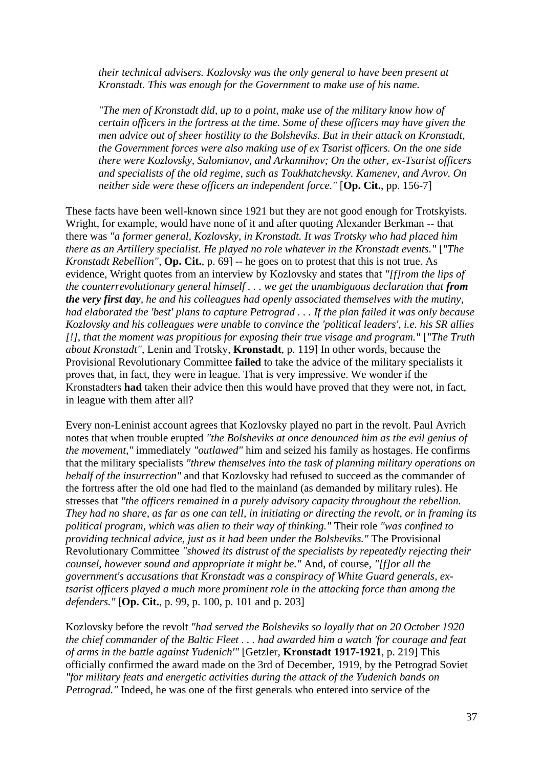> *their technical advisers. Kozlovsky was the only general to have been present at Kronstadt. This was enough for the Government to make use of his name.*
>
> *"The men of Kronstadt did, up to a point, make use of the military know how of certain officers in the fortress at the time. Some of these officers may have given the men advice out of sheer hostility to the Bolsheviks. But in their attack on Kronstadt, the Government forces were also making use of ex Tsarist officers. On the one side there were Kozlovsky, Salomianov, and Arkannihov; On the other, ex-Tsarist officers and specialists of the old regime, such as Toukhatchevsky. Kamenev, and Avrov. On neither side were these officers an independent force."* [**Op. Cit.**, pp. 156-7]

These facts have been well-known since 1921 but they are not good enough for Trotskyists. Wright, for example, would have none of it and after quoting Alexander Berkman -- that there was *"a former general, Kozlovsky, in Kronstadt. It was Trotsky who had placed him there as an Artillery specialist. He played no role whatever in the Kronstadt events."* [*"The Kronstadt Rebellion"*, **Op. Cit.**, p. 69] -- he goes on to protest that this is not true. As evidence, Wright quotes from an interview by Kozlovsky and states that *"[f]rom the lips of the counterrevolutionary general himself . . . we get the unambiguous declaration that* ***from the very first day****, he and his colleagues had openly associated themselves with the mutiny, had elaborated the 'best' plans to capture Petrograd . . . If the plan failed it was only because Kozlovsky and his colleagues were unable to convince the 'political leaders', i.e. his SR allies [!], that the moment was propitious for exposing their true visage and program."* [*"The Truth about Kronstadt"*, Lenin and Trotsky, **Kronstadt**, p. 119] In other words, because the Provisional Revolutionary Committee **failed** to take the advice of the military specialists it proves that, in fact, they were in league. That is very impressive. We wonder if the Kronstadters **had** taken their advice then this would have proved that they were not, in fact, in league with them after all?

Every non-Leninist account agrees that Kozlovsky played no part in the revolt. Paul Avrich notes that when trouble erupted *"the Bolsheviks at once denounced him as the evil genius of the movement,"* immediately *"outlawed"* him and seized his family as hostages. He confirms that the military specialists *"threw themselves into the task of planning military operations on behalf of the insurrection"* and that Kozlovsky had refused to succeed as the commander of the fortress after the old one had fled to the mainland (as demanded by military rules). He stresses that *"the officers remained in a purely advisory capacity throughout the rebellion. They had no share, as far as one can tell, in initiating or directing the revolt, or in framing its political program, which was alien to their way of thinking."* Their role *"was confined to providing technical advice, just as it had been under the Bolsheviks."* The Provisional Revolutionary Committee *"showed its distrust of the specialists by repeatedly rejecting their counsel, however sound and appropriate it might be."* And, of course, *"[f]or all the government's accusations that Kronstadt was a conspiracy of White Guard generals, ex-tsarist officers played a much more prominent role in the attacking force than among the defenders."* [**Op. Cit.**, p. 99, p. 100, p. 101 and p. 203]

Kozlovsky before the revolt *"had served the Bolsheviks so loyally that on 20 October 1920 the chief commander of the Baltic Fleet . . . had awarded him a watch 'for courage and feat of arms in the battle against Yudenich'"* [Getzler, **Kronstadt 1917-1921**, p. 219] This officially confirmed the award made on the 3rd of December, 1919, by the Petrograd Soviet *"for military feats and energetic activities during the attack of the Yudenich bands on Petrograd."* Indeed, he was one of the first generals who entered into service of the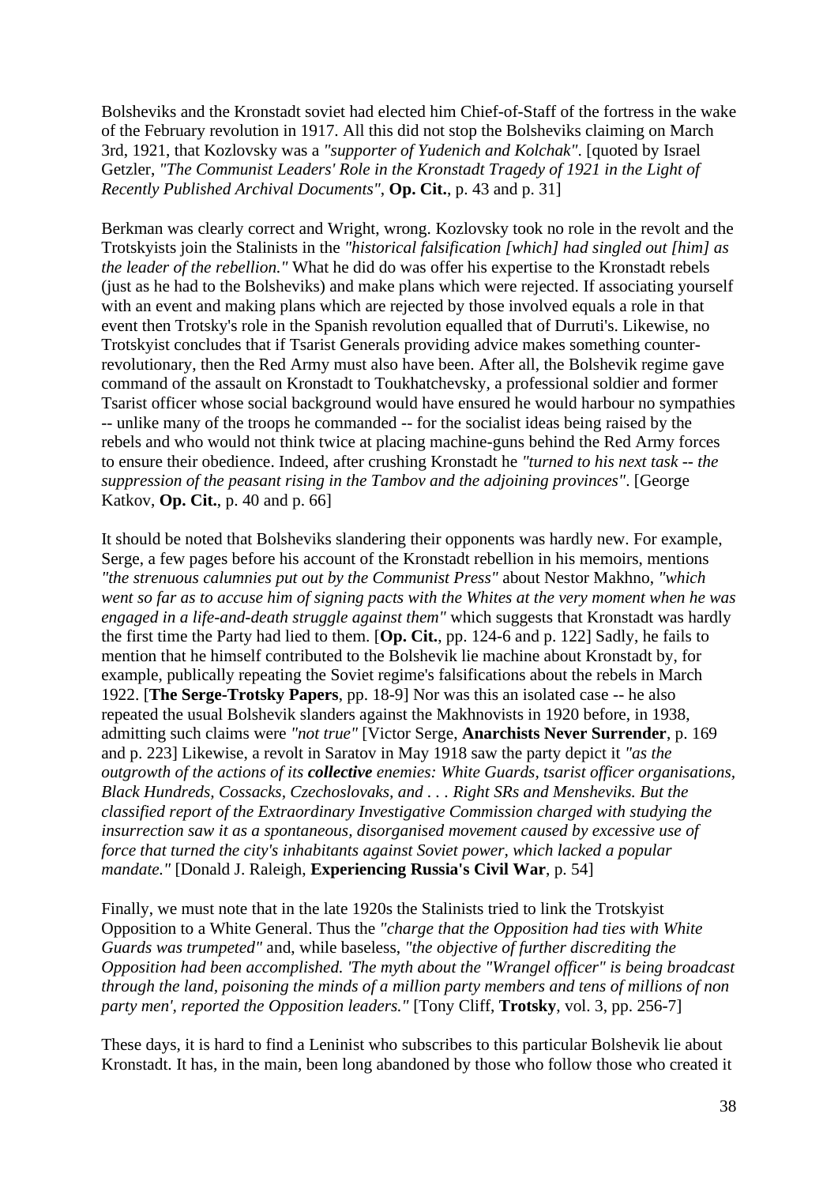Bolsheviks and the Kronstadt soviet had elected him Chief-of-Staff of the fortress in the wake of the February revolution in 1917. All this did not stop the Bolsheviks claiming on March 3rd, 1921, that Kozlovsky was a *"supporter of Yudenich and Kolchak"*. [quoted by Israel Getzler, *"The Communist Leaders' Role in the Kronstadt Tragedy of 1921 in the Light of Recently Published Archival Documents"*, **Op. Cit.**, p. 43 and p. 31]

Berkman was clearly correct and Wright, wrong. Kozlovsky took no role in the revolt and the Trotskyists join the Stalinists in the *"historical falsification [which] had singled out [him] as the leader of the rebellion."* What he did do was offer his expertise to the Kronstadt rebels (just as he had to the Bolsheviks) and make plans which were rejected. If associating yourself with an event and making plans which are rejected by those involved equals a role in that event then Trotsky's role in the Spanish revolution equalled that of Durruti's. Likewise, no Trotskyist concludes that if Tsarist Generals providing advice makes something counter-revolutionary, then the Red Army must also have been. After all, the Bolshevik regime gave command of the assault on Kronstadt to Toukhatchevsky, a professional soldier and former Tsarist officer whose social background would have ensured he would harbour no sympathies -- unlike many of the troops he commanded -- for the socialist ideas being raised by the rebels and who would not think twice at placing machine-guns behind the Red Army forces to ensure their obedience. Indeed, after crushing Kronstadt he *"turned to his next task -- the suppression of the peasant rising in the Tambov and the adjoining provinces"*. [George Katkov, **Op. Cit.**, p. 40 and p. 66]

It should be noted that Bolsheviks slandering their opponents was hardly new. For example, Serge, a few pages before his account of the Kronstadt rebellion in his memoirs, mentions *"the strenuous calumnies put out by the Communist Press"* about Nestor Makhno, *"which went so far as to accuse him of signing pacts with the Whites at the very moment when he was engaged in a life-and-death struggle against them"* which suggests that Kronstadt was hardly the first time the Party had lied to them. [**Op. Cit.**, pp. 124-6 and p. 122] Sadly, he fails to mention that he himself contributed to the Bolshevik lie machine about Kronstadt by, for example, publically repeating the Soviet regime's falsifications about the rebels in March 1922. [**The Serge-Trotsky Papers**, pp. 18-9] Nor was this an isolated case -- he also repeated the usual Bolshevik slanders against the Makhnovists in 1920 before, in 1938, admitting such claims were *"not true"* [Victor Serge, **Anarchists Never Surrender**, p. 169 and p. 223] Likewise, a revolt in Saratov in May 1918 saw the party depict it *"as the outgrowth of the actions of its **collective** enemies: White Guards, tsarist officer organisations, Black Hundreds, Cossacks, Czechoslovaks, and . . . Right SRs and Mensheviks. But the classified report of the Extraordinary Investigative Commission charged with studying the insurrection saw it as a spontaneous, disorganised movement caused by excessive use of force that turned the city's inhabitants against Soviet power, which lacked a popular mandate."* [Donald J. Raleigh, **Experiencing Russia's Civil War**, p. 54]

Finally, we must note that in the late 1920s the Stalinists tried to link the Trotskyist Opposition to a White General. Thus the *"charge that the Opposition had ties with White Guards was trumpeted"* and, while baseless, *"the objective of further discrediting the Opposition had been accomplished. 'The myth about the "Wrangel officer" is being broadcast through the land, poisoning the minds of a million party members and tens of millions of non party men', reported the Opposition leaders."* [Tony Cliff, **Trotsky**, vol. 3, pp. 256-7]

These days, it is hard to find a Leninist who subscribes to this particular Bolshevik lie about Kronstadt. It has, in the main, been long abandoned by those who follow those who created it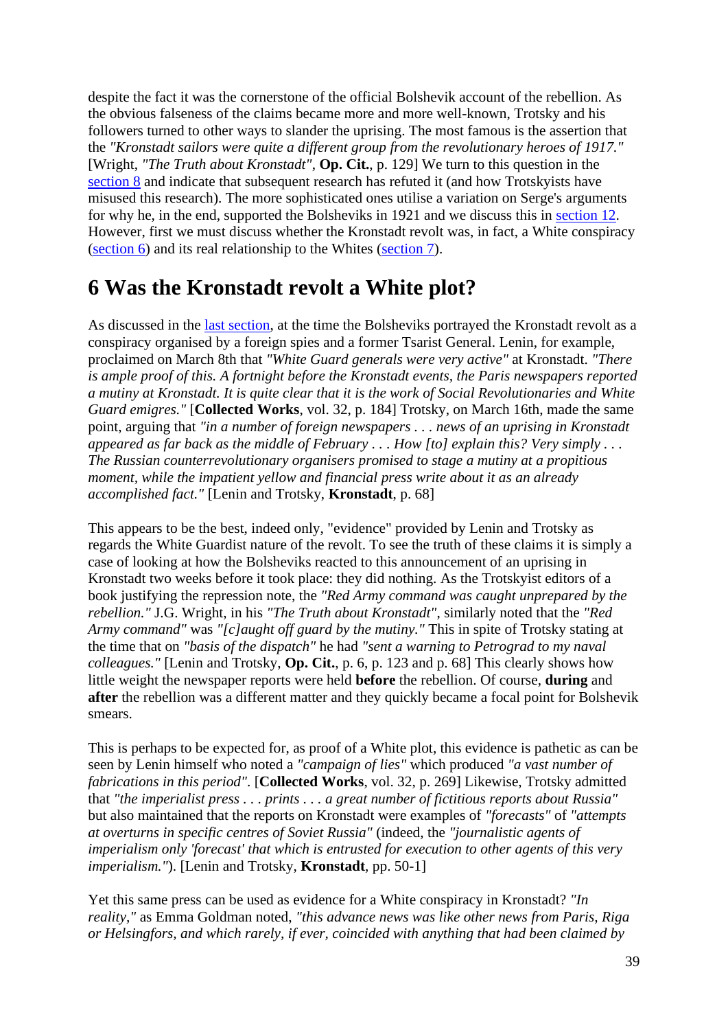despite the fact it was the cornerstone of the official Bolshevik account of the rebellion. As the obvious falseness of the claims became more and more well-known, Trotsky and his followers turned to other ways to slander the uprising. The most famous is the assertion that the *"Kronstadt sailors were quite a different group from the revolutionary heroes of 1917."* [Wright, *"The Truth about Kronstadt"*, **Op. Cit.**, p. 129] We turn to this question in the section 8 and indicate that subsequent research has refuted it (and how Trotskyists have misused this research). The more sophisticated ones utilise a variation on Serge's arguments for why he, in the end, supported the Bolsheviks in 1921 and we discuss this in section 12. However, first we must discuss whether the Kronstadt revolt was, in fact, a White conspiracy (section 6) and its real relationship to the Whites (section 7).

# 6 Was the Kronstadt revolt a White plot?

As discussed in the last section, at the time the Bolsheviks portrayed the Kronstadt revolt as a conspiracy organised by a foreign spies and a former Tsarist General. Lenin, for example, proclaimed on March 8th that *"White Guard generals were very active"* at Kronstadt. *"There is ample proof of this. A fortnight before the Kronstadt events, the Paris newspapers reported a mutiny at Kronstadt. It is quite clear that it is the work of Social Revolutionaries and White Guard emigres."* [**Collected Works**, vol. 32, p. 184] Trotsky, on March 16th, made the same point, arguing that *"in a number of foreign newspapers . . . news of an uprising in Kronstadt appeared as far back as the middle of February . . . How [to] explain this? Very simply . . . The Russian counterrevolutionary organisers promised to stage a mutiny at a propitious moment, while the impatient yellow and financial press write about it as an already accomplished fact."* [Lenin and Trotsky, **Kronstadt**, p. 68]

This appears to be the best, indeed only, "evidence" provided by Lenin and Trotsky as regards the White Guardist nature of the revolt. To see the truth of these claims it is simply a case of looking at how the Bolsheviks reacted to this announcement of an uprising in Kronstadt two weeks before it took place: they did nothing. As the Trotskyist editors of a book justifying the repression note, the *"Red Army command was caught unprepared by the rebellion."* J.G. Wright, in his *"The Truth about Kronstadt"*, similarly noted that the *"Red Army command"* was *"[c]aught off guard by the mutiny."* This in spite of Trotsky stating at the time that on *"basis of the dispatch"* he had *"sent a warning to Petrograd to my naval colleagues."* [Lenin and Trotsky, **Op. Cit.**, p. 6, p. 123 and p. 68] This clearly shows how little weight the newspaper reports were held **before** the rebellion. Of course, **during** and **after** the rebellion was a different matter and they quickly became a focal point for Bolshevik smears.

This is perhaps to be expected for, as proof of a White plot, this evidence is pathetic as can be seen by Lenin himself who noted a *"campaign of lies"* which produced *"a vast number of fabrications in this period"*. [**Collected Works**, vol. 32, p. 269] Likewise, Trotsky admitted that *"the imperialist press . . . prints . . . a great number of fictitious reports about Russia"* but also maintained that the reports on Kronstadt were examples of *"forecasts"* of *"attempts at overturns in specific centres of Soviet Russia"* (indeed, the *"journalistic agents of imperialism only 'forecast' that which is entrusted for execution to other agents of this very imperialism."*). [Lenin and Trotsky, **Kronstadt**, pp. 50-1]

Yet this same press can be used as evidence for a White conspiracy in Kronstadt? *"In reality,"* as Emma Goldman noted, *"this advance news was like other news from Paris, Riga or Helsingfors, and which rarely, if ever, coincided with anything that had been claimed by*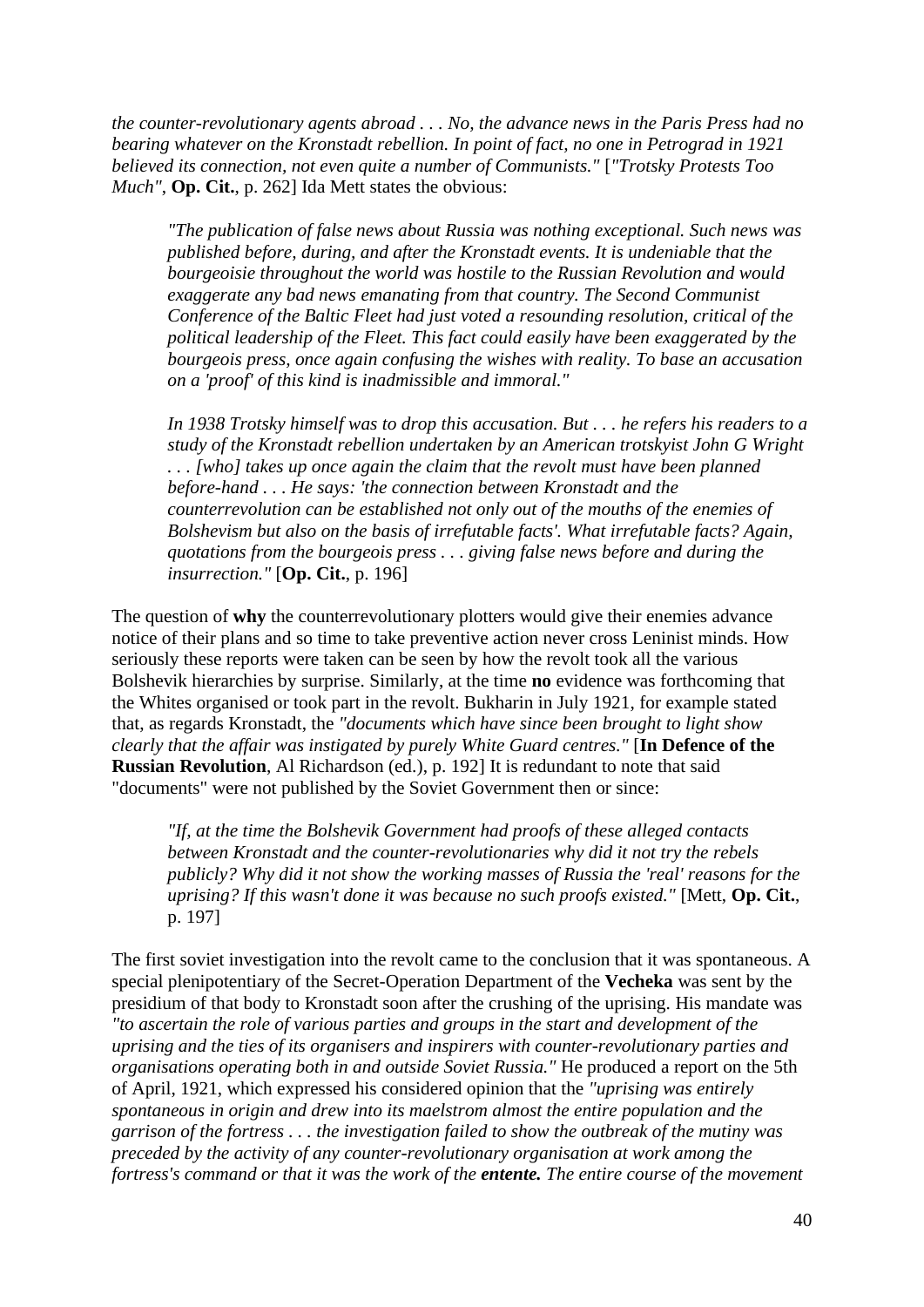*the counter-revolutionary agents abroad . . . No, the advance news in the Paris Press had no bearing whatever on the Kronstadt rebellion. In point of fact, no one in Petrograd in 1921 believed its connection, not even quite a number of Communists."* [*"Trotsky Protests Too Much"*, **Op. Cit.**, p. 262] Ida Mett states the obvious:

> *"The publication of false news about Russia was nothing exceptional. Such news was published before, during, and after the Kronstadt events. It is undeniable that the bourgeoisie throughout the world was hostile to the Russian Revolution and would exaggerate any bad news emanating from that country. The Second Communist Conference of the Baltic Fleet had just voted a resounding resolution, critical of the political leadership of the Fleet. This fact could easily have been exaggerated by the bourgeois press, once again confusing the wishes with reality. To base an accusation on a 'proof' of this kind is inadmissible and immoral."*
>
> *In 1938 Trotsky himself was to drop this accusation. But . . . he refers his readers to a study of the Kronstadt rebellion undertaken by an American trotskyist John G Wright . . . [who] takes up once again the claim that the revolt must have been planned before-hand . . . He says: 'the connection between Kronstadt and the counterrevolution can be established not only out of the mouths of the enemies of Bolshevism but also on the basis of irrefutable facts'. What irrefutable facts? Again, quotations from the bourgeois press . . . giving false news before and during the insurrection."* [**Op. Cit.**, p. 196]

The question of **why** the counterrevolutionary plotters would give their enemies advance notice of their plans and so time to take preventive action never cross Leninist minds. How seriously these reports were taken can be seen by how the revolt took all the various Bolshevik hierarchies by surprise. Similarly, at the time **no** evidence was forthcoming that the Whites organised or took part in the revolt. Bukharin in July 1921, for example stated that, as regards Kronstadt, the *"documents which have since been brought to light show clearly that the affair was instigated by purely White Guard centres."* [**In Defence of the Russian Revolution**, Al Richardson (ed.), p. 192] It is redundant to note that said "documents" were not published by the Soviet Government then or since:

> *"If, at the time the Bolshevik Government had proofs of these alleged contacts between Kronstadt and the counter-revolutionaries why did it not try the rebels publicly? Why did it not show the working masses of Russia the 'real' reasons for the uprising? If this wasn't done it was because no such proofs existed."* [Mett, **Op. Cit.**, p. 197]

The first soviet investigation into the revolt came to the conclusion that it was spontaneous. A special plenipotentiary of the Secret-Operation Department of the **Vecheka** was sent by the presidium of that body to Kronstadt soon after the crushing of the uprising. His mandate was *"to ascertain the role of various parties and groups in the start and development of the uprising and the ties of its organisers and inspirers with counter-revolutionary parties and organisations operating both in and outside Soviet Russia."* He produced a report on the 5th of April, 1921, which expressed his considered opinion that the *"uprising was entirely spontaneous in origin and drew into its maelstrom almost the entire population and the garrison of the fortress . . . the investigation failed to show the outbreak of the mutiny was preceded by the activity of any counter-revolutionary organisation at work among the fortress's command or that it was the work of the* ***entente.*** *The entire course of the movement*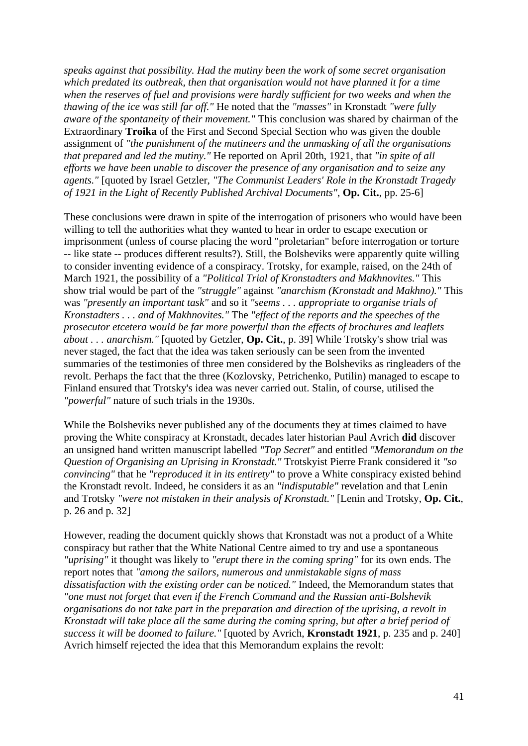*speaks against that possibility. Had the mutiny been the work of some secret organisation which predated its outbreak, then that organisation would not have planned it for a time when the reserves of fuel and provisions were hardly sufficient for two weeks and when the thawing of the ice was still far off."* He noted that the *"masses"* in Kronstadt *"were fully aware of the spontaneity of their movement."* This conclusion was shared by chairman of the Extraordinary **Troika** of the First and Second Special Section who was given the double assignment of *"the punishment of the mutineers and the unmasking of all the organisations that prepared and led the mutiny."* He reported on April 20th, 1921, that *"in spite of all efforts we have been unable to discover the presence of any organisation and to seize any agents."* [quoted by Israel Getzler, *"The Communist Leaders' Role in the Kronstadt Tragedy of 1921 in the Light of Recently Published Archival Documents"*, **Op. Cit.**, pp. 25-6]

These conclusions were drawn in spite of the interrogation of prisoners who would have been willing to tell the authorities what they wanted to hear in order to escape execution or imprisonment (unless of course placing the word "proletarian" before interrogation or torture -- like state -- produces different results?). Still, the Bolsheviks were apparently quite willing to consider inventing evidence of a conspiracy. Trotsky, for example, raised, on the 24th of March 1921, the possibility of a *"Political Trial of Kronstadters and Makhnovites."* This show trial would be part of the *"struggle"* against *"anarchism (Kronstadt and Makhno)."* This was *"presently an important task"* and so it *"seems . . . appropriate to organise trials of Kronstadters . . . and of Makhnovites."* The *"effect of the reports and the speeches of the prosecutor etcetera would be far more powerful than the effects of brochures and leaflets about . . . anarchism."* [quoted by Getzler, **Op. Cit.**, p. 39] While Trotsky's show trial was never staged, the fact that the idea was taken seriously can be seen from the invented summaries of the testimonies of three men considered by the Bolsheviks as ringleaders of the revolt. Perhaps the fact that the three (Kozlovsky, Petrichenko, Putilin) managed to escape to Finland ensured that Trotsky's idea was never carried out. Stalin, of course, utilised the *"powerful"* nature of such trials in the 1930s.

While the Bolsheviks never published any of the documents they at times claimed to have proving the White conspiracy at Kronstadt, decades later historian Paul Avrich **did** discover an unsigned hand written manuscript labelled *"Top Secret"* and entitled *"Memorandum on the Question of Organising an Uprising in Kronstadt."* Trotskyist Pierre Frank considered it *"so convincing"* that he *"reproduced it in its entirety"* to prove a White conspiracy existed behind the Kronstadt revolt. Indeed, he considers it as an *"indisputable"* revelation and that Lenin and Trotsky *"were not mistaken in their analysis of Kronstadt."* [Lenin and Trotsky, **Op. Cit.**, p. 26 and p. 32]

However, reading the document quickly shows that Kronstadt was not a product of a White conspiracy but rather that the White National Centre aimed to try and use a spontaneous *"uprising"* it thought was likely to *"erupt there in the coming spring"* for its own ends. The report notes that *"among the sailors, numerous and unmistakable signs of mass dissatisfaction with the existing order can be noticed."* Indeed, the Memorandum states that *"one must not forget that even if the French Command and the Russian anti-Bolshevik organisations do not take part in the preparation and direction of the uprising, a revolt in Kronstadt will take place all the same during the coming spring, but after a brief period of success it will be doomed to failure."* [quoted by Avrich, **Kronstadt 1921**, p. 235 and p. 240] Avrich himself rejected the idea that this Memorandum explains the revolt: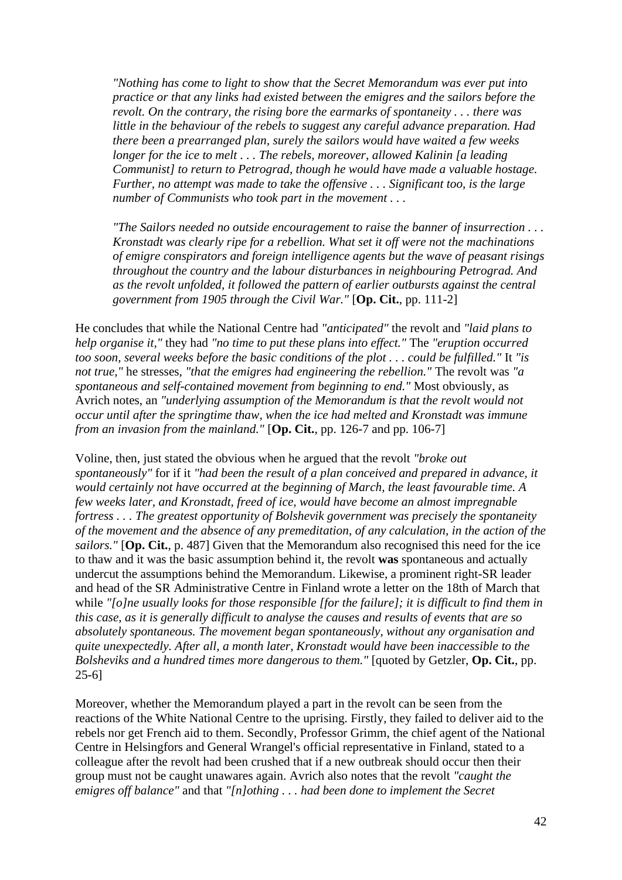> *"Nothing has come to light to show that the Secret Memorandum was ever put into practice or that any links had existed between the emigres and the sailors before the revolt. On the contrary, the rising bore the earmarks of spontaneity . . . there was little in the behaviour of the rebels to suggest any careful advance preparation. Had there been a prearranged plan, surely the sailors would have waited a few weeks longer for the ice to melt . . . The rebels, moreover, allowed Kalinin [a leading Communist] to return to Petrograd, though he would have made a valuable hostage. Further, no attempt was made to take the offensive . . . Significant too, is the large number of Communists who took part in the movement . . .*
>
> *"The Sailors needed no outside encouragement to raise the banner of insurrection . . . Kronstadt was clearly ripe for a rebellion. What set it off were not the machinations of emigre conspirators and foreign intelligence agents but the wave of peasant risings throughout the country and the labour disturbances in neighbouring Petrograd. And as the revolt unfolded, it followed the pattern of earlier outbursts against the central government from 1905 through the Civil War."* [**Op. Cit.**, pp. 111-2]

He concludes that while the National Centre had *"anticipated"* the revolt and *"laid plans to help organise it,"* they had *"no time to put these plans into effect."* The *"eruption occurred too soon, several weeks before the basic conditions of the plot . . . could be fulfilled."* It *"is not true,"* he stresses, *"that the emigres had engineering the rebellion."* The revolt was *"a spontaneous and self-contained movement from beginning to end."* Most obviously, as Avrich notes, an *"underlying assumption of the Memorandum is that the revolt would not occur until after the springtime thaw, when the ice had melted and Kronstadt was immune from an invasion from the mainland."* [**Op. Cit.**, pp. 126-7 and pp. 106-7]

Voline, then, just stated the obvious when he argued that the revolt *"broke out spontaneously"* for if it *"had been the result of a plan conceived and prepared in advance, it would certainly not have occurred at the beginning of March, the least favourable time. A few weeks later, and Kronstadt, freed of ice, would have become an almost impregnable fortress . . . The greatest opportunity of Bolshevik government was precisely the spontaneity of the movement and the absence of any premeditation, of any calculation, in the action of the sailors."* [**Op. Cit.**, p. 487] Given that the Memorandum also recognised this need for the ice to thaw and it was the basic assumption behind it, the revolt **was** spontaneous and actually undercut the assumptions behind the Memorandum. Likewise, a prominent right-SR leader and head of the SR Administrative Centre in Finland wrote a letter on the 18th of March that while *"[o]ne usually looks for those responsible [for the failure]; it is difficult to find them in this case, as it is generally difficult to analyse the causes and results of events that are so absolutely spontaneous. The movement began spontaneously, without any organisation and quite unexpectedly. After all, a month later, Kronstadt would have been inaccessible to the Bolsheviks and a hundred times more dangerous to them."* [quoted by Getzler, **Op. Cit.**, pp. 25-6]

Moreover, whether the Memorandum played a part in the revolt can be seen from the reactions of the White National Centre to the uprising. Firstly, they failed to deliver aid to the rebels nor get French aid to them. Secondly, Professor Grimm, the chief agent of the National Centre in Helsingfors and General Wrangel's official representative in Finland, stated to a colleague after the revolt had been crushed that if a new outbreak should occur then their group must not be caught unawares again. Avrich also notes that the revolt *"caught the emigres off balance"* and that *"[n]othing . . . had been done to implement the Secret*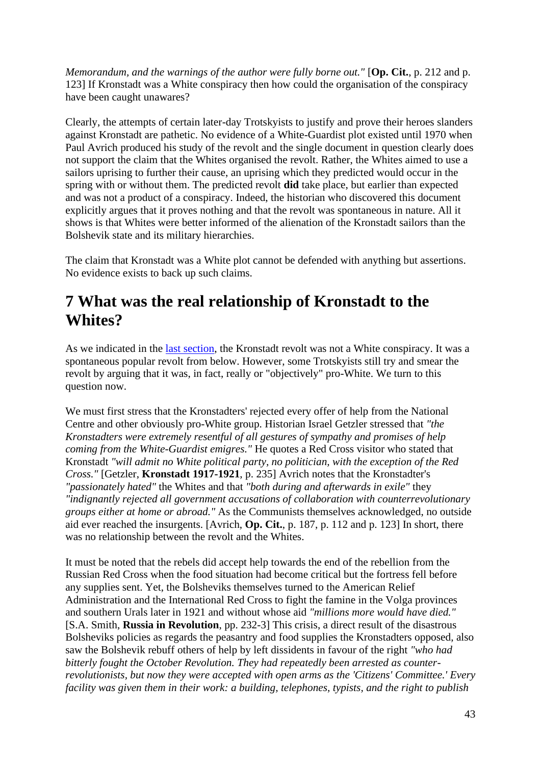*Memorandum, and the warnings of the author were fully borne out."* [**Op. Cit.**, p. 212 and p. 123] If Kronstadt was a White conspiracy then how could the organisation of the conspiracy have been caught unawares?

Clearly, the attempts of certain later-day Trotskyists to justify and prove their heroes slanders against Kronstadt are pathetic. No evidence of a White-Guardist plot existed until 1970 when Paul Avrich produced his study of the revolt and the single document in question clearly does not support the claim that the Whites organised the revolt. Rather, the Whites aimed to use a sailors uprising to further their cause, an uprising which they predicted would occur in the spring with or without them. The predicted revolt **did** take place, but earlier than expected and was not a product of a conspiracy. Indeed, the historian who discovered this document explicitly argues that it proves nothing and that the revolt was spontaneous in nature. All it shows is that Whites were better informed of the alienation of the Kronstadt sailors than the Bolshevik state and its military hierarchies.

The claim that Kronstadt was a White plot cannot be defended with anything but assertions. No evidence exists to back up such claims.

# 7 What was the real relationship of Kronstadt to the Whites?

As we indicated in the last section, the Kronstadt revolt was not a White conspiracy. It was a spontaneous popular revolt from below. However, some Trotskyists still try and smear the revolt by arguing that it was, in fact, really or "objectively" pro-White. We turn to this question now.

We must first stress that the Kronstadters' rejected every offer of help from the National Centre and other obviously pro-White group. Historian Israel Getzler stressed that *"the Kronstadters were extremely resentful of all gestures of sympathy and promises of help coming from the White-Guardist emigres."* He quotes a Red Cross visitor who stated that Kronstadt *"will admit no White political party, no politician, with the exception of the Red Cross."* [Getzler, **Kronstadt 1917-1921**, p. 235] Avrich notes that the Kronstadter's *"passionately hated"* the Whites and that *"both during and afterwards in exile"* they *"indignantly rejected all government accusations of collaboration with counterrevolutionary groups either at home or abroad."* As the Communists themselves acknowledged, no outside aid ever reached the insurgents. [Avrich, **Op. Cit.**, p. 187, p. 112 and p. 123] In short, there was no relationship between the revolt and the Whites.

It must be noted that the rebels did accept help towards the end of the rebellion from the Russian Red Cross when the food situation had become critical but the fortress fell before any supplies sent. Yet, the Bolsheviks themselves turned to the American Relief Administration and the International Red Cross to fight the famine in the Volga provinces and southern Urals later in 1921 and without whose aid *"millions more would have died."* [S.A. Smith, **Russia in Revolution**, pp. 232-3] This crisis, a direct result of the disastrous Bolsheviks policies as regards the peasantry and food supplies the Kronstadters opposed, also saw the Bolshevik rebuff others of help by left dissidents in favour of the right *"who had bitterly fought the October Revolution. They had repeatedly been arrested as counter-revolutionists, but now they were accepted with open arms as the 'Citizens' Committee.' Every facility was given them in their work: a building, telephones, typists, and the right to publish*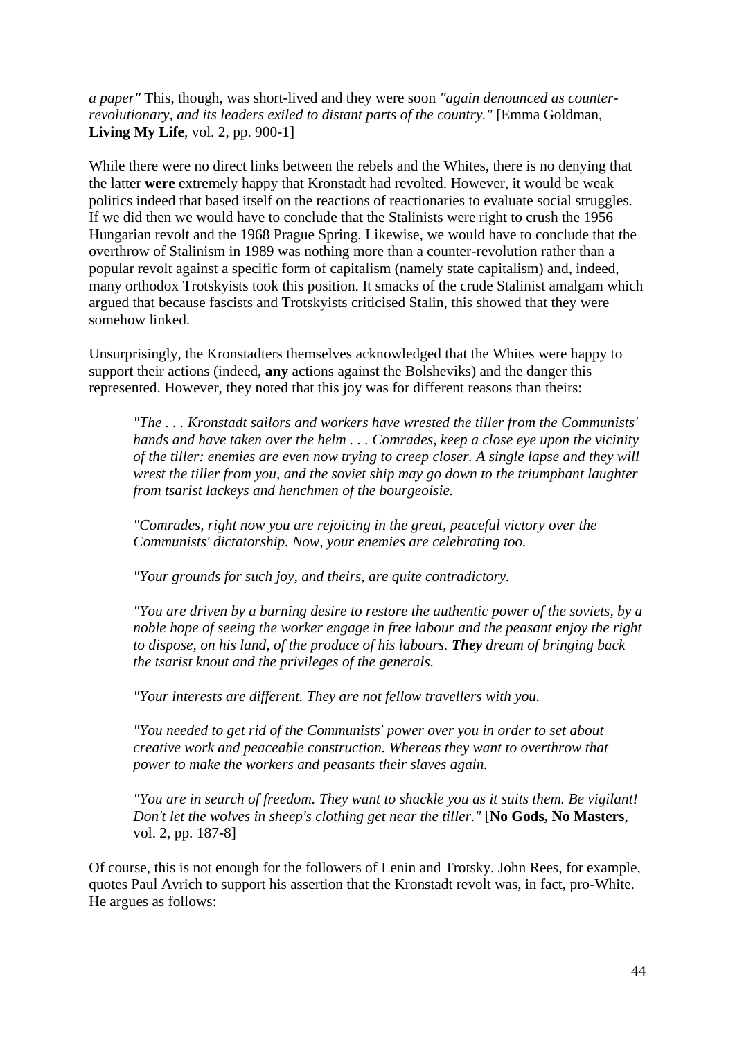*a paper"* This, though, was short-lived and they were soon *"again denounced as counter-revolutionary, and its leaders exiled to distant parts of the country."* [Emma Goldman, **Living My Life**, vol. 2, pp. 900-1]

While there were no direct links between the rebels and the Whites, there is no denying that the latter **were** extremely happy that Kronstadt had revolted. However, it would be weak politics indeed that based itself on the reactions of reactionaries to evaluate social struggles. If we did then we would have to conclude that the Stalinists were right to crush the 1956 Hungarian revolt and the 1968 Prague Spring. Likewise, we would have to conclude that the overthrow of Stalinism in 1989 was nothing more than a counter-revolution rather than a popular revolt against a specific form of capitalism (namely state capitalism) and, indeed, many orthodox Trotskyists took this position. It smacks of the crude Stalinist amalgam which argued that because fascists and Trotskyists criticised Stalin, this showed that they were somehow linked.

Unsurprisingly, the Kronstadters themselves acknowledged that the Whites were happy to support their actions (indeed, **any** actions against the Bolsheviks) and the danger this represented. However, they noted that this joy was for different reasons than theirs:

> *"The . . . Kronstadt sailors and workers have wrested the tiller from the Communists' hands and have taken over the helm . . . Comrades, keep a close eye upon the vicinity of the tiller: enemies are even now trying to creep closer. A single lapse and they will wrest the tiller from you, and the soviet ship may go down to the triumphant laughter from tsarist lackeys and henchmen of the bourgeoisie.*
>
> *"Comrades, right now you are rejoicing in the great, peaceful victory over the Communists' dictatorship. Now, your enemies are celebrating too.*
>
> *"Your grounds for such joy, and theirs, are quite contradictory.*
>
> *"You are driven by a burning desire to restore the authentic power of the soviets, by a noble hope of seeing the worker engage in free labour and the peasant enjoy the right to dispose, on his land, of the produce of his labours.* ***They*** *dream of bringing back the tsarist knout and the privileges of the generals.*
>
> *"Your interests are different. They are not fellow travellers with you.*
>
> *"You needed to get rid of the Communists' power over you in order to set about creative work and peaceable construction. Whereas they want to overthrow that power to make the workers and peasants their slaves again.*
>
> *"You are in search of freedom. They want to shackle you as it suits them. Be vigilant! Don't let the wolves in sheep's clothing get near the tiller."* [**No Gods, No Masters**, vol. 2, pp. 187-8]

Of course, this is not enough for the followers of Lenin and Trotsky. John Rees, for example, quotes Paul Avrich to support his assertion that the Kronstadt revolt was, in fact, pro-White. He argues as follows: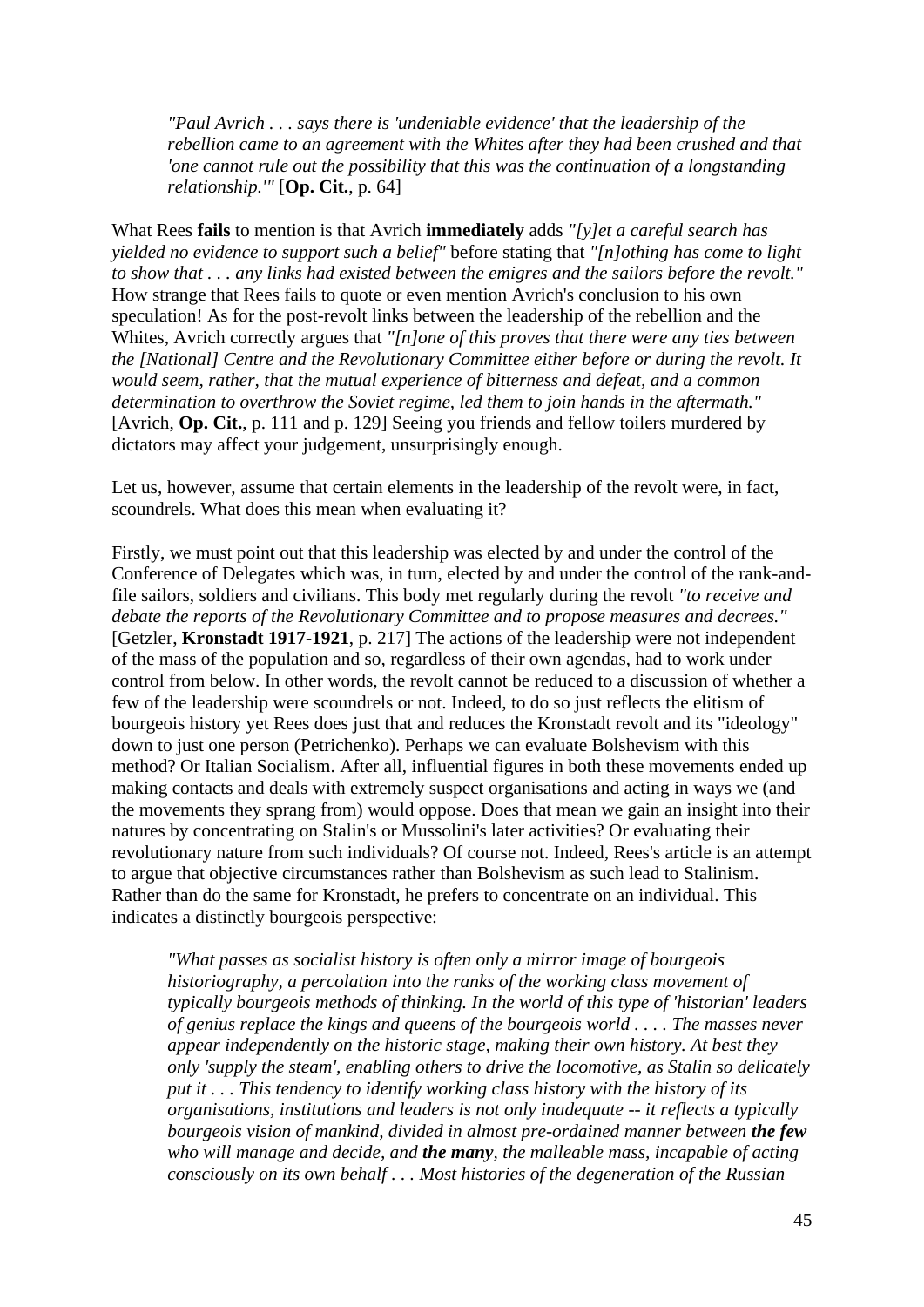> *"Paul Avrich . . . says there is 'undeniable evidence' that the leadership of the rebellion came to an agreement with the Whites after they had been crushed and that 'one cannot rule out the possibility that this was the continuation of a longstanding relationship.'"* [**Op. Cit.**, p. 64]

What Rees **fails** to mention is that Avrich **immediately** adds *"[y]et a careful search has yielded no evidence to support such a belief"* before stating that *"[n]othing has come to light to show that . . . any links had existed between the emigres and the sailors before the revolt."* How strange that Rees fails to quote or even mention Avrich's conclusion to his own speculation! As for the post-revolt links between the leadership of the rebellion and the Whites, Avrich correctly argues that *"[n]one of this proves that there were any ties between the [National] Centre and the Revolutionary Committee either before or during the revolt. It would seem, rather, that the mutual experience of bitterness and defeat, and a common determination to overthrow the Soviet regime, led them to join hands in the aftermath."* [Avrich, **Op. Cit.**, p. 111 and p. 129] Seeing you friends and fellow toilers murdered by dictators may affect your judgement, unsurprisingly enough.

Let us, however, assume that certain elements in the leadership of the revolt were, in fact, scoundrels. What does this mean when evaluating it?

Firstly, we must point out that this leadership was elected by and under the control of the Conference of Delegates which was, in turn, elected by and under the control of the rank-and-file sailors, soldiers and civilians. This body met regularly during the revolt *"to receive and debate the reports of the Revolutionary Committee and to propose measures and decrees."* [Getzler, **Kronstadt 1917-1921**, p. 217] The actions of the leadership were not independent of the mass of the population and so, regardless of their own agendas, had to work under control from below. In other words, the revolt cannot be reduced to a discussion of whether a few of the leadership were scoundrels or not. Indeed, to do so just reflects the elitism of bourgeois history yet Rees does just that and reduces the Kronstadt revolt and its "ideology" down to just one person (Petrichenko). Perhaps we can evaluate Bolshevism with this method? Or Italian Socialism. After all, influential figures in both these movements ended up making contacts and deals with extremely suspect organisations and acting in ways we (and the movements they sprang from) would oppose. Does that mean we gain an insight into their natures by concentrating on Stalin's or Mussolini's later activities? Or evaluating their revolutionary nature from such individuals? Of course not. Indeed, Rees's article is an attempt to argue that objective circumstances rather than Bolshevism as such lead to Stalinism. Rather than do the same for Kronstadt, he prefers to concentrate on an individual. This indicates a distinctly bourgeois perspective:

> *"What passes as socialist history is often only a mirror image of bourgeois historiography, a percolation into the ranks of the working class movement of typically bourgeois methods of thinking. In the world of this type of 'historian' leaders of genius replace the kings and queens of the bourgeois world . . . . The masses never appear independently on the historic stage, making their own history. At best they only 'supply the steam', enabling others to drive the locomotive, as Stalin so delicately put it . . . This tendency to identify working class history with the history of its organisations, institutions and leaders is not only inadequate -- it reflects a typically bourgeois vision of mankind, divided in almost pre-ordained manner between **the few** who will manage and decide, and **the many**, the malleable mass, incapable of acting consciously on its own behalf . . . Most histories of the degeneration of the Russian*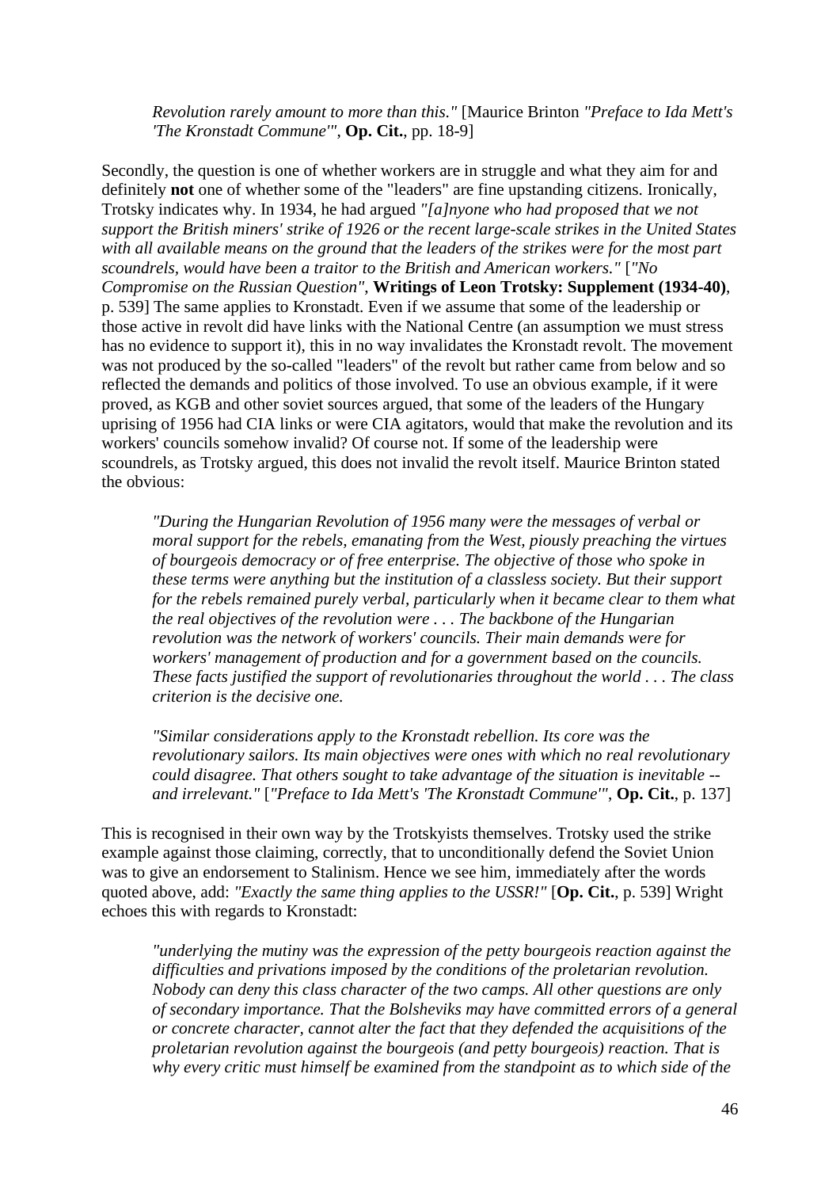> *Revolution rarely amount to more than this."* [Maurice Brinton *"Preface to Ida Mett's 'The Kronstadt Commune'"*, **Op. Cit.**, pp. 18-9]

Secondly, the question is one of whether workers are in struggle and what they aim for and definitely **not** one of whether some of the "leaders" are fine upstanding citizens. Ironically, Trotsky indicates why. In 1934, he had argued *"[a]nyone who had proposed that we not support the British miners' strike of 1926 or the recent large-scale strikes in the United States with all available means on the ground that the leaders of the strikes were for the most part scoundrels, would have been a traitor to the British and American workers."* [*"No Compromise on the Russian Question"*, **Writings of Leon Trotsky: Supplement (1934-40)**, p. 539] The same applies to Kronstadt. Even if we assume that some of the leadership or those active in revolt did have links with the National Centre (an assumption we must stress has no evidence to support it), this in no way invalidates the Kronstadt revolt. The movement was not produced by the so-called "leaders" of the revolt but rather came from below and so reflected the demands and politics of those involved. To use an obvious example, if it were proved, as KGB and other soviet sources argued, that some of the leaders of the Hungary uprising of 1956 had CIA links or were CIA agitators, would that make the revolution and its workers' councils somehow invalid? Of course not. If some of the leadership were scoundrels, as Trotsky argued, this does not invalid the revolt itself. Maurice Brinton stated the obvious:

> *"During the Hungarian Revolution of 1956 many were the messages of verbal or moral support for the rebels, emanating from the West, piously preaching the virtues of bourgeois democracy or of free enterprise. The objective of those who spoke in these terms were anything but the institution of a classless society. But their support for the rebels remained purely verbal, particularly when it became clear to them what the real objectives of the revolution were . . . The backbone of the Hungarian revolution was the network of workers' councils. Their main demands were for workers' management of production and for a government based on the councils. These facts justified the support of revolutionaries throughout the world . . . The class criterion is the decisive one.*
>
> *"Similar considerations apply to the Kronstadt rebellion. Its core was the revolutionary sailors. Its main objectives were ones with which no real revolutionary could disagree. That others sought to take advantage of the situation is inevitable -- and irrelevant."* [*"Preface to Ida Mett's 'The Kronstadt Commune'"*, **Op. Cit.**, p. 137]

This is recognised in their own way by the Trotskyists themselves. Trotsky used the strike example against those claiming, correctly, that to unconditionally defend the Soviet Union was to give an endorsement to Stalinism. Hence we see him, immediately after the words quoted above, add: *"Exactly the same thing applies to the USSR!"* [**Op. Cit.**, p. 539] Wright echoes this with regards to Kronstadt:

> *"underlying the mutiny was the expression of the petty bourgeois reaction against the difficulties and privations imposed by the conditions of the proletarian revolution. Nobody can deny this class character of the two camps. All other questions are only of secondary importance. That the Bolsheviks may have committed errors of a general or concrete character, cannot alter the fact that they defended the acquisitions of the proletarian revolution against the bourgeois (and petty bourgeois) reaction. That is why every critic must himself be examined from the standpoint as to which side of the*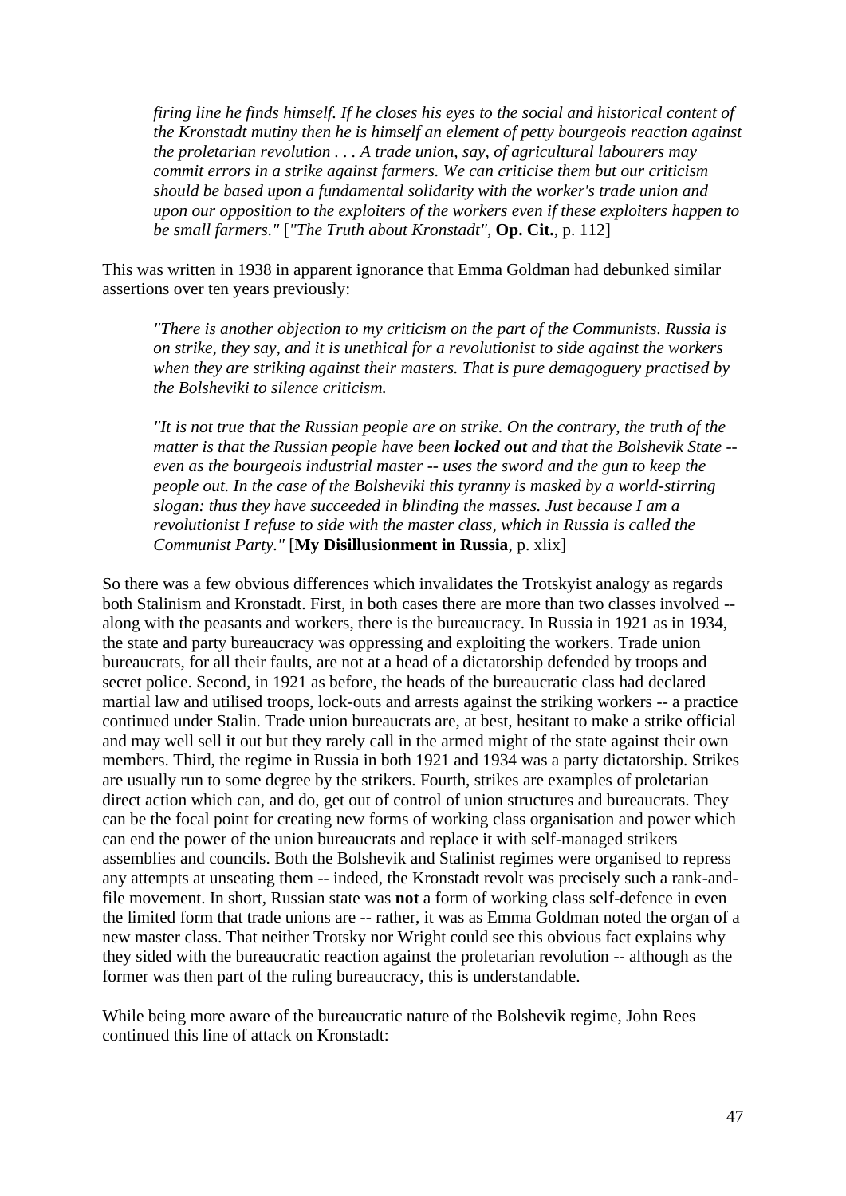> *firing line he finds himself. If he closes his eyes to the social and historical content of the Kronstadt mutiny then he is himself an element of petty bourgeois reaction against the proletarian revolution . . . A trade union, say, of agricultural labourers may commit errors in a strike against farmers. We can criticise them but our criticism should be based upon a fundamental solidarity with the worker's trade union and upon our opposition to the exploiters of the workers even if these exploiters happen to be small farmers."* [*"The Truth about Kronstadt"*, **Op. Cit.**, p. 112]

This was written in 1938 in apparent ignorance that Emma Goldman had debunked similar assertions over ten years previously:

> *"There is another objection to my criticism on the part of the Communists. Russia is on strike, they say, and it is unethical for a revolutionist to side against the workers when they are striking against their masters. That is pure demagoguery practised by the Bolsheviki to silence criticism.*
>
> *"It is not true that the Russian people are on strike. On the contrary, the truth of the matter is that the Russian people have been **locked out** and that the Bolshevik State -- even as the bourgeois industrial master -- uses the sword and the gun to keep the people out. In the case of the Bolsheviki this tyranny is masked by a world-stirring slogan: thus they have succeeded in blinding the masses. Just because I am a revolutionist I refuse to side with the master class, which in Russia is called the Communist Party."* [**My Disillusionment in Russia**, p. xlix]

So there was a few obvious differences which invalidates the Trotskyist analogy as regards both Stalinism and Kronstadt. First, in both cases there are more than two classes involved -- along with the peasants and workers, there is the bureaucracy. In Russia in 1921 as in 1934, the state and party bureaucracy was oppressing and exploiting the workers. Trade union bureaucrats, for all their faults, are not at a head of a dictatorship defended by troops and secret police. Second, in 1921 as before, the heads of the bureaucratic class had declared martial law and utilised troops, lock-outs and arrests against the striking workers -- a practice continued under Stalin. Trade union bureaucrats are, at best, hesitant to make a strike official and may well sell it out but they rarely call in the armed might of the state against their own members. Third, the regime in Russia in both 1921 and 1934 was a party dictatorship. Strikes are usually run to some degree by the strikers. Fourth, strikes are examples of proletarian direct action which can, and do, get out of control of union structures and bureaucrats. They can be the focal point for creating new forms of working class organisation and power which can end the power of the union bureaucrats and replace it with self-managed strikers assemblies and councils. Both the Bolshevik and Stalinist regimes were organised to repress any attempts at unseating them -- indeed, the Kronstadt revolt was precisely such a rank-and-file movement. In short, Russian state was **not** a form of working class self-defence in even the limited form that trade unions are -- rather, it was as Emma Goldman noted the organ of a new master class. That neither Trotsky nor Wright could see this obvious fact explains why they sided with the bureaucratic reaction against the proletarian revolution -- although as the former was then part of the ruling bureaucracy, this is understandable.

While being more aware of the bureaucratic nature of the Bolshevik regime, John Rees continued this line of attack on Kronstadt: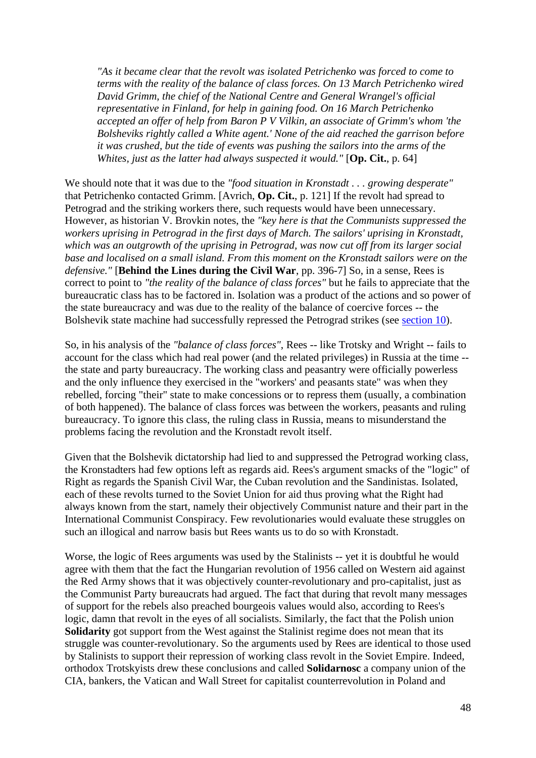> *"As it became clear that the revolt was isolated Petrichenko was forced to come to terms with the reality of the balance of class forces. On 13 March Petrichenko wired David Grimm, the chief of the National Centre and General Wrangel's official representative in Finland, for help in gaining food. On 16 March Petrichenko accepted an offer of help from Baron P V Vilkin, an associate of Grimm's whom 'the Bolsheviks rightly called a White agent.' None of the aid reached the garrison before it was crushed, but the tide of events was pushing the sailors into the arms of the Whites, just as the latter had always suspected it would."* [**Op. Cit.**, p. 64]

We should note that it was due to the *"food situation in Kronstadt . . . growing desperate"* that Petrichenko contacted Grimm. [Avrich, **Op. Cit.**, p. 121] If the revolt had spread to Petrograd and the striking workers there, such requests would have been unnecessary. However, as historian V. Brovkin notes, the *"key here is that the Communists suppressed the workers uprising in Petrograd in the first days of March. The sailors' uprising in Kronstadt, which was an outgrowth of the uprising in Petrograd, was now cut off from its larger social base and localised on a small island. From this moment on the Kronstadt sailors were on the defensive."* [**Behind the Lines during the Civil War**, pp. 396-7] So, in a sense, Rees is correct to point to *"the reality of the balance of class forces"* but he fails to appreciate that the bureaucratic class has to be factored in. Isolation was a product of the actions and so power of the state bureaucracy and was due to the reality of the balance of coercive forces -- the Bolshevik state machine had successfully repressed the Petrograd strikes (see section 10).

So, in his analysis of the *"balance of class forces"*, Rees -- like Trotsky and Wright -- fails to account for the class which had real power (and the related privileges) in Russia at the time -- the state and party bureaucracy. The working class and peasantry were officially powerless and the only influence they exercised in the "workers' and peasants state" was when they rebelled, forcing "their" state to make concessions or to repress them (usually, a combination of both happened). The balance of class forces was between the workers, peasants and ruling bureaucracy. To ignore this class, the ruling class in Russia, means to misunderstand the problems facing the revolution and the Kronstadt revolt itself.

Given that the Bolshevik dictatorship had lied to and suppressed the Petrograd working class, the Kronstadters had few options left as regards aid. Rees's argument smacks of the "logic" of Right as regards the Spanish Civil War, the Cuban revolution and the Sandinistas. Isolated, each of these revolts turned to the Soviet Union for aid thus proving what the Right had always known from the start, namely their objectively Communist nature and their part in the International Communist Conspiracy. Few revolutionaries would evaluate these struggles on such an illogical and narrow basis but Rees wants us to do so with Kronstadt.

Worse, the logic of Rees arguments was used by the Stalinists -- yet it is doubtful he would agree with them that the fact the Hungarian revolution of 1956 called on Western aid against the Red Army shows that it was objectively counter-revolutionary and pro-capitalist, just as the Communist Party bureaucrats had argued. The fact that during that revolt many messages of support for the rebels also preached bourgeois values would also, according to Rees's logic, damn that revolt in the eyes of all socialists. Similarly, the fact that the Polish union **Solidarity** got support from the West against the Stalinist regime does not mean that its struggle was counter-revolutionary. So the arguments used by Rees are identical to those used by Stalinists to support their repression of working class revolt in the Soviet Empire. Indeed, orthodox Trotskyists drew these conclusions and called **Solidarnosc** a company union of the CIA, bankers, the Vatican and Wall Street for capitalist counterrevolution in Poland and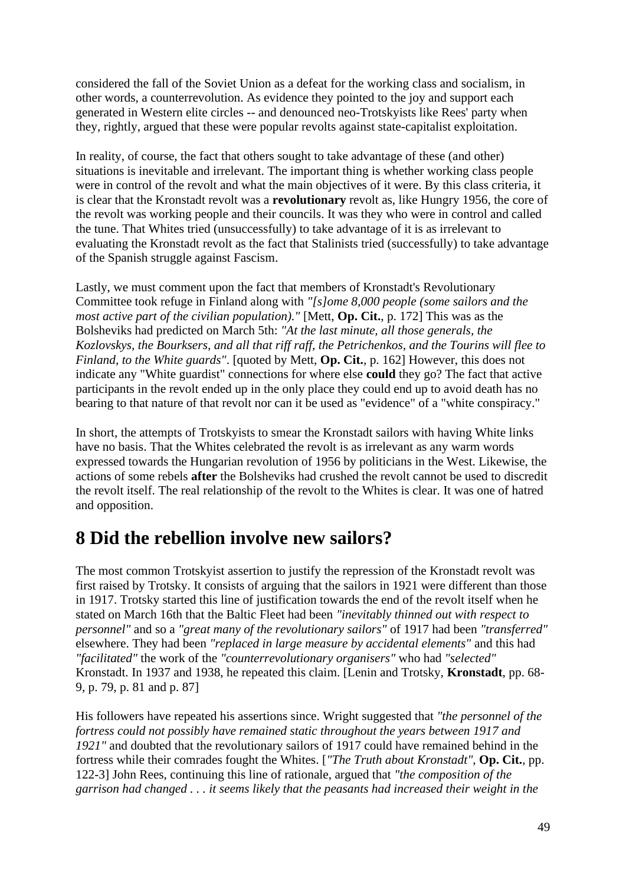considered the fall of the Soviet Union as a defeat for the working class and socialism, in other words, a counterrevolution. As evidence they pointed to the joy and support each generated in Western elite circles -- and denounced neo-Trotskyists like Rees' party when they, rightly, argued that these were popular revolts against state-capitalist exploitation.

In reality, of course, the fact that others sought to take advantage of these (and other) situations is inevitable and irrelevant. The important thing is whether working class people were in control of the revolt and what the main objectives of it were. By this class criteria, it is clear that the Kronstadt revolt was a **revolutionary** revolt as, like Hungry 1956, the core of the revolt was working people and their councils. It was they who were in control and called the tune. That Whites tried (unsuccessfully) to take advantage of it is as irrelevant to evaluating the Kronstadt revolt as the fact that Stalinists tried (successfully) to take advantage of the Spanish struggle against Fascism.

Lastly, we must comment upon the fact that members of Kronstadt's Revolutionary Committee took refuge in Finland along with *"[s]ome 8,000 people (some sailors and the most active part of the civilian population)."* [Mett, **Op. Cit.**, p. 172] This was as the Bolsheviks had predicted on March 5th: *"At the last minute, all those generals, the Kozlovskys, the Bourksers, and all that riff raff, the Petrichenkos, and the Tourins will flee to Finland, to the White guards"*. [quoted by Mett, **Op. Cit.**, p. 162] However, this does not indicate any "White guardist" connections for where else **could** they go? The fact that active participants in the revolt ended up in the only place they could end up to avoid death has no bearing to that nature of that revolt nor can it be used as "evidence" of a "white conspiracy."

In short, the attempts of Trotskyists to smear the Kronstadt sailors with having White links have no basis. That the Whites celebrated the revolt is as irrelevant as any warm words expressed towards the Hungarian revolution of 1956 by politicians in the West. Likewise, the actions of some rebels **after** the Bolsheviks had crushed the revolt cannot be used to discredit the revolt itself. The real relationship of the revolt to the Whites is clear. It was one of hatred and opposition.

## 8 Did the rebellion involve new sailors?

The most common Trotskyist assertion to justify the repression of the Kronstadt revolt was first raised by Trotsky. It consists of arguing that the sailors in 1921 were different than those in 1917. Trotsky started this line of justification towards the end of the revolt itself when he stated on March 16th that the Baltic Fleet had been *"inevitably thinned out with respect to personnel"* and so a *"great many of the revolutionary sailors"* of 1917 had been *"transferred"* elsewhere. They had been *"replaced in large measure by accidental elements"* and this had *"facilitated"* the work of the *"counterrevolutionary organisers"* who had *"selected"* Kronstadt. In 1937 and 1938, he repeated this claim. [Lenin and Trotsky, **Kronstadt**, pp. 68-9, p. 79, p. 81 and p. 87]

His followers have repeated his assertions since. Wright suggested that *"the personnel of the fortress could not possibly have remained static throughout the years between 1917 and 1921"* and doubted that the revolutionary sailors of 1917 could have remained behind in the fortress while their comrades fought the Whites. [*"The Truth about Kronstadt"*, **Op. Cit.**, pp. 122-3] John Rees, continuing this line of rationale, argued that *"the composition of the garrison had changed . . . it seems likely that the peasants had increased their weight in the*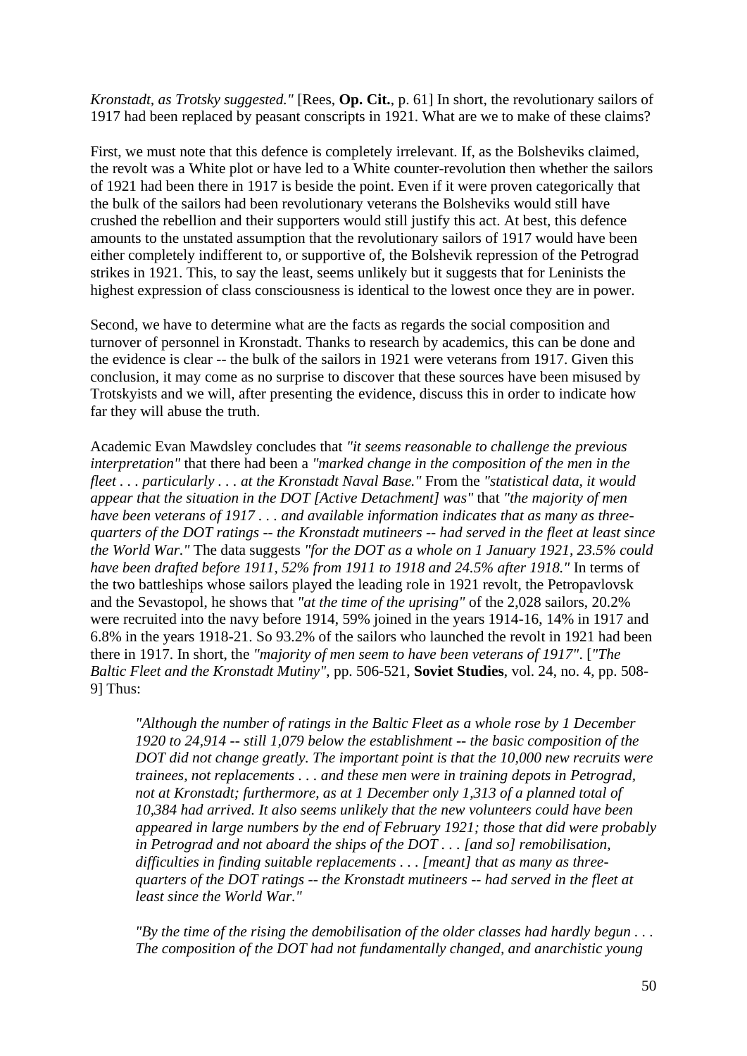*Kronstadt, as Trotsky suggested."* [Rees, **Op. Cit.**, p. 61] In short, the revolutionary sailors of 1917 had been replaced by peasant conscripts in 1921. What are we to make of these claims?

First, we must note that this defence is completely irrelevant. If, as the Bolsheviks claimed, the revolt was a White plot or have led to a White counter-revolution then whether the sailors of 1921 had been there in 1917 is beside the point. Even if it were proven categorically that the bulk of the sailors had been revolutionary veterans the Bolsheviks would still have crushed the rebellion and their supporters would still justify this act. At best, this defence amounts to the unstated assumption that the revolutionary sailors of 1917 would have been either completely indifferent to, or supportive of, the Bolshevik repression of the Petrograd strikes in 1921. This, to say the least, seems unlikely but it suggests that for Leninists the highest expression of class consciousness is identical to the lowest once they are in power.

Second, we have to determine what are the facts as regards the social composition and turnover of personnel in Kronstadt. Thanks to research by academics, this can be done and the evidence is clear -- the bulk of the sailors in 1921 were veterans from 1917. Given this conclusion, it may come as no surprise to discover that these sources have been misused by Trotskyists and we will, after presenting the evidence, discuss this in order to indicate how far they will abuse the truth.

Academic Evan Mawdsley concludes that *"it seems reasonable to challenge the previous interpretation"* that there had been a *"marked change in the composition of the men in the fleet . . . particularly . . . at the Kronstadt Naval Base."* From the *"statistical data, it would appear that the situation in the DOT [Active Detachment] was"* that *"the majority of men have been veterans of 1917 . . . and available information indicates that as many as three-quarters of the DOT ratings -- the Kronstadt mutineers -- had served in the fleet at least since the World War."* The data suggests *"for the DOT as a whole on 1 January 1921, 23.5% could have been drafted before 1911, 52% from 1911 to 1918 and 24.5% after 1918."* In terms of the two battleships whose sailors played the leading role in 1921 revolt, the Petropavlovsk and the Sevastopol, he shows that *"at the time of the uprising"* of the 2,028 sailors, 20.2% were recruited into the navy before 1914, 59% joined in the years 1914-16, 14% in 1917 and 6.8% in the years 1918-21. So 93.2% of the sailors who launched the revolt in 1921 had been there in 1917. In short, the *"majority of men seem to have been veterans of 1917"*. [*"The Baltic Fleet and the Kronstadt Mutiny"*, pp. 506-521, **Soviet Studies**, vol. 24, no. 4, pp. 508-9] Thus:

> *"Although the number of ratings in the Baltic Fleet as a whole rose by 1 December 1920 to 24,914 -- still 1,079 below the establishment -- the basic composition of the DOT did not change greatly. The important point is that the 10,000 new recruits were trainees, not replacements . . . and these men were in training depots in Petrograd, not at Kronstadt; furthermore, as at 1 December only 1,313 of a planned total of 10,384 had arrived. It also seems unlikely that the new volunteers could have been appeared in large numbers by the end of February 1921; those that did were probably in Petrograd and not aboard the ships of the DOT . . . [and so] remobilisation, difficulties in finding suitable replacements . . . [meant] that as many as three-quarters of the DOT ratings -- the Kronstadt mutineers -- had served in the fleet at least since the World War."*
>
> *"By the time of the rising the demobilisation of the older classes had hardly begun . . . The composition of the DOT had not fundamentally changed, and anarchistic young*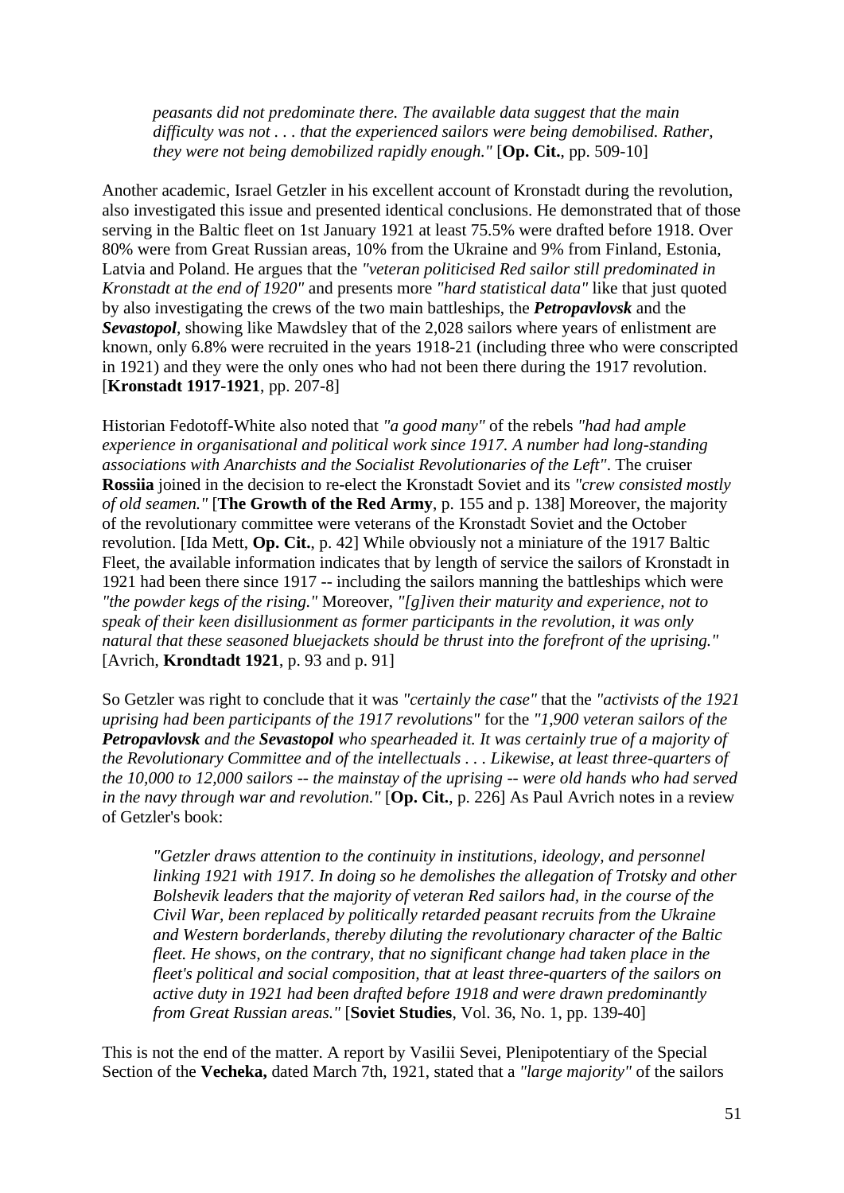> *peasants did not predominate there. The available data suggest that the main difficulty was not . . . that the experienced sailors were being demobilised. Rather, they were not being demobilized rapidly enough."* [**Op. Cit.**, pp. 509-10]

Another academic, Israel Getzler in his excellent account of Kronstadt during the revolution, also investigated this issue and presented identical conclusions. He demonstrated that of those serving in the Baltic fleet on 1st January 1921 at least 75.5% were drafted before 1918. Over 80% were from Great Russian areas, 10% from the Ukraine and 9% from Finland, Estonia, Latvia and Poland. He argues that the *"veteran politicised Red sailor still predominated in Kronstadt at the end of 1920"* and presents more *"hard statistical data"* like that just quoted by also investigating the crews of the two main battleships, the ***Petropavlovsk*** and the ***Sevastopol***, showing like Mawdsley that of the 2,028 sailors where years of enlistment are known, only 6.8% were recruited in the years 1918-21 (including three who were conscripted in 1921) and they were the only ones who had not been there during the 1917 revolution. [**Kronstadt 1917-1921**, pp. 207-8]

Historian Fedotoff-White also noted that *"a good many"* of the rebels *"had had ample experience in organisational and political work since 1917. A number had long-standing associations with Anarchists and the Socialist Revolutionaries of the Left"*. The cruiser **Rossiia** joined in the decision to re-elect the Kronstadt Soviet and its *"crew consisted mostly of old seamen."* [**The Growth of the Red Army**, p. 155 and p. 138] Moreover, the majority of the revolutionary committee were veterans of the Kronstadt Soviet and the October revolution. [Ida Mett, **Op. Cit.**, p. 42] While obviously not a miniature of the 1917 Baltic Fleet, the available information indicates that by length of service the sailors of Kronstadt in 1921 had been there since 1917 -- including the sailors manning the battleships which were *"the powder kegs of the rising."* Moreover, *"[g]iven their maturity and experience, not to speak of their keen disillusionment as former participants in the revolution, it was only natural that these seasoned bluejackets should be thrust into the forefront of the uprising."* [Avrich, **Krondtadt 1921**, p. 93 and p. 91]

So Getzler was right to conclude that it was *"certainly the case"* that the *"activists of the 1921 uprising had been participants of the 1917 revolutions"* for the *"1,900 veteran sailors of the **Petropavlovsk** and the **Sevastopol** who spearheaded it. It was certainly true of a majority of the Revolutionary Committee and of the intellectuals . . . Likewise, at least three-quarters of the 10,000 to 12,000 sailors -- the mainstay of the uprising -- were old hands who had served in the navy through war and revolution."* [**Op. Cit.**, p. 226] As Paul Avrich notes in a review of Getzler's book:

> *"Getzler draws attention to the continuity in institutions, ideology, and personnel linking 1921 with 1917. In doing so he demolishes the allegation of Trotsky and other Bolshevik leaders that the majority of veteran Red sailors had, in the course of the Civil War, been replaced by politically retarded peasant recruits from the Ukraine and Western borderlands, thereby diluting the revolutionary character of the Baltic fleet. He shows, on the contrary, that no significant change had taken place in the fleet's political and social composition, that at least three-quarters of the sailors on active duty in 1921 had been drafted before 1918 and were drawn predominantly from Great Russian areas."* [**Soviet Studies**, Vol. 36, No. 1, pp. 139-40]

This is not the end of the matter. A report by Vasilii Sevei, Plenipotentiary of the Special Section of the **Vecheka,** dated March 7th, 1921, stated that a *"large majority"* of the sailors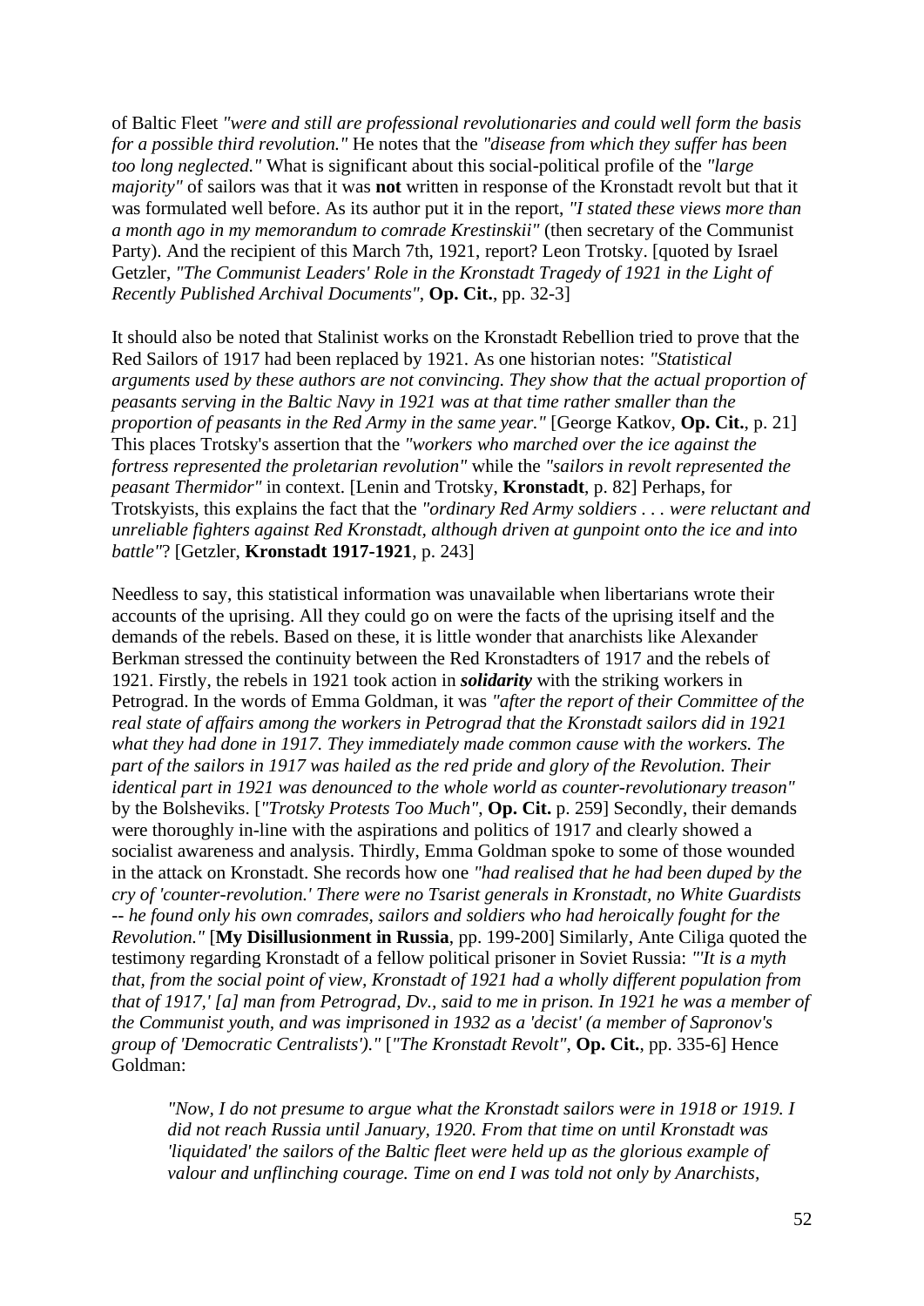of Baltic Fleet *"were and still are professional revolutionaries and could well form the basis for a possible third revolution."* He notes that the *"disease from which they suffer has been too long neglected."* What is significant about this social-political profile of the *"large majority"* of sailors was that it was **not** written in response of the Kronstadt revolt but that it was formulated well before. As its author put it in the report, *"I stated these views more than a month ago in my memorandum to comrade Krestinskii"* (then secretary of the Communist Party). And the recipient of this March 7th, 1921, report? Leon Trotsky. [quoted by Israel Getzler, *"The Communist Leaders' Role in the Kronstadt Tragedy of 1921 in the Light of Recently Published Archival Documents"*, **Op. Cit.**, pp. 32-3]

It should also be noted that Stalinist works on the Kronstadt Rebellion tried to prove that the Red Sailors of 1917 had been replaced by 1921. As one historian notes: *"Statistical arguments used by these authors are not convincing. They show that the actual proportion of peasants serving in the Baltic Navy in 1921 was at that time rather smaller than the proportion of peasants in the Red Army in the same year."* [George Katkov, **Op. Cit.**, p. 21] This places Trotsky's assertion that the *"workers who marched over the ice against the fortress represented the proletarian revolution"* while the *"sailors in revolt represented the peasant Thermidor"* in context. [Lenin and Trotsky, **Kronstadt**, p. 82] Perhaps, for Trotskyists, this explains the fact that the *"ordinary Red Army soldiers . . . were reluctant and unreliable fighters against Red Kronstadt, although driven at gunpoint onto the ice and into battle"*? [Getzler, **Kronstadt 1917-1921**, p. 243]

Needless to say, this statistical information was unavailable when libertarians wrote their accounts of the uprising. All they could go on were the facts of the uprising itself and the demands of the rebels. Based on these, it is little wonder that anarchists like Alexander Berkman stressed the continuity between the Red Kronstadters of 1917 and the rebels of 1921. Firstly, the rebels in 1921 took action in ***solidarity*** with the striking workers in Petrograd. In the words of Emma Goldman, it was *"after the report of their Committee of the real state of affairs among the workers in Petrograd that the Kronstadt sailors did in 1921 what they had done in 1917. They immediately made common cause with the workers. The part of the sailors in 1917 was hailed as the red pride and glory of the Revolution. Their identical part in 1921 was denounced to the whole world as counter-revolutionary treason"* by the Bolsheviks. [*"Trotsky Protests Too Much"*, **Op. Cit.** p. 259] Secondly, their demands were thoroughly in-line with the aspirations and politics of 1917 and clearly showed a socialist awareness and analysis. Thirdly, Emma Goldman spoke to some of those wounded in the attack on Kronstadt. She records how one *"had realised that he had been duped by the cry of 'counter-revolution.' There were no Tsarist generals in Kronstadt, no White Guardists -- he found only his own comrades, sailors and soldiers who had heroically fought for the Revolution."* [**My Disillusionment in Russia**, pp. 199-200] Similarly, Ante Ciliga quoted the testimony regarding Kronstadt of a fellow political prisoner in Soviet Russia: *"'It is a myth that, from the social point of view, Kronstadt of 1921 had a wholly different population from that of 1917,' [a] man from Petrograd, Dv., said to me in prison. In 1921 he was a member of the Communist youth, and was imprisoned in 1932 as a 'decist' (a member of Sapronov's group of 'Democratic Centralists')."* [*"The Kronstadt Revolt"*, **Op. Cit.**, pp. 335-6] Hence Goldman:

> *"Now, I do not presume to argue what the Kronstadt sailors were in 1918 or 1919. I did not reach Russia until January, 1920. From that time on until Kronstadt was 'liquidated' the sailors of the Baltic fleet were held up as the glorious example of valour and unflinching courage. Time on end I was told not only by Anarchists,*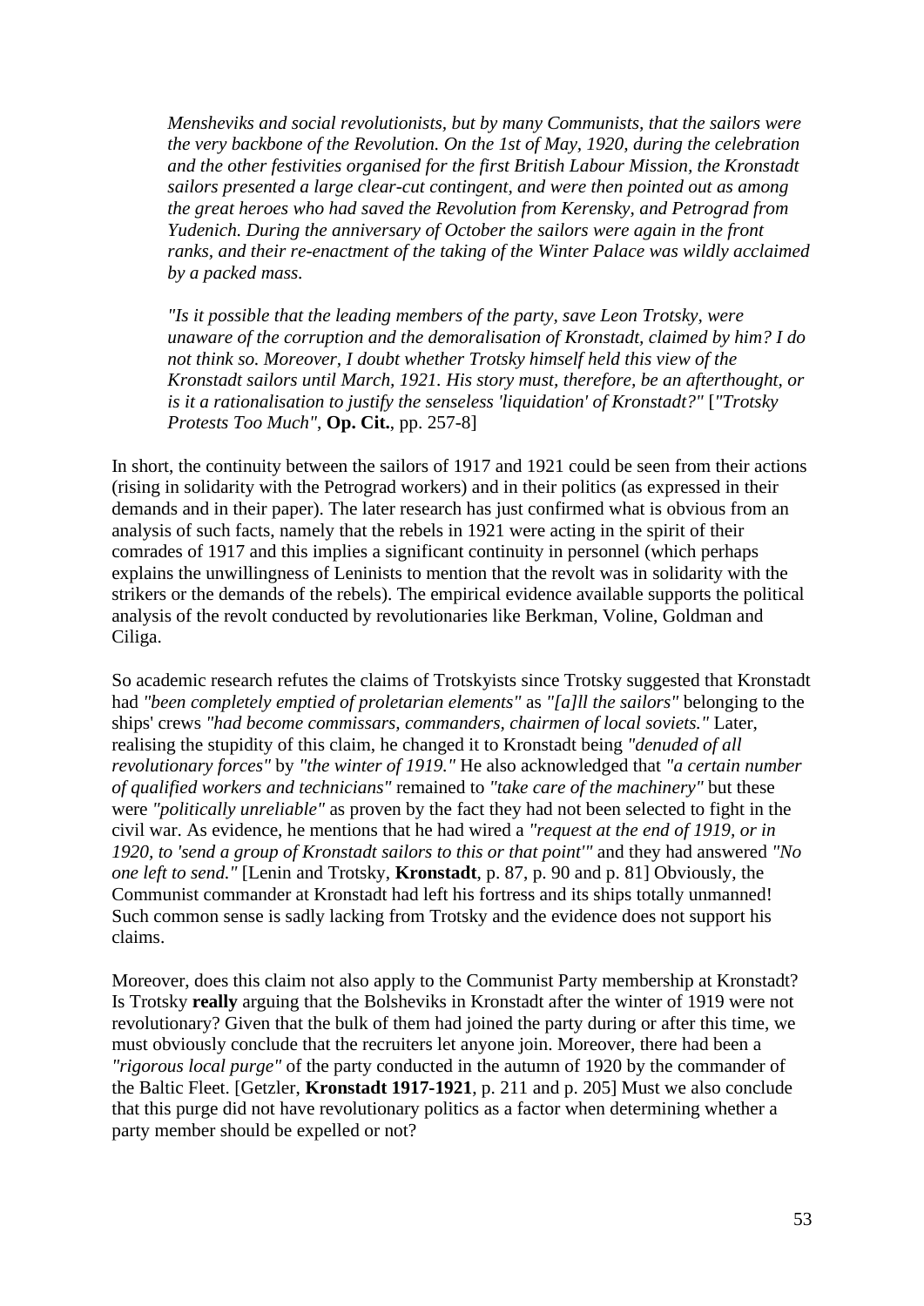> *Mensheviks and social revolutionists, but by many Communists, that the sailors were the very backbone of the Revolution. On the 1st of May, 1920, during the celebration and the other festivities organised for the first British Labour Mission, the Kronstadt sailors presented a large clear-cut contingent, and were then pointed out as among the great heroes who had saved the Revolution from Kerensky, and Petrograd from Yudenich. During the anniversary of October the sailors were again in the front ranks, and their re-enactment of the taking of the Winter Palace was wildly acclaimed by a packed mass.*
>
> *"Is it possible that the leading members of the party, save Leon Trotsky, were unaware of the corruption and the demoralisation of Kronstadt, claimed by him? I do not think so. Moreover, I doubt whether Trotsky himself held this view of the Kronstadt sailors until March, 1921. His story must, therefore, be an afterthought, or is it a rationalisation to justify the senseless 'liquidation' of Kronstadt?"* [*"Trotsky Protests Too Much"*, **Op. Cit.**, pp. 257-8]

In short, the continuity between the sailors of 1917 and 1921 could be seen from their actions (rising in solidarity with the Petrograd workers) and in their politics (as expressed in their demands and in their paper). The later research has just confirmed what is obvious from an analysis of such facts, namely that the rebels in 1921 were acting in the spirit of their comrades of 1917 and this implies a significant continuity in personnel (which perhaps explains the unwillingness of Leninists to mention that the revolt was in solidarity with the strikers or the demands of the rebels). The empirical evidence available supports the political analysis of the revolt conducted by revolutionaries like Berkman, Voline, Goldman and Ciliga.

So academic research refutes the claims of Trotskyists since Trotsky suggested that Kronstadt had *"been completely emptied of proletarian elements"* as *"[a]ll the sailors"* belonging to the ships' crews *"had become commissars, commanders, chairmen of local soviets."* Later, realising the stupidity of this claim, he changed it to Kronstadt being *"denuded of all revolutionary forces"* by *"the winter of 1919."* He also acknowledged that *"a certain number of qualified workers and technicians"* remained to *"take care of the machinery"* but these were *"politically unreliable"* as proven by the fact they had not been selected to fight in the civil war. As evidence, he mentions that he had wired a *"request at the end of 1919, or in 1920, to 'send a group of Kronstadt sailors to this or that point'"* and they had answered *"No one left to send."* [Lenin and Trotsky, **Kronstadt**, p. 87, p. 90 and p. 81] Obviously, the Communist commander at Kronstadt had left his fortress and its ships totally unmanned! Such common sense is sadly lacking from Trotsky and the evidence does not support his claims.

Moreover, does this claim not also apply to the Communist Party membership at Kronstadt? Is Trotsky **really** arguing that the Bolsheviks in Kronstadt after the winter of 1919 were not revolutionary? Given that the bulk of them had joined the party during or after this time, we must obviously conclude that the recruiters let anyone join. Moreover, there had been a *"rigorous local purge"* of the party conducted in the autumn of 1920 by the commander of the Baltic Fleet. [Getzler, **Kronstadt 1917-1921**, p. 211 and p. 205] Must we also conclude that this purge did not have revolutionary politics as a factor when determining whether a party member should be expelled or not?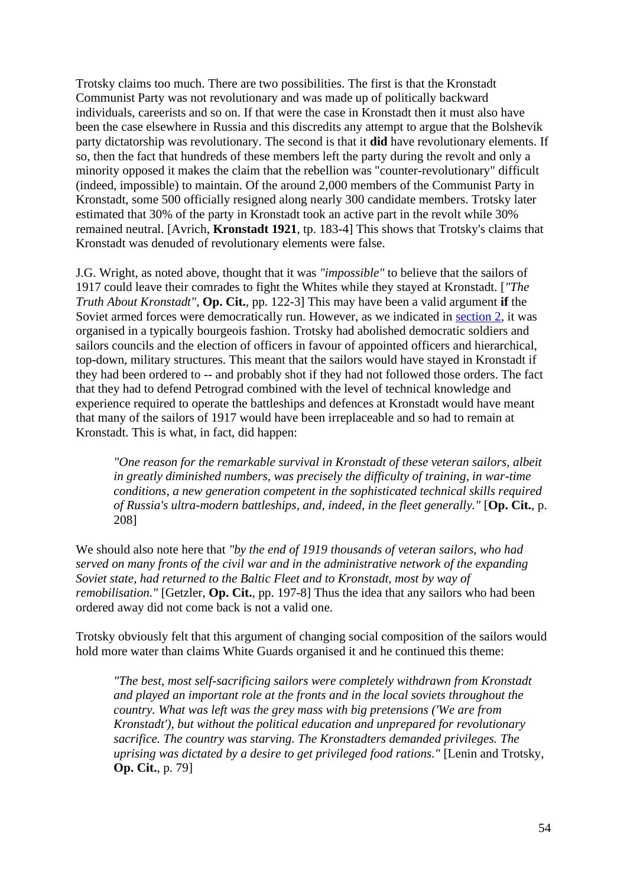Trotsky claims too much. There are two possibilities. The first is that the Kronstadt Communist Party was not revolutionary and was made up of politically backward individuals, careerists and so on. If that were the case in Kronstadt then it must also have been the case elsewhere in Russia and this discredits any attempt to argue that the Bolshevik party dictatorship was revolutionary. The second is that it **did** have revolutionary elements. If so, then the fact that hundreds of these members left the party during the revolt and only a minority opposed it makes the claim that the rebellion was "counter-revolutionary" difficult (indeed, impossible) to maintain. Of the around 2,000 members of the Communist Party in Kronstadt, some 500 officially resigned along nearly 300 candidate members. Trotsky later estimated that 30% of the party in Kronstadt took an active part in the revolt while 30% remained neutral. [Avrich, **Kronstadt 1921**, tp. 183-4] This shows that Trotsky's claims that Kronstadt was denuded of revolutionary elements were false.

J.G. Wright, as noted above, thought that it was *"impossible"* to believe that the sailors of 1917 could leave their comrades to fight the Whites while they stayed at Kronstadt. [*"The Truth About Kronstadt"*, **Op. Cit.**, pp. 122-3] This may have been a valid argument **if** the Soviet armed forces were democratically run. However, as we indicated in section 2, it was organised in a typically bourgeois fashion. Trotsky had abolished democratic soldiers and sailors councils and the election of officers in favour of appointed officers and hierarchical, top-down, military structures. This meant that the sailors would have stayed in Kronstadt if they had been ordered to -- and probably shot if they had not followed those orders. The fact that they had to defend Petrograd combined with the level of technical knowledge and experience required to operate the battleships and defences at Kronstadt would have meant that many of the sailors of 1917 would have been irreplaceable and so had to remain at Kronstadt. This is what, in fact, did happen:

> *"One reason for the remarkable survival in Kronstadt of these veteran sailors, albeit in greatly diminished numbers, was precisely the difficulty of training, in war-time conditions, a new generation competent in the sophisticated technical skills required of Russia's ultra-modern battleships, and, indeed, in the fleet generally."* [**Op. Cit.**, p. 208]

We should also note here that *"by the end of 1919 thousands of veteran sailors, who had served on many fronts of the civil war and in the administrative network of the expanding Soviet state, had returned to the Baltic Fleet and to Kronstadt, most by way of remobilisation."* [Getzler, **Op. Cit.**, pp. 197-8] Thus the idea that any sailors who had been ordered away did not come back is not a valid one.

Trotsky obviously felt that this argument of changing social composition of the sailors would hold more water than claims White Guards organised it and he continued this theme:

> *"The best, most self-sacrificing sailors were completely withdrawn from Kronstadt and played an important role at the fronts and in the local soviets throughout the country. What was left was the grey mass with big pretensions ('We are from Kronstadt'), but without the political education and unprepared for revolutionary sacrifice. The country was starving. The Kronstadters demanded privileges. The uprising was dictated by a desire to get privileged food rations."* [Lenin and Trotsky, **Op. Cit.**, p. 79]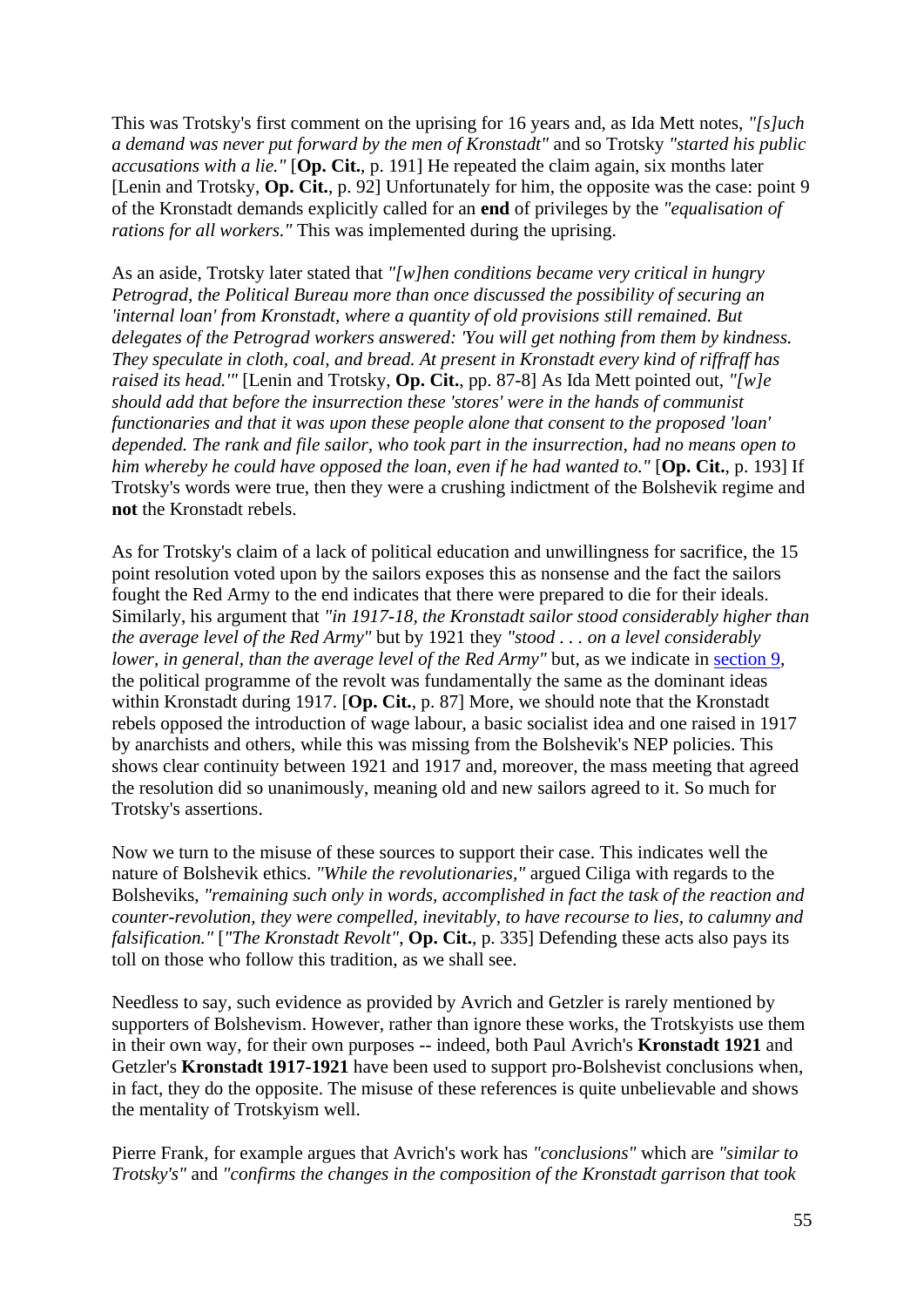This was Trotsky's first comment on the uprising for 16 years and, as Ida Mett notes, *"[s]uch a demand was never put forward by the men of Kronstadt"* and so Trotsky *"started his public accusations with a lie."* [**Op. Cit.**, p. 191] He repeated the claim again, six months later [Lenin and Trotsky, **Op. Cit.**, p. 92] Unfortunately for him, the opposite was the case: point 9 of the Kronstadt demands explicitly called for an **end** of privileges by the *"equalisation of rations for all workers."* This was implemented during the uprising.

As an aside, Trotsky later stated that *"[w]hen conditions became very critical in hungry Petrograd, the Political Bureau more than once discussed the possibility of securing an 'internal loan' from Kronstadt, where a quantity of old provisions still remained. But delegates of the Petrograd workers answered: 'You will get nothing from them by kindness. They speculate in cloth, coal, and bread. At present in Kronstadt every kind of riffraff has raised its head.'"* [Lenin and Trotsky, **Op. Cit.**, pp. 87-8] As Ida Mett pointed out, *"[w]e should add that before the insurrection these 'stores' were in the hands of communist functionaries and that it was upon these people alone that consent to the proposed 'loan' depended. The rank and file sailor, who took part in the insurrection, had no means open to him whereby he could have opposed the loan, even if he had wanted to."* [**Op. Cit.**, p. 193] If Trotsky's words were true, then they were a crushing indictment of the Bolshevik regime and **not** the Kronstadt rebels.

As for Trotsky's claim of a lack of political education and unwillingness for sacrifice, the 15 point resolution voted upon by the sailors exposes this as nonsense and the fact the sailors fought the Red Army to the end indicates that there were prepared to die for their ideals. Similarly, his argument that *"in 1917-18, the Kronstadt sailor stood considerably higher than the average level of the Red Army"* but by 1921 they *"stood . . . on a level considerably lower, in general, than the average level of the Red Army"* but, as we indicate in section 9, the political programme of the revolt was fundamentally the same as the dominant ideas within Kronstadt during 1917. [**Op. Cit.**, p. 87] More, we should note that the Kronstadt rebels opposed the introduction of wage labour, a basic socialist idea and one raised in 1917 by anarchists and others, while this was missing from the Bolshevik's NEP policies. This shows clear continuity between 1921 and 1917 and, moreover, the mass meeting that agreed the resolution did so unanimously, meaning old and new sailors agreed to it. So much for Trotsky's assertions.

Now we turn to the misuse of these sources to support their case. This indicates well the nature of Bolshevik ethics. *"While the revolutionaries,"* argued Ciliga with regards to the Bolsheviks, *"remaining such only in words, accomplished in fact the task of the reaction and counter-revolution, they were compelled, inevitably, to have recourse to lies, to calumny and falsification."* [*"The Kronstadt Revolt"*, **Op. Cit.**, p. 335] Defending these acts also pays its toll on those who follow this tradition, as we shall see.

Needless to say, such evidence as provided by Avrich and Getzler is rarely mentioned by supporters of Bolshevism. However, rather than ignore these works, the Trotskyists use them in their own way, for their own purposes -- indeed, both Paul Avrich's **Kronstadt 1921** and Getzler's **Kronstadt 1917-1921** have been used to support pro-Bolshevist conclusions when, in fact, they do the opposite. The misuse of these references is quite unbelievable and shows the mentality of Trotskyism well.

Pierre Frank, for example argues that Avrich's work has *"conclusions"* which are *"similar to Trotsky's"* and *"confirms the changes in the composition of the Kronstadt garrison that took*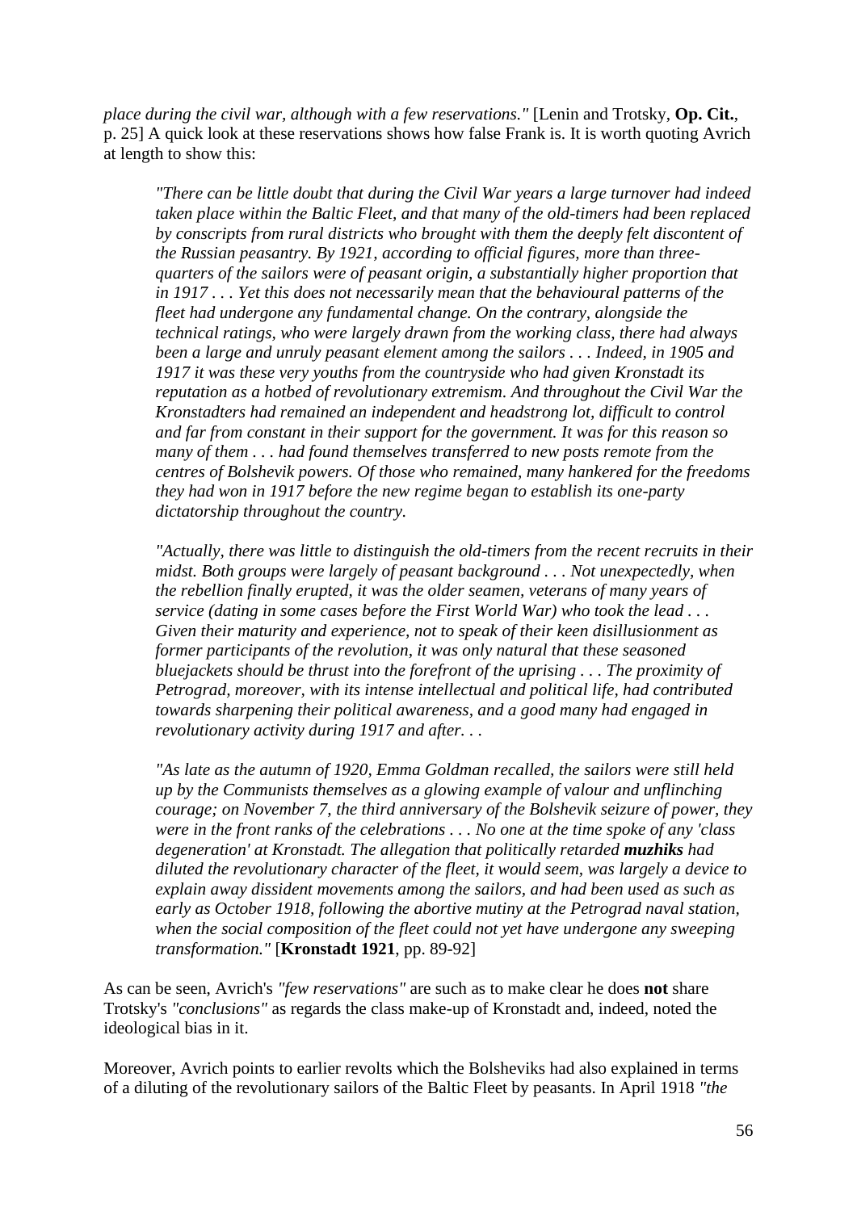*place during the civil war, although with a few reservations."* [Lenin and Trotsky, **Op. Cit.**, p. 25] A quick look at these reservations shows how false Frank is. It is worth quoting Avrich at length to show this:

> *"There can be little doubt that during the Civil War years a large turnover had indeed taken place within the Baltic Fleet, and that many of the old-timers had been replaced by conscripts from rural districts who brought with them the deeply felt discontent of the Russian peasantry. By 1921, according to official figures, more than three-quarters of the sailors were of peasant origin, a substantially higher proportion that in 1917 . . . Yet this does not necessarily mean that the behavioural patterns of the fleet had undergone any fundamental change. On the contrary, alongside the technical ratings, who were largely drawn from the working class, there had always been a large and unruly peasant element among the sailors . . . Indeed, in 1905 and 1917 it was these very youths from the countryside who had given Kronstadt its reputation as a hotbed of revolutionary extremism. And throughout the Civil War the Kronstadters had remained an independent and headstrong lot, difficult to control and far from constant in their support for the government. It was for this reason so many of them . . . had found themselves transferred to new posts remote from the centres of Bolshevik powers. Of those who remained, many hankered for the freedoms they had won in 1917 before the new regime began to establish its one-party dictatorship throughout the country.*
>
> *"Actually, there was little to distinguish the old-timers from the recent recruits in their midst. Both groups were largely of peasant background . . . Not unexpectedly, when the rebellion finally erupted, it was the older seamen, veterans of many years of service (dating in some cases before the First World War) who took the lead . . . Given their maturity and experience, not to speak of their keen disillusionment as former participants of the revolution, it was only natural that these seasoned bluejackets should be thrust into the forefront of the uprising . . . The proximity of Petrograd, moreover, with its intense intellectual and political life, had contributed towards sharpening their political awareness, and a good many had engaged in revolutionary activity during 1917 and after. . .*
>
> *"As late as the autumn of 1920, Emma Goldman recalled, the sailors were still held up by the Communists themselves as a glowing example of valour and unflinching courage; on November 7, the third anniversary of the Bolshevik seizure of power, they were in the front ranks of the celebrations . . . No one at the time spoke of any 'class degeneration' at Kronstadt. The allegation that politically retarded **muzhiks** had diluted the revolutionary character of the fleet, it would seem, was largely a device to explain away dissident movements among the sailors, and had been used as such as early as October 1918, following the abortive mutiny at the Petrograd naval station, when the social composition of the fleet could not yet have undergone any sweeping transformation."* [**Kronstadt 1921**, pp. 89-92]

As can be seen, Avrich's *"few reservations"* are such as to make clear he does **not** share Trotsky's *"conclusions"* as regards the class make-up of Kronstadt and, indeed, noted the ideological bias in it.

Moreover, Avrich points to earlier revolts which the Bolsheviks had also explained in terms of a diluting of the revolutionary sailors of the Baltic Fleet by peasants. In April 1918 *"the*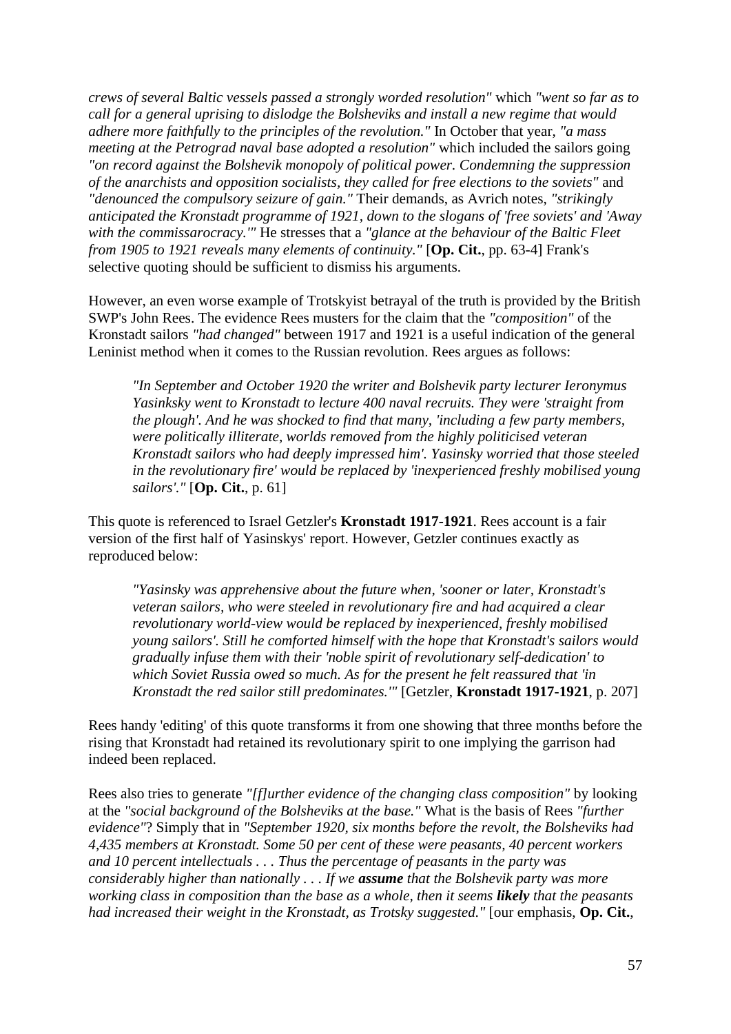*crews of several Baltic vessels passed a strongly worded resolution"* which *"went so far as to call for a general uprising to dislodge the Bolsheviks and install a new regime that would adhere more faithfully to the principles of the revolution."* In October that year, *"a mass meeting at the Petrograd naval base adopted a resolution"* which included the sailors going *"on record against the Bolshevik monopoly of political power. Condemning the suppression of the anarchists and opposition socialists, they called for free elections to the soviets"* and *"denounced the compulsory seizure of gain."* Their demands, as Avrich notes, *"strikingly anticipated the Kronstadt programme of 1921, down to the slogans of 'free soviets' and 'Away with the commissarocracy.'"* He stresses that a *"glance at the behaviour of the Baltic Fleet from 1905 to 1921 reveals many elements of continuity."* [**Op. Cit.**, pp. 63-4] Frank's selective quoting should be sufficient to dismiss his arguments.

However, an even worse example of Trotskyist betrayal of the truth is provided by the British SWP's John Rees. The evidence Rees musters for the claim that the *"composition"* of the Kronstadt sailors *"had changed"* between 1917 and 1921 is a useful indication of the general Leninist method when it comes to the Russian revolution. Rees argues as follows:

> *"In September and October 1920 the writer and Bolshevik party lecturer Ieronymus Yasinksky went to Kronstadt to lecture 400 naval recruits. They were 'straight from the plough'. And he was shocked to find that many, 'including a few party members, were politically illiterate, worlds removed from the highly politicised veteran Kronstadt sailors who had deeply impressed him'. Yasinsky worried that those steeled in the revolutionary fire' would be replaced by 'inexperienced freshly mobilised young sailors'."* [**Op. Cit.**, p. 61]

This quote is referenced to Israel Getzler's **Kronstadt 1917-1921**. Rees account is a fair version of the first half of Yasinskys' report. However, Getzler continues exactly as reproduced below:

> *"Yasinsky was apprehensive about the future when, 'sooner or later, Kronstadt's veteran sailors, who were steeled in revolutionary fire and had acquired a clear revolutionary world-view would be replaced by inexperienced, freshly mobilised young sailors'. Still he comforted himself with the hope that Kronstadt's sailors would gradually infuse them with their 'noble spirit of revolutionary self-dedication' to which Soviet Russia owed so much. As for the present he felt reassured that 'in Kronstadt the red sailor still predominates.'"* [Getzler, **Kronstadt 1917-1921**, p. 207]

Rees handy 'editing' of this quote transforms it from one showing that three months before the rising that Kronstadt had retained its revolutionary spirit to one implying the garrison had indeed been replaced.

Rees also tries to generate *"[f]urther evidence of the changing class composition"* by looking at the *"social background of the Bolsheviks at the base."* What is the basis of Rees *"further evidence"*? Simply that in *"September 1920, six months before the revolt, the Bolsheviks had 4,435 members at Kronstadt. Some 50 per cent of these were peasants, 40 percent workers and 10 percent intellectuals . . . Thus the percentage of peasants in the party was considerably higher than nationally . . . If we* ***assume*** *that the Bolshevik party was more working class in composition than the base as a whole, then it seems* ***likely*** *that the peasants had increased their weight in the Kronstadt, as Trotsky suggested."* [our emphasis, **Op. Cit.**,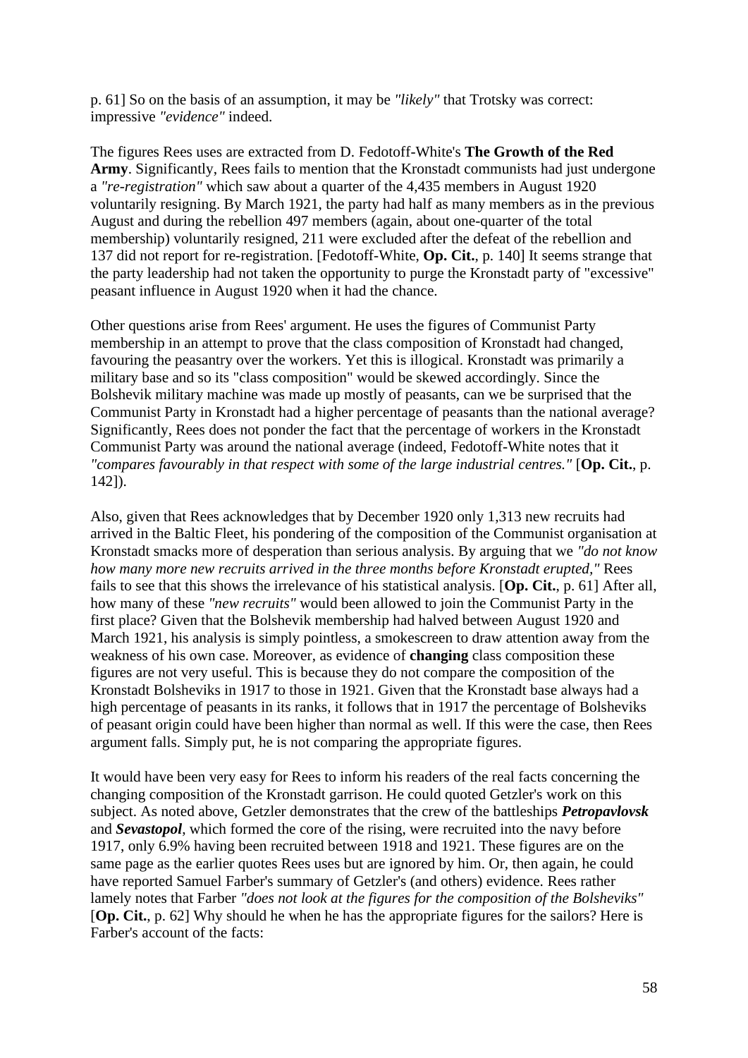p. 61] So on the basis of an assumption, it may be *"likely"* that Trotsky was correct: impressive *"evidence"* indeed.

The figures Rees uses are extracted from D. Fedotoff-White's **The Growth of the Red Army**. Significantly, Rees fails to mention that the Kronstadt communists had just undergone a *"re-registration"* which saw about a quarter of the 4,435 members in August 1920 voluntarily resigning. By March 1921, the party had half as many members as in the previous August and during the rebellion 497 members (again, about one-quarter of the total membership) voluntarily resigned, 211 were excluded after the defeat of the rebellion and 137 did not report for re-registration. [Fedotoff-White, **Op. Cit.**, p. 140] It seems strange that the party leadership had not taken the opportunity to purge the Kronstadt party of "excessive" peasant influence in August 1920 when it had the chance.

Other questions arise from Rees' argument. He uses the figures of Communist Party membership in an attempt to prove that the class composition of Kronstadt had changed, favouring the peasantry over the workers. Yet this is illogical. Kronstadt was primarily a military base and so its "class composition" would be skewed accordingly. Since the Bolshevik military machine was made up mostly of peasants, can we be surprised that the Communist Party in Kronstadt had a higher percentage of peasants than the national average? Significantly, Rees does not ponder the fact that the percentage of workers in the Kronstadt Communist Party was around the national average (indeed, Fedotoff-White notes that it *"compares favourably in that respect with some of the large industrial centres."* [**Op. Cit.**, p. 142]).

Also, given that Rees acknowledges that by December 1920 only 1,313 new recruits had arrived in the Baltic Fleet, his pondering of the composition of the Communist organisation at Kronstadt smacks more of desperation than serious analysis. By arguing that we *"do not know how many more new recruits arrived in the three months before Kronstadt erupted,"* Rees fails to see that this shows the irrelevance of his statistical analysis. [**Op. Cit.**, p. 61] After all, how many of these *"new recruits"* would been allowed to join the Communist Party in the first place? Given that the Bolshevik membership had halved between August 1920 and March 1921, his analysis is simply pointless, a smokescreen to draw attention away from the weakness of his own case. Moreover, as evidence of **changing** class composition these figures are not very useful. This is because they do not compare the composition of the Kronstadt Bolsheviks in 1917 to those in 1921. Given that the Kronstadt base always had a high percentage of peasants in its ranks, it follows that in 1917 the percentage of Bolsheviks of peasant origin could have been higher than normal as well. If this were the case, then Rees argument falls. Simply put, he is not comparing the appropriate figures.

It would have been very easy for Rees to inform his readers of the real facts concerning the changing composition of the Kronstadt garrison. He could quoted Getzler's work on this subject. As noted above, Getzler demonstrates that the crew of the battleships ***Petropavlovsk*** and ***Sevastopol***, which formed the core of the rising, were recruited into the navy before 1917, only 6.9% having been recruited between 1918 and 1921. These figures are on the same page as the earlier quotes Rees uses but are ignored by him. Or, then again, he could have reported Samuel Farber's summary of Getzler's (and others) evidence. Rees rather lamely notes that Farber *"does not look at the figures for the composition of the Bolsheviks"* [**Op. Cit.**, p. 62] Why should he when he has the appropriate figures for the sailors? Here is Farber's account of the facts: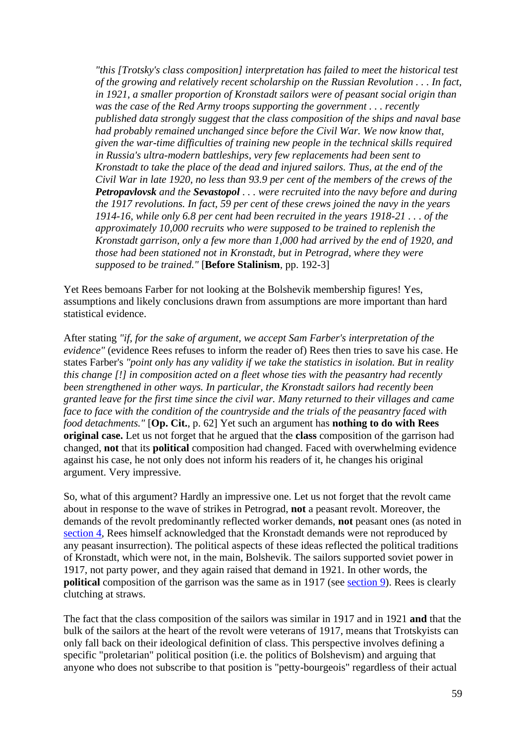> *"this [Trotsky's class composition] interpretation has failed to meet the historical test of the growing and relatively recent scholarship on the Russian Revolution . . . In fact, in 1921, a smaller proportion of Kronstadt sailors were of peasant social origin than was the case of the Red Army troops supporting the government . . . recently published data strongly suggest that the class composition of the ships and naval base had probably remained unchanged since before the Civil War. We now know that, given the war-time difficulties of training new people in the technical skills required in Russia's ultra-modern battleships, very few replacements had been sent to Kronstadt to take the place of the dead and injured sailors. Thus, at the end of the Civil War in late 1920, no less than 93.9 per cent of the members of the crews of the* ***Petropavlovsk*** *and the* ***Sevastopol*** *. . . were recruited into the navy before and during the 1917 revolutions. In fact, 59 per cent of these crews joined the navy in the years 1914-16, while only 6.8 per cent had been recruited in the years 1918-21 . . . of the approximately 10,000 recruits who were supposed to be trained to replenish the Kronstadt garrison, only a few more than 1,000 had arrived by the end of 1920, and those had been stationed not in Kronstadt, but in Petrograd, where they were supposed to be trained."* [**Before Stalinism**, pp. 192-3]

Yet Rees bemoans Farber for not looking at the Bolshevik membership figures! Yes, assumptions and likely conclusions drawn from assumptions are more important than hard statistical evidence.

After stating *"if, for the sake of argument, we accept Sam Farber's interpretation of the evidence"* (evidence Rees refuses to inform the reader of) Rees then tries to save his case. He states Farber's *"point only has any validity if we take the statistics in isolation. But in reality this change [!] in composition acted on a fleet whose ties with the peasantry had recently been strengthened in other ways. In particular, the Kronstadt sailors had recently been granted leave for the first time since the civil war. Many returned to their villages and came face to face with the condition of the countryside and the trials of the peasantry faced with food detachments."* [**Op. Cit.**, p. 62] Yet such an argument has **nothing to do with Rees original case.** Let us not forget that he argued that the **class** composition of the garrison had changed, **not** that its **political** composition had changed. Faced with overwhelming evidence against his case, he not only does not inform his readers of it, he changes his original argument. Very impressive.

So, what of this argument? Hardly an impressive one. Let us not forget that the revolt came about in response to the wave of strikes in Petrograd, **not** a peasant revolt. Moreover, the demands of the revolt predominantly reflected worker demands, **not** peasant ones (as noted in section 4, Rees himself acknowledged that the Kronstadt demands were not reproduced by any peasant insurrection). The political aspects of these ideas reflected the political traditions of Kronstadt, which were not, in the main, Bolshevik. The sailors supported soviet power in 1917, not party power, and they again raised that demand in 1921. In other words, the **political** composition of the garrison was the same as in 1917 (see section 9). Rees is clearly clutching at straws.

The fact that the class composition of the sailors was similar in 1917 and in 1921 **and** that the bulk of the sailors at the heart of the revolt were veterans of 1917, means that Trotskyists can only fall back on their ideological definition of class. This perspective involves defining a specific "proletarian" political position (i.e. the politics of Bolshevism) and arguing that anyone who does not subscribe to that position is "petty-bourgeois" regardless of their actual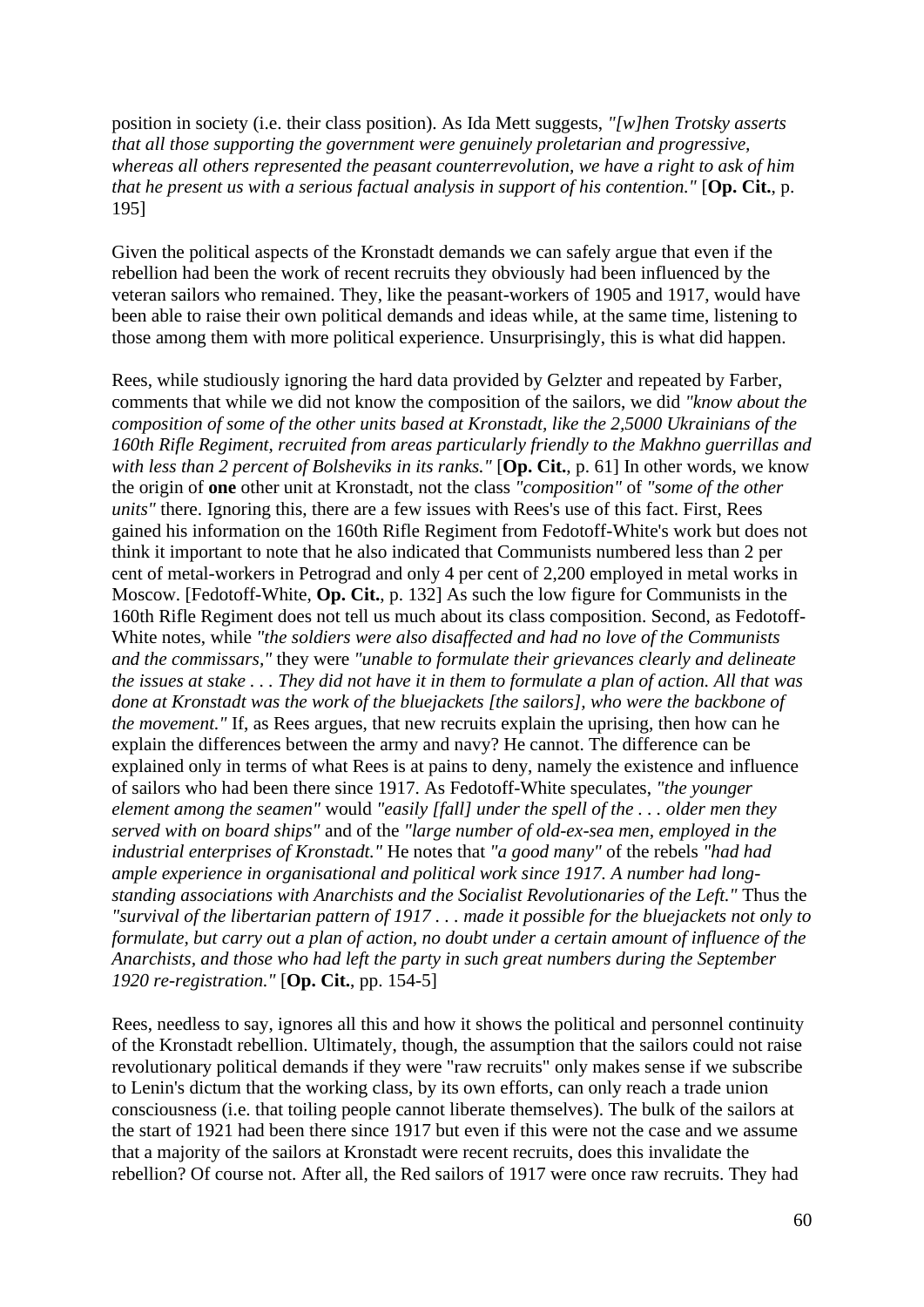position in society (i.e. their class position). As Ida Mett suggests, *"[w]hen Trotsky asserts that all those supporting the government were genuinely proletarian and progressive, whereas all others represented the peasant counterrevolution, we have a right to ask of him that he present us with a serious factual analysis in support of his contention."* [**Op. Cit.**, p. 195]

Given the political aspects of the Kronstadt demands we can safely argue that even if the rebellion had been the work of recent recruits they obviously had been influenced by the veteran sailors who remained. They, like the peasant-workers of 1905 and 1917, would have been able to raise their own political demands and ideas while, at the same time, listening to those among them with more political experience. Unsurprisingly, this is what did happen.

Rees, while studiously ignoring the hard data provided by Gelzter and repeated by Farber, comments that while we did not know the composition of the sailors, we did *"know about the composition of some of the other units based at Kronstadt, like the 2,5000 Ukrainians of the 160th Rifle Regiment, recruited from areas particularly friendly to the Makhno guerrillas and with less than 2 percent of Bolsheviks in its ranks."* [**Op. Cit.**, p. 61] In other words, we know the origin of **one** other unit at Kronstadt, not the class *"composition"* of *"some of the other units"* there. Ignoring this, there are a few issues with Rees's use of this fact. First, Rees gained his information on the 160th Rifle Regiment from Fedotoff-White's work but does not think it important to note that he also indicated that Communists numbered less than 2 per cent of metal-workers in Petrograd and only 4 per cent of 2,200 employed in metal works in Moscow. [Fedotoff-White, **Op. Cit.**, p. 132] As such the low figure for Communists in the 160th Rifle Regiment does not tell us much about its class composition. Second, as Fedotoff-White notes, while *"the soldiers were also disaffected and had no love of the Communists and the commissars,"* they were *"unable to formulate their grievances clearly and delineate the issues at stake . . . They did not have it in them to formulate a plan of action. All that was done at Kronstadt was the work of the bluejackets [the sailors], who were the backbone of the movement."* If, as Rees argues, that new recruits explain the uprising, then how can he explain the differences between the army and navy? He cannot. The difference can be explained only in terms of what Rees is at pains to deny, namely the existence and influence of sailors who had been there since 1917. As Fedotoff-White speculates, *"the younger element among the seamen"* would *"easily [fall] under the spell of the . . . older men they served with on board ships"* and of the *"large number of old-ex-sea men, employed in the industrial enterprises of Kronstadt."* He notes that *"a good many"* of the rebels *"had had ample experience in organisational and political work since 1917. A number had long-standing associations with Anarchists and the Socialist Revolutionaries of the Left."* Thus the *"survival of the libertarian pattern of 1917 . . . made it possible for the bluejackets not only to formulate, but carry out a plan of action, no doubt under a certain amount of influence of the Anarchists, and those who had left the party in such great numbers during the September 1920 re-registration."* [**Op. Cit.**, pp. 154-5]

Rees, needless to say, ignores all this and how it shows the political and personnel continuity of the Kronstadt rebellion. Ultimately, though, the assumption that the sailors could not raise revolutionary political demands if they were "raw recruits" only makes sense if we subscribe to Lenin's dictum that the working class, by its own efforts, can only reach a trade union consciousness (i.e. that toiling people cannot liberate themselves). The bulk of the sailors at the start of 1921 had been there since 1917 but even if this were not the case and we assume that a majority of the sailors at Kronstadt were recent recruits, does this invalidate the rebellion? Of course not. After all, the Red sailors of 1917 were once raw recruits. They had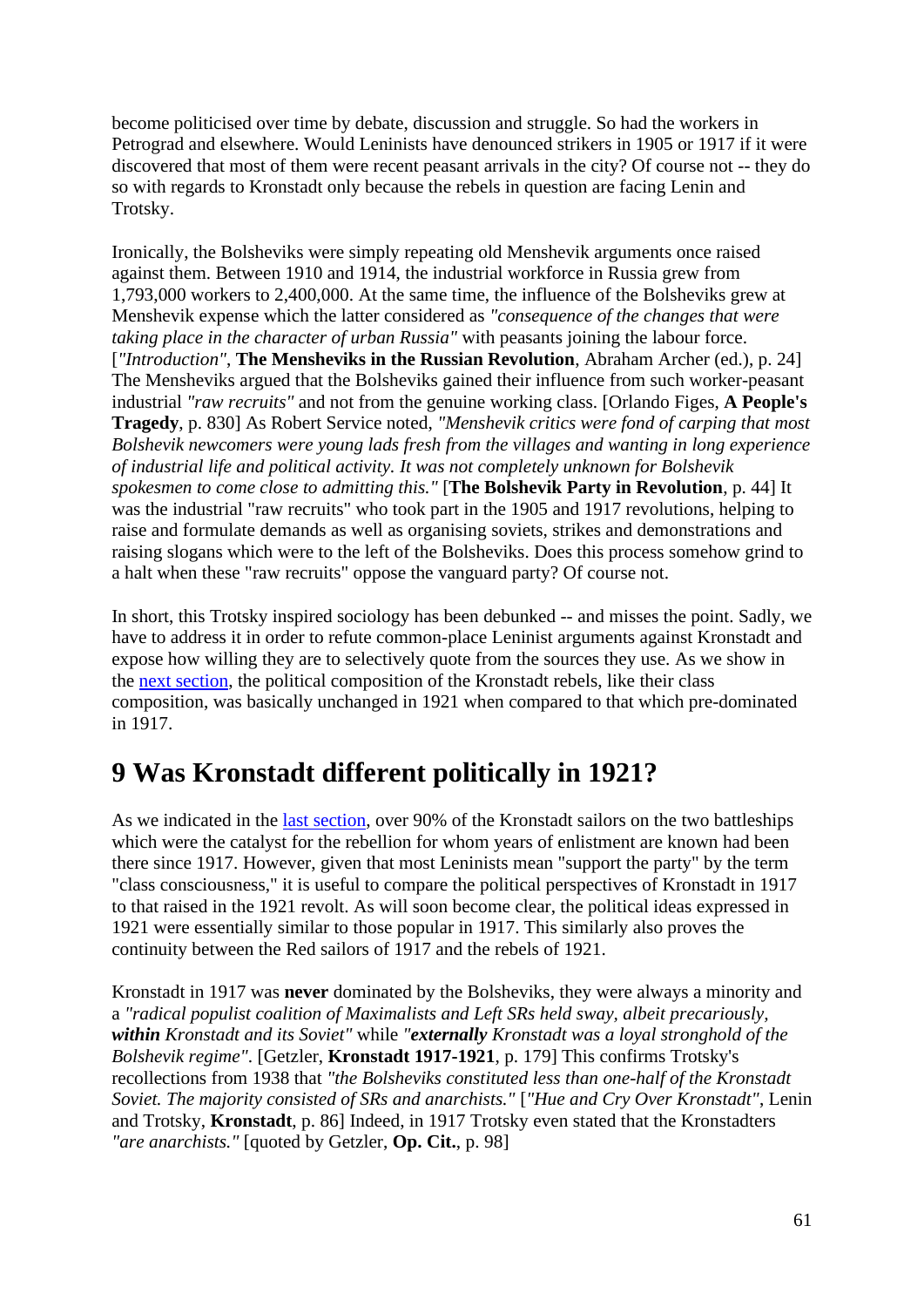become politicised over time by debate, discussion and struggle. So had the workers in Petrograd and elsewhere. Would Leninists have denounced strikers in 1905 or 1917 if it were discovered that most of them were recent peasant arrivals in the city? Of course not -- they do so with regards to Kronstadt only because the rebels in question are facing Lenin and Trotsky.

Ironically, the Bolsheviks were simply repeating old Menshevik arguments once raised against them. Between 1910 and 1914, the industrial workforce in Russia grew from 1,793,000 workers to 2,400,000. At the same time, the influence of the Bolsheviks grew at Menshevik expense which the latter considered as *"consequence of the changes that were taking place in the character of urban Russia"* with peasants joining the labour force. [*"Introduction"*, **The Mensheviks in the Russian Revolution**, Abraham Archer (ed.), p. 24] The Mensheviks argued that the Bolsheviks gained their influence from such worker-peasant industrial *"raw recruits"* and not from the genuine working class. [Orlando Figes, **A People's Tragedy**, p. 830] As Robert Service noted, *"Menshevik critics were fond of carping that most Bolshevik newcomers were young lads fresh from the villages and wanting in long experience of industrial life and political activity. It was not completely unknown for Bolshevik spokesmen to come close to admitting this."* [**The Bolshevik Party in Revolution**, p. 44] It was the industrial "raw recruits" who took part in the 1905 and 1917 revolutions, helping to raise and formulate demands as well as organising soviets, strikes and demonstrations and raising slogans which were to the left of the Bolsheviks. Does this process somehow grind to a halt when these "raw recruits" oppose the vanguard party? Of course not.

In short, this Trotsky inspired sociology has been debunked -- and misses the point. Sadly, we have to address it in order to refute common-place Leninist arguments against Kronstadt and expose how willing they are to selectively quote from the sources they use. As we show in the next section, the political composition of the Kronstadt rebels, like their class composition, was basically unchanged in 1921 when compared to that which pre-dominated in 1917.

## 9 Was Kronstadt different politically in 1921?

As we indicated in the last section, over 90% of the Kronstadt sailors on the two battleships which were the catalyst for the rebellion for whom years of enlistment are known had been there since 1917. However, given that most Leninists mean "support the party" by the term "class consciousness," it is useful to compare the political perspectives of Kronstadt in 1917 to that raised in the 1921 revolt. As will soon become clear, the political ideas expressed in 1921 were essentially similar to those popular in 1917. This similarly also proves the continuity between the Red sailors of 1917 and the rebels of 1921.

Kronstadt in 1917 was **never** dominated by the Bolsheviks, they were always a minority and a *"radical populist coalition of Maximalists and Left SRs held sway, albeit precariously,* ***within*** *Kronstadt and its Soviet"* while *"**externally** Kronstadt was a loyal stronghold of the Bolshevik regime"*. [Getzler, **Kronstadt 1917-1921**, p. 179] This confirms Trotsky's recollections from 1938 that *"the Bolsheviks constituted less than one-half of the Kronstadt Soviet. The majority consisted of SRs and anarchists."* [*"Hue and Cry Over Kronstadt"*, Lenin and Trotsky, **Kronstadt**, p. 86] Indeed, in 1917 Trotsky even stated that the Kronstadters *"are anarchists."* [quoted by Getzler, **Op. Cit.**, p. 98]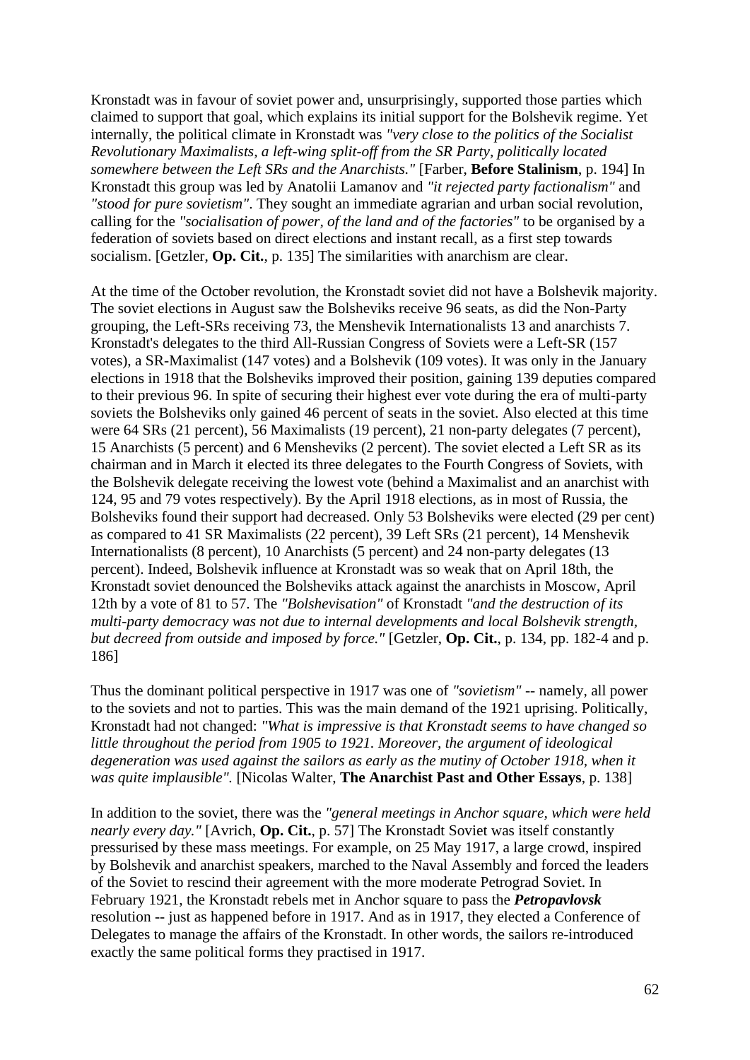Kronstadt was in favour of soviet power and, unsurprisingly, supported those parties which claimed to support that goal, which explains its initial support for the Bolshevik regime. Yet internally, the political climate in Kronstadt was *"very close to the politics of the Socialist Revolutionary Maximalists, a left-wing split-off from the SR Party, politically located somewhere between the Left SRs and the Anarchists."* [Farber, **Before Stalinism**, p. 194] In Kronstadt this group was led by Anatolii Lamanov and *"it rejected party factionalism"* and *"stood for pure sovietism"*. They sought an immediate agrarian and urban social revolution, calling for the *"socialisation of power, of the land and of the factories"* to be organised by a federation of soviets based on direct elections and instant recall, as a first step towards socialism. [Getzler, **Op. Cit.**, p. 135] The similarities with anarchism are clear.

At the time of the October revolution, the Kronstadt soviet did not have a Bolshevik majority. The soviet elections in August saw the Bolsheviks receive 96 seats, as did the Non-Party grouping, the Left-SRs receiving 73, the Menshevik Internationalists 13 and anarchists 7. Kronstadt's delegates to the third All-Russian Congress of Soviets were a Left-SR (157 votes), a SR-Maximalist (147 votes) and a Bolshevik (109 votes). It was only in the January elections in 1918 that the Bolsheviks improved their position, gaining 139 deputies compared to their previous 96. In spite of securing their highest ever vote during the era of multi-party soviets the Bolsheviks only gained 46 percent of seats in the soviet. Also elected at this time were 64 SRs (21 percent), 56 Maximalists (19 percent), 21 non-party delegates (7 percent), 15 Anarchists (5 percent) and 6 Mensheviks (2 percent). The soviet elected a Left SR as its chairman and in March it elected its three delegates to the Fourth Congress of Soviets, with the Bolshevik delegate receiving the lowest vote (behind a Maximalist and an anarchist with 124, 95 and 79 votes respectively). By the April 1918 elections, as in most of Russia, the Bolsheviks found their support had decreased. Only 53 Bolsheviks were elected (29 per cent) as compared to 41 SR Maximalists (22 percent), 39 Left SRs (21 percent), 14 Menshevik Internationalists (8 percent), 10 Anarchists (5 percent) and 24 non-party delegates (13 percent). Indeed, Bolshevik influence at Kronstadt was so weak that on April 18th, the Kronstadt soviet denounced the Bolsheviks attack against the anarchists in Moscow, April 12th by a vote of 81 to 57. The *"Bolshevisation"* of Kronstadt *"and the destruction of its multi-party democracy was not due to internal developments and local Bolshevik strength, but decreed from outside and imposed by force."* [Getzler, **Op. Cit.**, p. 134, pp. 182-4 and p. 186]

Thus the dominant political perspective in 1917 was one of *"sovietism"* -- namely, all power to the soviets and not to parties. This was the main demand of the 1921 uprising. Politically, Kronstadt had not changed: *"What is impressive is that Kronstadt seems to have changed so little throughout the period from 1905 to 1921. Moreover, the argument of ideological degeneration was used against the sailors as early as the mutiny of October 1918, when it was quite implausible".* [Nicolas Walter, **The Anarchist Past and Other Essays**, p. 138]

In addition to the soviet, there was the *"general meetings in Anchor square, which were held nearly every day."* [Avrich, **Op. Cit.**, p. 57] The Kronstadt Soviet was itself constantly pressurised by these mass meetings. For example, on 25 May 1917, a large crowd, inspired by Bolshevik and anarchist speakers, marched to the Naval Assembly and forced the leaders of the Soviet to rescind their agreement with the more moderate Petrograd Soviet. In February 1921, the Kronstadt rebels met in Anchor square to pass the ***Petropavlovsk*** resolution -- just as happened before in 1917. And as in 1917, they elected a Conference of Delegates to manage the affairs of the Kronstadt. In other words, the sailors re-introduced exactly the same political forms they practised in 1917.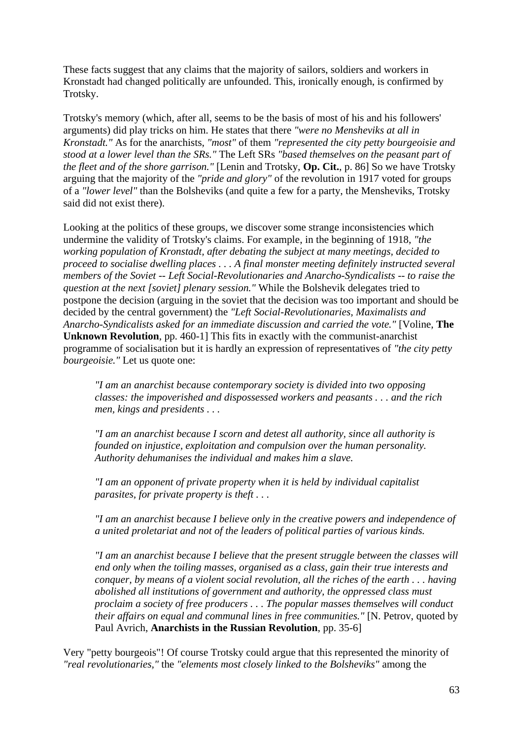These facts suggest that any claims that the majority of sailors, soldiers and workers in Kronstadt had changed politically are unfounded. This, ironically enough, is confirmed by Trotsky.

Trotsky's memory (which, after all, seems to be the basis of most of his and his followers' arguments) did play tricks on him. He states that there *"were no Mensheviks at all in Kronstadt."* As for the anarchists, *"most"* of them *"represented the city petty bourgeoisie and stood at a lower level than the SRs."* The Left SRs *"based themselves on the peasant part of the fleet and of the shore garrison."* [Lenin and Trotsky, **Op. Cit.**, p. 86] So we have Trotsky arguing that the majority of the *"pride and glory"* of the revolution in 1917 voted for groups of a *"lower level"* than the Bolsheviks (and quite a few for a party, the Mensheviks, Trotsky said did not exist there).

Looking at the politics of these groups, we discover some strange inconsistencies which undermine the validity of Trotsky's claims. For example, in the beginning of 1918, *"the working population of Kronstadt, after debating the subject at many meetings, decided to proceed to socialise dwelling places . . . A final monster meeting definitely instructed several members of the Soviet -- Left Social-Revolutionaries and Anarcho-Syndicalists -- to raise the question at the next [soviet] plenary session."* While the Bolshevik delegates tried to postpone the decision (arguing in the soviet that the decision was too important and should be decided by the central government) the *"Left Social-Revolutionaries, Maximalists and Anarcho-Syndicalists asked for an immediate discussion and carried the vote."* [Voline, **The Unknown Revolution**, pp. 460-1] This fits in exactly with the communist-anarchist programme of socialisation but it is hardly an expression of representatives of *"the city petty bourgeoisie."* Let us quote one:

> *"I am an anarchist because contemporary society is divided into two opposing classes: the impoverished and dispossessed workers and peasants . . . and the rich men, kings and presidents . . .*
>
> *"I am an anarchist because I scorn and detest all authority, since all authority is founded on injustice, exploitation and compulsion over the human personality. Authority dehumanises the individual and makes him a slave.*
>
> *"I am an opponent of private property when it is held by individual capitalist parasites, for private property is theft . . .*
>
> *"I am an anarchist because I believe only in the creative powers and independence of a united proletariat and not of the leaders of political parties of various kinds.*
>
> *"I am an anarchist because I believe that the present struggle between the classes will end only when the toiling masses, organised as a class, gain their true interests and conquer, by means of a violent social revolution, all the riches of the earth . . . having abolished all institutions of government and authority, the oppressed class must proclaim a society of free producers . . . The popular masses themselves will conduct their affairs on equal and communal lines in free communities."* [N. Petrov, quoted by Paul Avrich, **Anarchists in the Russian Revolution**, pp. 35-6]

Very "petty bourgeois"! Of course Trotsky could argue that this represented the minority of *"real revolutionaries,"* the *"elements most closely linked to the Bolsheviks"* among the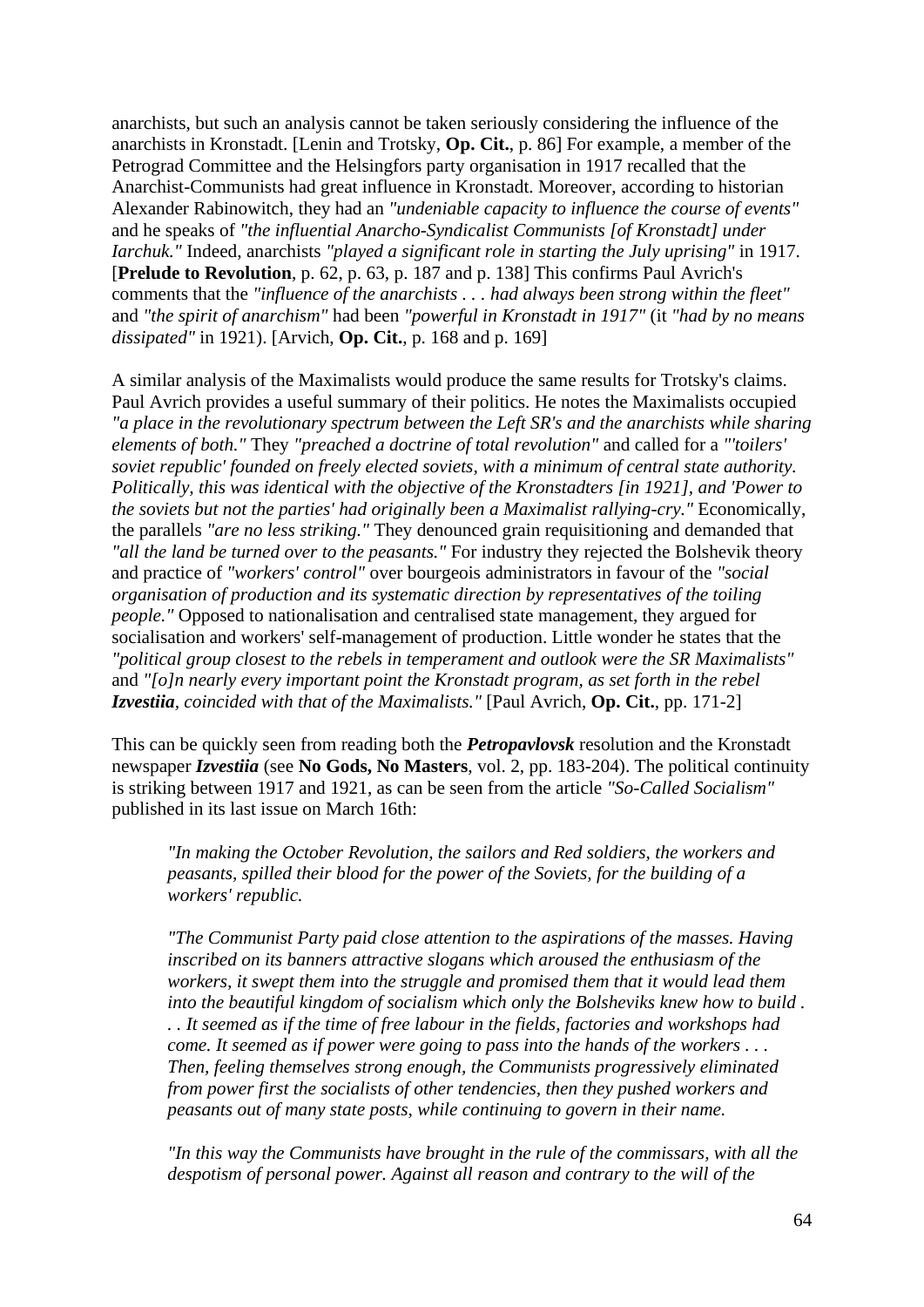anarchists, but such an analysis cannot be taken seriously considering the influence of the anarchists in Kronstadt. [Lenin and Trotsky, **Op. Cit.**, p. 86] For example, a member of the Petrograd Committee and the Helsingfors party organisation in 1917 recalled that the Anarchist-Communists had great influence in Kronstadt. Moreover, according to historian Alexander Rabinowitch, they had an *"undeniable capacity to influence the course of events"* and he speaks of *"the influential Anarcho-Syndicalist Communists [of Kronstadt] under Iarchuk."* Indeed, anarchists *"played a significant role in starting the July uprising"* in 1917. [**Prelude to Revolution**, p. 62, p. 63, p. 187 and p. 138] This confirms Paul Avrich's comments that the *"influence of the anarchists . . . had always been strong within the fleet"* and *"the spirit of anarchism"* had been *"powerful in Kronstadt in 1917"* (it *"had by no means dissipated"* in 1921). [Arvich, **Op. Cit.**, p. 168 and p. 169]

A similar analysis of the Maximalists would produce the same results for Trotsky's claims. Paul Avrich provides a useful summary of their politics. He notes the Maximalists occupied *"a place in the revolutionary spectrum between the Left SR's and the anarchists while sharing elements of both."* They *"preached a doctrine of total revolution"* and called for a *"'toilers' soviet republic' founded on freely elected soviets, with a minimum of central state authority. Politically, this was identical with the objective of the Kronstadters [in 1921], and 'Power to the soviets but not the parties' had originally been a Maximalist rallying-cry."* Economically, the parallels *"are no less striking."* They denounced grain requisitioning and demanded that *"all the land be turned over to the peasants."* For industry they rejected the Bolshevik theory and practice of *"workers' control"* over bourgeois administrators in favour of the *"social organisation of production and its systematic direction by representatives of the toiling people."* Opposed to nationalisation and centralised state management, they argued for socialisation and workers' self-management of production. Little wonder he states that the *"political group closest to the rebels in temperament and outlook were the SR Maximalists"* and *"[o]n nearly every important point the Kronstadt program, as set forth in the rebel **Izvestiia**, coincided with that of the Maximalists."* [Paul Avrich, **Op. Cit.**, pp. 171-2]

This can be quickly seen from reading both the ***Petropavlovsk*** resolution and the Kronstadt newspaper ***Izvestiia*** (see **No Gods, No Masters**, vol. 2, pp. 183-204). The political continuity is striking between 1917 and 1921, as can be seen from the article *"So-Called Socialism"* published in its last issue on March 16th:

> *"In making the October Revolution, the sailors and Red soldiers, the workers and peasants, spilled their blood for the power of the Soviets, for the building of a workers' republic.*
>
> *"The Communist Party paid close attention to the aspirations of the masses. Having inscribed on its banners attractive slogans which aroused the enthusiasm of the workers, it swept them into the struggle and promised them that it would lead them into the beautiful kingdom of socialism which only the Bolsheviks knew how to build . . . It seemed as if the time of free labour in the fields, factories and workshops had come. It seemed as if power were going to pass into the hands of the workers . . . Then, feeling themselves strong enough, the Communists progressively eliminated from power first the socialists of other tendencies, then they pushed workers and peasants out of many state posts, while continuing to govern in their name.*
>
> *"In this way the Communists have brought in the rule of the commissars, with all the despotism of personal power. Against all reason and contrary to the will of the*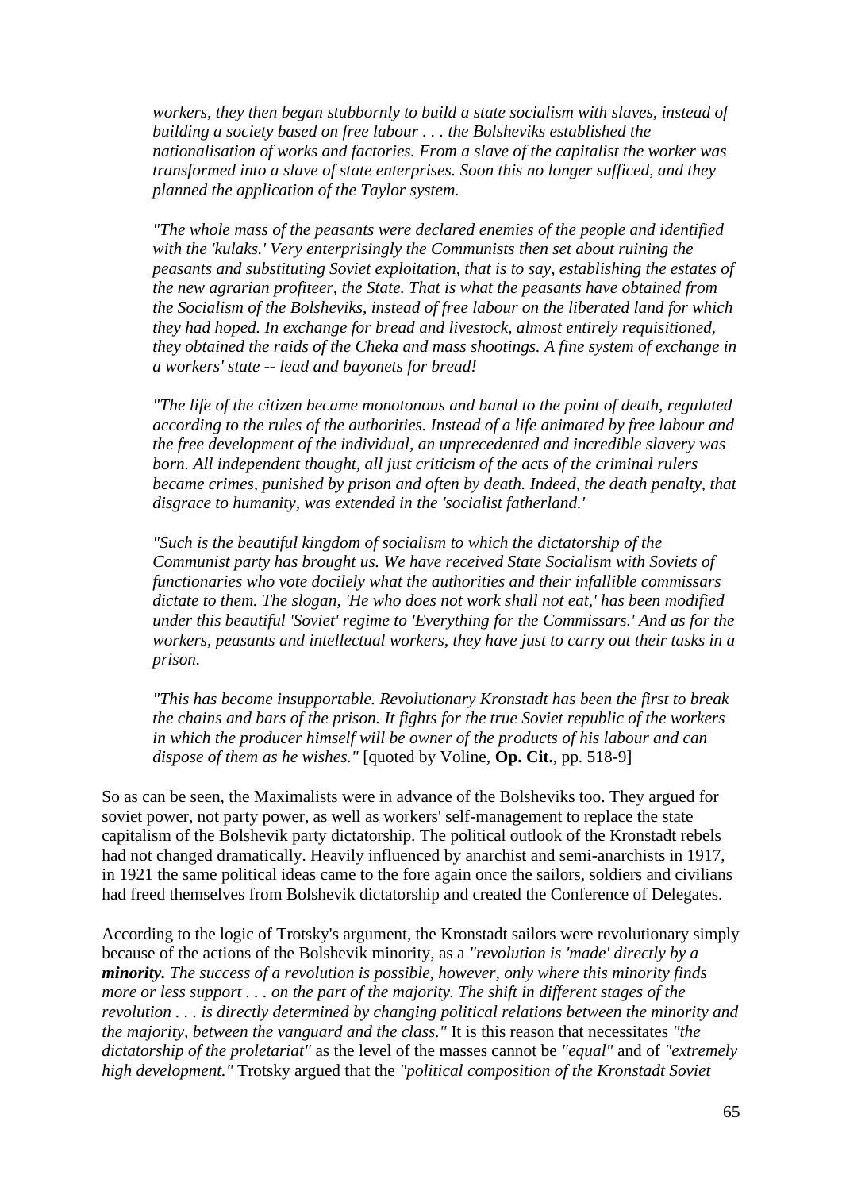*workers, they then began stubbornly to build a state socialism with slaves, instead of building a society based on free labour . . . the Bolsheviks established the nationalisation of works and factories. From a slave of the capitalist the worker was transformed into a slave of state enterprises. Soon this no longer sufficed, and they planned the application of the Taylor system.*

*"The whole mass of the peasants were declared enemies of the people and identified with the 'kulaks.' Very enterprisingly the Communists then set about ruining the peasants and substituting Soviet exploitation, that is to say, establishing the estates of the new agrarian profiteer, the State. That is what the peasants have obtained from the Socialism of the Bolsheviks, instead of free labour on the liberated land for which they had hoped. In exchange for bread and livestock, almost entirely requisitioned, they obtained the raids of the Cheka and mass shootings. A fine system of exchange in a workers' state -- lead and bayonets for bread!*

*"The life of the citizen became monotonous and banal to the point of death, regulated according to the rules of the authorities. Instead of a life animated by free labour and the free development of the individual, an unprecedented and incredible slavery was born. All independent thought, all just criticism of the acts of the criminal rulers became crimes, punished by prison and often by death. Indeed, the death penalty, that disgrace to humanity, was extended in the 'socialist fatherland.'*

*"Such is the beautiful kingdom of socialism to which the dictatorship of the Communist party has brought us. We have received State Socialism with Soviets of functionaries who vote docilely what the authorities and their infallible commissars dictate to them. The slogan, 'He who does not work shall not eat,' has been modified under this beautiful 'Soviet' regime to 'Everything for the Commissars.' And as for the workers, peasants and intellectual workers, they have just to carry out their tasks in a prison.*

*"This has become insupportable. Revolutionary Kronstadt has been the first to break the chains and bars of the prison. It fights for the true Soviet republic of the workers in which the producer himself will be owner of the products of his labour and can dispose of them as he wishes."* [quoted by Voline, **Op. Cit.**, pp. 518-9]

So as can be seen, the Maximalists were in advance of the Bolsheviks too. They argued for soviet power, not party power, as well as workers' self-management to replace the state capitalism of the Bolshevik party dictatorship. The political outlook of the Kronstadt rebels had not changed dramatically. Heavily influenced by anarchist and semi-anarchists in 1917, in 1921 the same political ideas came to the fore again once the sailors, soldiers and civilians had freed themselves from Bolshevik dictatorship and created the Conference of Delegates.

According to the logic of Trotsky's argument, the Kronstadt sailors were revolutionary simply because of the actions of the Bolshevik minority, as a *"revolution is 'made' directly by a **minority.** The success of a revolution is possible, however, only where this minority finds more or less support . . . on the part of the majority. The shift in different stages of the revolution . . . is directly determined by changing political relations between the minority and the majority, between the vanguard and the class."* It is this reason that necessitates *"the dictatorship of the proletariat"* as the level of the masses cannot be *"equal"* and of *"extremely high development."* Trotsky argued that the *"political composition of the Kronstadt Soviet*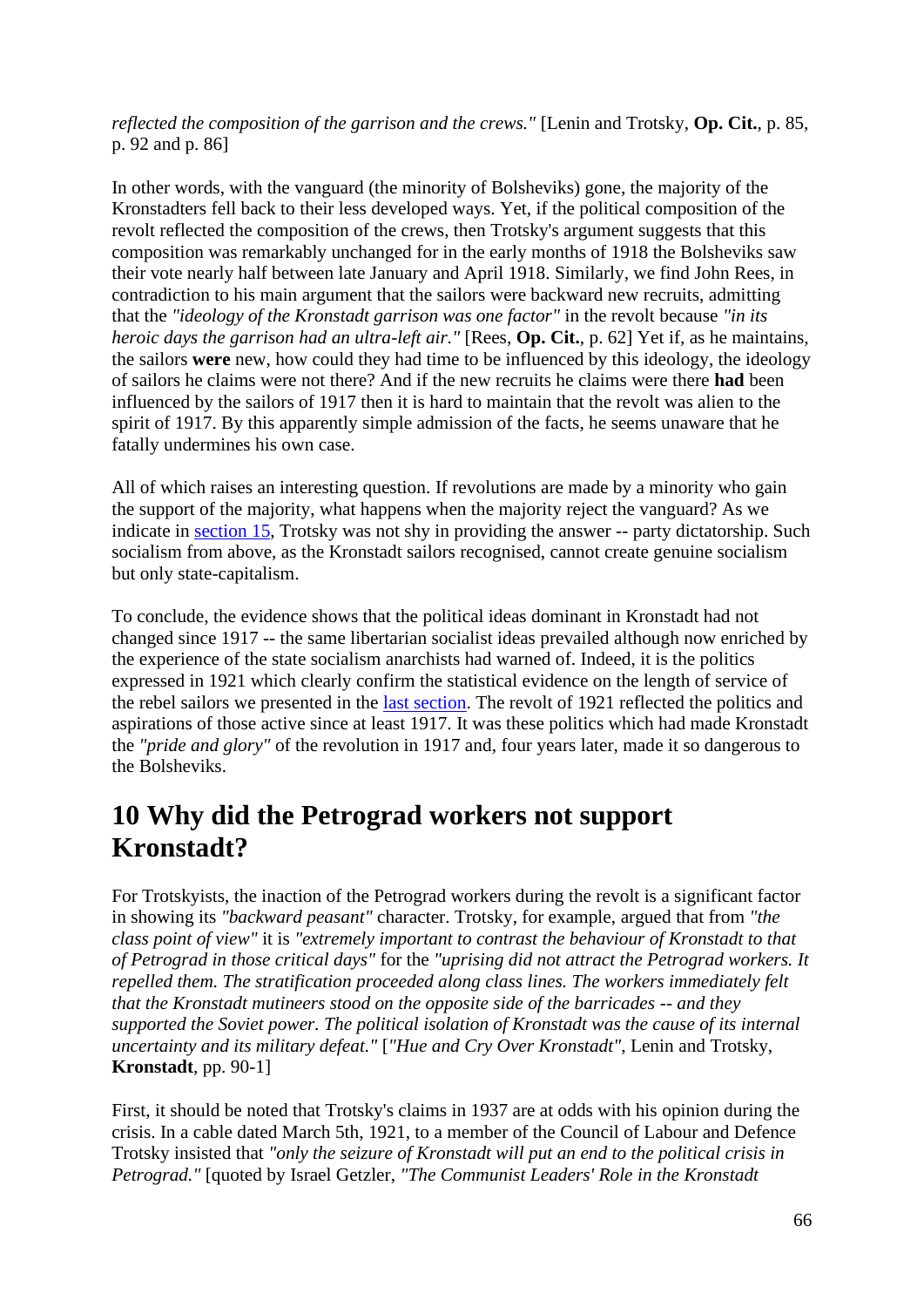*reflected the composition of the garrison and the crews."* [Lenin and Trotsky, **Op. Cit.**, p. 85, p. 92 and p. 86]

In other words, with the vanguard (the minority of Bolsheviks) gone, the majority of the Kronstadters fell back to their less developed ways. Yet, if the political composition of the revolt reflected the composition of the crews, then Trotsky's argument suggests that this composition was remarkably unchanged for in the early months of 1918 the Bolsheviks saw their vote nearly half between late January and April 1918. Similarly, we find John Rees, in contradiction to his main argument that the sailors were backward new recruits, admitting that the *"ideology of the Kronstadt garrison was one factor"* in the revolt because *"in its heroic days the garrison had an ultra-left air."* [Rees, **Op. Cit.**, p. 62] Yet if, as he maintains, the sailors **were** new, how could they had time to be influenced by this ideology, the ideology of sailors he claims were not there? And if the new recruits he claims were there **had** been influenced by the sailors of 1917 then it is hard to maintain that the revolt was alien to the spirit of 1917. By this apparently simple admission of the facts, he seems unaware that he fatally undermines his own case.

All of which raises an interesting question. If revolutions are made by a minority who gain the support of the majority, what happens when the majority reject the vanguard? As we indicate in section 15, Trotsky was not shy in providing the answer -- party dictatorship. Such socialism from above, as the Kronstadt sailors recognised, cannot create genuine socialism but only state-capitalism.

To conclude, the evidence shows that the political ideas dominant in Kronstadt had not changed since 1917 -- the same libertarian socialist ideas prevailed although now enriched by the experience of the state socialism anarchists had warned of. Indeed, it is the politics expressed in 1921 which clearly confirm the statistical evidence on the length of service of the rebel sailors we presented in the last section. The revolt of 1921 reflected the politics and aspirations of those active since at least 1917. It was these politics which had made Kronstadt the *"pride and glory"* of the revolution in 1917 and, four years later, made it so dangerous to the Bolsheviks.

## 10 Why did the Petrograd workers not support Kronstadt?

For Trotskyists, the inaction of the Petrograd workers during the revolt is a significant factor in showing its *"backward peasant"* character. Trotsky, for example, argued that from *"the class point of view"* it is *"extremely important to contrast the behaviour of Kronstadt to that of Petrograd in those critical days"* for the *"uprising did not attract the Petrograd workers. It repelled them. The stratification proceeded along class lines. The workers immediately felt that the Kronstadt mutineers stood on the opposite side of the barricades -- and they supported the Soviet power. The political isolation of Kronstadt was the cause of its internal uncertainty and its military defeat."* [*"Hue and Cry Over Kronstadt"*, Lenin and Trotsky, **Kronstadt**, pp. 90-1]

First, it should be noted that Trotsky's claims in 1937 are at odds with his opinion during the crisis. In a cable dated March 5th, 1921, to a member of the Council of Labour and Defence Trotsky insisted that *"only the seizure of Kronstadt will put an end to the political crisis in Petrograd."* [quoted by Israel Getzler, *"The Communist Leaders' Role in the Kronstadt*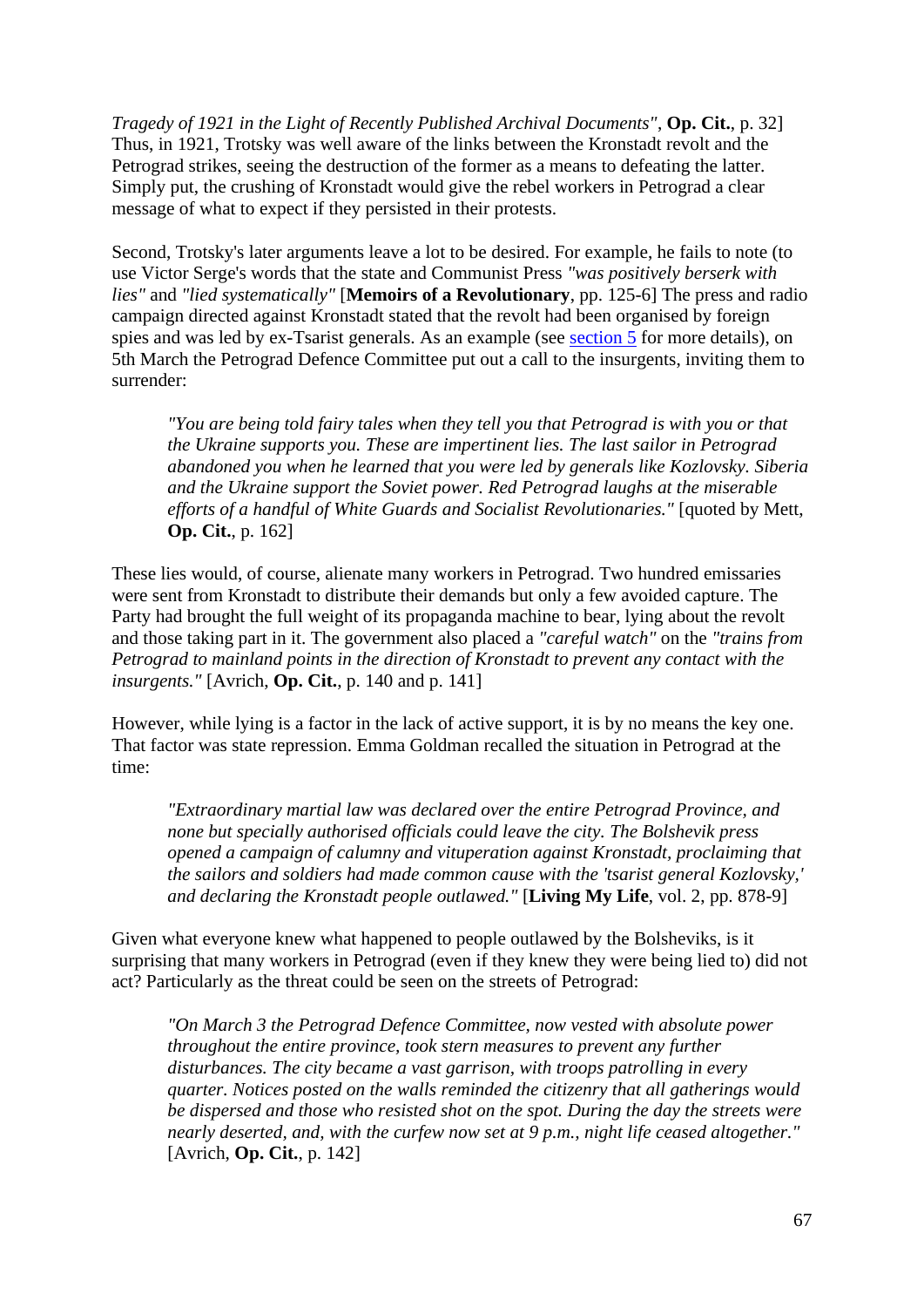*Tragedy of 1921 in the Light of Recently Published Archival Documents"*, **Op. Cit.**, p. 32] Thus, in 1921, Trotsky was well aware of the links between the Kronstadt revolt and the Petrograd strikes, seeing the destruction of the former as a means to defeating the latter. Simply put, the crushing of Kronstadt would give the rebel workers in Petrograd a clear message of what to expect if they persisted in their protests.

Second, Trotsky's later arguments leave a lot to be desired. For example, he fails to note (to use Victor Serge's words that the state and Communist Press *"was positively berserk with lies"* and *"lied systematically"* [**Memoirs of a Revolutionary**, pp. 125-6] The press and radio campaign directed against Kronstadt stated that the revolt had been organised by foreign spies and was led by ex-Tsarist generals. As an example (see section 5 for more details), on 5th March the Petrograd Defence Committee put out a call to the insurgents, inviting them to surrender:

> *"You are being told fairy tales when they tell you that Petrograd is with you or that the Ukraine supports you. These are impertinent lies. The last sailor in Petrograd abandoned you when he learned that you were led by generals like Kozlovsky. Siberia and the Ukraine support the Soviet power. Red Petrograd laughs at the miserable efforts of a handful of White Guards and Socialist Revolutionaries."* [quoted by Mett, **Op. Cit.**, p. 162]

These lies would, of course, alienate many workers in Petrograd. Two hundred emissaries were sent from Kronstadt to distribute their demands but only a few avoided capture. The Party had brought the full weight of its propaganda machine to bear, lying about the revolt and those taking part in it. The government also placed a *"careful watch"* on the *"trains from Petrograd to mainland points in the direction of Kronstadt to prevent any contact with the insurgents."* [Avrich, **Op. Cit.**, p. 140 and p. 141]

However, while lying is a factor in the lack of active support, it is by no means the key one. That factor was state repression. Emma Goldman recalled the situation in Petrograd at the time:

> *"Extraordinary martial law was declared over the entire Petrograd Province, and none but specially authorised officials could leave the city. The Bolshevik press opened a campaign of calumny and vituperation against Kronstadt, proclaiming that the sailors and soldiers had made common cause with the 'tsarist general Kozlovsky,' and declaring the Kronstadt people outlawed."* [**Living My Life**, vol. 2, pp. 878-9]

Given what everyone knew what happened to people outlawed by the Bolsheviks, is it surprising that many workers in Petrograd (even if they knew they were being lied to) did not act? Particularly as the threat could be seen on the streets of Petrograd:

> *"On March 3 the Petrograd Defence Committee, now vested with absolute power throughout the entire province, took stern measures to prevent any further disturbances. The city became a vast garrison, with troops patrolling in every quarter. Notices posted on the walls reminded the citizenry that all gatherings would be dispersed and those who resisted shot on the spot. During the day the streets were nearly deserted, and, with the curfew now set at 9 p.m., night life ceased altogether."* [Avrich, **Op. Cit.**, p. 142]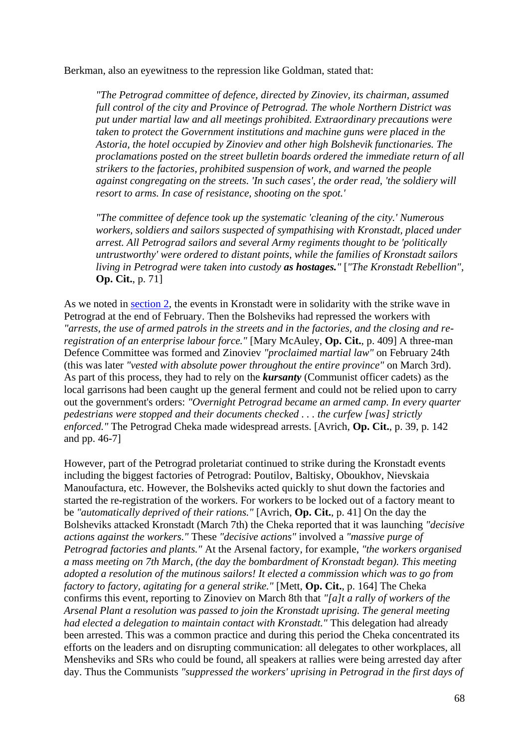Berkman, also an eyewitness to the repression like Goldman, stated that:

> *"The Petrograd committee of defence, directed by Zinoviev, its chairman, assumed full control of the city and Province of Petrograd. The whole Northern District was put under martial law and all meetings prohibited. Extraordinary precautions were taken to protect the Government institutions and machine guns were placed in the Astoria, the hotel occupied by Zinoviev and other high Bolshevik functionaries. The proclamations posted on the street bulletin boards ordered the immediate return of all strikers to the factories, prohibited suspension of work, and warned the people against congregating on the streets. 'In such cases', the order read, 'the soldiery will resort to arms. In case of resistance, shooting on the spot.'*
>
> *"The committee of defence took up the systematic 'cleaning of the city.' Numerous workers, soldiers and sailors suspected of sympathising with Kronstadt, placed under arrest. All Petrograd sailors and several Army regiments thought to be 'politically untrustworthy' were ordered to distant points, while the families of Kronstadt sailors living in Petrograd were taken into custody **as hostages.**"* [*"The Kronstadt Rebellion"*, **Op. Cit.**, p. 71]

As we noted in section 2, the events in Kronstadt were in solidarity with the strike wave in Petrograd at the end of February. Then the Bolsheviks had repressed the workers with *"arrests, the use of armed patrols in the streets and in the factories, and the closing and re-registration of an enterprise labour force."* [Mary McAuley, **Op. Cit.**, p. 409] A three-man Defence Committee was formed and Zinoviev *"proclaimed martial law"* on February 24th (this was later *"vested with absolute power throughout the entire province"* on March 3rd). As part of this process, they had to rely on the ***kursanty*** (Communist officer cadets) as the local garrisons had been caught up the general ferment and could not be relied upon to carry out the government's orders: *"Overnight Petrograd became an armed camp. In every quarter pedestrians were stopped and their documents checked . . . the curfew [was] strictly enforced."* The Petrograd Cheka made widespread arrests. [Avrich, **Op. Cit.**, p. 39, p. 142 and pp. 46-7]

However, part of the Petrograd proletariat continued to strike during the Kronstadt events including the biggest factories of Petrograd: Poutilov, Baltisky, Oboukhov, Nievskaia Manoufactura, etc. However, the Bolsheviks acted quickly to shut down the factories and started the re-registration of the workers. For workers to be locked out of a factory meant to be *"automatically deprived of their rations."* [Avrich, **Op. Cit.**, p. 41] On the day the Bolsheviks attacked Kronstadt (March 7th) the Cheka reported that it was launching *"decisive actions against the workers."* These *"decisive actions"* involved a *"massive purge of Petrograd factories and plants."* At the Arsenal factory, for example, *"the workers organised a mass meeting on 7th March, (the day the bombardment of Kronstadt began). This meeting adopted a resolution of the mutinous sailors! It elected a commission which was to go from factory to factory, agitating for a general strike."* [Mett, **Op. Cit.**, p. 164] The Cheka confirms this event, reporting to Zinoviev on March 8th that *"[a]t a rally of workers of the Arsenal Plant a resolution was passed to join the Kronstadt uprising. The general meeting had elected a delegation to maintain contact with Kronstadt."* This delegation had already been arrested. This was a common practice and during this period the Cheka concentrated its efforts on the leaders and on disrupting communication: all delegates to other workplaces, all Mensheviks and SRs who could be found, all speakers at rallies were being arrested day after day. Thus the Communists *"suppressed the workers' uprising in Petrograd in the first days of*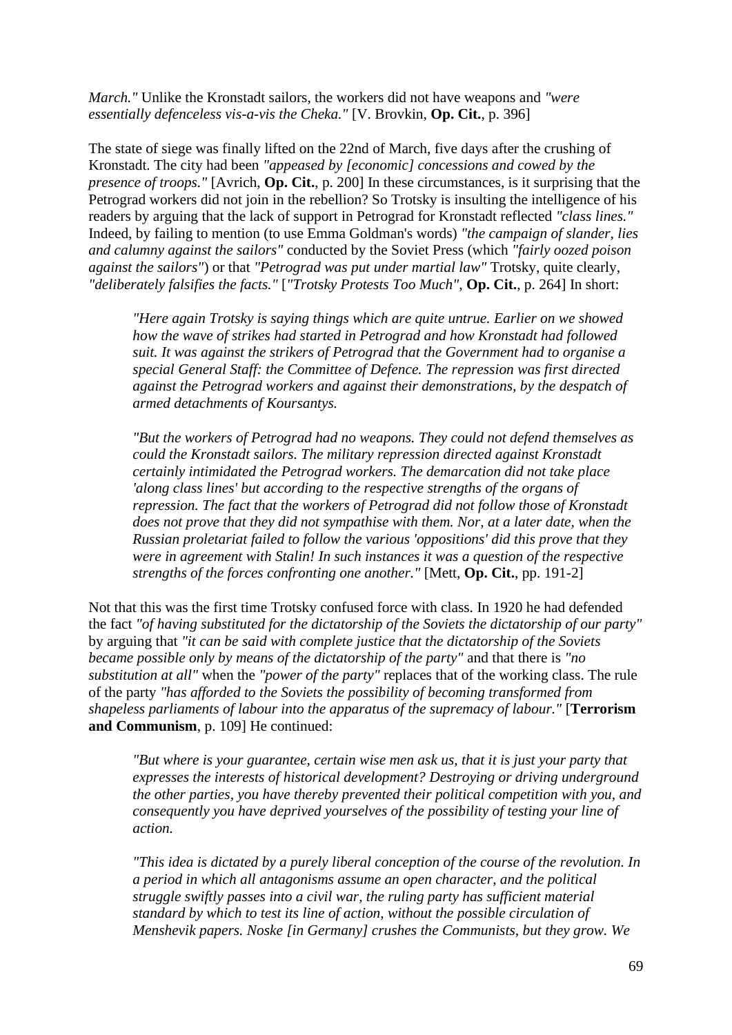*March."* Unlike the Kronstadt sailors, the workers did not have weapons and *"were essentially defenceless vis-a-vis the Cheka."* [V. Brovkin, **Op. Cit.**, p. 396]

The state of siege was finally lifted on the 22nd of March, five days after the crushing of Kronstadt. The city had been *"appeased by [economic] concessions and cowed by the presence of troops."* [Avrich, **Op. Cit.**, p. 200] In these circumstances, is it surprising that the Petrograd workers did not join in the rebellion? So Trotsky is insulting the intelligence of his readers by arguing that the lack of support in Petrograd for Kronstadt reflected *"class lines."* Indeed, by failing to mention (to use Emma Goldman's words) *"the campaign of slander, lies and calumny against the sailors"* conducted by the Soviet Press (which *"fairly oozed poison against the sailors"*) or that *"Petrograd was put under martial law"* Trotsky, quite clearly, *"deliberately falsifies the facts."* [*"Trotsky Protests Too Much"*, **Op. Cit.**, p. 264] In short:

> *"Here again Trotsky is saying things which are quite untrue. Earlier on we showed how the wave of strikes had started in Petrograd and how Kronstadt had followed suit. It was against the strikers of Petrograd that the Government had to organise a special General Staff: the Committee of Defence. The repression was first directed against the Petrograd workers and against their demonstrations, by the despatch of armed detachments of Koursantys.*
>
> *"But the workers of Petrograd had no weapons. They could not defend themselves as could the Kronstadt sailors. The military repression directed against Kronstadt certainly intimidated the Petrograd workers. The demarcation did not take place 'along class lines' but according to the respective strengths of the organs of repression. The fact that the workers of Petrograd did not follow those of Kronstadt does not prove that they did not sympathise with them. Nor, at a later date, when the Russian proletariat failed to follow the various 'oppositions' did this prove that they were in agreement with Stalin! In such instances it was a question of the respective strengths of the forces confronting one another."* [Mett, **Op. Cit.**, pp. 191-2]

Not that this was the first time Trotsky confused force with class. In 1920 he had defended the fact *"of having substituted for the dictatorship of the Soviets the dictatorship of our party"* by arguing that *"it can be said with complete justice that the dictatorship of the Soviets became possible only by means of the dictatorship of the party"* and that there is *"no substitution at all"* when the *"power of the party"* replaces that of the working class. The rule of the party *"has afforded to the Soviets the possibility of becoming transformed from shapeless parliaments of labour into the apparatus of the supremacy of labour."* [**Terrorism and Communism**, p. 109] He continued:

> *"But where is your guarantee, certain wise men ask us, that it is just your party that expresses the interests of historical development? Destroying or driving underground the other parties, you have thereby prevented their political competition with you, and consequently you have deprived yourselves of the possibility of testing your line of action.*
>
> *"This idea is dictated by a purely liberal conception of the course of the revolution. In a period in which all antagonisms assume an open character, and the political struggle swiftly passes into a civil war, the ruling party has sufficient material standard by which to test its line of action, without the possible circulation of Menshevik papers. Noske [in Germany] crushes the Communists, but they grow. We*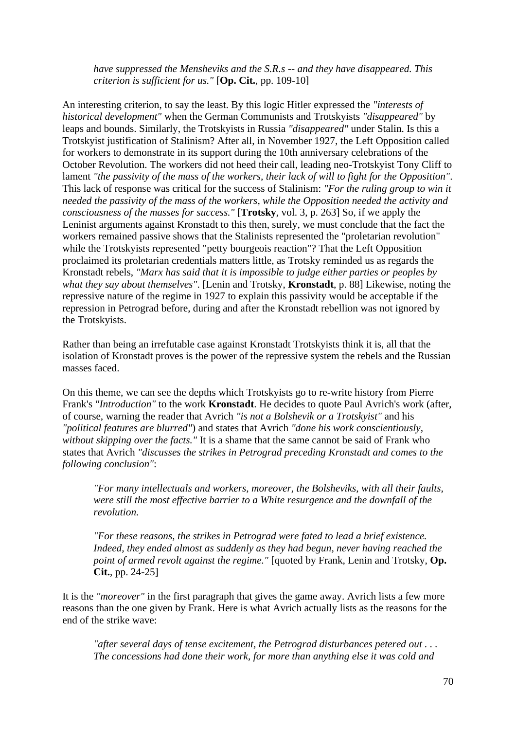> *have suppressed the Mensheviks and the S.R.s -- and they have disappeared. This criterion is sufficient for us."* [**Op. Cit.**, pp. 109-10]

An interesting criterion, to say the least. By this logic Hitler expressed the *"interests of historical development"* when the German Communists and Trotskyists *"disappeared"* by leaps and bounds. Similarly, the Trotskyists in Russia *"disappeared"* under Stalin. Is this a Trotskyist justification of Stalinism? After all, in November 1927, the Left Opposition called for workers to demonstrate in its support during the 10th anniversary celebrations of the October Revolution. The workers did not heed their call, leading neo-Trotskyist Tony Cliff to lament *"the passivity of the mass of the workers, their lack of will to fight for the Opposition"*. This lack of response was critical for the success of Stalinism: *"For the ruling group to win it needed the passivity of the mass of the workers, while the Opposition needed the activity and consciousness of the masses for success."* [**Trotsky**, vol. 3, p. 263] So, if we apply the Leninist arguments against Kronstadt to this then, surely, we must conclude that the fact the workers remained passive shows that the Stalinists represented the "proletarian revolution" while the Trotskyists represented "petty bourgeois reaction"? That the Left Opposition proclaimed its proletarian credentials matters little, as Trotsky reminded us as regards the Kronstadt rebels, *"Marx has said that it is impossible to judge either parties or peoples by what they say about themselves"*. [Lenin and Trotsky, **Kronstadt**, p. 88] Likewise, noting the repressive nature of the regime in 1927 to explain this passivity would be acceptable if the repression in Petrograd before, during and after the Kronstadt rebellion was not ignored by the Trotskyists.

Rather than being an irrefutable case against Kronstadt Trotskyists think it is, all that the isolation of Kronstadt proves is the power of the repressive system the rebels and the Russian masses faced.

On this theme, we can see the depths which Trotskyists go to re-write history from Pierre Frank's *"Introduction"* to the work **Kronstadt**. He decides to quote Paul Avrich's work (after, of course, warning the reader that Avrich *"is not a Bolshevik or a Trotskyist"* and his *"political features are blurred"*) and states that Avrich *"done his work conscientiously, without skipping over the facts."* It is a shame that the same cannot be said of Frank who states that Avrich *"discusses the strikes in Petrograd preceding Kronstadt and comes to the following conclusion"*:

> *"For many intellectuals and workers, moreover, the Bolsheviks, with all their faults, were still the most effective barrier to a White resurgence and the downfall of the revolution.*
>
> *"For these reasons, the strikes in Petrograd were fated to lead a brief existence. Indeed, they ended almost as suddenly as they had begun, never having reached the point of armed revolt against the regime."* [quoted by Frank, Lenin and Trotsky, **Op. Cit.**, pp. 24-25]

It is the *"moreover"* in the first paragraph that gives the game away. Avrich lists a few more reasons than the one given by Frank. Here is what Avrich actually lists as the reasons for the end of the strike wave:

> *"after several days of tense excitement, the Petrograd disturbances petered out . . . The concessions had done their work, for more than anything else it was cold and*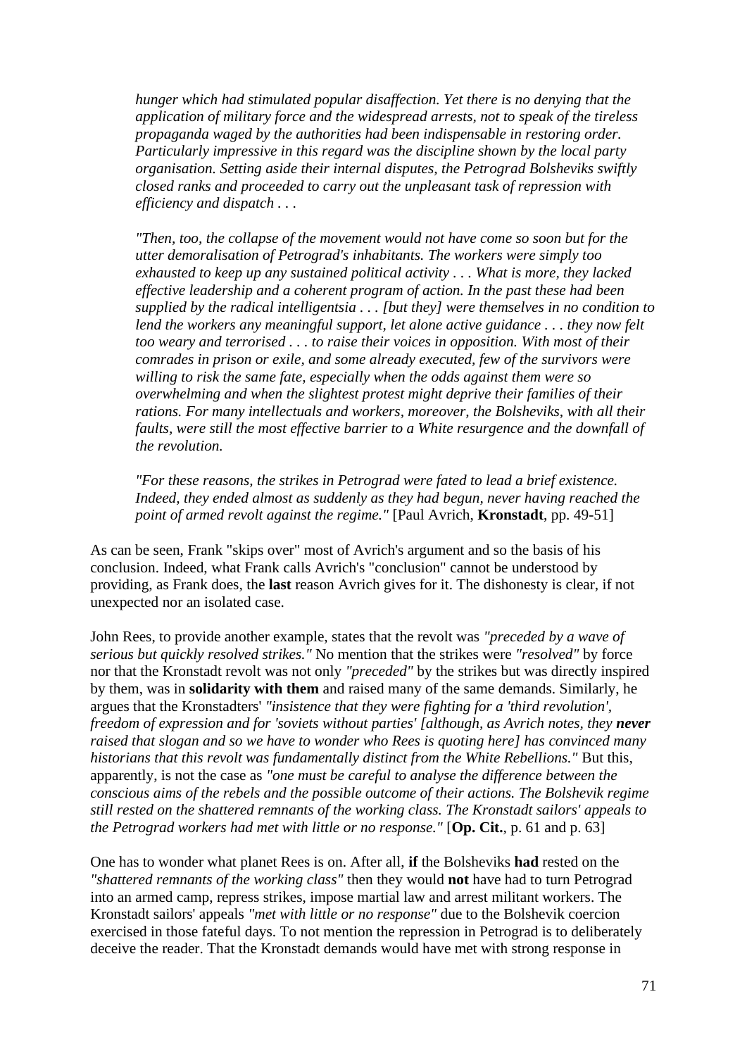> *hunger which had stimulated popular disaffection. Yet there is no denying that the application of military force and the widespread arrests, not to speak of the tireless propaganda waged by the authorities had been indispensable in restoring order. Particularly impressive in this regard was the discipline shown by the local party organisation. Setting aside their internal disputes, the Petrograd Bolsheviks swiftly closed ranks and proceeded to carry out the unpleasant task of repression with efficiency and dispatch . . .*
>
> *"Then, too, the collapse of the movement would not have come so soon but for the utter demoralisation of Petrograd's inhabitants. The workers were simply too exhausted to keep up any sustained political activity . . . What is more, they lacked effective leadership and a coherent program of action. In the past these had been supplied by the radical intelligentsia . . . [but they] were themselves in no condition to lend the workers any meaningful support, let alone active guidance . . . they now felt too weary and terrorised . . . to raise their voices in opposition. With most of their comrades in prison or exile, and some already executed, few of the survivors were willing to risk the same fate, especially when the odds against them were so overwhelming and when the slightest protest might deprive their families of their rations. For many intellectuals and workers, moreover, the Bolsheviks, with all their faults, were still the most effective barrier to a White resurgence and the downfall of the revolution.*
>
> *"For these reasons, the strikes in Petrograd were fated to lead a brief existence. Indeed, they ended almost as suddenly as they had begun, never having reached the point of armed revolt against the regime."* [Paul Avrich, **Kronstadt**, pp. 49-51]

As can be seen, Frank "skips over" most of Avrich's argument and so the basis of his conclusion. Indeed, what Frank calls Avrich's "conclusion" cannot be understood by providing, as Frank does, the **last** reason Avrich gives for it. The dishonesty is clear, if not unexpected nor an isolated case.

John Rees, to provide another example, states that the revolt was *"preceded by a wave of serious but quickly resolved strikes."* No mention that the strikes were *"resolved"* by force nor that the Kronstadt revolt was not only *"preceded"* by the strikes but was directly inspired by them, was in **solidarity with them** and raised many of the same demands. Similarly, he argues that the Kronstadters' *"insistence that they were fighting for a 'third revolution', freedom of expression and for 'soviets without parties' [although, as Avrich notes, they* ***never*** *raised that slogan and so we have to wonder who Rees is quoting here] has convinced many historians that this revolt was fundamentally distinct from the White Rebellions."* But this, apparently, is not the case as *"one must be careful to analyse the difference between the conscious aims of the rebels and the possible outcome of their actions. The Bolshevik regime still rested on the shattered remnants of the working class. The Kronstadt sailors' appeals to the Petrograd workers had met with little or no response."* [**Op. Cit.**, p. 61 and p. 63]

One has to wonder what planet Rees is on. After all, **if** the Bolsheviks **had** rested on the *"shattered remnants of the working class"* then they would **not** have had to turn Petrograd into an armed camp, repress strikes, impose martial law and arrest militant workers. The Kronstadt sailors' appeals *"met with little or no response"* due to the Bolshevik coercion exercised in those fateful days. To not mention the repression in Petrograd is to deliberately deceive the reader. That the Kronstadt demands would have met with strong response in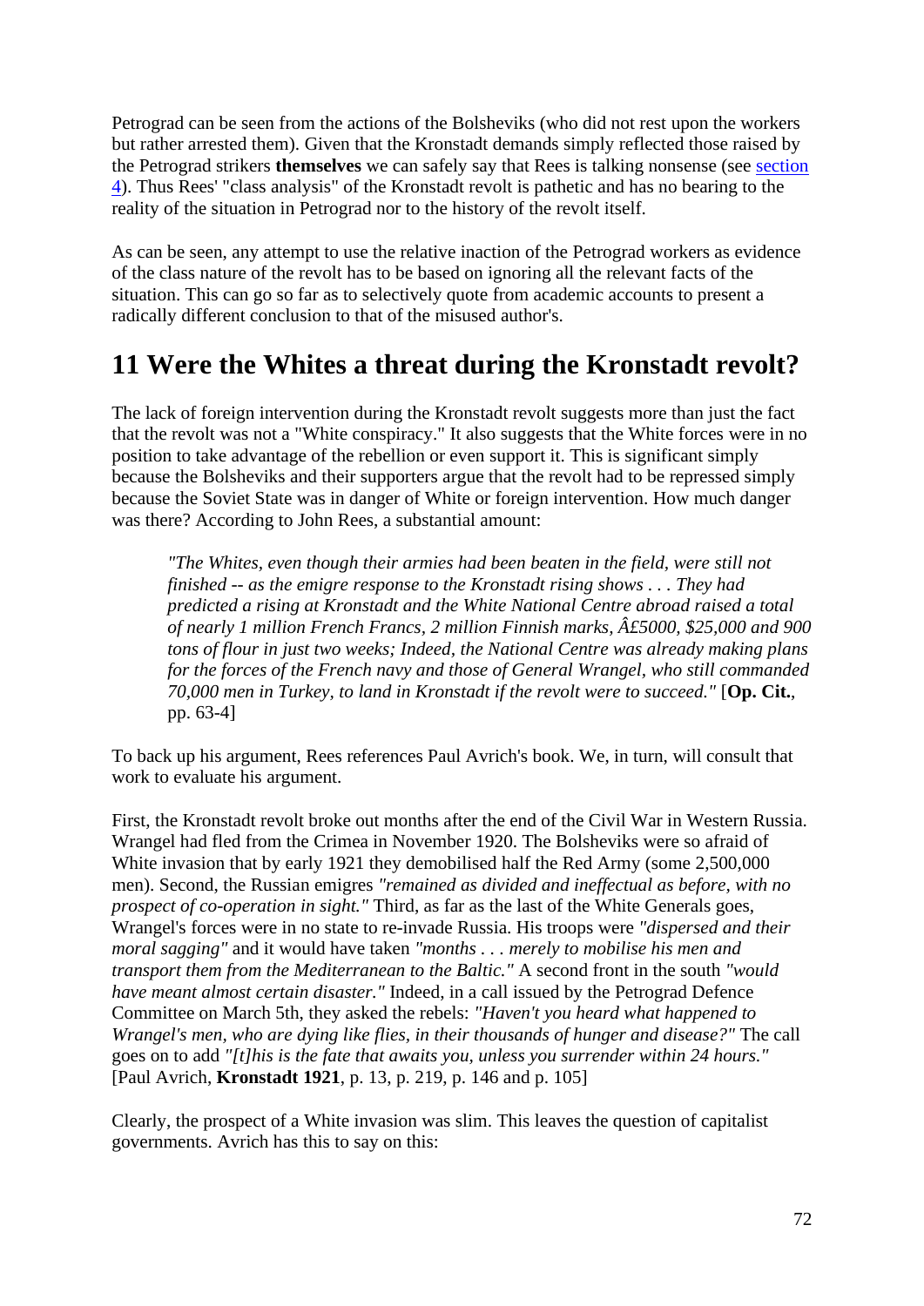Petrograd can be seen from the actions of the Bolsheviks (who did not rest upon the workers but rather arrested them). Given that the Kronstadt demands simply reflected those raised by the Petrograd strikers **themselves** we can safely say that Rees is talking nonsense (see section 4). Thus Rees' "class analysis" of the Kronstadt revolt is pathetic and has no bearing to the reality of the situation in Petrograd nor to the history of the revolt itself.

As can be seen, any attempt to use the relative inaction of the Petrograd workers as evidence of the class nature of the revolt has to be based on ignoring all the relevant facts of the situation. This can go so far as to selectively quote from academic accounts to present a radically different conclusion to that of the misused author's.

## 11 Were the Whites a threat during the Kronstadt revolt?

The lack of foreign intervention during the Kronstadt revolt suggests more than just the fact that the revolt was not a "White conspiracy." It also suggests that the White forces were in no position to take advantage of the rebellion or even support it. This is significant simply because the Bolsheviks and their supporters argue that the revolt had to be repressed simply because the Soviet State was in danger of White or foreign intervention. How much danger was there? According to John Rees, a substantial amount:

> *"The Whites, even though their armies had been beaten in the field, were still not finished -- as the emigre response to the Kronstadt rising shows . . . They had predicted a rising at Kronstadt and the White National Centre abroad raised a total of nearly 1 million French Francs, 2 million Finnish marks, Â£5000, $25,000 and 900 tons of flour in just two weeks; Indeed, the National Centre was already making plans for the forces of the French navy and those of General Wrangel, who still commanded 70,000 men in Turkey, to land in Kronstadt if the revolt were to succeed."* [**Op. Cit.**, pp. 63-4]

To back up his argument, Rees references Paul Avrich's book. We, in turn, will consult that work to evaluate his argument.

First, the Kronstadt revolt broke out months after the end of the Civil War in Western Russia. Wrangel had fled from the Crimea in November 1920. The Bolsheviks were so afraid of White invasion that by early 1921 they demobilised half the Red Army (some 2,500,000 men). Second, the Russian emigres *"remained as divided and ineffectual as before, with no prospect of co-operation in sight."* Third, as far as the last of the White Generals goes, Wrangel's forces were in no state to re-invade Russia. His troops were *"dispersed and their moral sagging"* and it would have taken *"months . . . merely to mobilise his men and transport them from the Mediterranean to the Baltic."* A second front in the south *"would have meant almost certain disaster."* Indeed, in a call issued by the Petrograd Defence Committee on March 5th, they asked the rebels: *"Haven't you heard what happened to Wrangel's men, who are dying like flies, in their thousands of hunger and disease?"* The call goes on to add *"[t]his is the fate that awaits you, unless you surrender within 24 hours."* [Paul Avrich, **Kronstadt 1921**, p. 13, p. 219, p. 146 and p. 105]

Clearly, the prospect of a White invasion was slim. This leaves the question of capitalist governments. Avrich has this to say on this: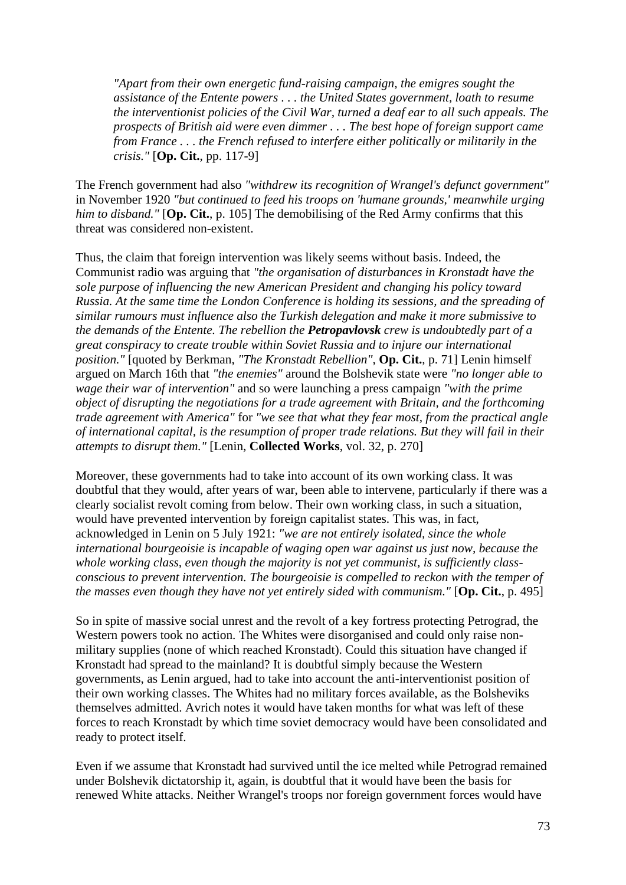> *"Apart from their own energetic fund-raising campaign, the emigres sought the assistance of the Entente powers . . . the United States government, loath to resume the interventionist policies of the Civil War, turned a deaf ear to all such appeals. The prospects of British aid were even dimmer . . . The best hope of foreign support came from France . . . the French refused to interfere either politically or militarily in the crisis."* [**Op. Cit.**, pp. 117-9]

The French government had also *"withdrew its recognition of Wrangel's defunct government"* in November 1920 *"but continued to feed his troops on 'humane grounds,' meanwhile urging him to disband."* [**Op. Cit.**, p. 105] The demobilising of the Red Army confirms that this threat was considered non-existent.

Thus, the claim that foreign intervention was likely seems without basis. Indeed, the Communist radio was arguing that *"the organisation of disturbances in Kronstadt have the sole purpose of influencing the new American President and changing his policy toward Russia. At the same time the London Conference is holding its sessions, and the spreading of similar rumours must influence also the Turkish delegation and make it more submissive to the demands of the Entente. The rebellion the **Petropavlovsk** crew is undoubtedly part of a great conspiracy to create trouble within Soviet Russia and to injure our international position."* [quoted by Berkman, *"The Kronstadt Rebellion"*, **Op. Cit.**, p. 71] Lenin himself argued on March 16th that *"the enemies"* around the Bolshevik state were *"no longer able to wage their war of intervention"* and so were launching a press campaign *"with the prime object of disrupting the negotiations for a trade agreement with Britain, and the forthcoming trade agreement with America"* for *"we see that what they fear most, from the practical angle of international capital, is the resumption of proper trade relations. But they will fail in their attempts to disrupt them."* [Lenin, **Collected Works**, vol. 32, p. 270]

Moreover, these governments had to take into account of its own working class. It was doubtful that they would, after years of war, been able to intervene, particularly if there was a clearly socialist revolt coming from below. Their own working class, in such a situation, would have prevented intervention by foreign capitalist states. This was, in fact, acknowledged in Lenin on 5 July 1921: *"we are not entirely isolated, since the whole international bourgeoisie is incapable of waging open war against us just now, because the whole working class, even though the majority is not yet communist, is sufficiently class-conscious to prevent intervention. The bourgeoisie is compelled to reckon with the temper of the masses even though they have not yet entirely sided with communism."* [**Op. Cit.**, p. 495]

So in spite of massive social unrest and the revolt of a key fortress protecting Petrograd, the Western powers took no action. The Whites were disorganised and could only raise non-military supplies (none of which reached Kronstadt). Could this situation have changed if Kronstadt had spread to the mainland? It is doubtful simply because the Western governments, as Lenin argued, had to take into account the anti-interventionist position of their own working classes. The Whites had no military forces available, as the Bolsheviks themselves admitted. Avrich notes it would have taken months for what was left of these forces to reach Kronstadt by which time soviet democracy would have been consolidated and ready to protect itself.

Even if we assume that Kronstadt had survived until the ice melted while Petrograd remained under Bolshevik dictatorship it, again, is doubtful that it would have been the basis for renewed White attacks. Neither Wrangel's troops nor foreign government forces would have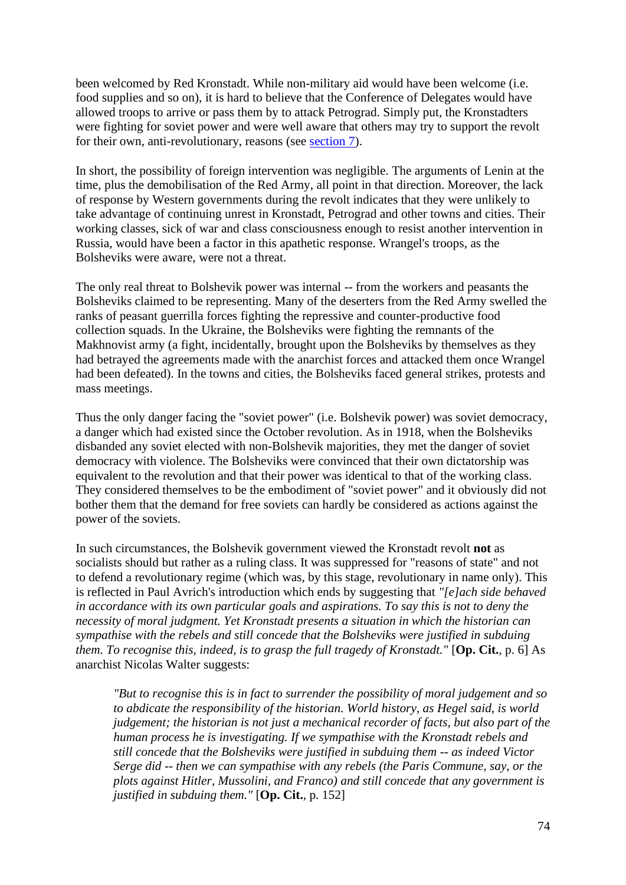been welcomed by Red Kronstadt. While non-military aid would have been welcome (i.e. food supplies and so on), it is hard to believe that the Conference of Delegates would have allowed troops to arrive or pass them by to attack Petrograd. Simply put, the Kronstadters were fighting for soviet power and were well aware that others may try to support the revolt for their own, anti-revolutionary, reasons (see section 7).

In short, the possibility of foreign intervention was negligible. The arguments of Lenin at the time, plus the demobilisation of the Red Army, all point in that direction. Moreover, the lack of response by Western governments during the revolt indicates that they were unlikely to take advantage of continuing unrest in Kronstadt, Petrograd and other towns and cities. Their working classes, sick of war and class consciousness enough to resist another intervention in Russia, would have been a factor in this apathetic response. Wrangel's troops, as the Bolsheviks were aware, were not a threat.

The only real threat to Bolshevik power was internal -- from the workers and peasants the Bolsheviks claimed to be representing. Many of the deserters from the Red Army swelled the ranks of peasant guerrilla forces fighting the repressive and counter-productive food collection squads. In the Ukraine, the Bolsheviks were fighting the remnants of the Makhnovist army (a fight, incidentally, brought upon the Bolsheviks by themselves as they had betrayed the agreements made with the anarchist forces and attacked them once Wrangel had been defeated). In the towns and cities, the Bolsheviks faced general strikes, protests and mass meetings.

Thus the only danger facing the "soviet power" (i.e. Bolshevik power) was soviet democracy, a danger which had existed since the October revolution. As in 1918, when the Bolsheviks disbanded any soviet elected with non-Bolshevik majorities, they met the danger of soviet democracy with violence. The Bolsheviks were convinced that their own dictatorship was equivalent to the revolution and that their power was identical to that of the working class. They considered themselves to be the embodiment of "soviet power" and it obviously did not bother them that the demand for free soviets can hardly be considered as actions against the power of the soviets.

In such circumstances, the Bolshevik government viewed the Kronstadt revolt **not** as socialists should but rather as a ruling class. It was suppressed for "reasons of state" and not to defend a revolutionary regime (which was, by this stage, revolutionary in name only). This is reflected in Paul Avrich's introduction which ends by suggesting that *"[e]ach side behaved in accordance with its own particular goals and aspirations. To say this is not to deny the necessity of moral judgment. Yet Kronstadt presents a situation in which the historian can sympathise with the rebels and still concede that the Bolsheviks were justified in subduing them. To recognise this, indeed, is to grasp the full tragedy of Kronstadt."* [**Op. Cit.**, p. 6] As anarchist Nicolas Walter suggests:

> *"But to recognise this is in fact to surrender the possibility of moral judgement and so to abdicate the responsibility of the historian. World history, as Hegel said, is world judgement; the historian is not just a mechanical recorder of facts, but also part of the human process he is investigating. If we sympathise with the Kronstadt rebels and still concede that the Bolsheviks were justified in subduing them -- as indeed Victor Serge did -- then we can sympathise with any rebels (the Paris Commune, say, or the plots against Hitler, Mussolini, and Franco) and still concede that any government is justified in subduing them."* [**Op. Cit.**, p. 152]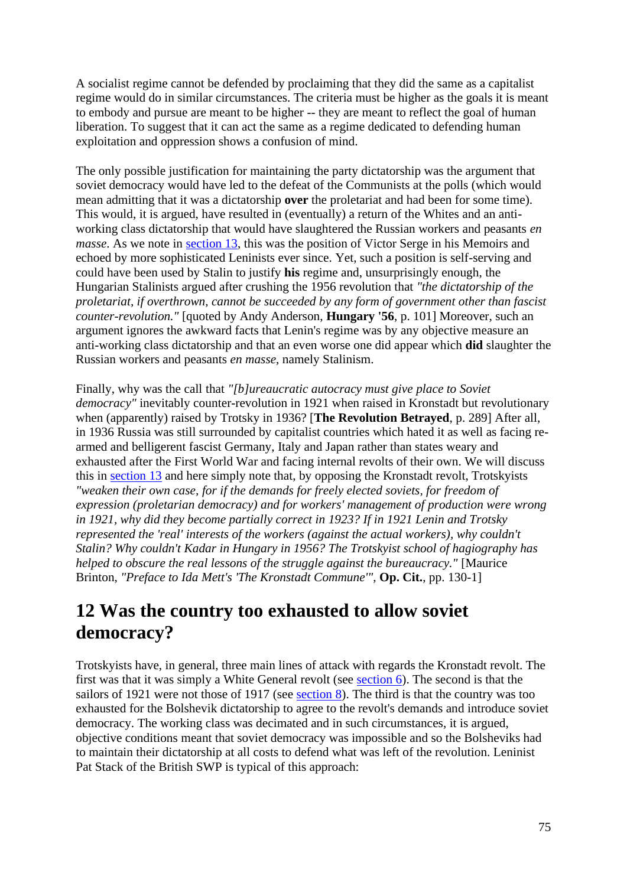A socialist regime cannot be defended by proclaiming that they did the same as a capitalist regime would do in similar circumstances. The criteria must be higher as the goals it is meant to embody and pursue are meant to be higher -- they are meant to reflect the goal of human liberation. To suggest that it can act the same as a regime dedicated to defending human exploitation and oppression shows a confusion of mind.

The only possible justification for maintaining the party dictatorship was the argument that soviet democracy would have led to the defeat of the Communists at the polls (which would mean admitting that it was a dictatorship **over** the proletariat and had been for some time). This would, it is argued, have resulted in (eventually) a return of the Whites and an anti-working class dictatorship that would have slaughtered the Russian workers and peasants *en masse*. As we note in section 13, this was the position of Victor Serge in his Memoirs and echoed by more sophisticated Leninists ever since. Yet, such a position is self-serving and could have been used by Stalin to justify **his** regime and, unsurprisingly enough, the Hungarian Stalinists argued after crushing the 1956 revolution that *"the dictatorship of the proletariat, if overthrown, cannot be succeeded by any form of government other than fascist counter-revolution."* [quoted by Andy Anderson, **Hungary '56**, p. 101] Moreover, such an argument ignores the awkward facts that Lenin's regime was by any objective measure an anti-working class dictatorship and that an even worse one did appear which **did** slaughter the Russian workers and peasants *en masse*, namely Stalinism.

Finally, why was the call that *"[b]ureaucratic autocracy must give place to Soviet democracy"* inevitably counter-revolution in 1921 when raised in Kronstadt but revolutionary when (apparently) raised by Trotsky in 1936? [**The Revolution Betrayed**, p. 289] After all, in 1936 Russia was still surrounded by capitalist countries which hated it as well as facing re-armed and belligerent fascist Germany, Italy and Japan rather than states weary and exhausted after the First World War and facing internal revolts of their own. We will discuss this in section 13 and here simply note that, by opposing the Kronstadt revolt, Trotskyists *"weaken their own case, for if the demands for freely elected soviets, for freedom of expression (proletarian democracy) and for workers' management of production were wrong in 1921, why did they become partially correct in 1923? If in 1921 Lenin and Trotsky represented the 'real' interests of the workers (against the actual workers), why couldn't Stalin? Why couldn't Kadar in Hungary in 1956? The Trotskyist school of hagiography has helped to obscure the real lessons of the struggle against the bureaucracy."* [Maurice Brinton, *"Preface to Ida Mett's 'The Kronstadt Commune'"*, **Op. Cit.**, pp. 130-1]

## 12 Was the country too exhausted to allow soviet democracy?

Trotskyists have, in general, three main lines of attack with regards the Kronstadt revolt. The first was that it was simply a White General revolt (see section 6). The second is that the sailors of 1921 were not those of 1917 (see section 8). The third is that the country was too exhausted for the Bolshevik dictatorship to agree to the revolt's demands and introduce soviet democracy. The working class was decimated and in such circumstances, it is argued, objective conditions meant that soviet democracy was impossible and so the Bolsheviks had to maintain their dictatorship at all costs to defend what was left of the revolution. Leninist Pat Stack of the British SWP is typical of this approach: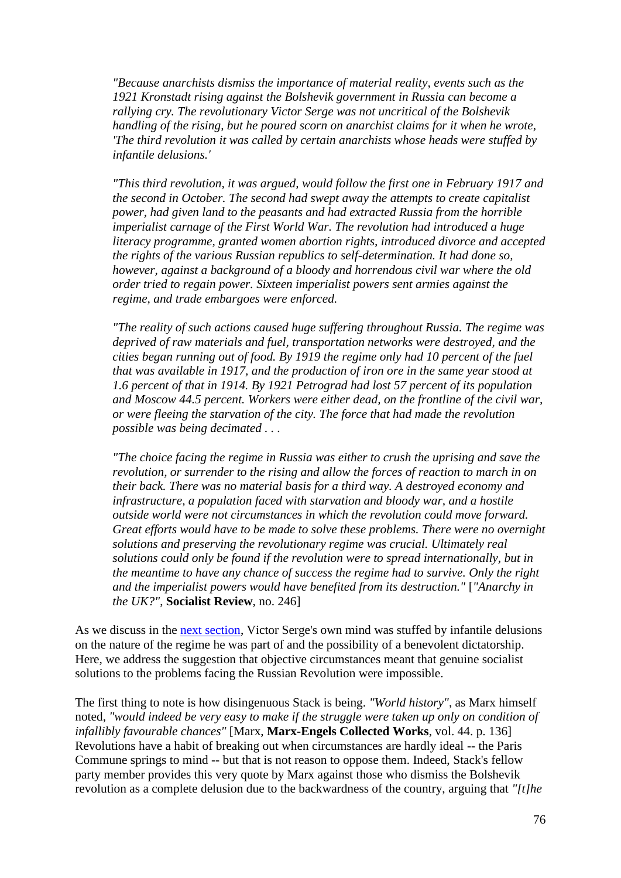> *"Because anarchists dismiss the importance of material reality, events such as the 1921 Kronstadt rising against the Bolshevik government in Russia can become a rallying cry. The revolutionary Victor Serge was not uncritical of the Bolshevik handling of the rising, but he poured scorn on anarchist claims for it when he wrote, 'The third revolution it was called by certain anarchists whose heads were stuffed by infantile delusions.'*
>
> *"This third revolution, it was argued, would follow the first one in February 1917 and the second in October. The second had swept away the attempts to create capitalist power, had given land to the peasants and had extracted Russia from the horrible imperialist carnage of the First World War. The revolution had introduced a huge literacy programme, granted women abortion rights, introduced divorce and accepted the rights of the various Russian republics to self-determination. It had done so, however, against a background of a bloody and horrendous civil war where the old order tried to regain power. Sixteen imperialist powers sent armies against the regime, and trade embargoes were enforced.*
>
> *"The reality of such actions caused huge suffering throughout Russia. The regime was deprived of raw materials and fuel, transportation networks were destroyed, and the cities began running out of food. By 1919 the regime only had 10 percent of the fuel that was available in 1917, and the production of iron ore in the same year stood at 1.6 percent of that in 1914. By 1921 Petrograd had lost 57 percent of its population and Moscow 44.5 percent. Workers were either dead, on the frontline of the civil war, or were fleeing the starvation of the city. The force that had made the revolution possible was being decimated . . .*
>
> *"The choice facing the regime in Russia was either to crush the uprising and save the revolution, or surrender to the rising and allow the forces of reaction to march in on their back. There was no material basis for a third way. A destroyed economy and infrastructure, a population faced with starvation and bloody war, and a hostile outside world were not circumstances in which the revolution could move forward. Great efforts would have to be made to solve these problems. There were no overnight solutions and preserving the revolutionary regime was crucial. Ultimately real solutions could only be found if the revolution were to spread internationally, but in the meantime to have any chance of success the regime had to survive. Only the right and the imperialist powers would have benefited from its destruction."* [*"Anarchy in the UK?"*, **Socialist Review**, no. 246]

As we discuss in the next section, Victor Serge's own mind was stuffed by infantile delusions on the nature of the regime he was part of and the possibility of a benevolent dictatorship. Here, we address the suggestion that objective circumstances meant that genuine socialist solutions to the problems facing the Russian Revolution were impossible.

The first thing to note is how disingenuous Stack is being. *"World history"*, as Marx himself noted, *"would indeed be very easy to make if the struggle were taken up only on condition of infallibly favourable chances"* [Marx, **Marx-Engels Collected Works**, vol. 44. p. 136] Revolutions have a habit of breaking out when circumstances are hardly ideal -- the Paris Commune springs to mind -- but that is not reason to oppose them. Indeed, Stack's fellow party member provides this very quote by Marx against those who dismiss the Bolshevik revolution as a complete delusion due to the backwardness of the country, arguing that *"[t]he*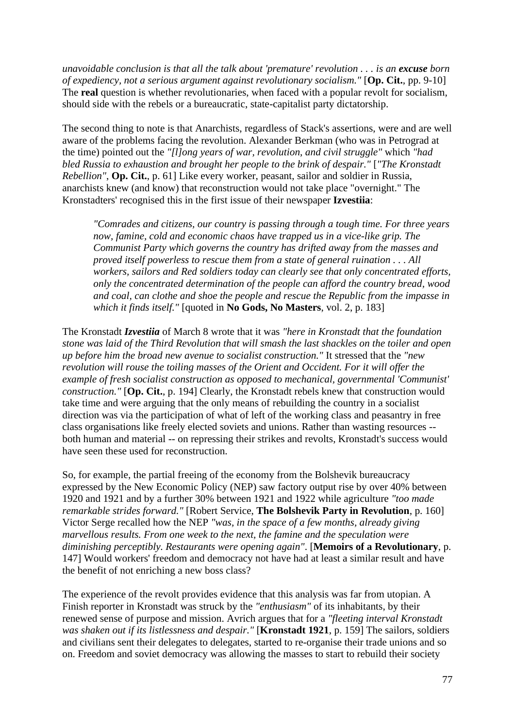*unavoidable conclusion is that all the talk about 'premature' revolution . . . is an **excuse** born of expediency, not a serious argument against revolutionary socialism."* [**Op. Cit.**, pp. 9-10] The **real** question is whether revolutionaries, when faced with a popular revolt for socialism, should side with the rebels or a bureaucratic, state-capitalist party dictatorship.

The second thing to note is that Anarchists, regardless of Stack's assertions, were and are well aware of the problems facing the revolution. Alexander Berkman (who was in Petrograd at the time) pointed out the *"[l]ong years of war, revolution, and civil struggle"* which *"had bled Russia to exhaustion and brought her people to the brink of despair."* [*"The Kronstadt Rebellion"*, **Op. Cit.**, p. 61] Like every worker, peasant, sailor and soldier in Russia, anarchists knew (and know) that reconstruction would not take place "overnight." The Kronstadters' recognised this in the first issue of their newspaper **Izvestiia**:

> *"Comrades and citizens, our country is passing through a tough time. For three years now, famine, cold and economic chaos have trapped us in a vice-like grip. The Communist Party which governs the country has drifted away from the masses and proved itself powerless to rescue them from a state of general ruination . . . All workers, sailors and Red soldiers today can clearly see that only concentrated efforts, only the concentrated determination of the people can afford the country bread, wood and coal, can clothe and shoe the people and rescue the Republic from the impasse in which it finds itself."* [quoted in **No Gods, No Masters**, vol. 2, p. 183]

The Kronstadt ***Izvestiia*** of March 8 wrote that it was *"here in Kronstadt that the foundation stone was laid of the Third Revolution that will smash the last shackles on the toiler and open up before him the broad new avenue to socialist construction."* It stressed that the *"new revolution will rouse the toiling masses of the Orient and Occident. For it will offer the example of fresh socialist construction as opposed to mechanical, governmental 'Communist' construction."* [**Op. Cit.**, p. 194] Clearly, the Kronstadt rebels knew that construction would take time and were arguing that the only means of rebuilding the country in a socialist direction was via the participation of what of left of the working class and peasantry in free class organisations like freely elected soviets and unions. Rather than wasting resources -- both human and material -- on repressing their strikes and revolts, Kronstadt's success would have seen these used for reconstruction.

So, for example, the partial freeing of the economy from the Bolshevik bureaucracy expressed by the New Economic Policy (NEP) saw factory output rise by over 40% between 1920 and 1921 and by a further 30% between 1921 and 1922 while agriculture *"too made remarkable strides forward."* [Robert Service, **The Bolshevik Party in Revolution**, p. 160] Victor Serge recalled how the NEP *"was, in the space of a few months, already giving marvellous results. From one week to the next, the famine and the speculation were diminishing perceptibly. Restaurants were opening again"*. [**Memoirs of a Revolutionary**, p. 147] Would workers' freedom and democracy not have had at least a similar result and have the benefit of not enriching a new boss class?

The experience of the revolt provides evidence that this analysis was far from utopian. A Finish reporter in Kronstadt was struck by the *"enthusiasm"* of its inhabitants, by their renewed sense of purpose and mission. Avrich argues that for a *"fleeting interval Kronstadt was shaken out if its listlessness and despair."* [**Kronstadt 1921**, p. 159] The sailors, soldiers and civilians sent their delegates to delegates, started to re-organise their trade unions and so on. Freedom and soviet democracy was allowing the masses to start to rebuild their society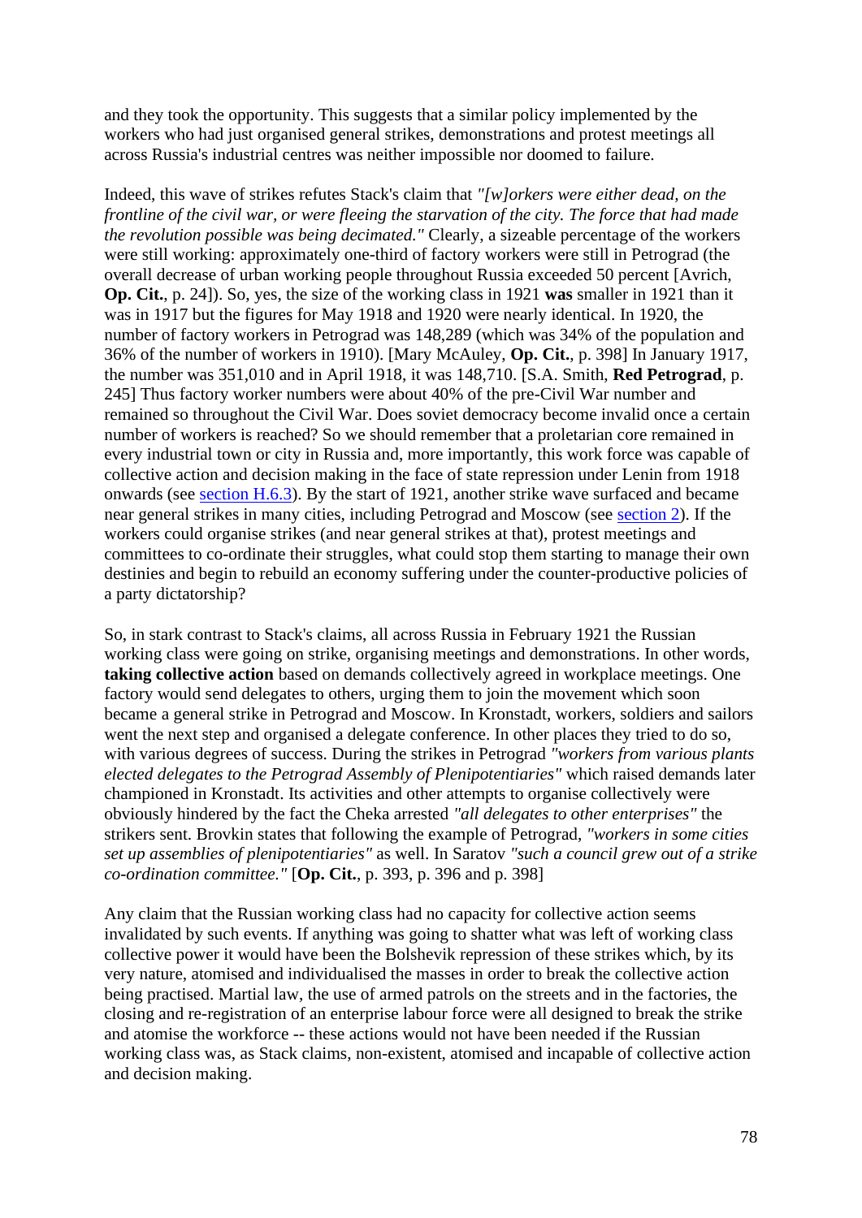and they took the opportunity. This suggests that a similar policy implemented by the workers who had just organised general strikes, demonstrations and protest meetings all across Russia's industrial centres was neither impossible nor doomed to failure.

Indeed, this wave of strikes refutes Stack's claim that *"[w]orkers were either dead, on the frontline of the civil war, or were fleeing the starvation of the city. The force that had made the revolution possible was being decimated."* Clearly, a sizeable percentage of the workers were still working: approximately one-third of factory workers were still in Petrograd (the overall decrease of urban working people throughout Russia exceeded 50 percent [Avrich, **Op. Cit.**, p. 24]). So, yes, the size of the working class in 1921 **was** smaller in 1921 than it was in 1917 but the figures for May 1918 and 1920 were nearly identical. In 1920, the number of factory workers in Petrograd was 148,289 (which was 34% of the population and 36% of the number of workers in 1910). [Mary McAuley, **Op. Cit.**, p. 398] In January 1917, the number was 351,010 and in April 1918, it was 148,710. [S.A. Smith, **Red Petrograd**, p. 245] Thus factory worker numbers were about 40% of the pre-Civil War number and remained so throughout the Civil War. Does soviet democracy become invalid once a certain number of workers is reached? So we should remember that a proletarian core remained in every industrial town or city in Russia and, more importantly, this work force was capable of collective action and decision making in the face of state repression under Lenin from 1918 onwards (see section H.6.3). By the start of 1921, another strike wave surfaced and became near general strikes in many cities, including Petrograd and Moscow (see section 2). If the workers could organise strikes (and near general strikes at that), protest meetings and committees to co-ordinate their struggles, what could stop them starting to manage their own destinies and begin to rebuild an economy suffering under the counter-productive policies of a party dictatorship?

So, in stark contrast to Stack's claims, all across Russia in February 1921 the Russian working class were going on strike, organising meetings and demonstrations. In other words, **taking collective action** based on demands collectively agreed in workplace meetings. One factory would send delegates to others, urging them to join the movement which soon became a general strike in Petrograd and Moscow. In Kronstadt, workers, soldiers and sailors went the next step and organised a delegate conference. In other places they tried to do so, with various degrees of success. During the strikes in Petrograd *"workers from various plants elected delegates to the Petrograd Assembly of Plenipotentiaries"* which raised demands later championed in Kronstadt. Its activities and other attempts to organise collectively were obviously hindered by the fact the Cheka arrested *"all delegates to other enterprises"* the strikers sent. Brovkin states that following the example of Petrograd, *"workers in some cities set up assemblies of plenipotentiaries"* as well. In Saratov *"such a council grew out of a strike co-ordination committee."* [**Op. Cit.**, p. 393, p. 396 and p. 398]

Any claim that the Russian working class had no capacity for collective action seems invalidated by such events. If anything was going to shatter what was left of working class collective power it would have been the Bolshevik repression of these strikes which, by its very nature, atomised and individualised the masses in order to break the collective action being practised. Martial law, the use of armed patrols on the streets and in the factories, the closing and re-registration of an enterprise labour force were all designed to break the strike and atomise the workforce -- these actions would not have been needed if the Russian working class was, as Stack claims, non-existent, atomised and incapable of collective action and decision making.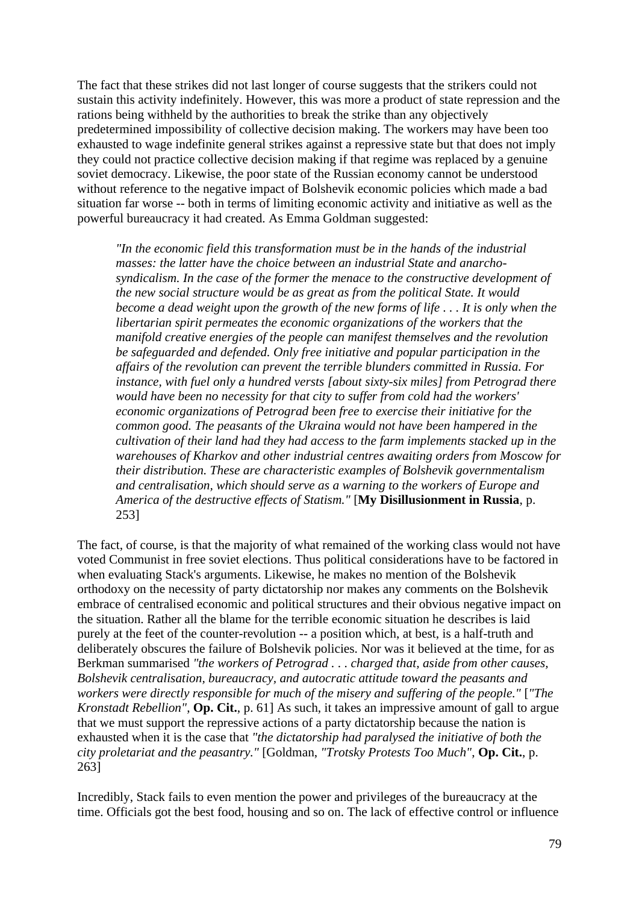The fact that these strikes did not last longer of course suggests that the strikers could not sustain this activity indefinitely. However, this was more a product of state repression and the rations being withheld by the authorities to break the strike than any objectively predetermined impossibility of collective decision making. The workers may have been too exhausted to wage indefinite general strikes against a repressive state but that does not imply they could not practice collective decision making if that regime was replaced by a genuine soviet democracy. Likewise, the poor state of the Russian economy cannot be understood without reference to the negative impact of Bolshevik economic policies which made a bad situation far worse -- both in terms of limiting economic activity and initiative as well as the powerful bureaucracy it had created. As Emma Goldman suggested:

> *"In the economic field this transformation must be in the hands of the industrial masses: the latter have the choice between an industrial State and anarcho-syndicalism. In the case of the former the menace to the constructive development of the new social structure would be as great as from the political State. It would become a dead weight upon the growth of the new forms of life . . . It is only when the libertarian spirit permeates the economic organizations of the workers that the manifold creative energies of the people can manifest themselves and the revolution be safeguarded and defended. Only free initiative and popular participation in the affairs of the revolution can prevent the terrible blunders committed in Russia. For instance, with fuel only a hundred versts [about sixty-six miles] from Petrograd there would have been no necessity for that city to suffer from cold had the workers' economic organizations of Petrograd been free to exercise their initiative for the common good. The peasants of the Ukraina would not have been hampered in the cultivation of their land had they had access to the farm implements stacked up in the warehouses of Kharkov and other industrial centres awaiting orders from Moscow for their distribution. These are characteristic examples of Bolshevik governmentalism and centralisation, which should serve as a warning to the workers of Europe and America of the destructive effects of Statism."* [**My Disillusionment in Russia**, p. 253]

The fact, of course, is that the majority of what remained of the working class would not have voted Communist in free soviet elections. Thus political considerations have to be factored in when evaluating Stack's arguments. Likewise, he makes no mention of the Bolshevik orthodoxy on the necessity of party dictatorship nor makes any comments on the Bolshevik embrace of centralised economic and political structures and their obvious negative impact on the situation. Rather all the blame for the terrible economic situation he describes is laid purely at the feet of the counter-revolution -- a position which, at best, is a half-truth and deliberately obscures the failure of Bolshevik policies. Nor was it believed at the time, for as Berkman summarised *"the workers of Petrograd . . . charged that, aside from other causes, Bolshevik centralisation, bureaucracy, and autocratic attitude toward the peasants and workers were directly responsible for much of the misery and suffering of the people."* [*"The Kronstadt Rebellion"*, **Op. Cit.**, p. 61] As such, it takes an impressive amount of gall to argue that we must support the repressive actions of a party dictatorship because the nation is exhausted when it is the case that *"the dictatorship had paralysed the initiative of both the city proletariat and the peasantry."* [Goldman, *"Trotsky Protests Too Much"*, **Op. Cit.**, p. 263]

Incredibly, Stack fails to even mention the power and privileges of the bureaucracy at the time. Officials got the best food, housing and so on. The lack of effective control or influence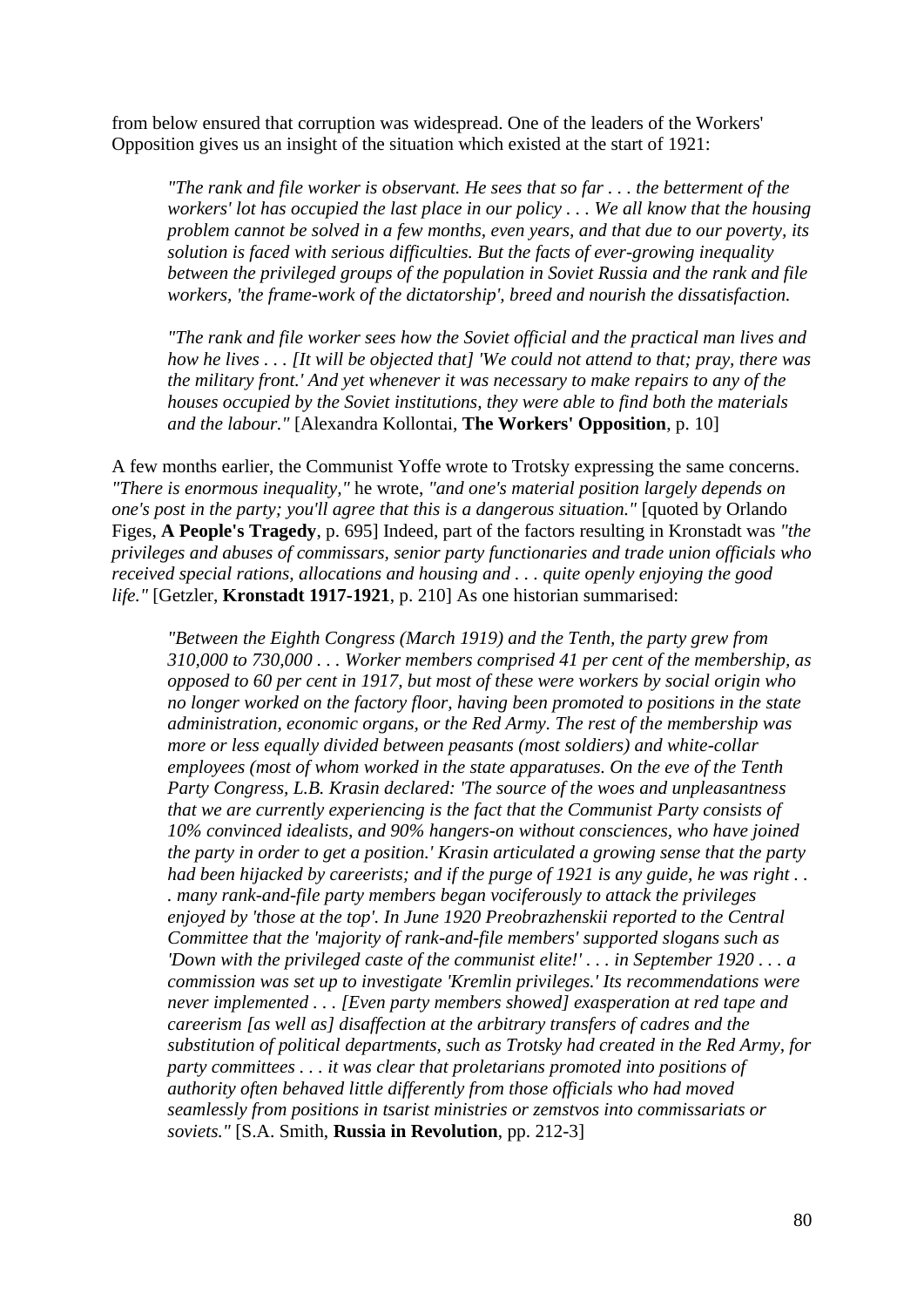from below ensured that corruption was widespread. One of the leaders of the Workers' Opposition gives us an insight of the situation which existed at the start of 1921:

> *"The rank and file worker is observant. He sees that so far . . . the betterment of the workers' lot has occupied the last place in our policy . . . We all know that the housing problem cannot be solved in a few months, even years, and that due to our poverty, its solution is faced with serious difficulties. But the facts of ever-growing inequality between the privileged groups of the population in Soviet Russia and the rank and file workers, 'the frame-work of the dictatorship', breed and nourish the dissatisfaction.*
>
> *"The rank and file worker sees how the Soviet official and the practical man lives and how he lives . . . [It will be objected that] 'We could not attend to that; pray, there was the military front.' And yet whenever it was necessary to make repairs to any of the houses occupied by the Soviet institutions, they were able to find both the materials and the labour."* [Alexandra Kollontai, **The Workers' Opposition**, p. 10]

A few months earlier, the Communist Yoffe wrote to Trotsky expressing the same concerns. *"There is enormous inequality,"* he wrote, *"and one's material position largely depends on one's post in the party; you'll agree that this is a dangerous situation."* [quoted by Orlando Figes, **A People's Tragedy**, p. 695] Indeed, part of the factors resulting in Kronstadt was *"the privileges and abuses of commissars, senior party functionaries and trade union officials who received special rations, allocations and housing and . . . quite openly enjoying the good life."* [Getzler, **Kronstadt 1917-1921**, p. 210] As one historian summarised:

> *"Between the Eighth Congress (March 1919) and the Tenth, the party grew from 310,000 to 730,000 . . . Worker members comprised 41 per cent of the membership, as opposed to 60 per cent in 1917, but most of these were workers by social origin who no longer worked on the factory floor, having been promoted to positions in the state administration, economic organs, or the Red Army. The rest of the membership was more or less equally divided between peasants (most soldiers) and white-collar employees (most of whom worked in the state apparatuses. On the eve of the Tenth Party Congress, L.B. Krasin declared: 'The source of the woes and unpleasantness that we are currently experiencing is the fact that the Communist Party consists of 10% convinced idealists, and 90% hangers-on without consciences, who have joined the party in order to get a position.' Krasin articulated a growing sense that the party had been hijacked by careerists; and if the purge of 1921 is any guide, he was right . . . many rank-and-file party members began vociferously to attack the privileges enjoyed by 'those at the top'. In June 1920 Preobrazhenskii reported to the Central Committee that the 'majority of rank-and-file members' supported slogans such as 'Down with the privileged caste of the communist elite!' . . . in September 1920 . . . a commission was set up to investigate 'Kremlin privileges.' Its recommendations were never implemented . . . [Even party members showed] exasperation at red tape and careerism [as well as] disaffection at the arbitrary transfers of cadres and the substitution of political departments, such as Trotsky had created in the Red Army, for party committees . . . it was clear that proletarians promoted into positions of authority often behaved little differently from those officials who had moved seamlessly from positions in tsarist ministries or zemstvos into commissariats or soviets."* [S.A. Smith, **Russia in Revolution**, pp. 212-3]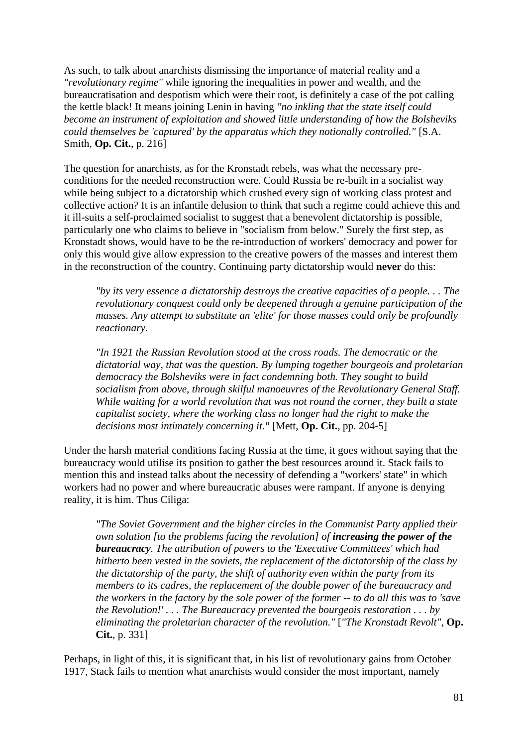As such, to talk about anarchists dismissing the importance of material reality and a *"revolutionary regime"* while ignoring the inequalities in power and wealth, and the bureaucratisation and despotism which were their root, is definitely a case of the pot calling the kettle black! It means joining Lenin in having *"no inkling that the state itself could become an instrument of exploitation and showed little understanding of how the Bolsheviks could themselves be 'captured' by the apparatus which they notionally controlled."* [S.A. Smith, **Op. Cit.**, p. 216]

The question for anarchists, as for the Kronstadt rebels, was what the necessary pre-conditions for the needed reconstruction were. Could Russia be re-built in a socialist way while being subject to a dictatorship which crushed every sign of working class protest and collective action? It is an infantile delusion to think that such a regime could achieve this and it ill-suits a self-proclaimed socialist to suggest that a benevolent dictatorship is possible, particularly one who claims to believe in "socialism from below." Surely the first step, as Kronstadt shows, would have to be the re-introduction of workers' democracy and power for only this would give allow expression to the creative powers of the masses and interest them in the reconstruction of the country. Continuing party dictatorship would **never** do this:

> *"by its very essence a dictatorship destroys the creative capacities of a people. . . The revolutionary conquest could only be deepened through a genuine participation of the masses. Any attempt to substitute an 'elite' for those masses could only be profoundly reactionary.*
>
> *"In 1921 the Russian Revolution stood at the cross roads. The democratic or the dictatorial way, that was the question. By lumping together bourgeois and proletarian democracy the Bolsheviks were in fact condemning both. They sought to build socialism from above, through skilful manoeuvres of the Revolutionary General Staff. While waiting for a world revolution that was not round the corner, they built a state capitalist society, where the working class no longer had the right to make the decisions most intimately concerning it."* [Mett, **Op. Cit.**, pp. 204-5]

Under the harsh material conditions facing Russia at the time, it goes without saying that the bureaucracy would utilise its position to gather the best resources around it. Stack fails to mention this and instead talks about the necessity of defending a "workers' state" in which workers had no power and where bureaucratic abuses were rampant. If anyone is denying reality, it is him. Thus Ciliga:

> *"The Soviet Government and the higher circles in the Communist Party applied their own solution [to the problems facing the revolution] of* ***increasing the power of the bureaucracy****. The attribution of powers to the 'Executive Committees' which had hitherto been vested in the soviets, the replacement of the dictatorship of the class by the dictatorship of the party, the shift of authority even within the party from its members to its cadres, the replacement of the double power of the bureaucracy and the workers in the factory by the sole power of the former -- to do all this was to 'save the Revolution!' . . . The Bureaucracy prevented the bourgeois restoration . . . by eliminating the proletarian character of the revolution."* [*"The Kronstadt Revolt"*, **Op. Cit.**, p. 331]

Perhaps, in light of this, it is significant that, in his list of revolutionary gains from October 1917, Stack fails to mention what anarchists would consider the most important, namely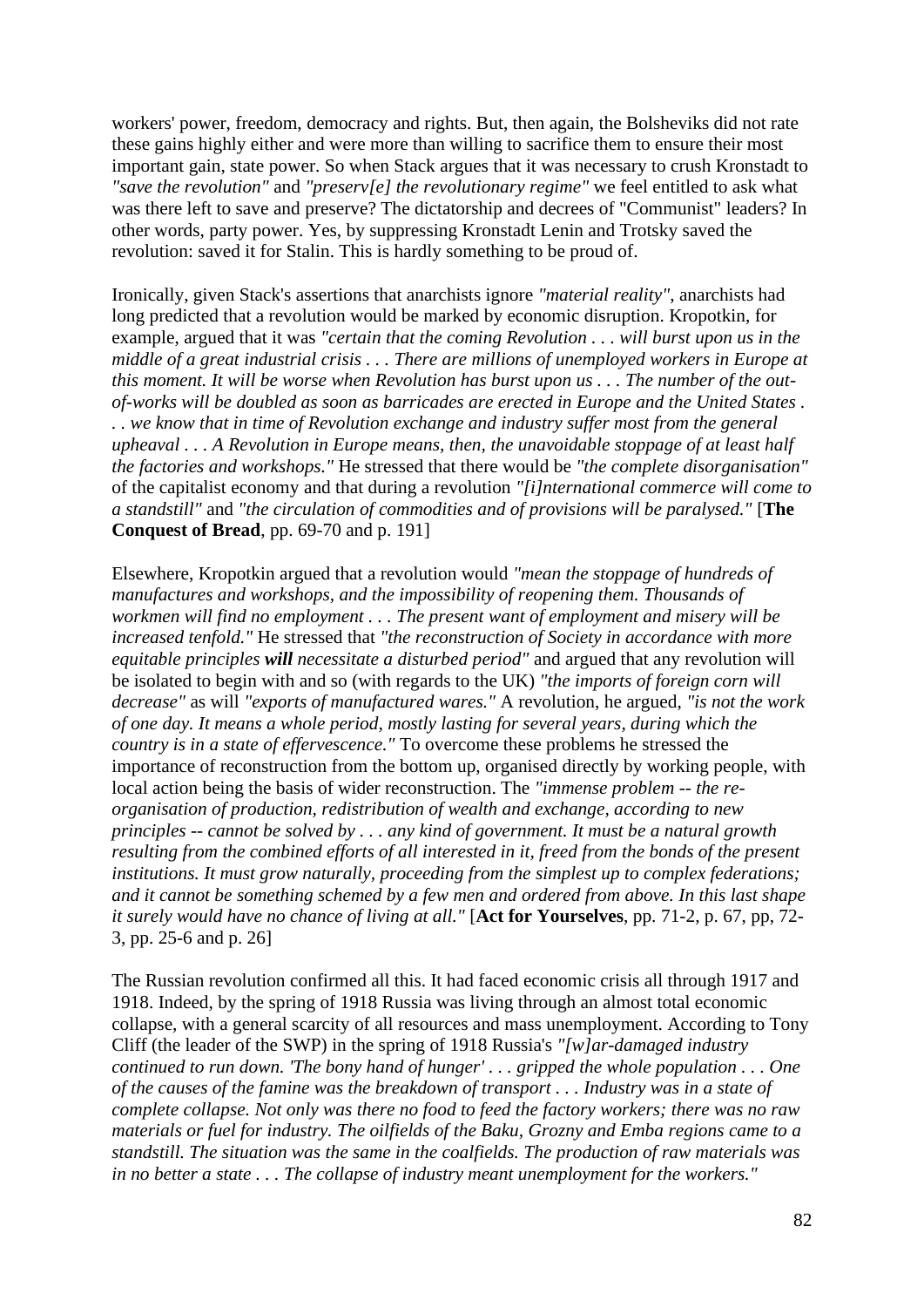workers' power, freedom, democracy and rights. But, then again, the Bolsheviks did not rate these gains highly either and were more than willing to sacrifice them to ensure their most important gain, state power. So when Stack argues that it was necessary to crush Kronstadt to *"save the revolution"* and *"preserv[e] the revolutionary regime"* we feel entitled to ask what was there left to save and preserve? The dictatorship and decrees of "Communist" leaders? In other words, party power. Yes, by suppressing Kronstadt Lenin and Trotsky saved the revolution: saved it for Stalin. This is hardly something to be proud of.

Ironically, given Stack's assertions that anarchists ignore *"material reality"*, anarchists had long predicted that a revolution would be marked by economic disruption. Kropotkin, for example, argued that it was *"certain that the coming Revolution . . . will burst upon us in the middle of a great industrial crisis . . . There are millions of unemployed workers in Europe at this moment. It will be worse when Revolution has burst upon us . . . The number of the out-of-works will be doubled as soon as barricades are erected in Europe and the United States . . . we know that in time of Revolution exchange and industry suffer most from the general upheaval . . . A Revolution in Europe means, then, the unavoidable stoppage of at least half the factories and workshops."* He stressed that there would be *"the complete disorganisation"* of the capitalist economy and that during a revolution *"[i]nternational commerce will come to a standstill"* and *"the circulation of commodities and of provisions will be paralysed."* [**The Conquest of Bread**, pp. 69-70 and p. 191]

Elsewhere, Kropotkin argued that a revolution would *"mean the stoppage of hundreds of manufactures and workshops, and the impossibility of reopening them. Thousands of workmen will find no employment . . . The present want of employment and misery will be increased tenfold."* He stressed that *"the reconstruction of Society in accordance with more equitable principles **will** necessitate a disturbed period"* and argued that any revolution will be isolated to begin with and so (with regards to the UK) *"the imports of foreign corn will decrease"* as will *"exports of manufactured wares."* A revolution, he argued, *"is not the work of one day. It means a whole period, mostly lasting for several years, during which the country is in a state of effervescence."* To overcome these problems he stressed the importance of reconstruction from the bottom up, organised directly by working people, with local action being the basis of wider reconstruction. The *"immense problem -- the re-organisation of production, redistribution of wealth and exchange, according to new principles -- cannot be solved by . . . any kind of government. It must be a natural growth resulting from the combined efforts of all interested in it, freed from the bonds of the present institutions. It must grow naturally, proceeding from the simplest up to complex federations; and it cannot be something schemed by a few men and ordered from above. In this last shape it surely would have no chance of living at all."* [**Act for Yourselves**, pp. 71-2, p. 67, pp, 72-3, pp. 25-6 and p. 26]

The Russian revolution confirmed all this. It had faced economic crisis all through 1917 and 1918. Indeed, by the spring of 1918 Russia was living through an almost total economic collapse, with a general scarcity of all resources and mass unemployment. According to Tony Cliff (the leader of the SWP) in the spring of 1918 Russia's *"[w]ar-damaged industry continued to run down. 'The bony hand of hunger' . . . gripped the whole population . . . One of the causes of the famine was the breakdown of transport . . . Industry was in a state of complete collapse. Not only was there no food to feed the factory workers; there was no raw materials or fuel for industry. The oilfields of the Baku, Grozny and Emba regions came to a standstill. The situation was the same in the coalfields. The production of raw materials was in no better a state . . . The collapse of industry meant unemployment for the workers."*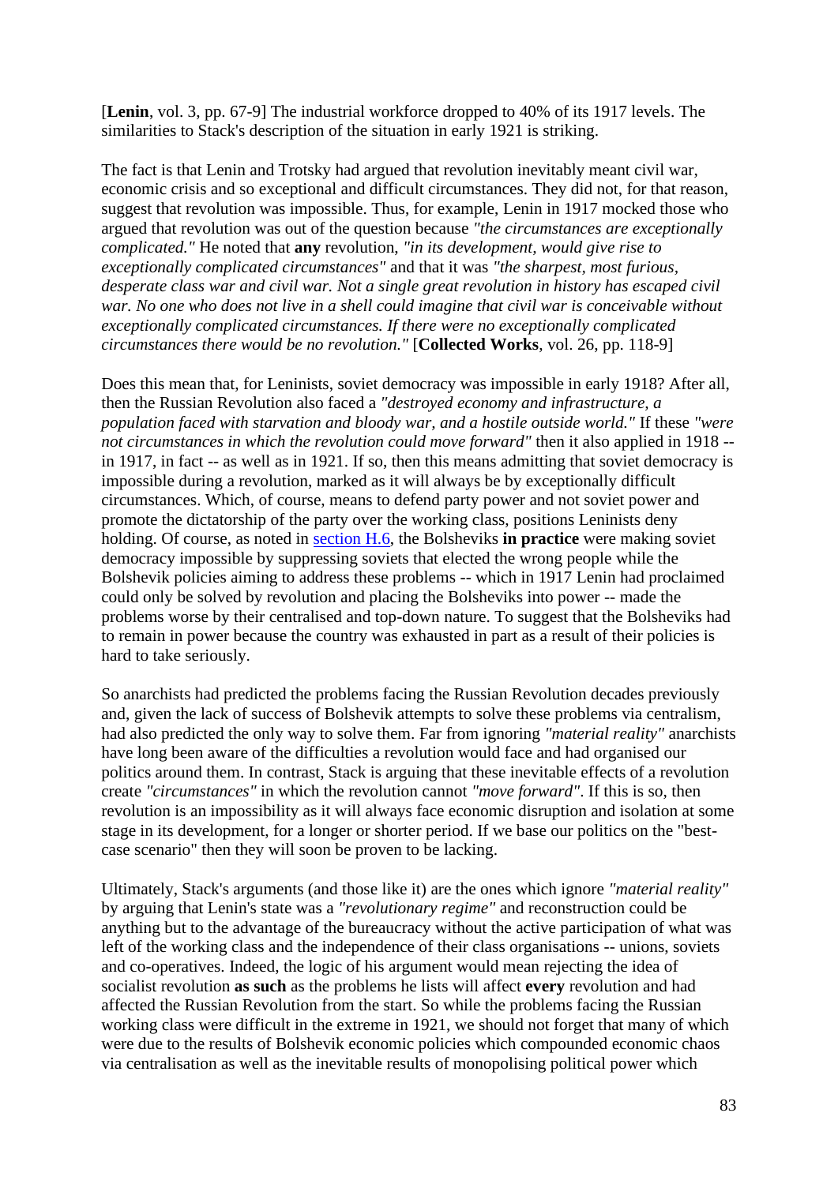[**Lenin**, vol. 3, pp. 67-9] The industrial workforce dropped to 40% of its 1917 levels. The similarities to Stack's description of the situation in early 1921 is striking.

The fact is that Lenin and Trotsky had argued that revolution inevitably meant civil war, economic crisis and so exceptional and difficult circumstances. They did not, for that reason, suggest that revolution was impossible. Thus, for example, Lenin in 1917 mocked those who argued that revolution was out of the question because *"the circumstances are exceptionally complicated."* He noted that **any** revolution, *"in its development, would give rise to exceptionally complicated circumstances"* and that it was *"the sharpest, most furious, desperate class war and civil war. Not a single great revolution in history has escaped civil war. No one who does not live in a shell could imagine that civil war is conceivable without exceptionally complicated circumstances. If there were no exceptionally complicated circumstances there would be no revolution."* [**Collected Works**, vol. 26, pp. 118-9]

Does this mean that, for Leninists, soviet democracy was impossible in early 1918? After all, then the Russian Revolution also faced a *"destroyed economy and infrastructure, a population faced with starvation and bloody war, and a hostile outside world."* If these *"were not circumstances in which the revolution could move forward"* then it also applied in 1918 -- in 1917, in fact -- as well as in 1921. If so, then this means admitting that soviet democracy is impossible during a revolution, marked as it will always be by exceptionally difficult circumstances. Which, of course, means to defend party power and not soviet power and promote the dictatorship of the party over the working class, positions Leninists deny holding. Of course, as noted in section H.6, the Bolsheviks **in practice** were making soviet democracy impossible by suppressing soviets that elected the wrong people while the Bolshevik policies aiming to address these problems -- which in 1917 Lenin had proclaimed could only be solved by revolution and placing the Bolsheviks into power -- made the problems worse by their centralised and top-down nature. To suggest that the Bolsheviks had to remain in power because the country was exhausted in part as a result of their policies is hard to take seriously.

So anarchists had predicted the problems facing the Russian Revolution decades previously and, given the lack of success of Bolshevik attempts to solve these problems via centralism, had also predicted the only way to solve them. Far from ignoring *"material reality"* anarchists have long been aware of the difficulties a revolution would face and had organised our politics around them. In contrast, Stack is arguing that these inevitable effects of a revolution create *"circumstances"* in which the revolution cannot *"move forward"*. If this is so, then revolution is an impossibility as it will always face economic disruption and isolation at some stage in its development, for a longer or shorter period. If we base our politics on the "best-case scenario" then they will soon be proven to be lacking.

Ultimately, Stack's arguments (and those like it) are the ones which ignore *"material reality"* by arguing that Lenin's state was a *"revolutionary regime"* and reconstruction could be anything but to the advantage of the bureaucracy without the active participation of what was left of the working class and the independence of their class organisations -- unions, soviets and co-operatives. Indeed, the logic of his argument would mean rejecting the idea of socialist revolution **as such** as the problems he lists will affect **every** revolution and had affected the Russian Revolution from the start. So while the problems facing the Russian working class were difficult in the extreme in 1921, we should not forget that many of which were due to the results of Bolshevik economic policies which compounded economic chaos via centralisation as well as the inevitable results of monopolising political power which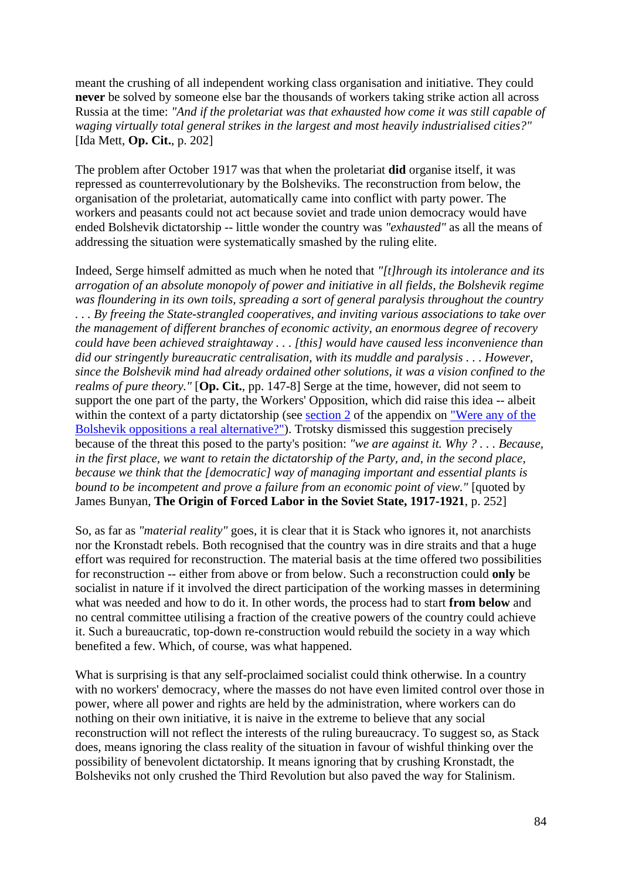meant the crushing of all independent working class organisation and initiative. They could **never** be solved by someone else bar the thousands of workers taking strike action all across Russia at the time: *"And if the proletariat was that exhausted how come it was still capable of waging virtually total general strikes in the largest and most heavily industrialised cities?"* [Ida Mett, **Op. Cit.**, p. 202]

The problem after October 1917 was that when the proletariat **did** organise itself, it was repressed as counterrevolutionary by the Bolsheviks. The reconstruction from below, the organisation of the proletariat, automatically came into conflict with party power. The workers and peasants could not act because soviet and trade union democracy would have ended Bolshevik dictatorship -- little wonder the country was *"exhausted"* as all the means of addressing the situation were systematically smashed by the ruling elite.

Indeed, Serge himself admitted as much when he noted that *"[t]hrough its intolerance and its arrogation of an absolute monopoly of power and initiative in all fields, the Bolshevik regime was floundering in its own toils, spreading a sort of general paralysis throughout the country . . . By freeing the State-strangled cooperatives, and inviting various associations to take over the management of different branches of economic activity, an enormous degree of recovery could have been achieved straightaway . . . [this] would have caused less inconvenience than did our stringently bureaucratic centralisation, with its muddle and paralysis . . . However, since the Bolshevik mind had already ordained other solutions, it was a vision confined to the realms of pure theory."* [**Op. Cit.**, pp. 147-8] Serge at the time, however, did not seem to support the one part of the party, the Workers' Opposition, which did raise this idea -- albeit within the context of a party dictatorship (see section 2 of the appendix on "Were any of the Bolshevik oppositions a real alternative?"). Trotsky dismissed this suggestion precisely because of the threat this posed to the party's position: *"we are against it. Why ? . . . Because, in the first place, we want to retain the dictatorship of the Party, and, in the second place, because we think that the [democratic] way of managing important and essential plants is bound to be incompetent and prove a failure from an economic point of view."* [quoted by James Bunyan, **The Origin of Forced Labor in the Soviet State, 1917-1921**, p. 252]

So, as far as *"material reality"* goes, it is clear that it is Stack who ignores it, not anarchists nor the Kronstadt rebels. Both recognised that the country was in dire straits and that a huge effort was required for reconstruction. The material basis at the time offered two possibilities for reconstruction -- either from above or from below. Such a reconstruction could **only** be socialist in nature if it involved the direct participation of the working masses in determining what was needed and how to do it. In other words, the process had to start **from below** and no central committee utilising a fraction of the creative powers of the country could achieve it. Such a bureaucratic, top-down re-construction would rebuild the society in a way which benefited a few. Which, of course, was what happened.

What is surprising is that any self-proclaimed socialist could think otherwise. In a country with no workers' democracy, where the masses do not have even limited control over those in power, where all power and rights are held by the administration, where workers can do nothing on their own initiative, it is naive in the extreme to believe that any social reconstruction will not reflect the interests of the ruling bureaucracy. To suggest so, as Stack does, means ignoring the class reality of the situation in favour of wishful thinking over the possibility of benevolent dictatorship. It means ignoring that by crushing Kronstadt, the Bolsheviks not only crushed the Third Revolution but also paved the way for Stalinism.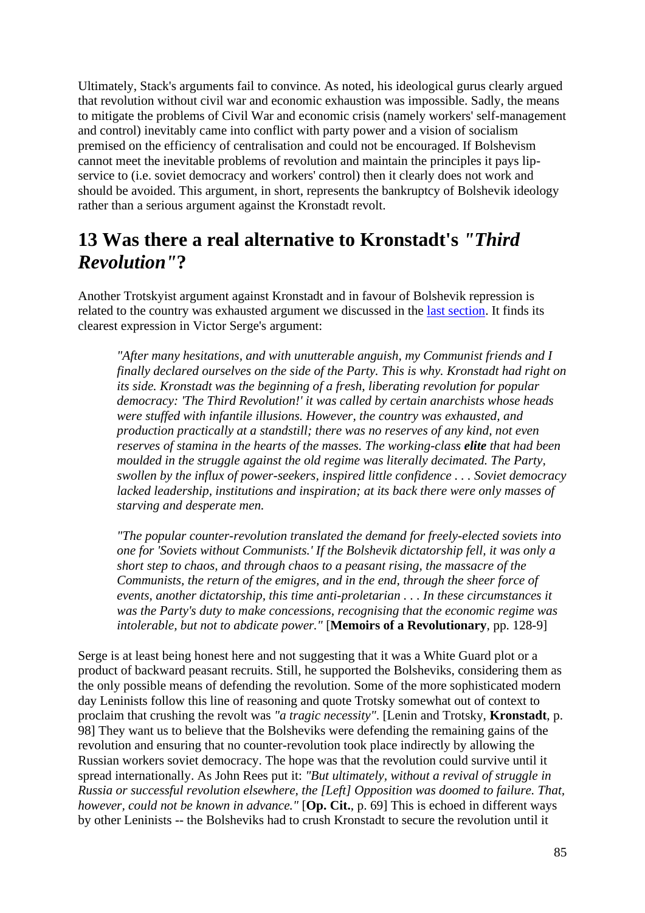Ultimately, Stack's arguments fail to convince. As noted, his ideological gurus clearly argued that revolution without civil war and economic exhaustion was impossible. Sadly, the means to mitigate the problems of Civil War and economic crisis (namely workers' self-management and control) inevitably came into conflict with party power and a vision of socialism premised on the efficiency of centralisation and could not be encouraged. If Bolshevism cannot meet the inevitable problems of revolution and maintain the principles it pays lip-service to (i.e. soviet democracy and workers' control) then it clearly does not work and should be avoided. This argument, in short, represents the bankruptcy of Bolshevik ideology rather than a serious argument against the Kronstadt revolt.

## 13 Was there a real alternative to Kronstadt's *"Third Revolution"*?

Another Trotskyist argument against Kronstadt and in favour of Bolshevik repression is related to the country was exhausted argument we discussed in the last section. It finds its clearest expression in Victor Serge's argument:

> *"After many hesitations, and with unutterable anguish, my Communist friends and I finally declared ourselves on the side of the Party. This is why. Kronstadt had right on its side. Kronstadt was the beginning of a fresh, liberating revolution for popular democracy: 'The Third Revolution!' it was called by certain anarchists whose heads were stuffed with infantile illusions. However, the country was exhausted, and production practically at a standstill; there was no reserves of any kind, not even reserves of stamina in the hearts of the masses. The working-class* ***elite*** *that had been moulded in the struggle against the old regime was literally decimated. The Party, swollen by the influx of power-seekers, inspired little confidence . . . Soviet democracy lacked leadership, institutions and inspiration; at its back there were only masses of starving and desperate men.*
>
> *"The popular counter-revolution translated the demand for freely-elected soviets into one for 'Soviets without Communists.' If the Bolshevik dictatorship fell, it was only a short step to chaos, and through chaos to a peasant rising, the massacre of the Communists, the return of the emigres, and in the end, through the sheer force of events, another dictatorship, this time anti-proletarian . . . In these circumstances it was the Party's duty to make concessions, recognising that the economic regime was intolerable, but not to abdicate power."* [**Memoirs of a Revolutionary**, pp. 128-9]

Serge is at least being honest here and not suggesting that it was a White Guard plot or a product of backward peasant recruits. Still, he supported the Bolsheviks, considering them as the only possible means of defending the revolution. Some of the more sophisticated modern day Leninists follow this line of reasoning and quote Trotsky somewhat out of context to proclaim that crushing the revolt was *"a tragic necessity"*. [Lenin and Trotsky, **Kronstadt**, p. 98] They want us to believe that the Bolsheviks were defending the remaining gains of the revolution and ensuring that no counter-revolution took place indirectly by allowing the Russian workers soviet democracy. The hope was that the revolution could survive until it spread internationally. As John Rees put it: *"But ultimately, without a revival of struggle in Russia or successful revolution elsewhere, the [Left] Opposition was doomed to failure. That, however, could not be known in advance."* [**Op. Cit.**, p. 69] This is echoed in different ways by other Leninists -- the Bolsheviks had to crush Kronstadt to secure the revolution until it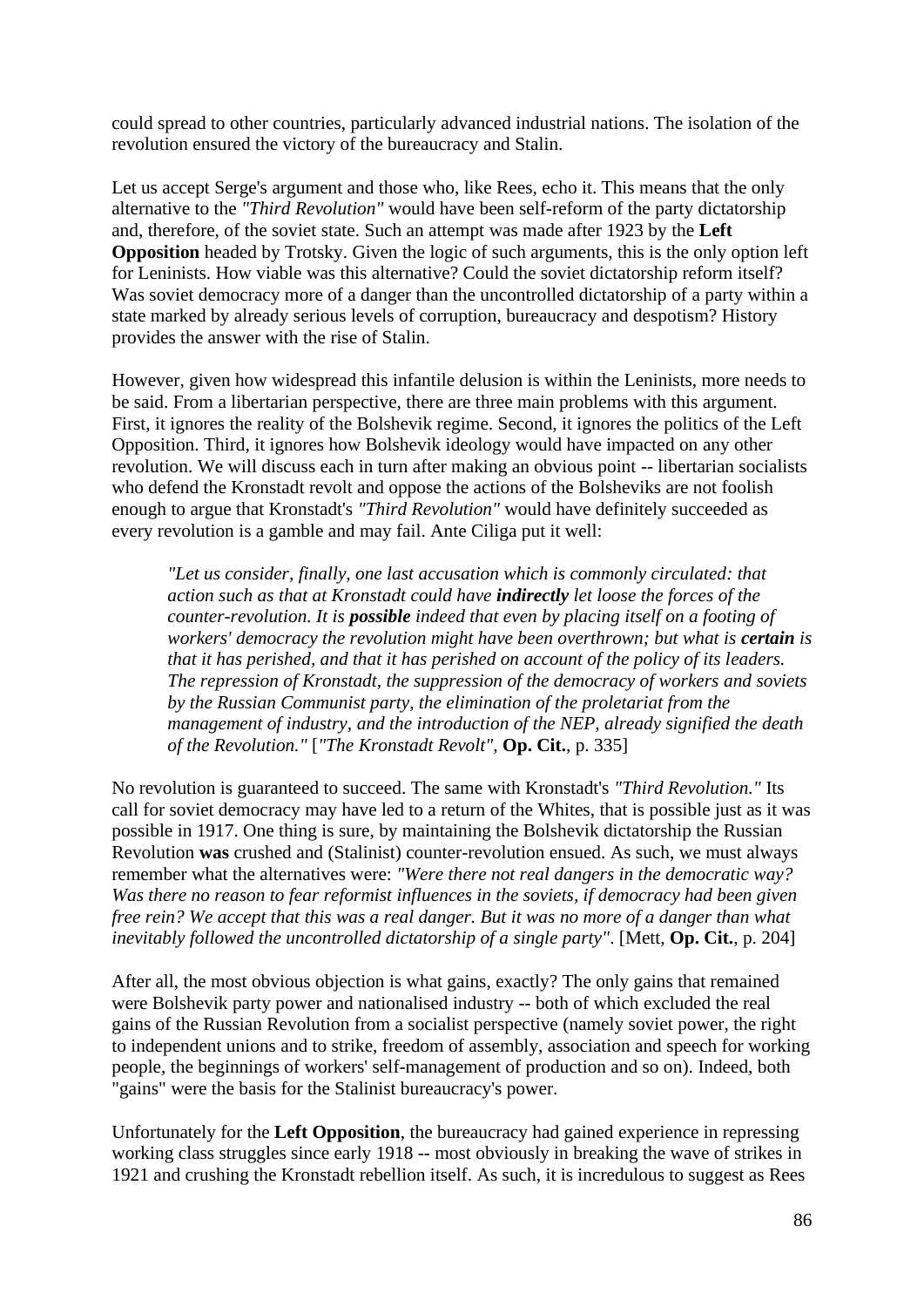could spread to other countries, particularly advanced industrial nations. The isolation of the revolution ensured the victory of the bureaucracy and Stalin.

Let us accept Serge's argument and those who, like Rees, echo it. This means that the only alternative to the *"Third Revolution"* would have been self-reform of the party dictatorship and, therefore, of the soviet state. Such an attempt was made after 1923 by the **Left Opposition** headed by Trotsky. Given the logic of such arguments, this is the only option left for Leninists. How viable was this alternative? Could the soviet dictatorship reform itself? Was soviet democracy more of a danger than the uncontrolled dictatorship of a party within a state marked by already serious levels of corruption, bureaucracy and despotism? History provides the answer with the rise of Stalin.

However, given how widespread this infantile delusion is within the Leninists, more needs to be said. From a libertarian perspective, there are three main problems with this argument. First, it ignores the reality of the Bolshevik regime. Second, it ignores the politics of the Left Opposition. Third, it ignores how Bolshevik ideology would have impacted on any other revolution. We will discuss each in turn after making an obvious point -- libertarian socialists who defend the Kronstadt revolt and oppose the actions of the Bolsheviks are not foolish enough to argue that Kronstadt's *"Third Revolution"* would have definitely succeeded as every revolution is a gamble and may fail. Ante Ciliga put it well:

> *"Let us consider, finally, one last accusation which is commonly circulated: that action such as that at Kronstadt could have **indirectly** let loose the forces of the counter-revolution. It is **possible** indeed that even by placing itself on a footing of workers' democracy the revolution might have been overthrown; but what is **certain** is that it has perished, and that it has perished on account of the policy of its leaders. The repression of Kronstadt, the suppression of the democracy of workers and soviets by the Russian Communist party, the elimination of the proletariat from the management of industry, and the introduction of the NEP, already signified the death of the Revolution."* [*"The Kronstadt Revolt"*, **Op. Cit.**, p. 335]

No revolution is guaranteed to succeed. The same with Kronstadt's *"Third Revolution."* Its call for soviet democracy may have led to a return of the Whites, that is possible just as it was possible in 1917. One thing is sure, by maintaining the Bolshevik dictatorship the Russian Revolution **was** crushed and (Stalinist) counter-revolution ensued. As such, we must always remember what the alternatives were: *"Were there not real dangers in the democratic way? Was there no reason to fear reformist influences in the soviets, if democracy had been given free rein? We accept that this was a real danger. But it was no more of a danger than what inevitably followed the uncontrolled dictatorship of a single party"*. [Mett, **Op. Cit.**, p. 204]

After all, the most obvious objection is what gains, exactly? The only gains that remained were Bolshevik party power and nationalised industry -- both of which excluded the real gains of the Russian Revolution from a socialist perspective (namely soviet power, the right to independent unions and to strike, freedom of assembly, association and speech for working people, the beginnings of workers' self-management of production and so on). Indeed, both "gains" were the basis for the Stalinist bureaucracy's power.

Unfortunately for the **Left Opposition**, the bureaucracy had gained experience in repressing working class struggles since early 1918 -- most obviously in breaking the wave of strikes in 1921 and crushing the Kronstadt rebellion itself. As such, it is incredulous to suggest as Rees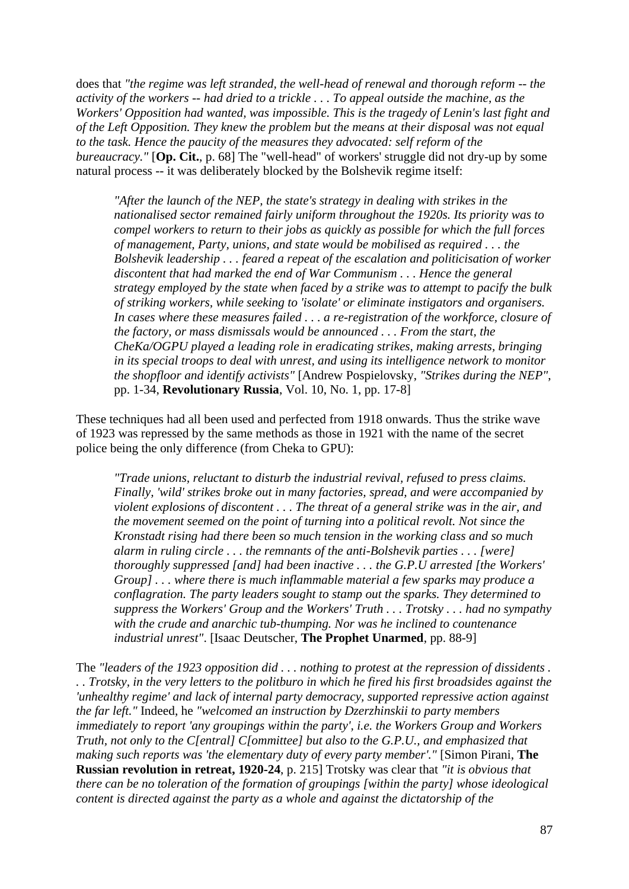does that *"the regime was left stranded, the well-head of renewal and thorough reform -- the activity of the workers -- had dried to a trickle . . . To appeal outside the machine, as the Workers' Opposition had wanted, was impossible. This is the tragedy of Lenin's last fight and of the Left Opposition. They knew the problem but the means at their disposal was not equal to the task. Hence the paucity of the measures they advocated: self reform of the bureaucracy."* [**Op. Cit.**, p. 68] The "well-head" of workers' struggle did not dry-up by some natural process -- it was deliberately blocked by the Bolshevik regime itself:

> *"After the launch of the NEP, the state's strategy in dealing with strikes in the nationalised sector remained fairly uniform throughout the 1920s. Its priority was to compel workers to return to their jobs as quickly as possible for which the full forces of management, Party, unions, and state would be mobilised as required . . . the Bolshevik leadership . . . feared a repeat of the escalation and politicisation of worker discontent that had marked the end of War Communism . . . Hence the general strategy employed by the state when faced by a strike was to attempt to pacify the bulk of striking workers, while seeking to 'isolate' or eliminate instigators and organisers. In cases where these measures failed . . . a re-registration of the workforce, closure of the factory, or mass dismissals would be announced . . . From the start, the CheKa/OGPU played a leading role in eradicating strikes, making arrests, bringing in its special troops to deal with unrest, and using its intelligence network to monitor the shopfloor and identify activists"* [Andrew Pospielovsky, *"Strikes during the NEP"*, pp. 1-34, **Revolutionary Russia**, Vol. 10, No. 1, pp. 17-8]

These techniques had all been used and perfected from 1918 onwards. Thus the strike wave of 1923 was repressed by the same methods as those in 1921 with the name of the secret police being the only difference (from Cheka to GPU):

> *"Trade unions, reluctant to disturb the industrial revival, refused to press claims. Finally, 'wild' strikes broke out in many factories, spread, and were accompanied by violent explosions of discontent . . . The threat of a general strike was in the air, and the movement seemed on the point of turning into a political revolt. Not since the Kronstadt rising had there been so much tension in the working class and so much alarm in ruling circle . . . the remnants of the anti-Bolshevik parties . . . [were] thoroughly suppressed [and] had been inactive . . . the G.P.U arrested [the Workers' Group] . . . where there is much inflammable material a few sparks may produce a conflagration. The party leaders sought to stamp out the sparks. They determined to suppress the Workers' Group and the Workers' Truth . . . Trotsky . . . had no sympathy with the crude and anarchic tub-thumping. Nor was he inclined to countenance industrial unrest"*. [Isaac Deutscher, **The Prophet Unarmed**, pp. 88-9]

The *"leaders of the 1923 opposition did . . . nothing to protest at the repression of dissidents . . . Trotsky, in the very letters to the politburo in which he fired his first broadsides against the 'unhealthy regime' and lack of internal party democracy, supported repressive action against the far left."* Indeed, he *"welcomed an instruction by Dzerzhinskii to party members immediately to report 'any groupings within the party', i.e. the Workers Group and Workers Truth, not only to the C[entral] C[ommittee] but also to the G.P.U., and emphasized that making such reports was 'the elementary duty of every party member'."* [Simon Pirani, **The Russian revolution in retreat, 1920-24**, p. 215] Trotsky was clear that *"it is obvious that there can be no toleration of the formation of groupings [within the party] whose ideological content is directed against the party as a whole and against the dictatorship of the*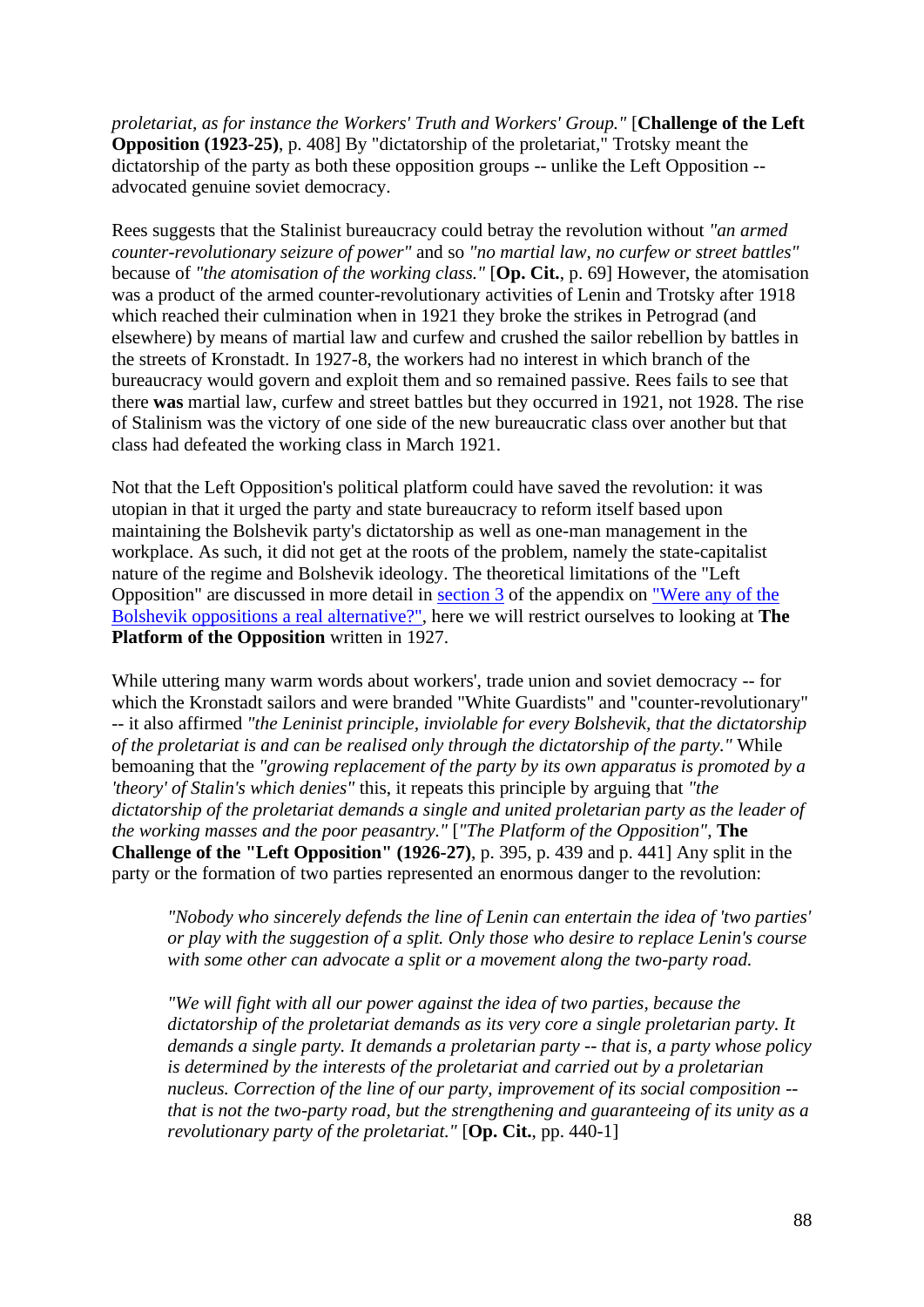*proletariat, as for instance the Workers' Truth and Workers' Group."* [**Challenge of the Left Opposition (1923-25)**, p. 408] By "dictatorship of the proletariat," Trotsky meant the dictatorship of the party as both these opposition groups -- unlike the Left Opposition -- advocated genuine soviet democracy.

Rees suggests that the Stalinist bureaucracy could betray the revolution without *"an armed counter-revolutionary seizure of power"* and so *"no martial law, no curfew or street battles"* because of *"the atomisation of the working class."* [**Op. Cit.**, p. 69] However, the atomisation was a product of the armed counter-revolutionary activities of Lenin and Trotsky after 1918 which reached their culmination when in 1921 they broke the strikes in Petrograd (and elsewhere) by means of martial law and curfew and crushed the sailor rebellion by battles in the streets of Kronstadt. In 1927-8, the workers had no interest in which branch of the bureaucracy would govern and exploit them and so remained passive. Rees fails to see that there **was** martial law, curfew and street battles but they occurred in 1921, not 1928. The rise of Stalinism was the victory of one side of the new bureaucratic class over another but that class had defeated the working class in March 1921.

Not that the Left Opposition's political platform could have saved the revolution: it was utopian in that it urged the party and state bureaucracy to reform itself based upon maintaining the Bolshevik party's dictatorship as well as one-man management in the workplace. As such, it did not get at the roots of the problem, namely the state-capitalist nature of the regime and Bolshevik ideology. The theoretical limitations of the "Left Opposition" are discussed in more detail in section 3 of the appendix on "Were any of the Bolshevik oppositions a real alternative?", here we will restrict ourselves to looking at **The Platform of the Opposition** written in 1927.

While uttering many warm words about workers', trade union and soviet democracy -- for which the Kronstadt sailors and were branded "White Guardists" and "counter-revolutionary" -- it also affirmed *"the Leninist principle, inviolable for every Bolshevik, that the dictatorship of the proletariat is and can be realised only through the dictatorship of the party."* While bemoaning that the *"growing replacement of the party by its own apparatus is promoted by a 'theory' of Stalin's which denies"* this, it repeats this principle by arguing that *"the dictatorship of the proletariat demands a single and united proletarian party as the leader of the working masses and the poor peasantry."* [*"The Platform of the Opposition"*, **The Challenge of the "Left Opposition" (1926-27)**, p. 395, p. 439 and p. 441] Any split in the party or the formation of two parties represented an enormous danger to the revolution:

> *"Nobody who sincerely defends the line of Lenin can entertain the idea of 'two parties' or play with the suggestion of a split. Only those who desire to replace Lenin's course with some other can advocate a split or a movement along the two-party road.*
>
> *"We will fight with all our power against the idea of two parties, because the dictatorship of the proletariat demands as its very core a single proletarian party. It demands a single party. It demands a proletarian party -- that is, a party whose policy is determined by the interests of the proletariat and carried out by a proletarian nucleus. Correction of the line of our party, improvement of its social composition -- that is not the two-party road, but the strengthening and guaranteeing of its unity as a revolutionary party of the proletariat."* [**Op. Cit.**, pp. 440-1]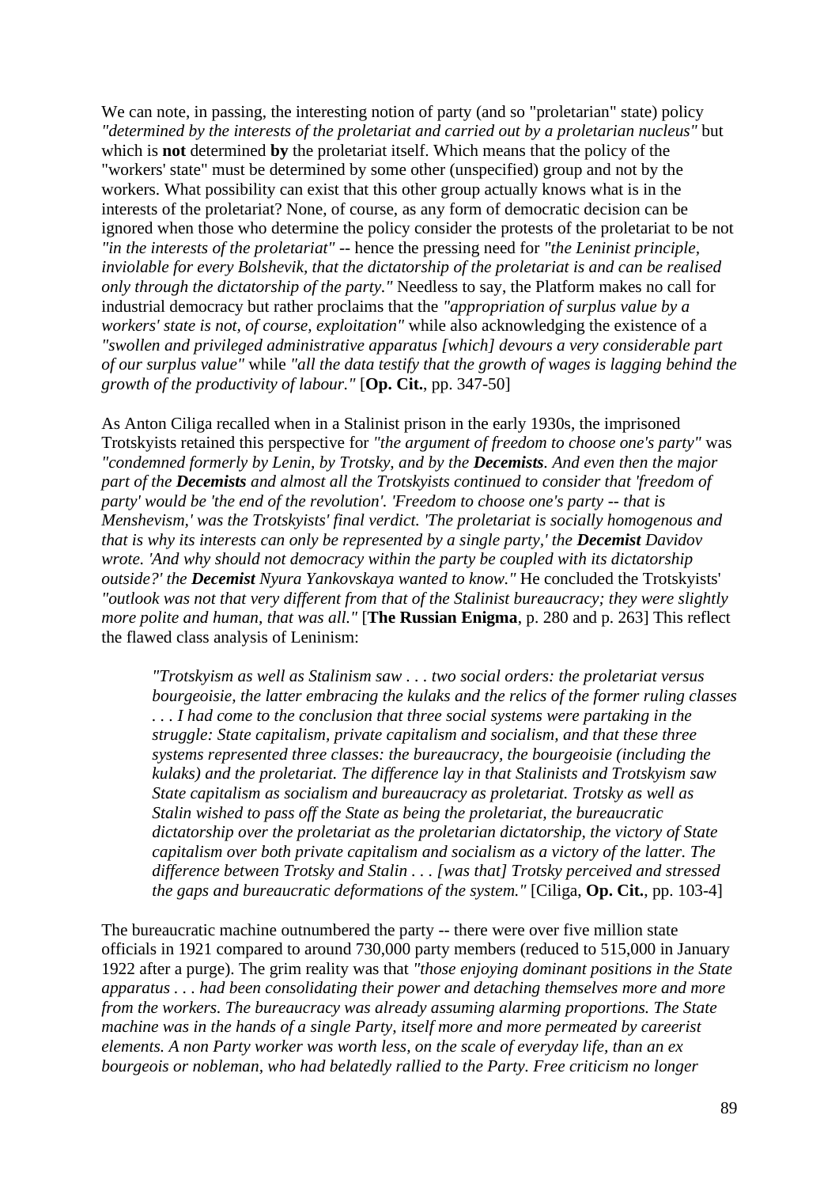We can note, in passing, the interesting notion of party (and so "proletarian" state) policy *"determined by the interests of the proletariat and carried out by a proletarian nucleus"* but which is **not** determined **by** the proletariat itself. Which means that the policy of the "workers' state" must be determined by some other (unspecified) group and not by the workers. What possibility can exist that this other group actually knows what is in the interests of the proletariat? None, of course, as any form of democratic decision can be ignored when those who determine the policy consider the protests of the proletariat to be not *"in the interests of the proletariat"* -- hence the pressing need for *"the Leninist principle, inviolable for every Bolshevik, that the dictatorship of the proletariat is and can be realised only through the dictatorship of the party."* Needless to say, the Platform makes no call for industrial democracy but rather proclaims that the *"appropriation of surplus value by a workers' state is not, of course, exploitation"* while also acknowledging the existence of a *"swollen and privileged administrative apparatus [which] devours a very considerable part of our surplus value"* while *"all the data testify that the growth of wages is lagging behind the growth of the productivity of labour."* [**Op. Cit.**, pp. 347-50]

As Anton Ciliga recalled when in a Stalinist prison in the early 1930s, the imprisoned Trotskyists retained this perspective for *"the argument of freedom to choose one's party"* was *"condemned formerly by Lenin, by Trotsky, and by the* ***Decemists****. And even then the major part of the* ***Decemists*** *and almost all the Trotskyists continued to consider that 'freedom of party' would be 'the end of the revolution'. 'Freedom to choose one's party -- that is Menshevism,' was the Trotskyists' final verdict. 'The proletariat is socially homogenous and that is why its interests can only be represented by a single party,' the* ***Decemist*** *Davidov wrote. 'And why should not democracy within the party be coupled with its dictatorship outside?' the* ***Decemist*** *Nyura Yankovskaya wanted to know."* He concluded the Trotskyists' *"outlook was not that very different from that of the Stalinist bureaucracy; they were slightly more polite and human, that was all."* [**The Russian Enigma**, p. 280 and p. 263] This reflect the flawed class analysis of Leninism:

> *"Trotskyism as well as Stalinism saw . . . two social orders: the proletariat versus bourgeoisie, the latter embracing the kulaks and the relics of the former ruling classes . . . I had come to the conclusion that three social systems were partaking in the struggle: State capitalism, private capitalism and socialism, and that these three systems represented three classes: the bureaucracy, the bourgeoisie (including the kulaks) and the proletariat. The difference lay in that Stalinists and Trotskyism saw State capitalism as socialism and bureaucracy as proletariat. Trotsky as well as Stalin wished to pass off the State as being the proletariat, the bureaucratic dictatorship over the proletariat as the proletarian dictatorship, the victory of State capitalism over both private capitalism and socialism as a victory of the latter. The difference between Trotsky and Stalin . . . [was that] Trotsky perceived and stressed the gaps and bureaucratic deformations of the system."* [Ciliga, **Op. Cit.**, pp. 103-4]

The bureaucratic machine outnumbered the party -- there were over five million state officials in 1921 compared to around 730,000 party members (reduced to 515,000 in January 1922 after a purge). The grim reality was that *"those enjoying dominant positions in the State apparatus . . . had been consolidating their power and detaching themselves more and more from the workers. The bureaucracy was already assuming alarming proportions. The State machine was in the hands of a single Party, itself more and more permeated by careerist elements. A non Party worker was worth less, on the scale of everyday life, than an ex bourgeois or nobleman, who had belatedly rallied to the Party. Free criticism no longer*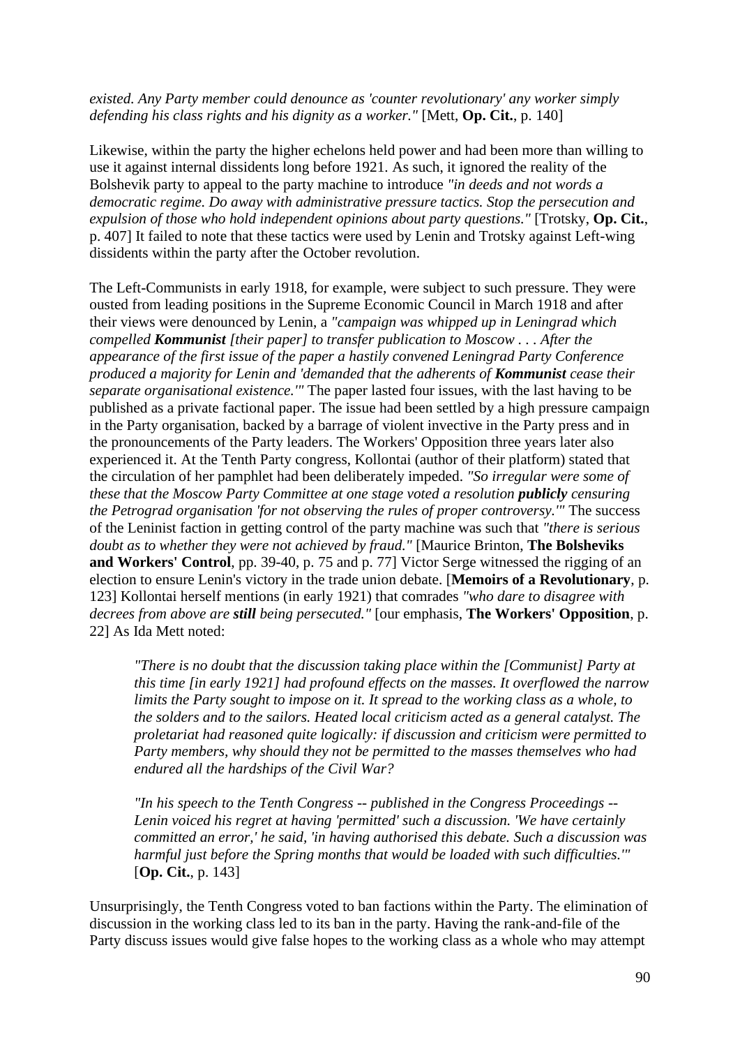*existed. Any Party member could denounce as 'counter revolutionary' any worker simply defending his class rights and his dignity as a worker."* [Mett, **Op. Cit.**, p. 140]

Likewise, within the party the higher echelons held power and had been more than willing to use it against internal dissidents long before 1921. As such, it ignored the reality of the Bolshevik party to appeal to the party machine to introduce *"in deeds and not words a democratic regime. Do away with administrative pressure tactics. Stop the persecution and expulsion of those who hold independent opinions about party questions."* [Trotsky, **Op. Cit.**, p. 407] It failed to note that these tactics were used by Lenin and Trotsky against Left-wing dissidents within the party after the October revolution.

The Left-Communists in early 1918, for example, were subject to such pressure. They were ousted from leading positions in the Supreme Economic Council in March 1918 and after their views were denounced by Lenin, a *"campaign was whipped up in Leningrad which compelled* ***Kommunist*** *[their paper] to transfer publication to Moscow . . . After the appearance of the first issue of the paper a hastily convened Leningrad Party Conference produced a majority for Lenin and 'demanded that the adherents of* ***Kommunist*** *cease their separate organisational existence.'"* The paper lasted four issues, with the last having to be published as a private factional paper. The issue had been settled by a high pressure campaign in the Party organisation, backed by a barrage of violent invective in the Party press and in the pronouncements of the Party leaders. The Workers' Opposition three years later also experienced it. At the Tenth Party congress, Kollontai (author of their platform) stated that the circulation of her pamphlet had been deliberately impeded. *"So irregular were some of these that the Moscow Party Committee at one stage voted a resolution* ***publicly*** *censuring the Petrograd organisation 'for not observing the rules of proper controversy.'"* The success of the Leninist faction in getting control of the party machine was such that *"there is serious doubt as to whether they were not achieved by fraud."* [Maurice Brinton, **The Bolsheviks and Workers' Control**, pp. 39-40, p. 75 and p. 77] Victor Serge witnessed the rigging of an election to ensure Lenin's victory in the trade union debate. [**Memoirs of a Revolutionary**, p. 123] Kollontai herself mentions (in early 1921) that comrades *"who dare to disagree with decrees from above are* ***still*** *being persecuted."* [our emphasis, **The Workers' Opposition**, p. 22] As Ida Mett noted:

> *"There is no doubt that the discussion taking place within the [Communist] Party at this time [in early 1921] had profound effects on the masses. It overflowed the narrow limits the Party sought to impose on it. It spread to the working class as a whole, to the solders and to the sailors. Heated local criticism acted as a general catalyst. The proletariat had reasoned quite logically: if discussion and criticism were permitted to Party members, why should they not be permitted to the masses themselves who had endured all the hardships of the Civil War?*
>
> *"In his speech to the Tenth Congress -- published in the Congress Proceedings -- Lenin voiced his regret at having 'permitted' such a discussion. 'We have certainly committed an error,' he said, 'in having authorised this debate. Such a discussion was harmful just before the Spring months that would be loaded with such difficulties.'"* [**Op. Cit.**, p. 143]

Unsurprisingly, the Tenth Congress voted to ban factions within the Party. The elimination of discussion in the working class led to its ban in the party. Having the rank-and-file of the Party discuss issues would give false hopes to the working class as a whole who may attempt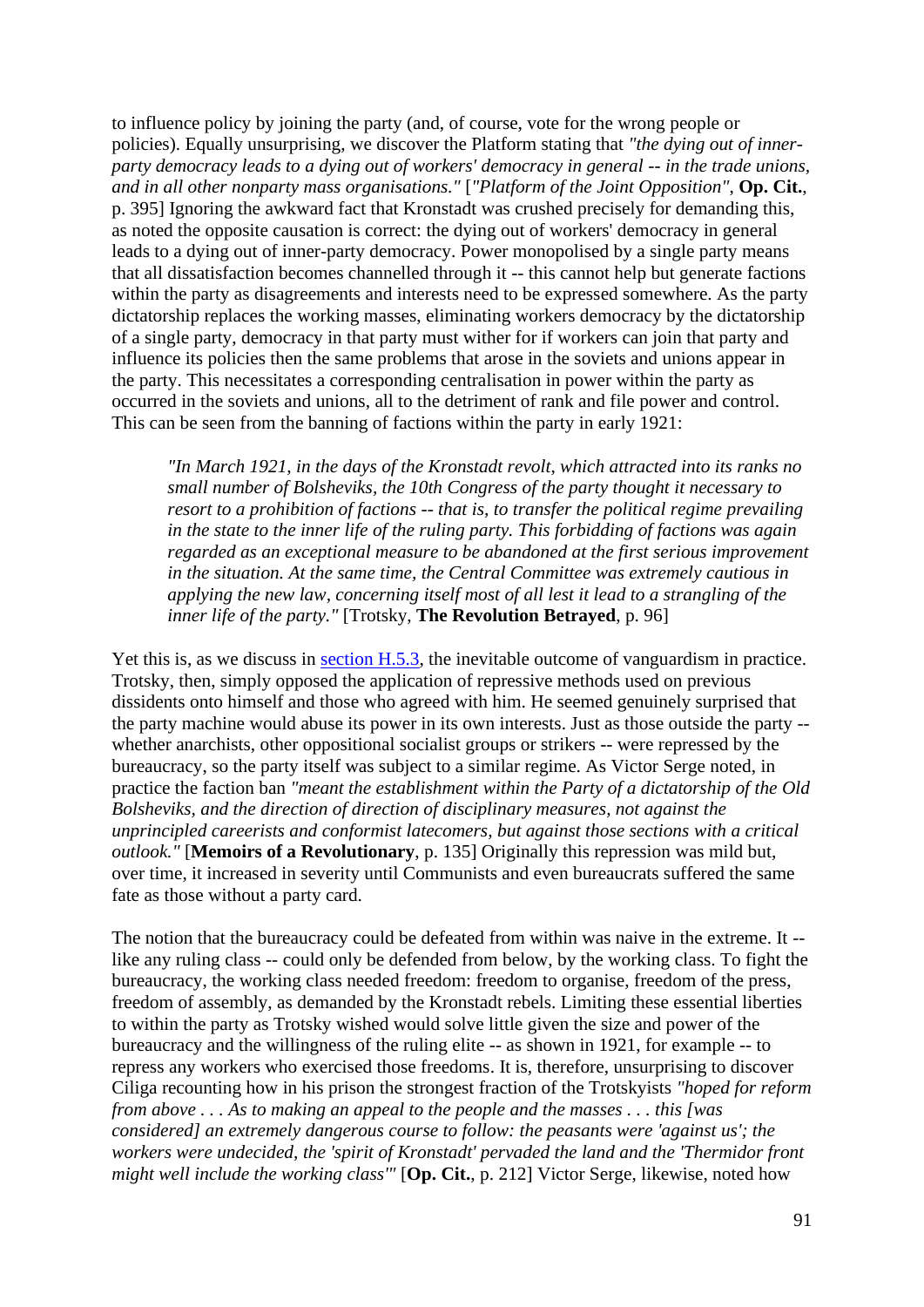to influence policy by joining the party (and, of course, vote for the wrong people or policies). Equally unsurprising, we discover the Platform stating that *"the dying out of inner-party democracy leads to a dying out of workers' democracy in general -- in the trade unions, and in all other nonparty mass organisations."* [*"Platform of the Joint Opposition"*, **Op. Cit.**, p. 395] Ignoring the awkward fact that Kronstadt was crushed precisely for demanding this, as noted the opposite causation is correct: the dying out of workers' democracy in general leads to a dying out of inner-party democracy. Power monopolised by a single party means that all dissatisfaction becomes channelled through it -- this cannot help but generate factions within the party as disagreements and interests need to be expressed somewhere. As the party dictatorship replaces the working masses, eliminating workers democracy by the dictatorship of a single party, democracy in that party must wither for if workers can join that party and influence its policies then the same problems that arose in the soviets and unions appear in the party. This necessitates a corresponding centralisation in power within the party as occurred in the soviets and unions, all to the detriment of rank and file power and control. This can be seen from the banning of factions within the party in early 1921:

> *"In March 1921, in the days of the Kronstadt revolt, which attracted into its ranks no small number of Bolsheviks, the 10th Congress of the party thought it necessary to resort to a prohibition of factions -- that is, to transfer the political regime prevailing in the state to the inner life of the ruling party. This forbidding of factions was again regarded as an exceptional measure to be abandoned at the first serious improvement in the situation. At the same time, the Central Committee was extremely cautious in applying the new law, concerning itself most of all lest it lead to a strangling of the inner life of the party."* [Trotsky, **The Revolution Betrayed**, p. 96]

Yet this is, as we discuss in section H.5.3, the inevitable outcome of vanguardism in practice. Trotsky, then, simply opposed the application of repressive methods used on previous dissidents onto himself and those who agreed with him. He seemed genuinely surprised that the party machine would abuse its power in its own interests. Just as those outside the party -- whether anarchists, other oppositional socialist groups or strikers -- were repressed by the bureaucracy, so the party itself was subject to a similar regime. As Victor Serge noted, in practice the faction ban *"meant the establishment within the Party of a dictatorship of the Old Bolsheviks, and the direction of direction of disciplinary measures, not against the unprincipled careerists and conformist latecomers, but against those sections with a critical outlook."* [**Memoirs of a Revolutionary**, p. 135] Originally this repression was mild but, over time, it increased in severity until Communists and even bureaucrats suffered the same fate as those without a party card.

The notion that the bureaucracy could be defeated from within was naive in the extreme. It -- like any ruling class -- could only be defended from below, by the working class. To fight the bureaucracy, the working class needed freedom: freedom to organise, freedom of the press, freedom of assembly, as demanded by the Kronstadt rebels. Limiting these essential liberties to within the party as Trotsky wished would solve little given the size and power of the bureaucracy and the willingness of the ruling elite -- as shown in 1921, for example -- to repress any workers who exercised those freedoms. It is, therefore, unsurprising to discover Ciliga recounting how in his prison the strongest fraction of the Trotskyists *"hoped for reform from above . . . As to making an appeal to the people and the masses . . . this [was considered] an extremely dangerous course to follow: the peasants were 'against us'; the workers were undecided, the 'spirit of Kronstadt' pervaded the land and the 'Thermidor front might well include the working class'"* [**Op. Cit.**, p. 212] Victor Serge, likewise, noted how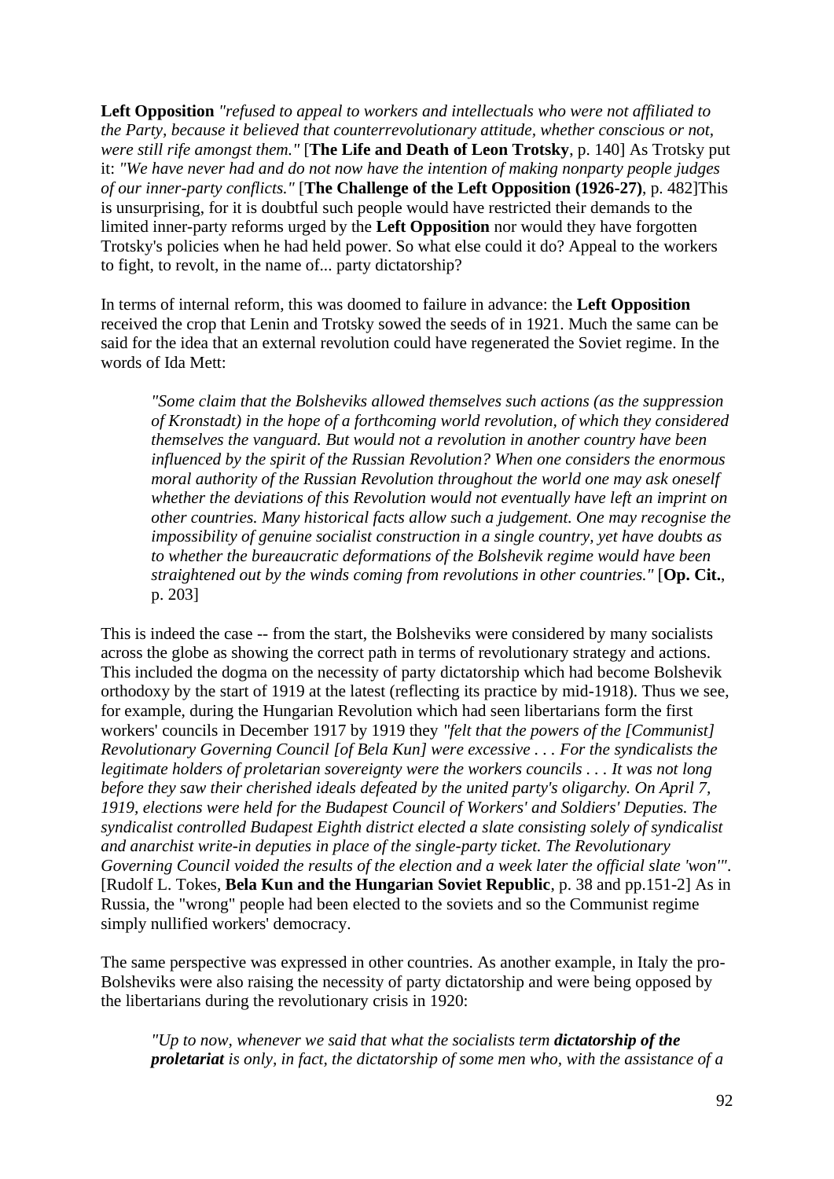**Left Opposition** *"refused to appeal to workers and intellectuals who were not affiliated to the Party, because it believed that counterrevolutionary attitude, whether conscious or not, were still rife amongst them."* [**The Life and Death of Leon Trotsky**, p. 140] As Trotsky put it: *"We have never had and do not now have the intention of making nonparty people judges of our inner-party conflicts."* [**The Challenge of the Left Opposition (1926-27)**, p. 482]This is unsurprising, for it is doubtful such people would have restricted their demands to the limited inner-party reforms urged by the **Left Opposition** nor would they have forgotten Trotsky's policies when he had held power. So what else could it do? Appeal to the workers to fight, to revolt, in the name of... party dictatorship?

In terms of internal reform, this was doomed to failure in advance: the **Left Opposition** received the crop that Lenin and Trotsky sowed the seeds of in 1921. Much the same can be said for the idea that an external revolution could have regenerated the Soviet regime. In the words of Ida Mett:

> *"Some claim that the Bolsheviks allowed themselves such actions (as the suppression of Kronstadt) in the hope of a forthcoming world revolution, of which they considered themselves the vanguard. But would not a revolution in another country have been influenced by the spirit of the Russian Revolution? When one considers the enormous moral authority of the Russian Revolution throughout the world one may ask oneself whether the deviations of this Revolution would not eventually have left an imprint on other countries. Many historical facts allow such a judgement. One may recognise the impossibility of genuine socialist construction in a single country, yet have doubts as to whether the bureaucratic deformations of the Bolshevik regime would have been straightened out by the winds coming from revolutions in other countries."* [**Op. Cit.**, p. 203]

This is indeed the case -- from the start, the Bolsheviks were considered by many socialists across the globe as showing the correct path in terms of revolutionary strategy and actions. This included the dogma on the necessity of party dictatorship which had become Bolshevik orthodoxy by the start of 1919 at the latest (reflecting its practice by mid-1918). Thus we see, for example, during the Hungarian Revolution which had seen libertarians form the first workers' councils in December 1917 by 1919 they *"felt that the powers of the [Communist] Revolutionary Governing Council [of Bela Kun] were excessive . . . For the syndicalists the legitimate holders of proletarian sovereignty were the workers councils . . . It was not long before they saw their cherished ideals defeated by the united party's oligarchy. On April 7, 1919, elections were held for the Budapest Council of Workers' and Soldiers' Deputies. The syndicalist controlled Budapest Eighth district elected a slate consisting solely of syndicalist and anarchist write-in deputies in place of the single-party ticket. The Revolutionary Governing Council voided the results of the election and a week later the official slate 'won'"*. [Rudolf L. Tokes, **Bela Kun and the Hungarian Soviet Republic**, p. 38 and pp.151-2] As in Russia, the "wrong" people had been elected to the soviets and so the Communist regime simply nullified workers' democracy.

The same perspective was expressed in other countries. As another example, in Italy the pro-Bolsheviks were also raising the necessity of party dictatorship and were being opposed by the libertarians during the revolutionary crisis in 1920:

> *"Up to now, whenever we said that what the socialists term **dictatorship of the proletariat** is only, in fact, the dictatorship of some men who, with the assistance of a*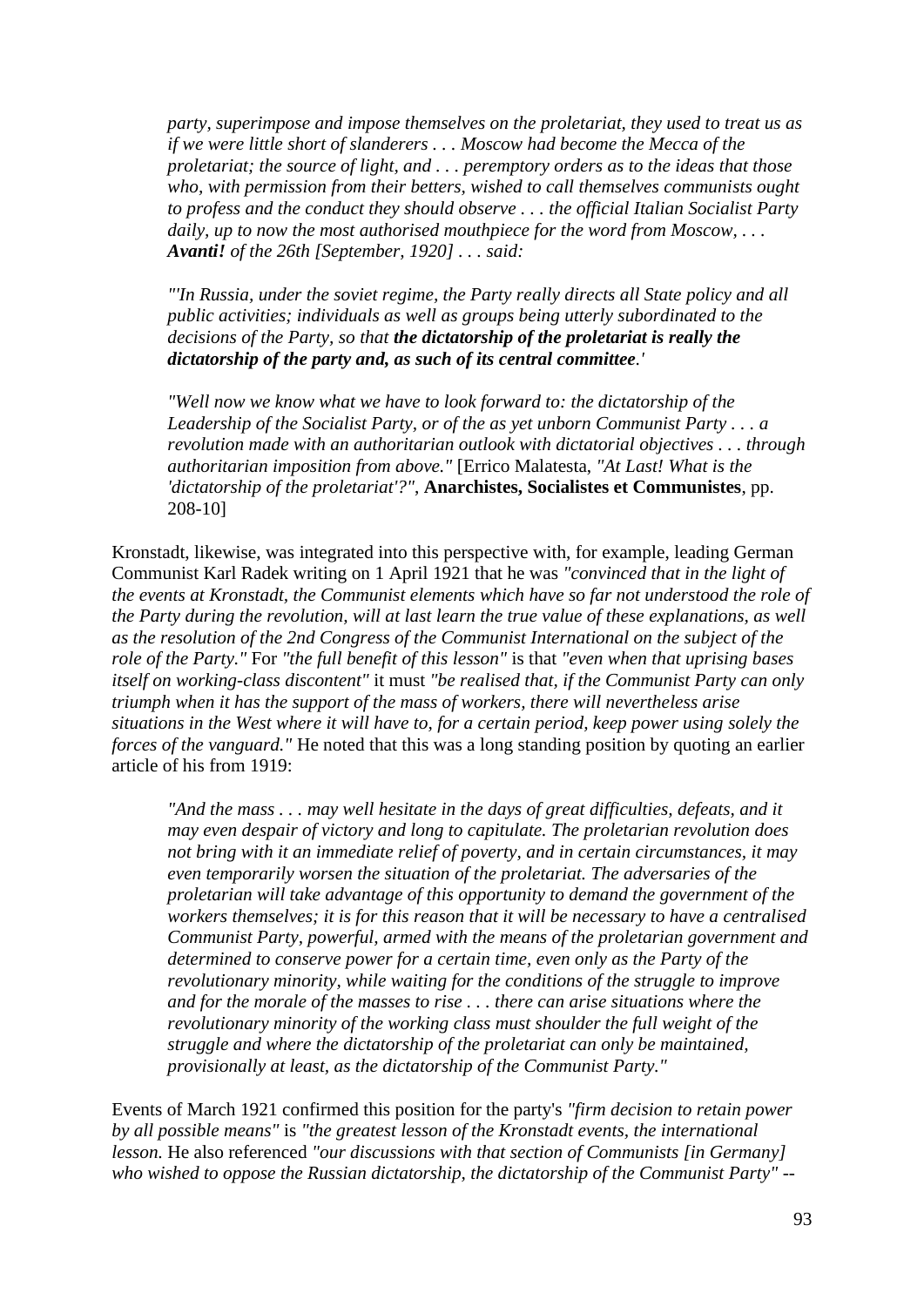> *party, superimpose and impose themselves on the proletariat, they used to treat us as if we were little short of slanderers . . . Moscow had become the Mecca of the proletariat; the source of light, and . . . peremptory orders as to the ideas that those who, with permission from their betters, wished to call themselves communists ought to profess and the conduct they should observe . . . the official Italian Socialist Party daily, up to now the most authorised mouthpiece for the word from Moscow, . . .* ***Avanti!*** *of the 26th [September, 1920] . . . said:*
>
> *"'In Russia, under the soviet regime, the Party really directs all State policy and all public activities; individuals as well as groups being utterly subordinated to the decisions of the Party, so that* ***the dictatorship of the proletariat is really the dictatorship of the party and, as such of its central committee****.'*
>
> *"Well now we know what we have to look forward to: the dictatorship of the Leadership of the Socialist Party, or of the as yet unborn Communist Party . . . a revolution made with an authoritarian outlook with dictatorial objectives . . . through authoritarian imposition from above."* [Errico Malatesta, *"At Last! What is the 'dictatorship of the proletariat'?"*, **Anarchistes, Socialistes et Communistes**, pp. 208-10]

Kronstadt, likewise, was integrated into this perspective with, for example, leading German Communist Karl Radek writing on 1 April 1921 that he was *"convinced that in the light of the events at Kronstadt, the Communist elements which have so far not understood the role of the Party during the revolution, will at last learn the true value of these explanations, as well as the resolution of the 2nd Congress of the Communist International on the subject of the role of the Party."* For *"the full benefit of this lesson"* is that *"even when that uprising bases itself on working-class discontent"* it must *"be realised that, if the Communist Party can only triumph when it has the support of the mass of workers, there will nevertheless arise situations in the West where it will have to, for a certain period, keep power using solely the forces of the vanguard."* He noted that this was a long standing position by quoting an earlier article of his from 1919:

> *"And the mass . . . may well hesitate in the days of great difficulties, defeats, and it may even despair of victory and long to capitulate. The proletarian revolution does not bring with it an immediate relief of poverty, and in certain circumstances, it may even temporarily worsen the situation of the proletariat. The adversaries of the proletarian will take advantage of this opportunity to demand the government of the workers themselves; it is for this reason that it will be necessary to have a centralised Communist Party, powerful, armed with the means of the proletarian government and determined to conserve power for a certain time, even only as the Party of the revolutionary minority, while waiting for the conditions of the struggle to improve and for the morale of the masses to rise . . . there can arise situations where the revolutionary minority of the working class must shoulder the full weight of the struggle and where the dictatorship of the proletariat can only be maintained, provisionally at least, as the dictatorship of the Communist Party."*

Events of March 1921 confirmed this position for the party's *"firm decision to retain power by all possible means"* is *"the greatest lesson of the Kronstadt events, the international lesson.* He also referenced *"our discussions with that section of Communists [in Germany] who wished to oppose the Russian dictatorship, the dictatorship of the Communist Party"* --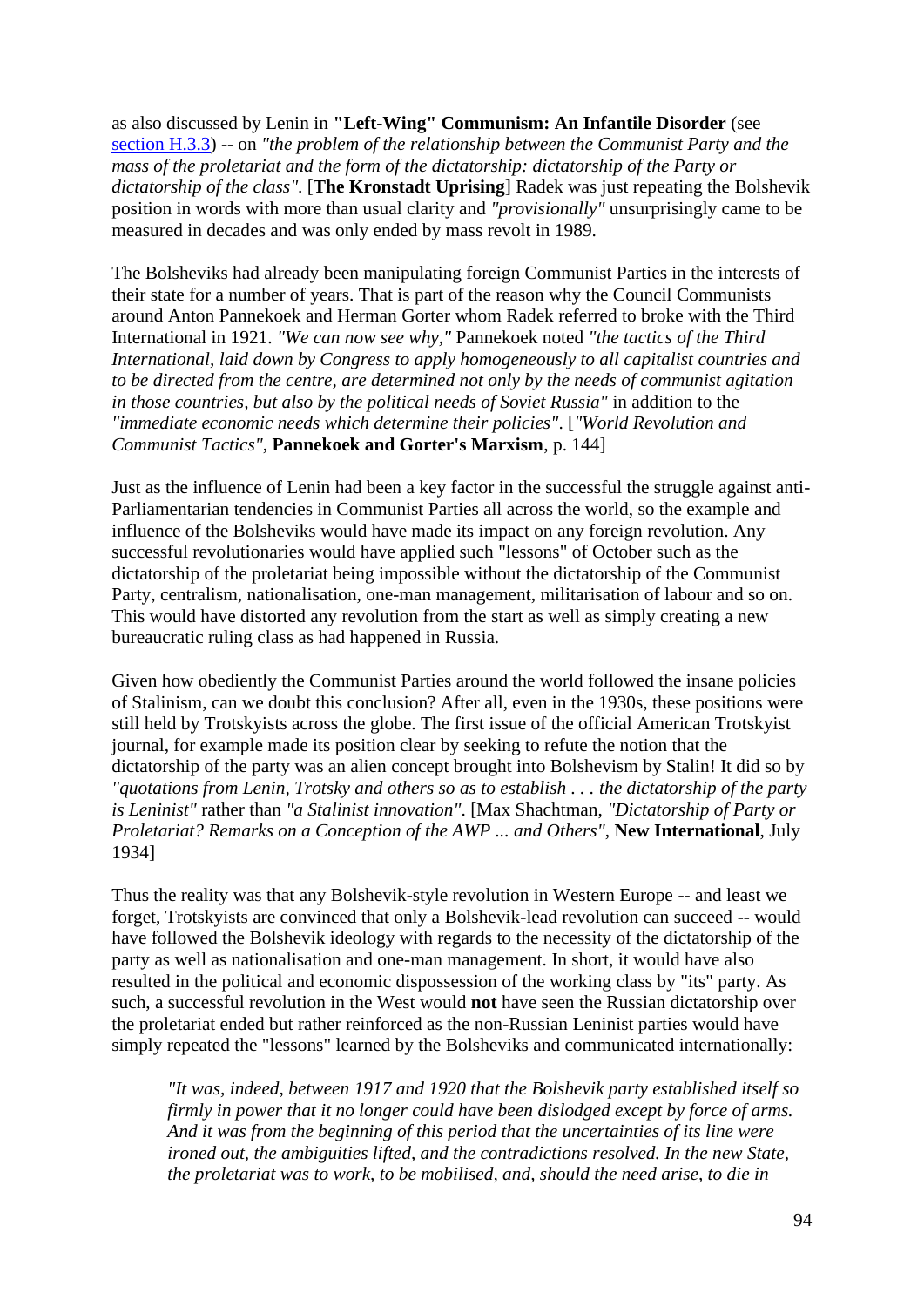as also discussed by Lenin in **"Left-Wing" Communism: An Infantile Disorder** (see [section H.3.3](#)) -- on *"the problem of the relationship between the Communist Party and the mass of the proletariat and the form of the dictatorship: dictatorship of the Party or dictatorship of the class"*. [**The Kronstadt Uprising**] Radek was just repeating the Bolshevik position in words with more than usual clarity and *"provisionally"* unsurprisingly came to be measured in decades and was only ended by mass revolt in 1989.

The Bolsheviks had already been manipulating foreign Communist Parties in the interests of their state for a number of years. That is part of the reason why the Council Communists around Anton Pannekoek and Herman Gorter whom Radek referred to broke with the Third International in 1921. *"We can now see why,"* Pannekoek noted *"the tactics of the Third International, laid down by Congress to apply homogeneously to all capitalist countries and to be directed from the centre, are determined not only by the needs of communist agitation in those countries, but also by the political needs of Soviet Russia"* in addition to the *"immediate economic needs which determine their policies"*. [*"World Revolution and Communist Tactics"*, **Pannekoek and Gorter's Marxism**, p. 144]

Just as the influence of Lenin had been a key factor in the successful the struggle against anti-Parliamentarian tendencies in Communist Parties all across the world, so the example and influence of the Bolsheviks would have made its impact on any foreign revolution. Any successful revolutionaries would have applied such "lessons" of October such as the dictatorship of the proletariat being impossible without the dictatorship of the Communist Party, centralism, nationalisation, one-man management, militarisation of labour and so on. This would have distorted any revolution from the start as well as simply creating a new bureaucratic ruling class as had happened in Russia.

Given how obediently the Communist Parties around the world followed the insane policies of Stalinism, can we doubt this conclusion? After all, even in the 1930s, these positions were still held by Trotskyists across the globe. The first issue of the official American Trotskyist journal, for example made its position clear by seeking to refute the notion that the dictatorship of the party was an alien concept brought into Bolshevism by Stalin! It did so by *"quotations from Lenin, Trotsky and others so as to establish . . . the dictatorship of the party is Leninist"* rather than *"a Stalinist innovation"*. [Max Shachtman, *"Dictatorship of Party or Proletariat? Remarks on a Conception of the AWP ... and Others"*, **New International**, July 1934]

Thus the reality was that any Bolshevik-style revolution in Western Europe -- and least we forget, Trotskyists are convinced that only a Bolshevik-lead revolution can succeed -- would have followed the Bolshevik ideology with regards to the necessity of the dictatorship of the party as well as nationalisation and one-man management. In short, it would have also resulted in the political and economic dispossession of the working class by "its" party. As such, a successful revolution in the West would **not** have seen the Russian dictatorship over the proletariat ended but rather reinforced as the non-Russian Leninist parties would have simply repeated the "lessons" learned by the Bolsheviks and communicated internationally:

> *"It was, indeed, between 1917 and 1920 that the Bolshevik party established itself so firmly in power that it no longer could have been dislodged except by force of arms. And it was from the beginning of this period that the uncertainties of its line were ironed out, the ambiguities lifted, and the contradictions resolved. In the new State, the proletariat was to work, to be mobilised, and, should the need arise, to die in*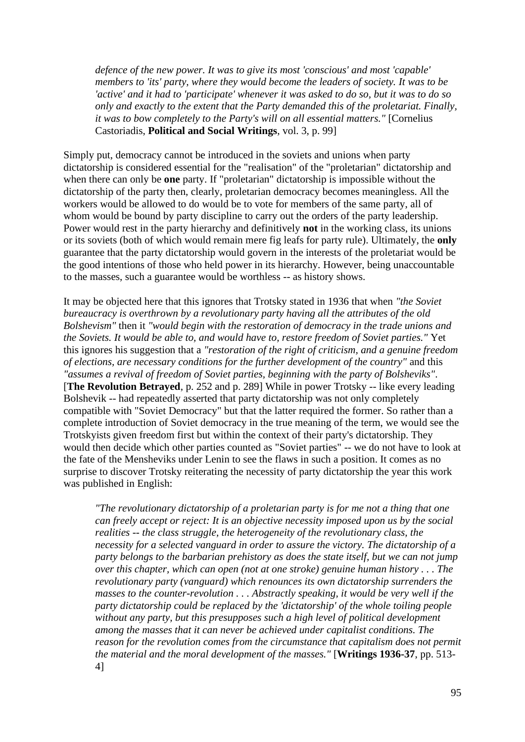> *defence of the new power. It was to give its most 'conscious' and most 'capable' members to 'its' party, where they would become the leaders of society. It was to be 'active' and it had to 'participate' whenever it was asked to do so, but it was to do so only and exactly to the extent that the Party demanded this of the proletariat. Finally, it was to bow completely to the Party's will on all essential matters."* [Cornelius Castoriadis, **Political and Social Writings**, vol. 3, p. 99]

Simply put, democracy cannot be introduced in the soviets and unions when party dictatorship is considered essential for the "realisation" of the "proletarian" dictatorship and when there can only be **one** party. If "proletarian" dictatorship is impossible without the dictatorship of the party then, clearly, proletarian democracy becomes meaningless. All the workers would be allowed to do would be to vote for members of the same party, all of whom would be bound by party discipline to carry out the orders of the party leadership. Power would rest in the party hierarchy and definitively **not** in the working class, its unions or its soviets (both of which would remain mere fig leafs for party rule). Ultimately, the **only** guarantee that the party dictatorship would govern in the interests of the proletariat would be the good intentions of those who held power in its hierarchy. However, being unaccountable to the masses, such a guarantee would be worthless -- as history shows.

It may be objected here that this ignores that Trotsky stated in 1936 that when *"the Soviet bureaucracy is overthrown by a revolutionary party having all the attributes of the old Bolshevism"* then it *"would begin with the restoration of democracy in the trade unions and the Soviets. It would be able to, and would have to, restore freedom of Soviet parties."* Yet this ignores his suggestion that a *"restoration of the right of criticism, and a genuine freedom of elections, are necessary conditions for the further development of the country"* and this *"assumes a revival of freedom of Soviet parties, beginning with the party of Bolsheviks"*. [**The Revolution Betrayed**, p. 252 and p. 289] While in power Trotsky -- like every leading Bolshevik -- had repeatedly asserted that party dictatorship was not only completely compatible with "Soviet Democracy" but that the latter required the former. So rather than a complete introduction of Soviet democracy in the true meaning of the term, we would see the Trotskyists given freedom first but within the context of their party's dictatorship. They would then decide which other parties counted as "Soviet parties" -- we do not have to look at the fate of the Mensheviks under Lenin to see the flaws in such a position. It comes as no surprise to discover Trotsky reiterating the necessity of party dictatorship the year this work was published in English:

> *"The revolutionary dictatorship of a proletarian party is for me not a thing that one can freely accept or reject: It is an objective necessity imposed upon us by the social realities -- the class struggle, the heterogeneity of the revolutionary class, the necessity for a selected vanguard in order to assure the victory. The dictatorship of a party belongs to the barbarian prehistory as does the state itself, but we can not jump over this chapter, which can open (not at one stroke) genuine human history . . . The revolutionary party (vanguard) which renounces its own dictatorship surrenders the masses to the counter-revolution . . . Abstractly speaking, it would be very well if the party dictatorship could be replaced by the 'dictatorship' of the whole toiling people without any party, but this presupposes such a high level of political development among the masses that it can never be achieved under capitalist conditions. The reason for the revolution comes from the circumstance that capitalism does not permit the material and the moral development of the masses."* [**Writings 1936-37**, pp. 513-4]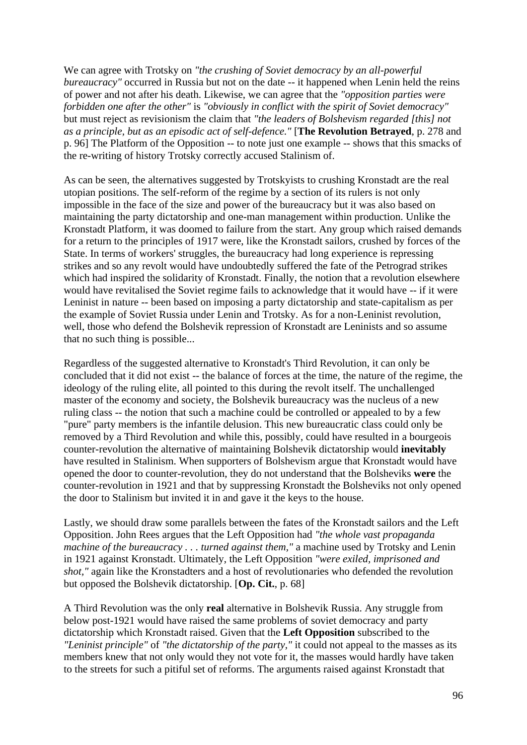We can agree with Trotsky on *"the crushing of Soviet democracy by an all-powerful bureaucracy"* occurred in Russia but not on the date -- it happened when Lenin held the reins of power and not after his death. Likewise, we can agree that the *"opposition parties were forbidden one after the other"* is *"obviously in conflict with the spirit of Soviet democracy"* but must reject as revisionism the claim that *"the leaders of Bolshevism regarded [this] not as a principle, but as an episodic act of self-defence."* [**The Revolution Betrayed**, p. 278 and p. 96] The Platform of the Opposition -- to note just one example -- shows that this smacks of the re-writing of history Trotsky correctly accused Stalinism of.

As can be seen, the alternatives suggested by Trotskyists to crushing Kronstadt are the real utopian positions. The self-reform of the regime by a section of its rulers is not only impossible in the face of the size and power of the bureaucracy but it was also based on maintaining the party dictatorship and one-man management within production. Unlike the Kronstadt Platform, it was doomed to failure from the start. Any group which raised demands for a return to the principles of 1917 were, like the Kronstadt sailors, crushed by forces of the State. In terms of workers' struggles, the bureaucracy had long experience is repressing strikes and so any revolt would have undoubtedly suffered the fate of the Petrograd strikes which had inspired the solidarity of Kronstadt. Finally, the notion that a revolution elsewhere would have revitalised the Soviet regime fails to acknowledge that it would have -- if it were Leninist in nature -- been based on imposing a party dictatorship and state-capitalism as per the example of Soviet Russia under Lenin and Trotsky. As for a non-Leninist revolution, well, those who defend the Bolshevik repression of Kronstadt are Leninists and so assume that no such thing is possible...

Regardless of the suggested alternative to Kronstadt's Third Revolution, it can only be concluded that it did not exist -- the balance of forces at the time, the nature of the regime, the ideology of the ruling elite, all pointed to this during the revolt itself. The unchallenged master of the economy and society, the Bolshevik bureaucracy was the nucleus of a new ruling class -- the notion that such a machine could be controlled or appealed to by a few "pure" party members is the infantile delusion. This new bureaucratic class could only be removed by a Third Revolution and while this, possibly, could have resulted in a bourgeois counter-revolution the alternative of maintaining Bolshevik dictatorship would **inevitably** have resulted in Stalinism. When supporters of Bolshevism argue that Kronstadt would have opened the door to counter-revolution, they do not understand that the Bolsheviks **were** the counter-revolution in 1921 and that by suppressing Kronstadt the Bolsheviks not only opened the door to Stalinism but invited it in and gave it the keys to the house.

Lastly, we should draw some parallels between the fates of the Kronstadt sailors and the Left Opposition. John Rees argues that the Left Opposition had *"the whole vast propaganda machine of the bureaucracy . . . turned against them,"* a machine used by Trotsky and Lenin in 1921 against Kronstadt. Ultimately, the Left Opposition *"were exiled, imprisoned and shot,"* again like the Kronstadters and a host of revolutionaries who defended the revolution but opposed the Bolshevik dictatorship. [**Op. Cit.**, p. 68]

A Third Revolution was the only **real** alternative in Bolshevik Russia. Any struggle from below post-1921 would have raised the same problems of soviet democracy and party dictatorship which Kronstadt raised. Given that the **Left Opposition** subscribed to the *"Leninist principle"* of *"the dictatorship of the party,"* it could not appeal to the masses as its members knew that not only would they not vote for it, the masses would hardly have taken to the streets for such a pitiful set of reforms. The arguments raised against Kronstadt that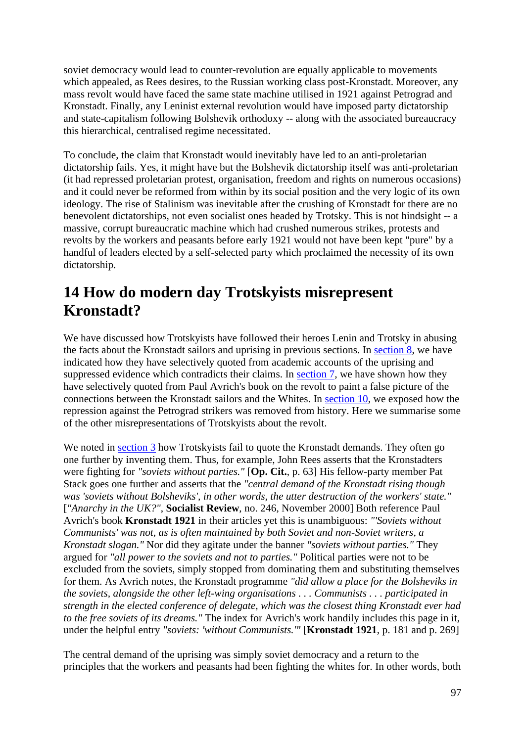soviet democracy would lead to counter-revolution are equally applicable to movements which appealed, as Rees desires, to the Russian working class post-Kronstadt. Moreover, any mass revolt would have faced the same state machine utilised in 1921 against Petrograd and Kronstadt. Finally, any Leninist external revolution would have imposed party dictatorship and state-capitalism following Bolshevik orthodoxy -- along with the associated bureaucracy this hierarchical, centralised regime necessitated.

To conclude, the claim that Kronstadt would inevitably have led to an anti-proletarian dictatorship fails. Yes, it might have but the Bolshevik dictatorship itself was anti-proletarian (it had repressed proletarian protest, organisation, freedom and rights on numerous occasions) and it could never be reformed from within by its social position and the very logic of its own ideology. The rise of Stalinism was inevitable after the crushing of Kronstadt for there are no benevolent dictatorships, not even socialist ones headed by Trotsky. This is not hindsight -- a massive, corrupt bureaucratic machine which had crushed numerous strikes, protests and revolts by the workers and peasants before early 1921 would not have been kept "pure" by a handful of leaders elected by a self-selected party which proclaimed the necessity of its own dictatorship.

## 14 How do modern day Trotskyists misrepresent Kronstadt?

We have discussed how Trotskyists have followed their heroes Lenin and Trotsky in abusing the facts about the Kronstadt sailors and uprising in previous sections. In section 8, we have indicated how they have selectively quoted from academic accounts of the uprising and suppressed evidence which contradicts their claims. In section 7, we have shown how they have selectively quoted from Paul Avrich's book on the revolt to paint a false picture of the connections between the Kronstadt sailors and the Whites. In section 10, we exposed how the repression against the Petrograd strikers was removed from history. Here we summarise some of the other misrepresentations of Trotskyists about the revolt.

We noted in section 3 how Trotskyists fail to quote the Kronstadt demands. They often go one further by inventing them. Thus, for example, John Rees asserts that the Kronstadters were fighting for *"soviets without parties."* [**Op. Cit.**, p. 63] His fellow-party member Pat Stack goes one further and asserts that the *"central demand of the Kronstadt rising though was 'soviets without Bolsheviks', in other words, the utter destruction of the workers' state."* [*"Anarchy in the UK?"*, **Socialist Review**, no. 246, November 2000] Both reference Paul Avrich's book **Kronstadt 1921** in their articles yet this is unambiguous: *"'Soviets without Communists' was not, as is often maintained by both Soviet and non-Soviet writers, a Kronstadt slogan."* Nor did they agitate under the banner *"soviets without parties."* They argued for *"all power to the soviets and not to parties."* Political parties were not to be excluded from the soviets, simply stopped from dominating them and substituting themselves for them. As Avrich notes, the Kronstadt programme *"did allow a place for the Bolsheviks in the soviets, alongside the other left-wing organisations . . . Communists . . . participated in strength in the elected conference of delegate, which was the closest thing Kronstadt ever had to the free soviets of its dreams."* The index for Avrich's work handily includes this page in it, under the helpful entry *"soviets: 'without Communists.'"* [**Kronstadt 1921**, p. 181 and p. 269]

The central demand of the uprising was simply soviet democracy and a return to the principles that the workers and peasants had been fighting the whites for. In other words, both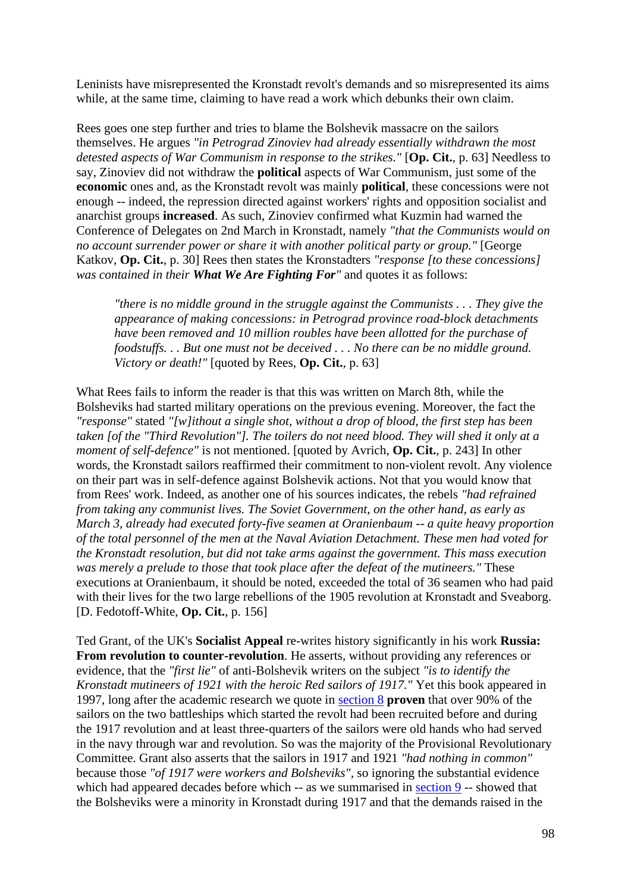Leninists have misrepresented the Kronstadt revolt's demands and so misrepresented its aims while, at the same time, claiming to have read a work which debunks their own claim.

Rees goes one step further and tries to blame the Bolshevik massacre on the sailors themselves. He argues *"in Petrograd Zinoviev had already essentially withdrawn the most detested aspects of War Communism in response to the strikes."* [**Op. Cit.**, p. 63] Needless to say, Zinoviev did not withdraw the **political** aspects of War Communism, just some of the **economic** ones and, as the Kronstadt revolt was mainly **political**, these concessions were not enough -- indeed, the repression directed against workers' rights and opposition socialist and anarchist groups **increased**. As such, Zinoviev confirmed what Kuzmin had warned the Conference of Delegates on 2nd March in Kronstadt, namely *"that the Communists would on no account surrender power or share it with another political party or group."* [George Katkov, **Op. Cit.**, p. 30] Rees then states the Kronstadters *"response [to these concessions] was contained in their **What We Are Fighting For**"* and quotes it as follows:

> *"there is no middle ground in the struggle against the Communists . . . They give the appearance of making concessions: in Petrograd province road-block detachments have been removed and 10 million roubles have been allotted for the purchase of foodstuffs. . . But one must not be deceived . . . No there can be no middle ground. Victory or death!"* [quoted by Rees, **Op. Cit.**, p. 63]

What Rees fails to inform the reader is that this was written on March 8th, while the Bolsheviks had started military operations on the previous evening. Moreover, the fact the *"response"* stated *"[w]ithout a single shot, without a drop of blood, the first step has been taken [of the "Third Revolution"]. The toilers do not need blood. They will shed it only at a moment of self-defence"* is not mentioned. [quoted by Avrich, **Op. Cit.**, p. 243] In other words, the Kronstadt sailors reaffirmed their commitment to non-violent revolt. Any violence on their part was in self-defence against Bolshevik actions. Not that you would know that from Rees' work. Indeed, as another one of his sources indicates, the rebels *"had refrained from taking any communist lives. The Soviet Government, on the other hand, as early as March 3, already had executed forty-five seamen at Oranienbaum -- a quite heavy proportion of the total personnel of the men at the Naval Aviation Detachment. These men had voted for the Kronstadt resolution, but did not take arms against the government. This mass execution was merely a prelude to those that took place after the defeat of the mutineers."* These executions at Oranienbaum, it should be noted, exceeded the total of 36 seamen who had paid with their lives for the two large rebellions of the 1905 revolution at Kronstadt and Sveaborg. [D. Fedotoff-White, **Op. Cit.**, p. 156]

Ted Grant, of the UK's **Socialist Appeal** re-writes history significantly in his work **Russia: From revolution to counter-revolution**. He asserts, without providing any references or evidence, that the *"first lie"* of anti-Bolshevik writers on the subject *"is to identify the Kronstadt mutineers of 1921 with the heroic Red sailors of 1917."* Yet this book appeared in 1997, long after the academic research we quote in section 8 **proven** that over 90% of the sailors on the two battleships which started the revolt had been recruited before and during the 1917 revolution and at least three-quarters of the sailors were old hands who had served in the navy through war and revolution. So was the majority of the Provisional Revolutionary Committee. Grant also asserts that the sailors in 1917 and 1921 *"had nothing in common"* because those *"of 1917 were workers and Bolsheviks"*, so ignoring the substantial evidence which had appeared decades before which -- as we summarised in section 9 -- showed that the Bolsheviks were a minority in Kronstadt during 1917 and that the demands raised in the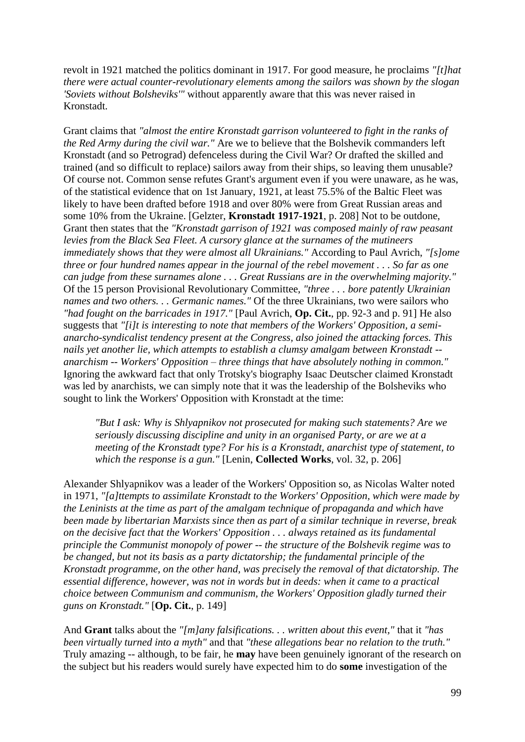revolt in 1921 matched the politics dominant in 1917. For good measure, he proclaims *"[t]hat there were actual counter-revolutionary elements among the sailors was shown by the slogan 'Soviets without Bolsheviks'"* without apparently aware that this was never raised in Kronstadt.

Grant claims that *"almost the entire Kronstadt garrison volunteered to fight in the ranks of the Red Army during the civil war."* Are we to believe that the Bolshevik commanders left Kronstadt (and so Petrograd) defenceless during the Civil War? Or drafted the skilled and trained (and so difficult to replace) sailors away from their ships, so leaving them unusable? Of course not. Common sense refutes Grant's argument even if you were unaware, as he was, of the statistical evidence that on 1st January, 1921, at least 75.5% of the Baltic Fleet was likely to have been drafted before 1918 and over 80% were from Great Russian areas and some 10% from the Ukraine. [Gelzter, **Kronstadt 1917-1921**, p. 208] Not to be outdone, Grant then states that the *"Kronstadt garrison of 1921 was composed mainly of raw peasant levies from the Black Sea Fleet. A cursory glance at the surnames of the mutineers immediately shows that they were almost all Ukrainians."* According to Paul Avrich, *"[s]ome three or four hundred names appear in the journal of the rebel movement . . . So far as one can judge from these surnames alone . . . Great Russians are in the overwhelming majority."* Of the 15 person Provisional Revolutionary Committee, *"three . . . bore patently Ukrainian names and two others. . . Germanic names."* Of the three Ukrainians, two were sailors who *"had fought on the barricades in 1917."* [Paul Avrich, **Op. Cit.**, pp. 92-3 and p. 91] He also suggests that *"[i]t is interesting to note that members of the Workers' Opposition, a semi-anarcho-syndicalist tendency present at the Congress, also joined the attacking forces. This nails yet another lie, which attempts to establish a clumsy amalgam between Kronstadt -- anarchism -- Workers' Opposition – three things that have absolutely nothing in common."* Ignoring the awkward fact that only Trotsky's biography Isaac Deutscher claimed Kronstadt was led by anarchists, we can simply note that it was the leadership of the Bolsheviks who sought to link the Workers' Opposition with Kronstadt at the time:

> *"But I ask: Why is Shlyapnikov not prosecuted for making such statements? Are we seriously discussing discipline and unity in an organised Party, or are we at a meeting of the Kronstadt type? For his is a Kronstadt, anarchist type of statement, to which the response is a gun."* [Lenin, **Collected Works**, vol. 32, p. 206]

Alexander Shlyapnikov was a leader of the Workers' Opposition so, as Nicolas Walter noted in 1971, *"[a]ttempts to assimilate Kronstadt to the Workers' Opposition, which were made by the Leninists at the time as part of the amalgam technique of propaganda and which have been made by libertarian Marxists since then as part of a similar technique in reverse, break on the decisive fact that the Workers' Opposition . . . always retained as its fundamental principle the Communist monopoly of power -- the structure of the Bolshevik regime was to be changed, but not its basis as a party dictatorship; the fundamental principle of the Kronstadt programme, on the other hand, was precisely the removal of that dictatorship. The essential difference, however, was not in words but in deeds: when it came to a practical choice between Communism and communism, the Workers' Opposition gladly turned their guns on Kronstadt."* [**Op. Cit.**, p. 149]

And **Grant** talks about the *"[m]any falsifications. . . written about this event,"* that it *"has been virtually turned into a myth"* and that *"these allegations bear no relation to the truth."* Truly amazing -- although, to be fair, he **may** have been genuinely ignorant of the research on the subject but his readers would surely have expected him to do **some** investigation of the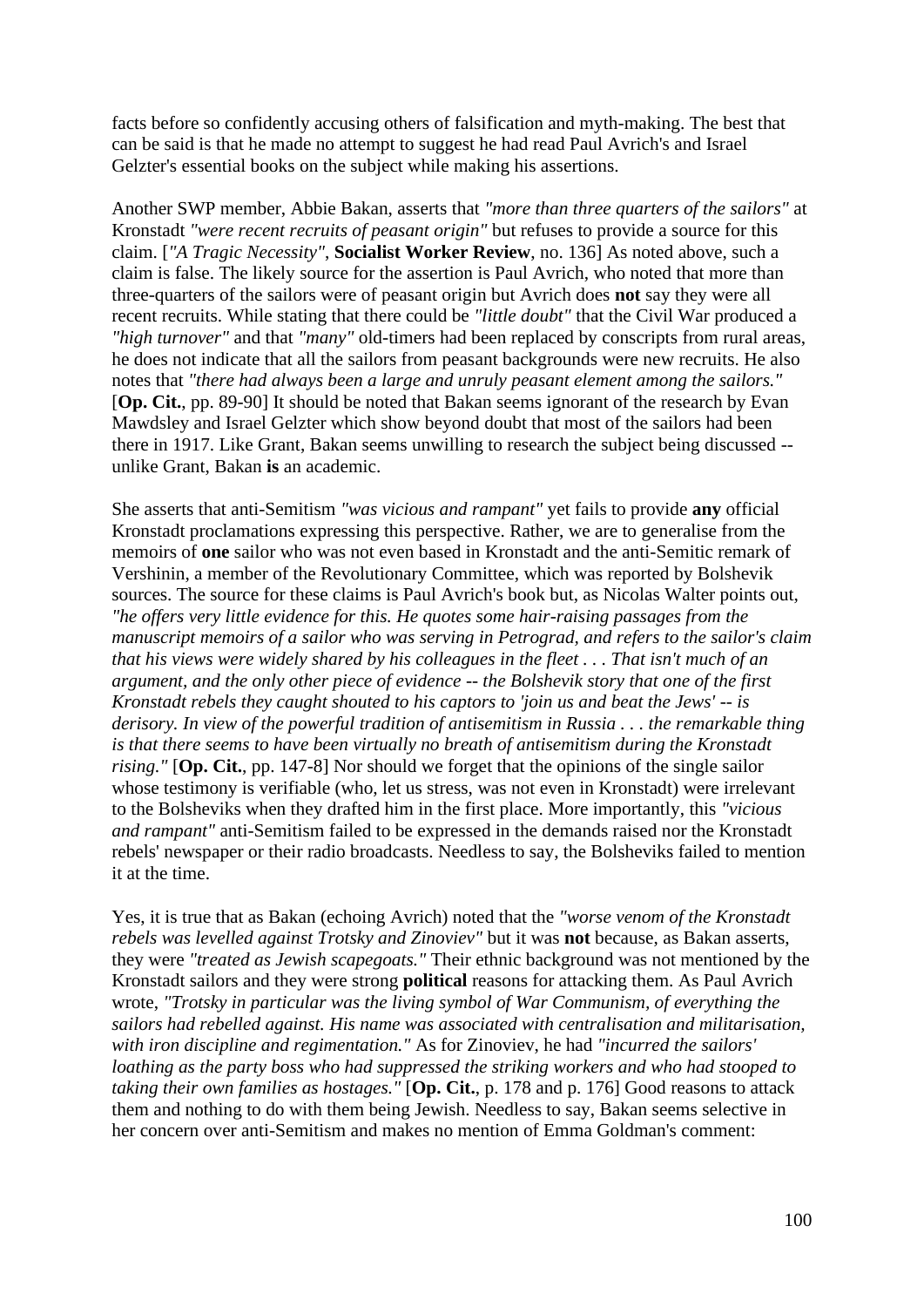facts before so confidently accusing others of falsification and myth-making. The best that can be said is that he made no attempt to suggest he had read Paul Avrich's and Israel Gelzter's essential books on the subject while making his assertions.

Another SWP member, Abbie Bakan, asserts that *"more than three quarters of the sailors"* at Kronstadt *"were recent recruits of peasant origin"* but refuses to provide a source for this claim. [*"A Tragic Necessity"*, **Socialist Worker Review**, no. 136] As noted above, such a claim is false. The likely source for the assertion is Paul Avrich, who noted that more than three-quarters of the sailors were of peasant origin but Avrich does **not** say they were all recent recruits. While stating that there could be *"little doubt"* that the Civil War produced a *"high turnover"* and that *"many"* old-timers had been replaced by conscripts from rural areas, he does not indicate that all the sailors from peasant backgrounds were new recruits. He also notes that *"there had always been a large and unruly peasant element among the sailors."* [**Op. Cit.**, pp. 89-90] It should be noted that Bakan seems ignorant of the research by Evan Mawdsley and Israel Gelzter which show beyond doubt that most of the sailors had been there in 1917. Like Grant, Bakan seems unwilling to research the subject being discussed -- unlike Grant, Bakan **is** an academic.

She asserts that anti-Semitism *"was vicious and rampant"* yet fails to provide **any** official Kronstadt proclamations expressing this perspective. Rather, we are to generalise from the memoirs of **one** sailor who was not even based in Kronstadt and the anti-Semitic remark of Vershinin, a member of the Revolutionary Committee, which was reported by Bolshevik sources. The source for these claims is Paul Avrich's book but, as Nicolas Walter points out, *"he offers very little evidence for this. He quotes some hair-raising passages from the manuscript memoirs of a sailor who was serving in Petrograd, and refers to the sailor's claim that his views were widely shared by his colleagues in the fleet . . . That isn't much of an argument, and the only other piece of evidence -- the Bolshevik story that one of the first Kronstadt rebels they caught shouted to his captors to 'join us and beat the Jews' -- is derisory. In view of the powerful tradition of antisemitism in Russia . . . the remarkable thing is that there seems to have been virtually no breath of antisemitism during the Kronstadt rising."* [**Op. Cit.**, pp. 147-8] Nor should we forget that the opinions of the single sailor whose testimony is verifiable (who, let us stress, was not even in Kronstadt) were irrelevant to the Bolsheviks when they drafted him in the first place. More importantly, this *"vicious and rampant"* anti-Semitism failed to be expressed in the demands raised nor the Kronstadt rebels' newspaper or their radio broadcasts. Needless to say, the Bolsheviks failed to mention it at the time.

Yes, it is true that as Bakan (echoing Avrich) noted that the *"worse venom of the Kronstadt rebels was levelled against Trotsky and Zinoviev"* but it was **not** because, as Bakan asserts, they were *"treated as Jewish scapegoats."* Their ethnic background was not mentioned by the Kronstadt sailors and they were strong **political** reasons for attacking them. As Paul Avrich wrote, *"Trotsky in particular was the living symbol of War Communism, of everything the sailors had rebelled against. His name was associated with centralisation and militarisation, with iron discipline and regimentation."* As for Zinoviev, he had *"incurred the sailors' loathing as the party boss who had suppressed the striking workers and who had stooped to taking their own families as hostages."* [**Op. Cit.**, p. 178 and p. 176] Good reasons to attack them and nothing to do with them being Jewish. Needless to say, Bakan seems selective in her concern over anti-Semitism and makes no mention of Emma Goldman's comment: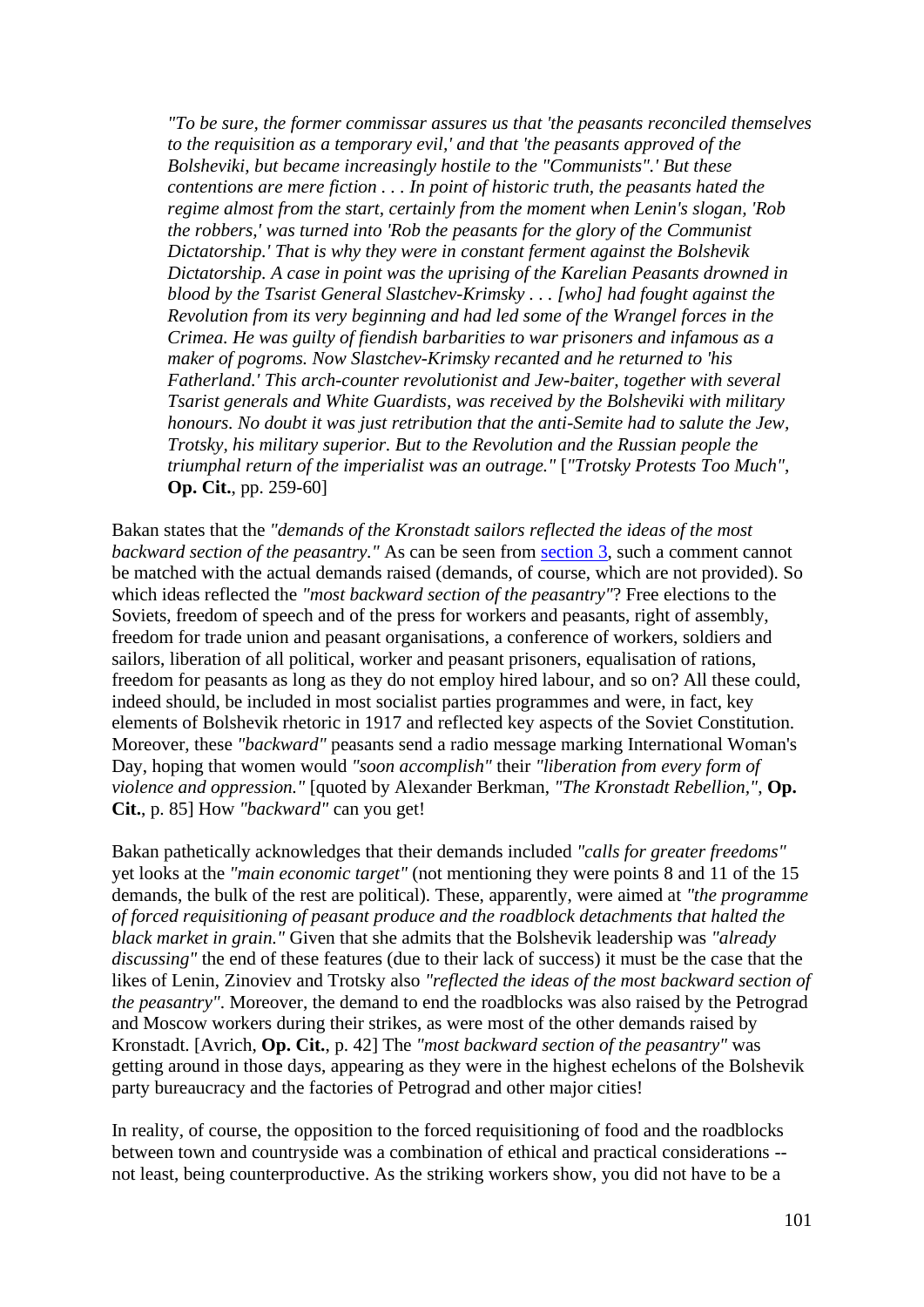> *"To be sure, the former commissar assures us that 'the peasants reconciled themselves to the requisition as a temporary evil,' and that 'the peasants approved of the Bolsheviki, but became increasingly hostile to the "Communists".' But these contentions are mere fiction . . . In point of historic truth, the peasants hated the regime almost from the start, certainly from the moment when Lenin's slogan, 'Rob the robbers,' was turned into 'Rob the peasants for the glory of the Communist Dictatorship.' That is why they were in constant ferment against the Bolshevik Dictatorship. A case in point was the uprising of the Karelian Peasants drowned in blood by the Tsarist General Slastchev-Krimsky . . . [who] had fought against the Revolution from its very beginning and had led some of the Wrangel forces in the Crimea. He was guilty of fiendish barbarities to war prisoners and infamous as a maker of pogroms. Now Slastchev-Krimsky recanted and he returned to 'his Fatherland.' This arch-counter revolutionist and Jew-baiter, together with several Tsarist generals and White Guardists, was received by the Bolsheviki with military honours. No doubt it was just retribution that the anti-Semite had to salute the Jew, Trotsky, his military superior. But to the Revolution and the Russian people the triumphal return of the imperialist was an outrage."* [*"Trotsky Protests Too Much"*, **Op. Cit.**, pp. 259-60]

Bakan states that the *"demands of the Kronstadt sailors reflected the ideas of the most backward section of the peasantry."* As can be seen from section 3, such a comment cannot be matched with the actual demands raised (demands, of course, which are not provided). So which ideas reflected the *"most backward section of the peasantry"*? Free elections to the Soviets, freedom of speech and of the press for workers and peasants, right of assembly, freedom for trade union and peasant organisations, a conference of workers, soldiers and sailors, liberation of all political, worker and peasant prisoners, equalisation of rations, freedom for peasants as long as they do not employ hired labour, and so on? All these could, indeed should, be included in most socialist parties programmes and were, in fact, key elements of Bolshevik rhetoric in 1917 and reflected key aspects of the Soviet Constitution. Moreover, these *"backward"* peasants send a radio message marking International Woman's Day, hoping that women would *"soon accomplish"* their *"liberation from every form of violence and oppression."* [quoted by Alexander Berkman, *"The Kronstadt Rebellion,"*, **Op. Cit.**, p. 85] How *"backward"* can you get!

Bakan pathetically acknowledges that their demands included *"calls for greater freedoms"* yet looks at the *"main economic target"* (not mentioning they were points 8 and 11 of the 15 demands, the bulk of the rest are political). These, apparently, were aimed at *"the programme of forced requisitioning of peasant produce and the roadblock detachments that halted the black market in grain."* Given that she admits that the Bolshevik leadership was *"already discussing"* the end of these features (due to their lack of success) it must be the case that the likes of Lenin, Zinoviev and Trotsky also *"reflected the ideas of the most backward section of the peasantry"*. Moreover, the demand to end the roadblocks was also raised by the Petrograd and Moscow workers during their strikes, as were most of the other demands raised by Kronstadt. [Avrich, **Op. Cit.**, p. 42] The *"most backward section of the peasantry"* was getting around in those days, appearing as they were in the highest echelons of the Bolshevik party bureaucracy and the factories of Petrograd and other major cities!

In reality, of course, the opposition to the forced requisitioning of food and the roadblocks between town and countryside was a combination of ethical and practical considerations -- not least, being counterproductive. As the striking workers show, you did not have to be a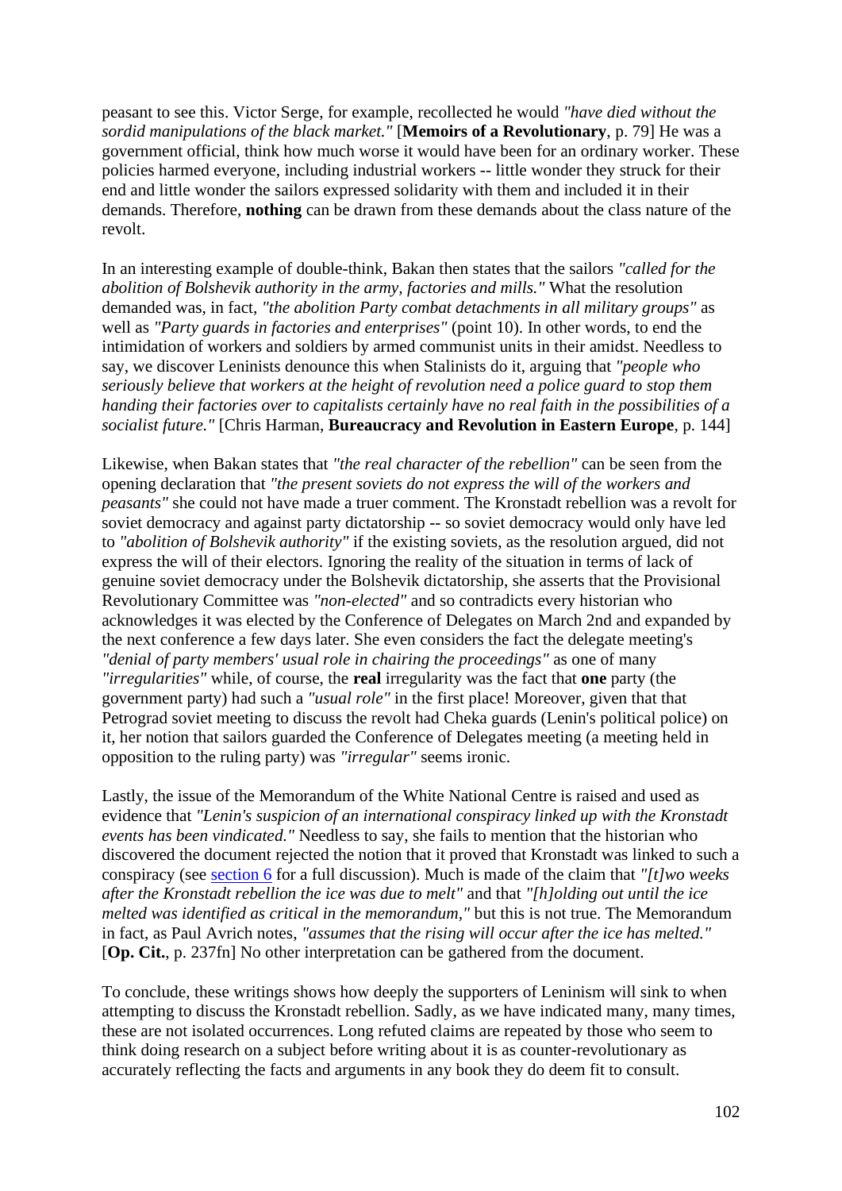peasant to see this. Victor Serge, for example, recollected he would *"have died without the sordid manipulations of the black market."* [**Memoirs of a Revolutionary**, p. 79] He was a government official, think how much worse it would have been for an ordinary worker. These policies harmed everyone, including industrial workers -- little wonder they struck for their end and little wonder the sailors expressed solidarity with them and included it in their demands. Therefore, **nothing** can be drawn from these demands about the class nature of the revolt.

In an interesting example of double-think, Bakan then states that the sailors *"called for the abolition of Bolshevik authority in the army, factories and mills."* What the resolution demanded was, in fact, *"the abolition Party combat detachments in all military groups"* as well as *"Party guards in factories and enterprises"* (point 10). In other words, to end the intimidation of workers and soldiers by armed communist units in their amidst. Needless to say, we discover Leninists denounce this when Stalinists do it, arguing that *"people who seriously believe that workers at the height of revolution need a police guard to stop them handing their factories over to capitalists certainly have no real faith in the possibilities of a socialist future."* [Chris Harman, **Bureaucracy and Revolution in Eastern Europe**, p. 144]

Likewise, when Bakan states that *"the real character of the rebellion"* can be seen from the opening declaration that *"the present soviets do not express the will of the workers and peasants"* she could not have made a truer comment. The Kronstadt rebellion was a revolt for soviet democracy and against party dictatorship -- so soviet democracy would only have led to *"abolition of Bolshevik authority"* if the existing soviets, as the resolution argued, did not express the will of their electors. Ignoring the reality of the situation in terms of lack of genuine soviet democracy under the Bolshevik dictatorship, she asserts that the Provisional Revolutionary Committee was *"non-elected"* and so contradicts every historian who acknowledges it was elected by the Conference of Delegates on March 2nd and expanded by the next conference a few days later. She even considers the fact the delegate meeting's *"denial of party members' usual role in chairing the proceedings"* as one of many *"irregularities"* while, of course, the **real** irregularity was the fact that **one** party (the government party) had such a *"usual role"* in the first place! Moreover, given that that Petrograd soviet meeting to discuss the revolt had Cheka guards (Lenin's political police) on it, her notion that sailors guarded the Conference of Delegates meeting (a meeting held in opposition to the ruling party) was *"irregular"* seems ironic.

Lastly, the issue of the Memorandum of the White National Centre is raised and used as evidence that *"Lenin's suspicion of an international conspiracy linked up with the Kronstadt events has been vindicated."* Needless to say, she fails to mention that the historian who discovered the document rejected the notion that it proved that Kronstadt was linked to such a conspiracy (see section 6 for a full discussion). Much is made of the claim that *"[t]wo weeks after the Kronstadt rebellion the ice was due to melt"* and that *"[h]olding out until the ice melted was identified as critical in the memorandum,"* but this is not true. The Memorandum in fact, as Paul Avrich notes, *"assumes that the rising will occur after the ice has melted."* [**Op. Cit.**, p. 237fn] No other interpretation can be gathered from the document.

To conclude, these writings shows how deeply the supporters of Leninism will sink to when attempting to discuss the Kronstadt rebellion. Sadly, as we have indicated many, many times, these are not isolated occurrences. Long refuted claims are repeated by those who seem to think doing research on a subject before writing about it is as counter-revolutionary as accurately reflecting the facts and arguments in any book they do deem fit to consult.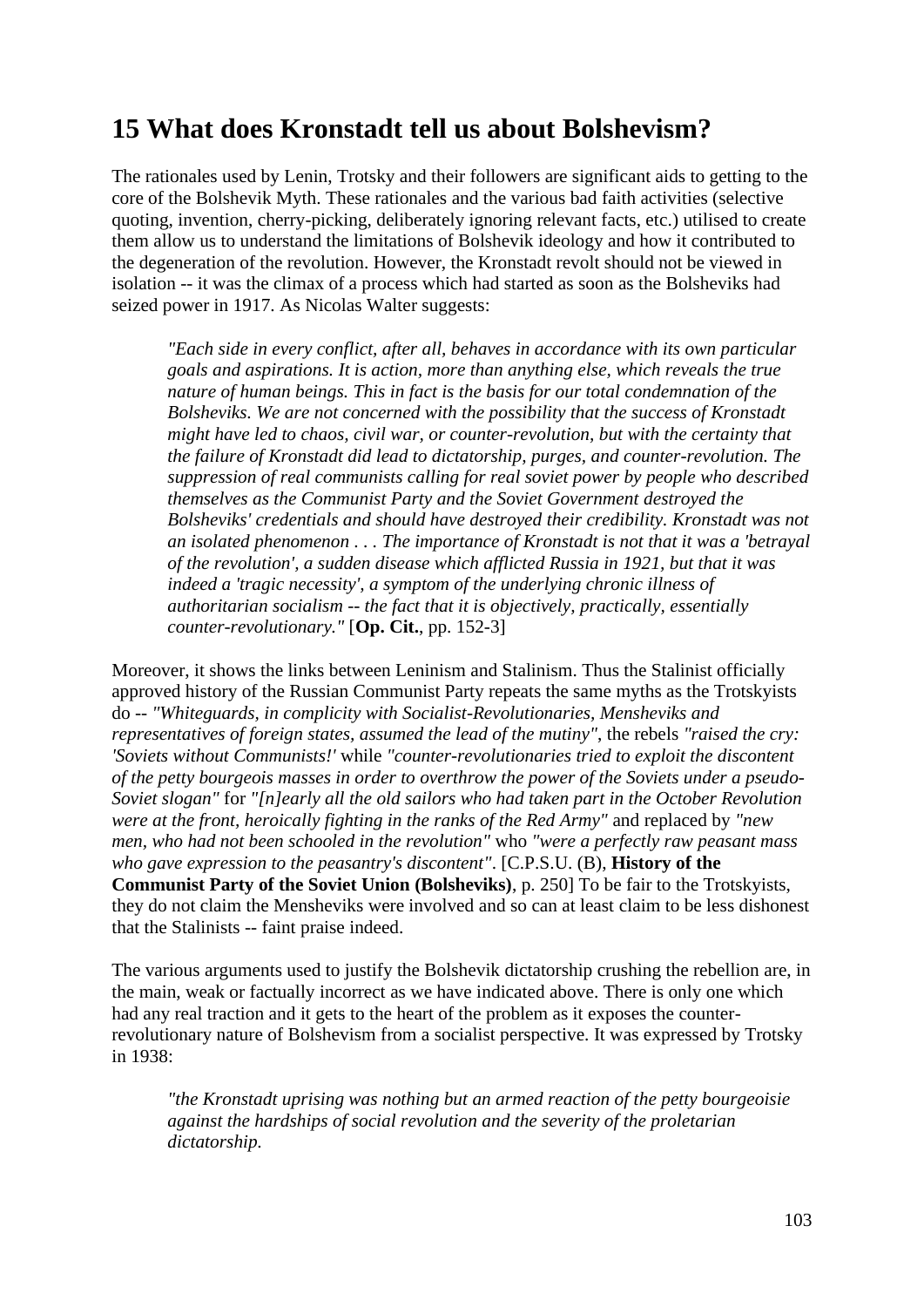## 15 What does Kronstadt tell us about Bolshevism?

The rationales used by Lenin, Trotsky and their followers are significant aids to getting to the core of the Bolshevik Myth. These rationales and the various bad faith activities (selective quoting, invention, cherry-picking, deliberately ignoring relevant facts, etc.) utilised to create them allow us to understand the limitations of Bolshevik ideology and how it contributed to the degeneration of the revolution. However, the Kronstadt revolt should not be viewed in isolation -- it was the climax of a process which had started as soon as the Bolsheviks had seized power in 1917. As Nicolas Walter suggests:

> *"Each side in every conflict, after all, behaves in accordance with its own particular goals and aspirations. It is action, more than anything else, which reveals the true nature of human beings. This in fact is the basis for our total condemnation of the Bolsheviks. We are not concerned with the possibility that the success of Kronstadt might have led to chaos, civil war, or counter-revolution, but with the certainty that the failure of Kronstadt did lead to dictatorship, purges, and counter-revolution. The suppression of real communists calling for real soviet power by people who described themselves as the Communist Party and the Soviet Government destroyed the Bolsheviks' credentials and should have destroyed their credibility. Kronstadt was not an isolated phenomenon . . . The importance of Kronstadt is not that it was a 'betrayal of the revolution', a sudden disease which afflicted Russia in 1921, but that it was indeed a 'tragic necessity', a symptom of the underlying chronic illness of authoritarian socialism -- the fact that it is objectively, practically, essentially counter-revolutionary."* [**Op. Cit.**, pp. 152-3]

Moreover, it shows the links between Leninism and Stalinism. Thus the Stalinist officially approved history of the Russian Communist Party repeats the same myths as the Trotskyists do -- *"Whiteguards, in complicity with Socialist-Revolutionaries, Mensheviks and representatives of foreign states, assumed the lead of the mutiny"*, the rebels *"raised the cry: 'Soviets without Communists!'* while *"counter-revolutionaries tried to exploit the discontent of the petty bourgeois masses in order to overthrow the power of the Soviets under a pseudo-Soviet slogan"* for *"[n]early all the old sailors who had taken part in the October Revolution were at the front, heroically fighting in the ranks of the Red Army"* and replaced by *"new men, who had not been schooled in the revolution"* who *"were a perfectly raw peasant mass who gave expression to the peasantry's discontent"*. [C.P.S.U. (B), **History of the Communist Party of the Soviet Union (Bolsheviks)**, p. 250] To be fair to the Trotskyists, they do not claim the Mensheviks were involved and so can at least claim to be less dishonest that the Stalinists -- faint praise indeed.

The various arguments used to justify the Bolshevik dictatorship crushing the rebellion are, in the main, weak or factually incorrect as we have indicated above. There is only one which had any real traction and it gets to the heart of the problem as it exposes the counter-revolutionary nature of Bolshevism from a socialist perspective. It was expressed by Trotsky in 1938:

> *"the Kronstadt uprising was nothing but an armed reaction of the petty bourgeoisie against the hardships of social revolution and the severity of the proletarian dictatorship.*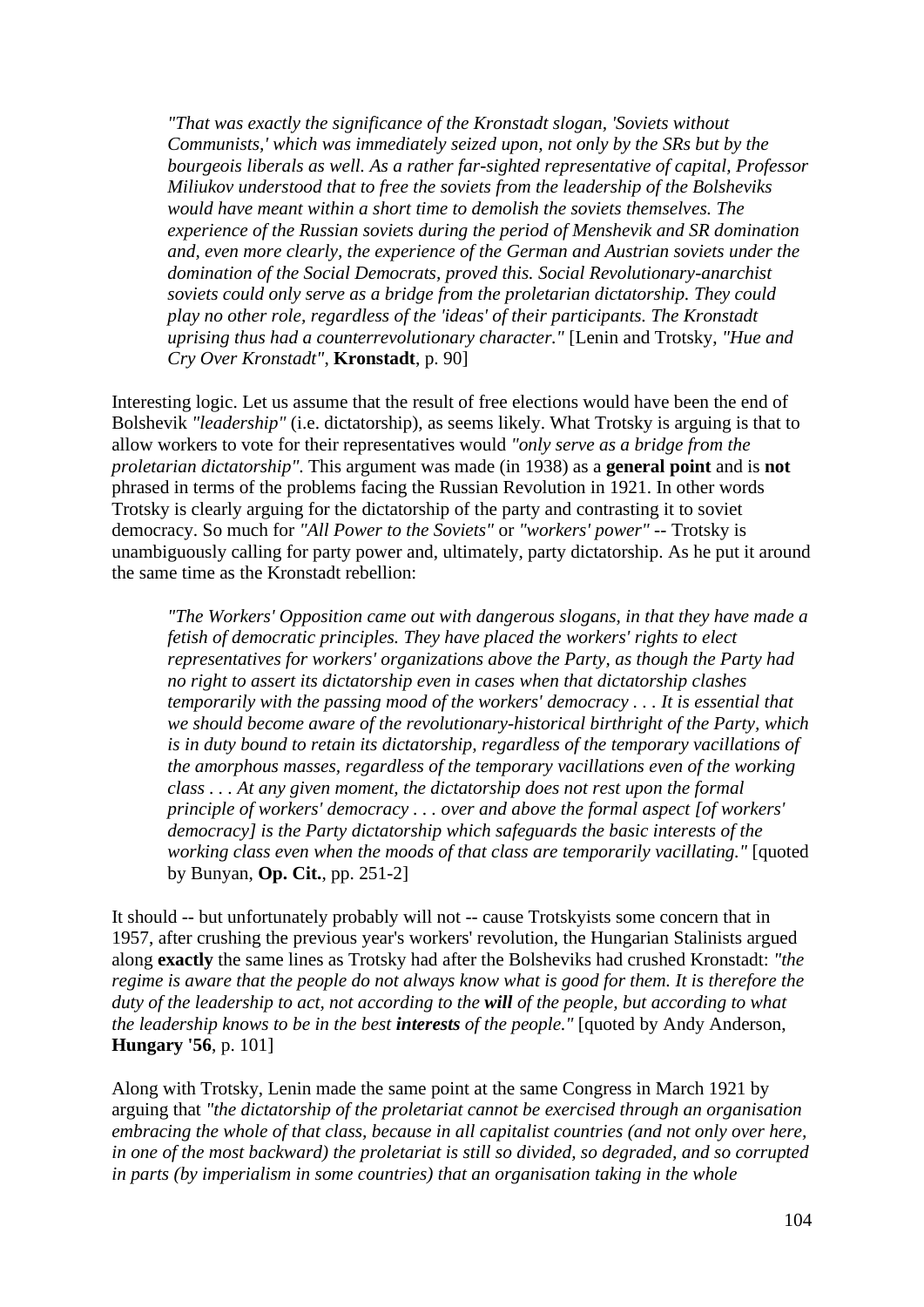> *"That was exactly the significance of the Kronstadt slogan, 'Soviets without Communists,' which was immediately seized upon, not only by the SRs but by the bourgeois liberals as well. As a rather far-sighted representative of capital, Professor Miliukov understood that to free the soviets from the leadership of the Bolsheviks would have meant within a short time to demolish the soviets themselves. The experience of the Russian soviets during the period of Menshevik and SR domination and, even more clearly, the experience of the German and Austrian soviets under the domination of the Social Democrats, proved this. Social Revolutionary-anarchist soviets could only serve as a bridge from the proletarian dictatorship. They could play no other role, regardless of the 'ideas' of their participants. The Kronstadt uprising thus had a counterrevolutionary character."* [Lenin and Trotsky, *"Hue and Cry Over Kronstadt"*, **Kronstadt**, p. 90]

Interesting logic. Let us assume that the result of free elections would have been the end of Bolshevik *"leadership"* (i.e. dictatorship), as seems likely. What Trotsky is arguing is that to allow workers to vote for their representatives would *"only serve as a bridge from the proletarian dictatorship"*. This argument was made (in 1938) as a **general point** and is **not** phrased in terms of the problems facing the Russian Revolution in 1921. In other words Trotsky is clearly arguing for the dictatorship of the party and contrasting it to soviet democracy. So much for *"All Power to the Soviets"* or *"workers' power"* -- Trotsky is unambiguously calling for party power and, ultimately, party dictatorship. As he put it around the same time as the Kronstadt rebellion:

> *"The Workers' Opposition came out with dangerous slogans, in that they have made a fetish of democratic principles. They have placed the workers' rights to elect representatives for workers' organizations above the Party, as though the Party had no right to assert its dictatorship even in cases when that dictatorship clashes temporarily with the passing mood of the workers' democracy . . . It is essential that we should become aware of the revolutionary-historical birthright of the Party, which is in duty bound to retain its dictatorship, regardless of the temporary vacillations of the amorphous masses, regardless of the temporary vacillations even of the working class . . . At any given moment, the dictatorship does not rest upon the formal principle of workers' democracy . . . over and above the formal aspect [of workers' democracy] is the Party dictatorship which safeguards the basic interests of the working class even when the moods of that class are temporarily vacillating."* [quoted by Bunyan, **Op. Cit.**, pp. 251-2]

It should -- but unfortunately probably will not -- cause Trotskyists some concern that in 1957, after crushing the previous year's workers' revolution, the Hungarian Stalinists argued along **exactly** the same lines as Trotsky had after the Bolsheviks had crushed Kronstadt: *"the regime is aware that the people do not always know what is good for them. It is therefore the duty of the leadership to act, not according to the **will** of the people, but according to what the leadership knows to be in the best **interests** of the people."* [quoted by Andy Anderson, **Hungary '56**, p. 101]

Along with Trotsky, Lenin made the same point at the same Congress in March 1921 by arguing that *"the dictatorship of the proletariat cannot be exercised through an organisation embracing the whole of that class, because in all capitalist countries (and not only over here, in one of the most backward) the proletariat is still so divided, so degraded, and so corrupted in parts (by imperialism in some countries) that an organisation taking in the whole*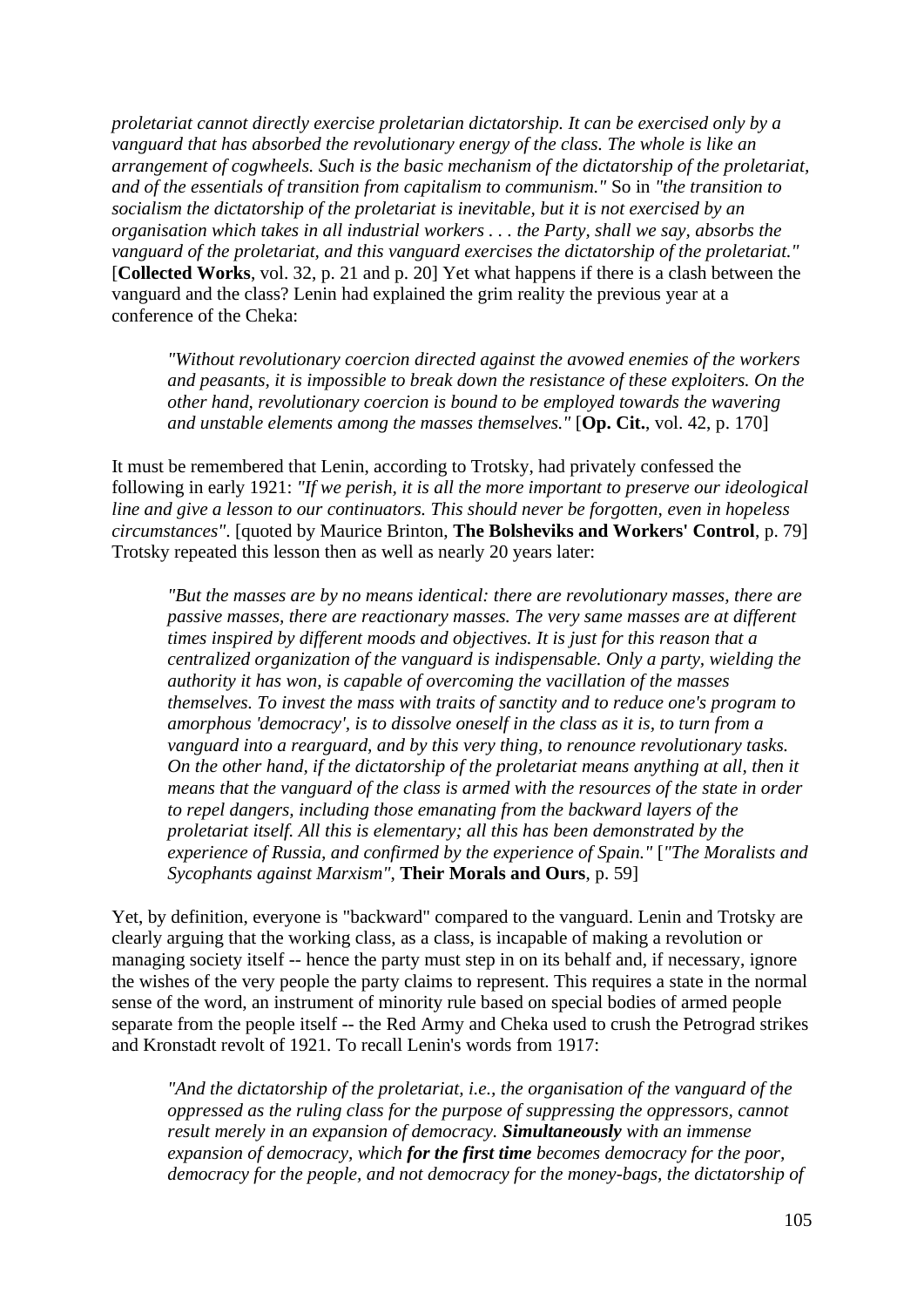*proletariat cannot directly exercise proletarian dictatorship. It can be exercised only by a vanguard that has absorbed the revolutionary energy of the class. The whole is like an arrangement of cogwheels. Such is the basic mechanism of the dictatorship of the proletariat, and of the essentials of transition from capitalism to communism."* So in *"the transition to socialism the dictatorship of the proletariat is inevitable, but it is not exercised by an organisation which takes in all industrial workers . . . the Party, shall we say, absorbs the vanguard of the proletariat, and this vanguard exercises the dictatorship of the proletariat."* [**Collected Works**, vol. 32, p. 21 and p. 20] Yet what happens if there is a clash between the vanguard and the class? Lenin had explained the grim reality the previous year at a conference of the Cheka:

> *"Without revolutionary coercion directed against the avowed enemies of the workers and peasants, it is impossible to break down the resistance of these exploiters. On the other hand, revolutionary coercion is bound to be employed towards the wavering and unstable elements among the masses themselves."* [**Op. Cit.**, vol. 42, p. 170]

It must be remembered that Lenin, according to Trotsky, had privately confessed the following in early 1921: *"If we perish, it is all the more important to preserve our ideological line and give a lesson to our continuators. This should never be forgotten, even in hopeless circumstances"*. [quoted by Maurice Brinton, **The Bolsheviks and Workers' Control**, p. 79] Trotsky repeated this lesson then as well as nearly 20 years later:

> *"But the masses are by no means identical: there are revolutionary masses, there are passive masses, there are reactionary masses. The very same masses are at different times inspired by different moods and objectives. It is just for this reason that a centralized organization of the vanguard is indispensable. Only a party, wielding the authority it has won, is capable of overcoming the vacillation of the masses themselves. To invest the mass with traits of sanctity and to reduce one's program to amorphous 'democracy', is to dissolve oneself in the class as it is, to turn from a vanguard into a rearguard, and by this very thing, to renounce revolutionary tasks. On the other hand, if the dictatorship of the proletariat means anything at all, then it means that the vanguard of the class is armed with the resources of the state in order to repel dangers, including those emanating from the backward layers of the proletariat itself. All this is elementary; all this has been demonstrated by the experience of Russia, and confirmed by the experience of Spain."* [*"The Moralists and Sycophants against Marxism"*, **Their Morals and Ours**, p. 59]

Yet, by definition, everyone is "backward" compared to the vanguard. Lenin and Trotsky are clearly arguing that the working class, as a class, is incapable of making a revolution or managing society itself -- hence the party must step in on its behalf and, if necessary, ignore the wishes of the very people the party claims to represent. This requires a state in the normal sense of the word, an instrument of minority rule based on special bodies of armed people separate from the people itself -- the Red Army and Cheka used to crush the Petrograd strikes and Kronstadt revolt of 1921. To recall Lenin's words from 1917:

> *"And the dictatorship of the proletariat, i.e., the organisation of the vanguard of the oppressed as the ruling class for the purpose of suppressing the oppressors, cannot result merely in an expansion of democracy. **Simultaneously** with an immense expansion of democracy, which **for the first time** becomes democracy for the poor, democracy for the people, and not democracy for the money-bags, the dictatorship of*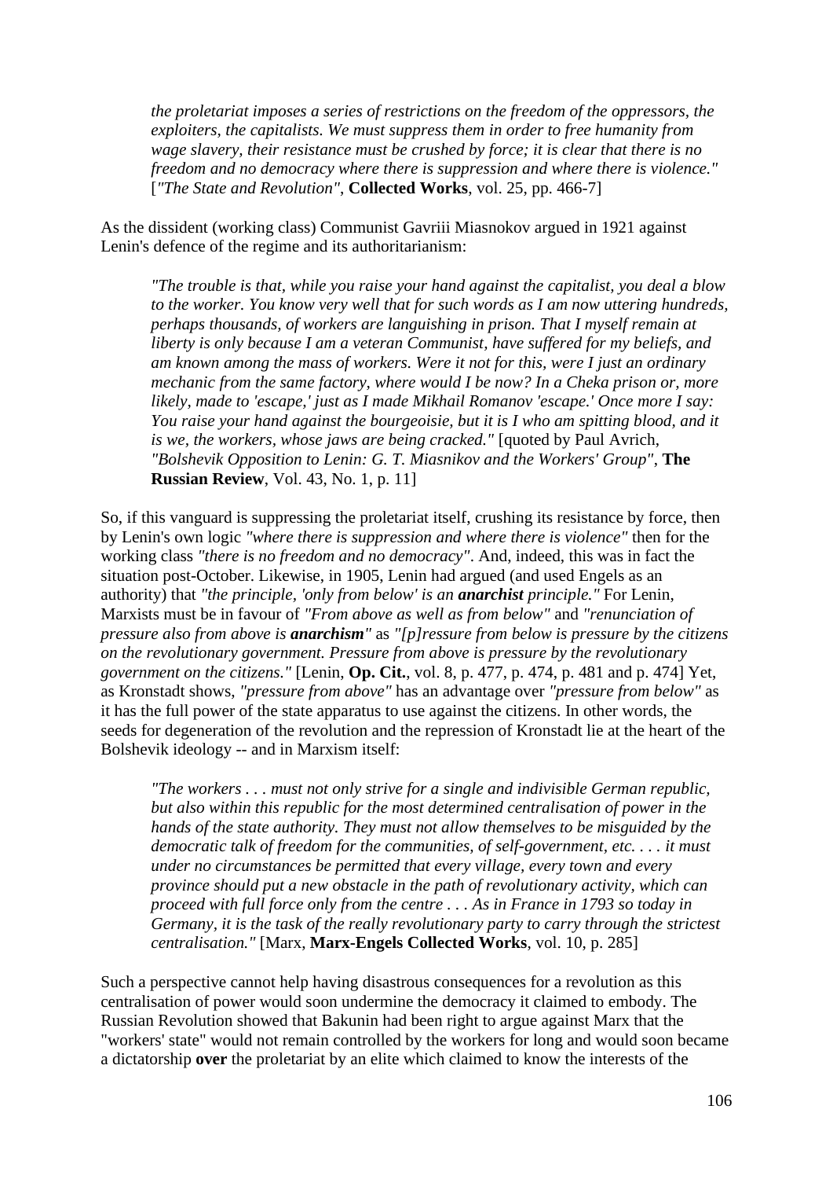> *the proletariat imposes a series of restrictions on the freedom of the oppressors, the exploiters, the capitalists. We must suppress them in order to free humanity from wage slavery, their resistance must be crushed by force; it is clear that there is no freedom and no democracy where there is suppression and where there is violence."* [*"The State and Revolution"*, **Collected Works**, vol. 25, pp. 466-7]

As the dissident (working class) Communist Gavriii Miasnokov argued in 1921 against Lenin's defence of the regime and its authoritarianism:

> *"The trouble is that, while you raise your hand against the capitalist, you deal a blow to the worker. You know very well that for such words as I am now uttering hundreds, perhaps thousands, of workers are languishing in prison. That I myself remain at liberty is only because I am a veteran Communist, have suffered for my beliefs, and am known among the mass of workers. Were it not for this, were I just an ordinary mechanic from the same factory, where would I be now? In a Cheka prison or, more likely, made to 'escape,' just as I made Mikhail Romanov 'escape.' Once more I say: You raise your hand against the bourgeoisie, but it is I who am spitting blood, and it is we, the workers, whose jaws are being cracked."* [quoted by Paul Avrich, *"Bolshevik Opposition to Lenin: G. T. Miasnikov and the Workers' Group"*, **The Russian Review**, Vol. 43, No. 1, p. 11]

So, if this vanguard is suppressing the proletariat itself, crushing its resistance by force, then by Lenin's own logic *"where there is suppression and where there is violence"* then for the working class *"there is no freedom and no democracy"*. And, indeed, this was in fact the situation post-October. Likewise, in 1905, Lenin had argued (and used Engels as an authority) that *"the principle, 'only from below' is an **anarchist** principle."* For Lenin, Marxists must be in favour of *"From above as well as from below"* and *"renunciation of pressure also from above is **anarchism**"* as *"[p]ressure from below is pressure by the citizens on the revolutionary government. Pressure from above is pressure by the revolutionary government on the citizens."* [Lenin, **Op. Cit.**, vol. 8, p. 477, p. 474, p. 481 and p. 474] Yet, as Kronstadt shows, *"pressure from above"* has an advantage over *"pressure from below"* as it has the full power of the state apparatus to use against the citizens. In other words, the seeds for degeneration of the revolution and the repression of Kronstadt lie at the heart of the Bolshevik ideology -- and in Marxism itself:

> *"The workers . . . must not only strive for a single and indivisible German republic, but also within this republic for the most determined centralisation of power in the hands of the state authority. They must not allow themselves to be misguided by the democratic talk of freedom for the communities, of self-government, etc. . . . it must under no circumstances be permitted that every village, every town and every province should put a new obstacle in the path of revolutionary activity, which can proceed with full force only from the centre . . . As in France in 1793 so today in Germany, it is the task of the really revolutionary party to carry through the strictest centralisation."* [Marx, **Marx-Engels Collected Works**, vol. 10, p. 285]

Such a perspective cannot help having disastrous consequences for a revolution as this centralisation of power would soon undermine the democracy it claimed to embody. The Russian Revolution showed that Bakunin had been right to argue against Marx that the "workers' state" would not remain controlled by the workers for long and would soon became a dictatorship **over** the proletariat by an elite which claimed to know the interests of the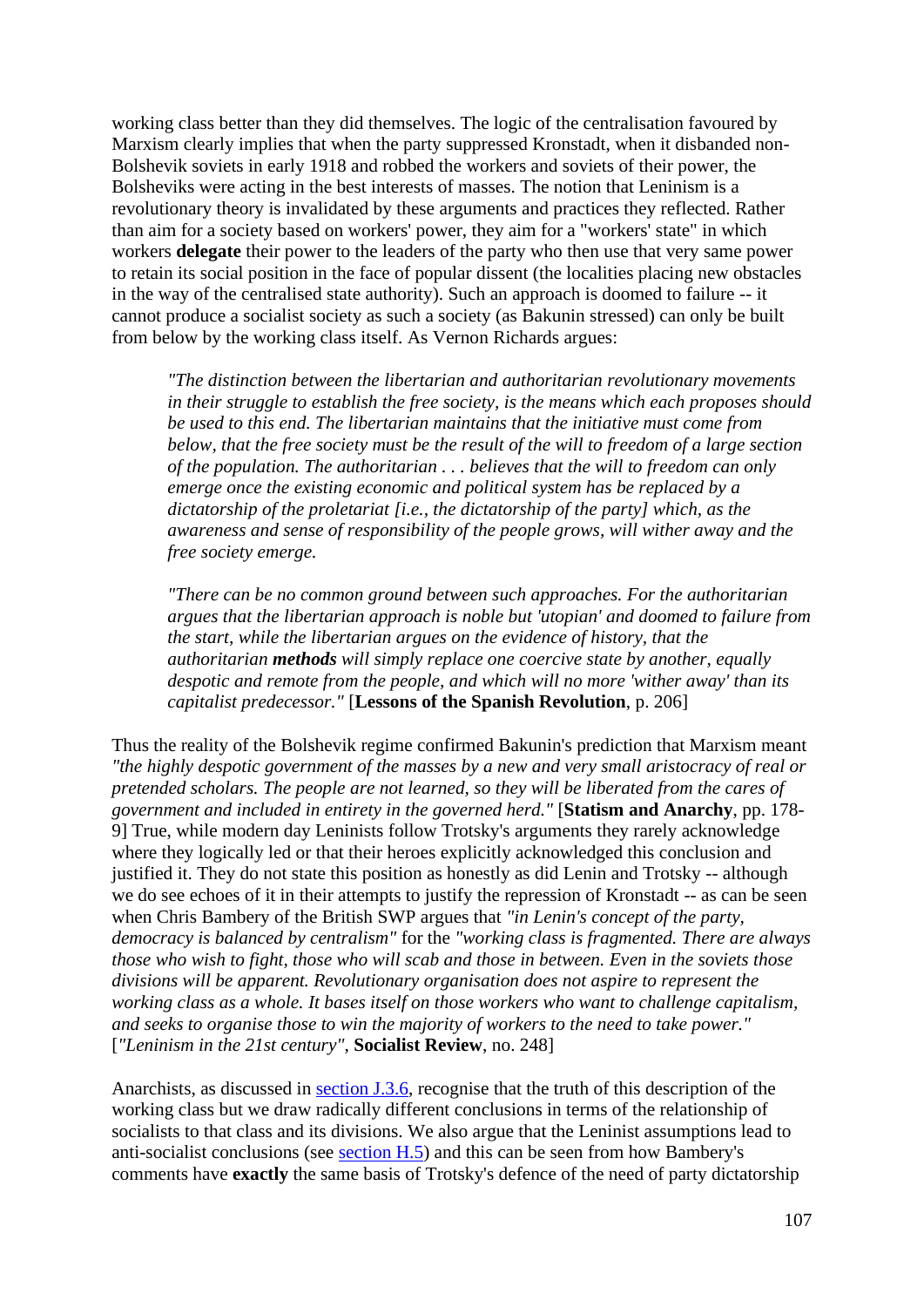working class better than they did themselves. The logic of the centralisation favoured by Marxism clearly implies that when the party suppressed Kronstadt, when it disbanded non-Bolshevik soviets in early 1918 and robbed the workers and soviets of their power, the Bolsheviks were acting in the best interests of masses. The notion that Leninism is a revolutionary theory is invalidated by these arguments and practices they reflected. Rather than aim for a society based on workers' power, they aim for a "workers' state" in which workers **delegate** their power to the leaders of the party who then use that very same power to retain its social position in the face of popular dissent (the localities placing new obstacles in the way of the centralised state authority). Such an approach is doomed to failure -- it cannot produce a socialist society as such a society (as Bakunin stressed) can only be built from below by the working class itself. As Vernon Richards argues:

> *"The distinction between the libertarian and authoritarian revolutionary movements in their struggle to establish the free society, is the means which each proposes should be used to this end. The libertarian maintains that the initiative must come from below, that the free society must be the result of the will to freedom of a large section of the population. The authoritarian . . . believes that the will to freedom can only emerge once the existing economic and political system has be replaced by a dictatorship of the proletariat [i.e., the dictatorship of the party] which, as the awareness and sense of responsibility of the people grows, will wither away and the free society emerge.*
>
> *"There can be no common ground between such approaches. For the authoritarian argues that the libertarian approach is noble but 'utopian' and doomed to failure from the start, while the libertarian argues on the evidence of history, that the authoritarian* ***methods*** *will simply replace one coercive state by another, equally despotic and remote from the people, and which will no more 'wither away' than its capitalist predecessor."* [**Lessons of the Spanish Revolution**, p. 206]

Thus the reality of the Bolshevik regime confirmed Bakunin's prediction that Marxism meant *"the highly despotic government of the masses by a new and very small aristocracy of real or pretended scholars. The people are not learned, so they will be liberated from the cares of government and included in entirety in the governed herd."* [**Statism and Anarchy**, pp. 178-9] True, while modern day Leninists follow Trotsky's arguments they rarely acknowledge where they logically led or that their heroes explicitly acknowledged this conclusion and justified it. They do not state this position as honestly as did Lenin and Trotsky -- although we do see echoes of it in their attempts to justify the repression of Kronstadt -- as can be seen when Chris Bambery of the British SWP argues that *"in Lenin's concept of the party, democracy is balanced by centralism"* for the *"working class is fragmented. There are always those who wish to fight, those who will scab and those in between. Even in the soviets those divisions will be apparent. Revolutionary organisation does not aspire to represent the working class as a whole. It bases itself on those workers who want to challenge capitalism, and seeks to organise those to win the majority of workers to the need to take power."* [*"Leninism in the 21st century"*, **Socialist Review**, no. 248]

Anarchists, as discussed in section J.3.6, recognise that the truth of this description of the working class but we draw radically different conclusions in terms of the relationship of socialists to that class and its divisions. We also argue that the Leninist assumptions lead to anti-socialist conclusions (see section H.5) and this can be seen from how Bambery's comments have **exactly** the same basis of Trotsky's defence of the need of party dictatorship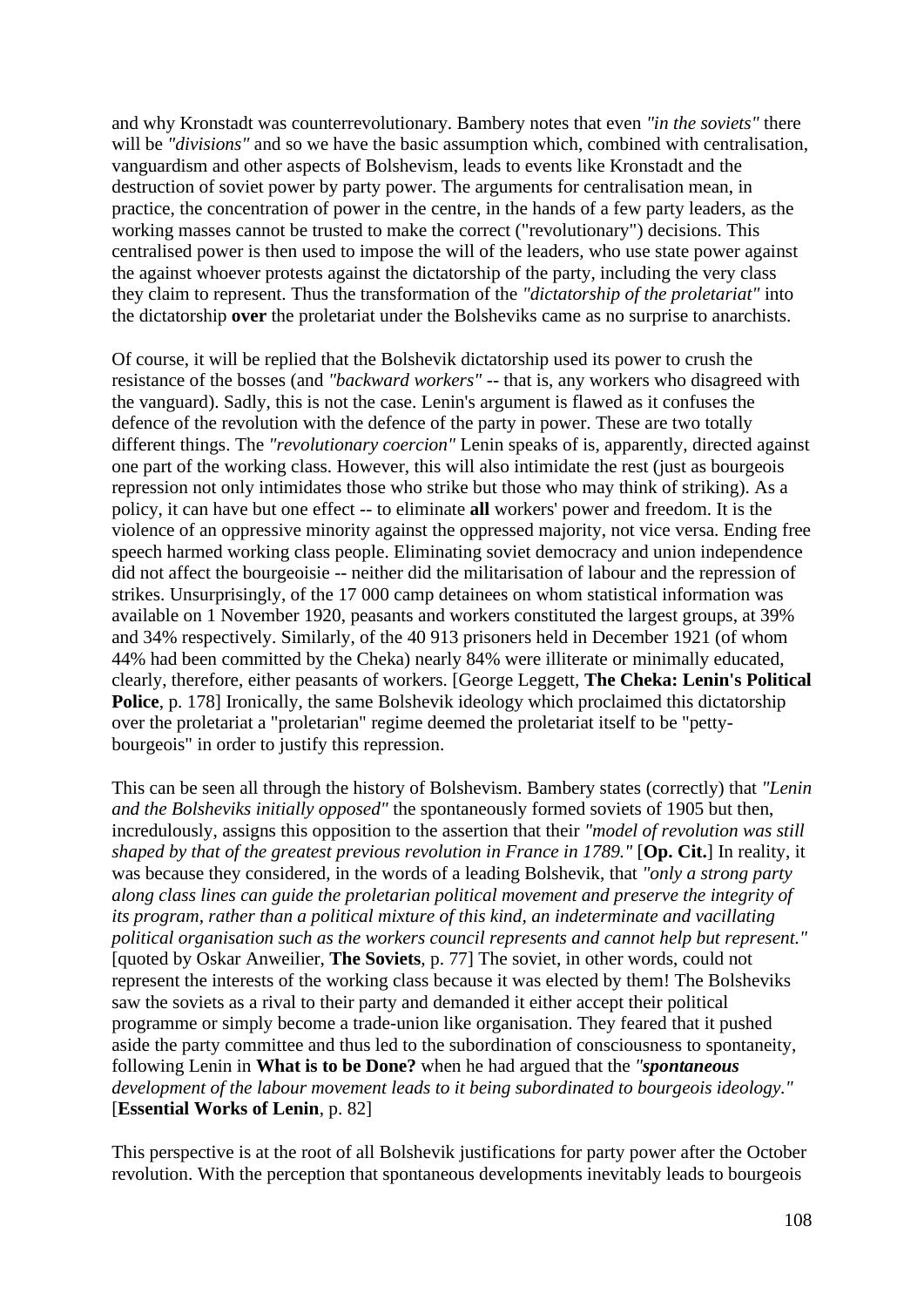and why Kronstadt was counterrevolutionary. Bambery notes that even *"in the soviets"* there will be *"divisions"* and so we have the basic assumption which, combined with centralisation, vanguardism and other aspects of Bolshevism, leads to events like Kronstadt and the destruction of soviet power by party power. The arguments for centralisation mean, in practice, the concentration of power in the centre, in the hands of a few party leaders, as the working masses cannot be trusted to make the correct ("revolutionary") decisions. This centralised power is then used to impose the will of the leaders, who use state power against the against whoever protests against the dictatorship of the party, including the very class they claim to represent. Thus the transformation of the *"dictatorship of the proletariat"* into the dictatorship **over** the proletariat under the Bolsheviks came as no surprise to anarchists.

Of course, it will be replied that the Bolshevik dictatorship used its power to crush the resistance of the bosses (and *"backward workers"* -- that is, any workers who disagreed with the vanguard). Sadly, this is not the case. Lenin's argument is flawed as it confuses the defence of the revolution with the defence of the party in power. These are two totally different things. The *"revolutionary coercion"* Lenin speaks of is, apparently, directed against one part of the working class. However, this will also intimidate the rest (just as bourgeois repression not only intimidates those who strike but those who may think of striking). As a policy, it can have but one effect -- to eliminate **all** workers' power and freedom. It is the violence of an oppressive minority against the oppressed majority, not vice versa. Ending free speech harmed working class people. Eliminating soviet democracy and union independence did not affect the bourgeoisie -- neither did the militarisation of labour and the repression of strikes. Unsurprisingly, of the 17 000 camp detainees on whom statistical information was available on 1 November 1920, peasants and workers constituted the largest groups, at 39% and 34% respectively. Similarly, of the 40 913 prisoners held in December 1921 (of whom 44% had been committed by the Cheka) nearly 84% were illiterate or minimally educated, clearly, therefore, either peasants of workers. [George Leggett, **The Cheka: Lenin's Political Police**, p. 178] Ironically, the same Bolshevik ideology which proclaimed this dictatorship over the proletariat a "proletarian" regime deemed the proletariat itself to be "petty-bourgeois" in order to justify this repression.

This can be seen all through the history of Bolshevism. Bambery states (correctly) that *"Lenin and the Bolsheviks initially opposed"* the spontaneously formed soviets of 1905 but then, incredulously, assigns this opposition to the assertion that their *"model of revolution was still shaped by that of the greatest previous revolution in France in 1789."* [**Op. Cit.**] In reality, it was because they considered, in the words of a leading Bolshevik, that *"only a strong party along class lines can guide the proletarian political movement and preserve the integrity of its program, rather than a political mixture of this kind, an indeterminate and vacillating political organisation such as the workers council represents and cannot help but represent."* [quoted by Oskar Anweilier, **The Soviets**, p. 77] The soviet, in other words, could not represent the interests of the working class because it was elected by them! The Bolsheviks saw the soviets as a rival to their party and demanded it either accept their political programme or simply become a trade-union like organisation. They feared that it pushed aside the party committee and thus led to the subordination of consciousness to spontaneity, following Lenin in **What is to be Done?** when he had argued that the *"**spontaneous** development of the labour movement leads to it being subordinated to bourgeois ideology."* [**Essential Works of Lenin**, p. 82]

This perspective is at the root of all Bolshevik justifications for party power after the October revolution. With the perception that spontaneous developments inevitably leads to bourgeois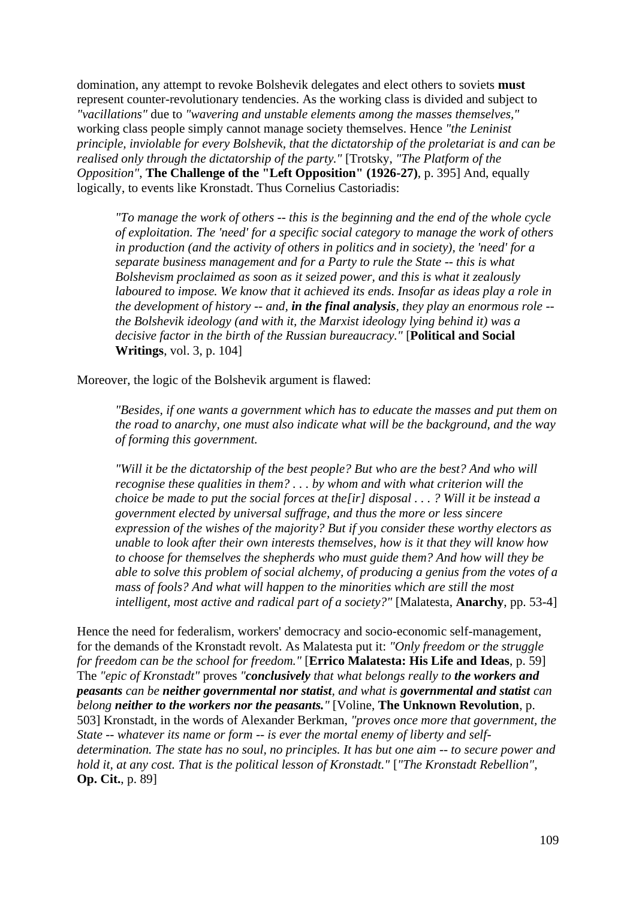domination, any attempt to revoke Bolshevik delegates and elect others to soviets **must** represent counter-revolutionary tendencies. As the working class is divided and subject to *"vacillations"* due to *"wavering and unstable elements among the masses themselves,"* working class people simply cannot manage society themselves. Hence *"the Leninist principle, inviolable for every Bolshevik, that the dictatorship of the proletariat is and can be realised only through the dictatorship of the party."* [Trotsky, *"The Platform of the Opposition"*, **The Challenge of the "Left Opposition" (1926-27)**, p. 395] And, equally logically, to events like Kronstadt. Thus Cornelius Castoriadis:

> *"To manage the work of others -- this is the beginning and the end of the whole cycle of exploitation. The 'need' for a specific social category to manage the work of others in production (and the activity of others in politics and in society), the 'need' for a separate business management and for a Party to rule the State -- this is what Bolshevism proclaimed as soon as it seized power, and this is what it zealously laboured to impose. We know that it achieved its ends. Insofar as ideas play a role in the development of history -- and, **in the final analysis**, they play an enormous role -- the Bolshevik ideology (and with it, the Marxist ideology lying behind it) was a decisive factor in the birth of the Russian bureaucracy."* [**Political and Social Writings**, vol. 3, p. 104]

Moreover, the logic of the Bolshevik argument is flawed:

> *"Besides, if one wants a government which has to educate the masses and put them on the road to anarchy, one must also indicate what will be the background, and the way of forming this government.*
>
> *"Will it be the dictatorship of the best people? But who are the best? And who will recognise these qualities in them? . . . by whom and with what criterion will the choice be made to put the social forces at the[ir] disposal . . . ? Will it be instead a government elected by universal suffrage, and thus the more or less sincere expression of the wishes of the majority? But if you consider these worthy electors as unable to look after their own interests themselves, how is it that they will know how to choose for themselves the shepherds who must guide them? And how will they be able to solve this problem of social alchemy, of producing a genius from the votes of a mass of fools? And what will happen to the minorities which are still the most intelligent, most active and radical part of a society?"* [Malatesta, **Anarchy**, pp. 53-4]

Hence the need for federalism, workers' democracy and socio-economic self-management, for the demands of the Kronstadt revolt. As Malatesta put it: *"Only freedom or the struggle for freedom can be the school for freedom."* [**Errico Malatesta: His Life and Ideas**, p. 59] The *"epic of Kronstadt"* proves *"**conclusively** that what belongs really to **the workers and peasants** can be **neither governmental nor statist**, and what is **governmental and statist** can belong **neither to the workers nor the peasants.**"* [Voline, **The Unknown Revolution**, p. 503] Kronstadt, in the words of Alexander Berkman, *"proves once more that government, the State -- whatever its name or form -- is ever the mortal enemy of liberty and self-determination. The state has no soul, no principles. It has but one aim -- to secure power and hold it, at any cost. That is the political lesson of Kronstadt."* [*"The Kronstadt Rebellion"*, **Op. Cit.**, p. 89]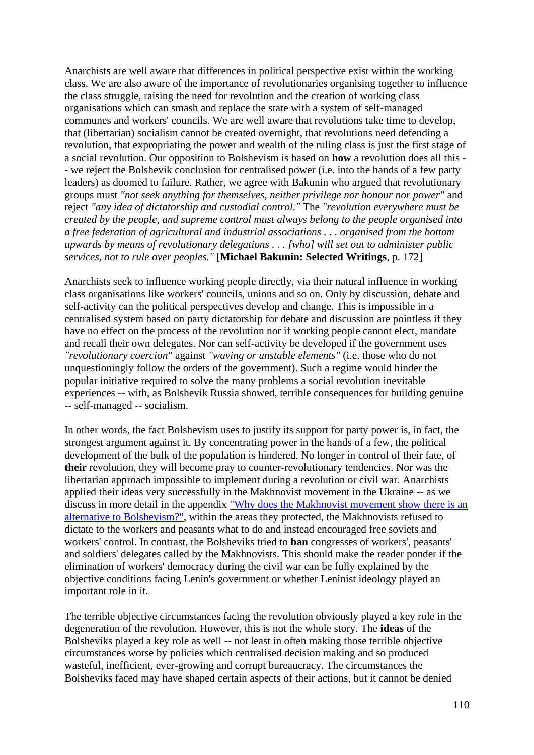Anarchists are well aware that differences in political perspective exist within the working class. We are also aware of the importance of revolutionaries organising together to influence the class struggle, raising the need for revolution and the creation of working class organisations which can smash and replace the state with a system of self-managed communes and workers' councils. We are well aware that revolutions take time to develop, that (libertarian) socialism cannot be created overnight, that revolutions need defending a revolution, that expropriating the power and wealth of the ruling class is just the first stage of a social revolution. Our opposition to Bolshevism is based on **how** a revolution does all this -- we reject the Bolshevik conclusion for centralised power (i.e. into the hands of a few party leaders) as doomed to failure. Rather, we agree with Bakunin who argued that revolutionary groups must *"not seek anything for themselves, neither privilege nor honour nor power"* and reject *"any idea of dictatorship and custodial control."* The *"revolution everywhere must be created by the people, and supreme control must always belong to the people organised into a free federation of agricultural and industrial associations . . . organised from the bottom upwards by means of revolutionary delegations . . . [who] will set out to administer public services, not to rule over peoples."* [**Michael Bakunin: Selected Writings**, p. 172]

Anarchists seek to influence working people directly, via their natural influence in working class organisations like workers' councils, unions and so on. Only by discussion, debate and self-activity can the political perspectives develop and change. This is impossible in a centralised system based on party dictatorship for debate and discussion are pointless if they have no effect on the process of the revolution nor if working people cannot elect, mandate and recall their own delegates. Nor can self-activity be developed if the government uses *"revolutionary coercion"* against *"waving or unstable elements"* (i.e. those who do not unquestioningly follow the orders of the government). Such a regime would hinder the popular initiative required to solve the many problems a social revolution inevitable experiences -- with, as Bolshevik Russia showed, terrible consequences for building genuine -- self-managed -- socialism.

In other words, the fact Bolshevism uses to justify its support for party power is, in fact, the strongest argument against it. By concentrating power in the hands of a few, the political development of the bulk of the population is hindered. No longer in control of their fate, of **their** revolution, they will become pray to counter-revolutionary tendencies. Nor was the libertarian approach impossible to implement during a revolution or civil war. Anarchists applied their ideas very successfully in the Makhnovist movement in the Ukraine -- as we discuss in more detail in the appendix "Why does the Makhnovist movement show there is an alternative to Bolshevism?", within the areas they protected, the Makhnovists refused to dictate to the workers and peasants what to do and instead encouraged free soviets and workers' control. In contrast, the Bolsheviks tried to **ban** congresses of workers', peasants' and soldiers' delegates called by the Makhnovists. This should make the reader ponder if the elimination of workers' democracy during the civil war can be fully explained by the objective conditions facing Lenin's government or whether Leninist ideology played an important role in it.

The terrible objective circumstances facing the revolution obviously played a key role in the degeneration of the revolution. However, this is not the whole story. The **ideas** of the Bolsheviks played a key role as well -- not least in often making those terrible objective circumstances worse by policies which centralised decision making and so produced wasteful, inefficient, ever-growing and corrupt bureaucracy. The circumstances the Bolsheviks faced may have shaped certain aspects of their actions, but it cannot be denied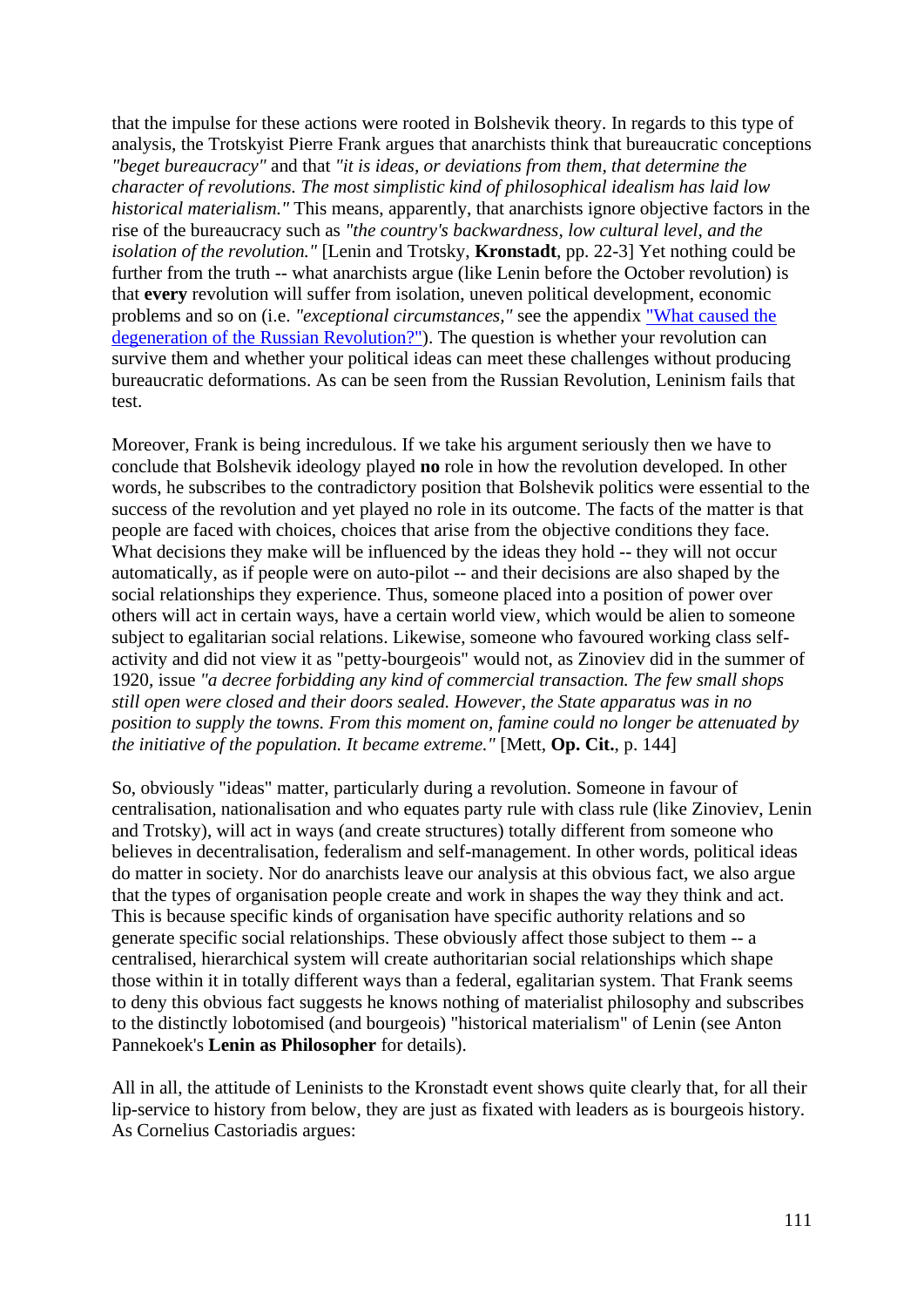that the impulse for these actions were rooted in Bolshevik theory. In regards to this type of analysis, the Trotskyist Pierre Frank argues that anarchists think that bureaucratic conceptions *"beget bureaucracy"* and that *"it is ideas, or deviations from them, that determine the character of revolutions. The most simplistic kind of philosophical idealism has laid low historical materialism."* This means, apparently, that anarchists ignore objective factors in the rise of the bureaucracy such as *"the country's backwardness, low cultural level, and the isolation of the revolution."* [Lenin and Trotsky, **Kronstadt**, pp. 22-3] Yet nothing could be further from the truth -- what anarchists argue (like Lenin before the October revolution) is that **every** revolution will suffer from isolation, uneven political development, economic problems and so on (i.e. *"exceptional circumstances,"* see the appendix ["What caused the degeneration of the Russian Revolution?"]()). The question is whether your revolution can survive them and whether your political ideas can meet these challenges without producing bureaucratic deformations. As can be seen from the Russian Revolution, Leninism fails that test.

Moreover, Frank is being incredulous. If we take his argument seriously then we have to conclude that Bolshevik ideology played **no** role in how the revolution developed. In other words, he subscribes to the contradictory position that Bolshevik politics were essential to the success of the revolution and yet played no role in its outcome. The facts of the matter is that people are faced with choices, choices that arise from the objective conditions they face. What decisions they make will be influenced by the ideas they hold -- they will not occur automatically, as if people were on auto-pilot -- and their decisions are also shaped by the social relationships they experience. Thus, someone placed into a position of power over others will act in certain ways, have a certain world view, which would be alien to someone subject to egalitarian social relations. Likewise, someone who favoured working class self-activity and did not view it as "petty-bourgeois" would not, as Zinoviev did in the summer of 1920, issue *"a decree forbidding any kind of commercial transaction. The few small shops still open were closed and their doors sealed. However, the State apparatus was in no position to supply the towns. From this moment on, famine could no longer be attenuated by the initiative of the population. It became extreme."* [Mett, **Op. Cit.**, p. 144]

So, obviously "ideas" matter, particularly during a revolution. Someone in favour of centralisation, nationalisation and who equates party rule with class rule (like Zinoviev, Lenin and Trotsky), will act in ways (and create structures) totally different from someone who believes in decentralisation, federalism and self-management. In other words, political ideas do matter in society. Nor do anarchists leave our analysis at this obvious fact, we also argue that the types of organisation people create and work in shapes the way they think and act. This is because specific kinds of organisation have specific authority relations and so generate specific social relationships. These obviously affect those subject to them -- a centralised, hierarchical system will create authoritarian social relationships which shape those within it in totally different ways than a federal, egalitarian system. That Frank seems to deny this obvious fact suggests he knows nothing of materialist philosophy and subscribes to the distinctly lobotomised (and bourgeois) "historical materialism" of Lenin (see Anton Pannekoek's **Lenin as Philosopher** for details).

All in all, the attitude of Leninists to the Kronstadt event shows quite clearly that, for all their lip-service to history from below, they are just as fixated with leaders as is bourgeois history. As Cornelius Castoriadis argues: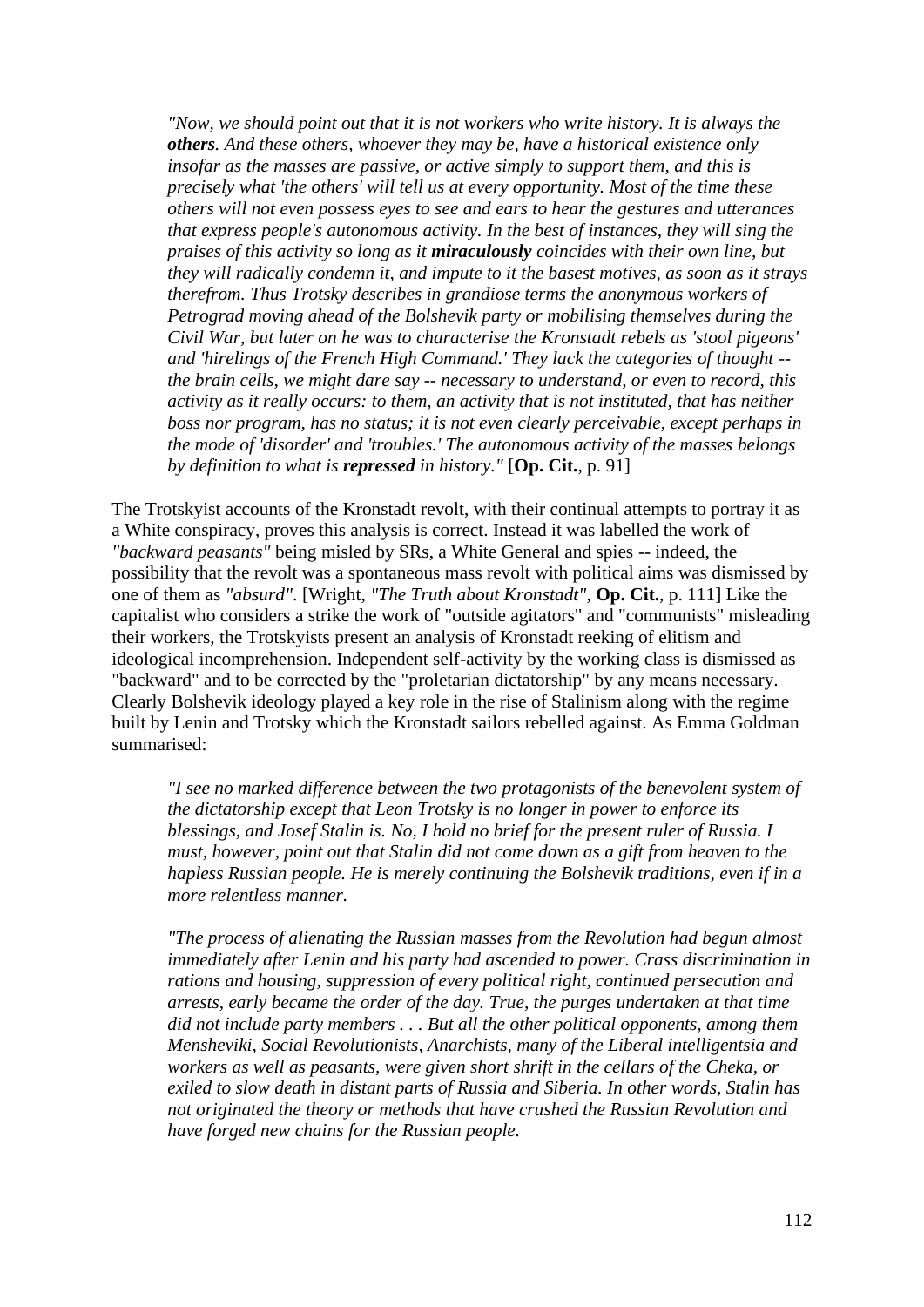> *"Now, we should point out that it is not workers who write history. It is always the* ***others****. And these others, whoever they may be, have a historical existence only insofar as the masses are passive, or active simply to support them, and this is precisely what 'the others' will tell us at every opportunity. Most of the time these others will not even possess eyes to see and ears to hear the gestures and utterances that express people's autonomous activity. In the best of instances, they will sing the praises of this activity so long as it* ***miraculously*** *coincides with their own line, but they will radically condemn it, and impute to it the basest motives, as soon as it strays therefrom. Thus Trotsky describes in grandiose terms the anonymous workers of Petrograd moving ahead of the Bolshevik party or mobilising themselves during the Civil War, but later on he was to characterise the Kronstadt rebels as 'stool pigeons' and 'hirelings of the French High Command.' They lack the categories of thought -- the brain cells, we might dare say -- necessary to understand, or even to record, this activity as it really occurs: to them, an activity that is not instituted, that has neither boss nor program, has no status; it is not even clearly perceivable, except perhaps in the mode of 'disorder' and 'troubles.' The autonomous activity of the masses belongs by definition to what is* ***repressed*** *in history."* [**Op. Cit.**, p. 91]

The Trotskyist accounts of the Kronstadt revolt, with their continual attempts to portray it as a White conspiracy, proves this analysis is correct. Instead it was labelled the work of *"backward peasants"* being misled by SRs, a White General and spies -- indeed, the possibility that the revolt was a spontaneous mass revolt with political aims was dismissed by one of them as *"absurd"*. [Wright, *"The Truth about Kronstadt"*, **Op. Cit.**, p. 111] Like the capitalist who considers a strike the work of "outside agitators" and "communists" misleading their workers, the Trotskyists present an analysis of Kronstadt reeking of elitism and ideological incomprehension. Independent self-activity by the working class is dismissed as "backward" and to be corrected by the "proletarian dictatorship" by any means necessary. Clearly Bolshevik ideology played a key role in the rise of Stalinism along with the regime built by Lenin and Trotsky which the Kronstadt sailors rebelled against. As Emma Goldman summarised:

> *"I see no marked difference between the two protagonists of the benevolent system of the dictatorship except that Leon Trotsky is no longer in power to enforce its blessings, and Josef Stalin is. No, I hold no brief for the present ruler of Russia. I must, however, point out that Stalin did not come down as a gift from heaven to the hapless Russian people. He is merely continuing the Bolshevik traditions, even if in a more relentless manner.*
>
> *"The process of alienating the Russian masses from the Revolution had begun almost immediately after Lenin and his party had ascended to power. Crass discrimination in rations and housing, suppression of every political right, continued persecution and arrests, early became the order of the day. True, the purges undertaken at that time did not include party members . . . But all the other political opponents, among them Mensheviki, Social Revolutionists, Anarchists, many of the Liberal intelligentsia and workers as well as peasants, were given short shrift in the cellars of the Cheka, or exiled to slow death in distant parts of Russia and Siberia. In other words, Stalin has not originated the theory or methods that have crushed the Russian Revolution and have forged new chains for the Russian people.*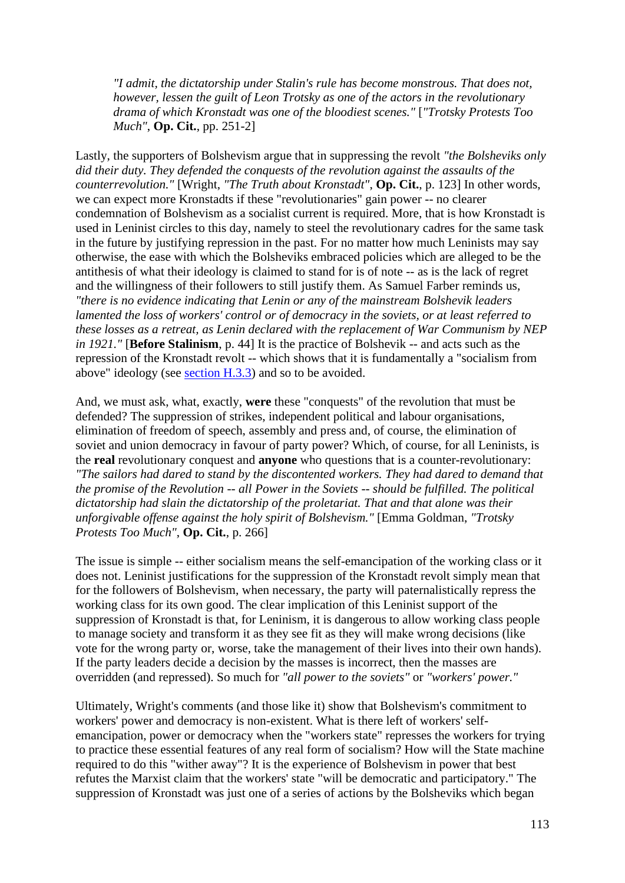> *"I admit, the dictatorship under Stalin's rule has become monstrous. That does not, however, lessen the guilt of Leon Trotsky as one of the actors in the revolutionary drama of which Kronstadt was one of the bloodiest scenes."* [*"Trotsky Protests Too Much"*, **Op. Cit.**, pp. 251-2]

Lastly, the supporters of Bolshevism argue that in suppressing the revolt *"the Bolsheviks only did their duty. They defended the conquests of the revolution against the assaults of the counterrevolution."* [Wright, *"The Truth about Kronstadt"*, **Op. Cit.**, p. 123] In other words, we can expect more Kronstadts if these "revolutionaries" gain power -- no clearer condemnation of Bolshevism as a socialist current is required. More, that is how Kronstadt is used in Leninist circles to this day, namely to steel the revolutionary cadres for the same task in the future by justifying repression in the past. For no matter how much Leninists may say otherwise, the ease with which the Bolsheviks embraced policies which are alleged to be the antithesis of what their ideology is claimed to stand for is of note -- as is the lack of regret and the willingness of their followers to still justify them. As Samuel Farber reminds us, *"there is no evidence indicating that Lenin or any of the mainstream Bolshevik leaders lamented the loss of workers' control or of democracy in the soviets, or at least referred to these losses as a retreat, as Lenin declared with the replacement of War Communism by NEP in 1921."* [**Before Stalinism**, p. 44] It is the practice of Bolshevik -- and acts such as the repression of the Kronstadt revolt -- which shows that it is fundamentally a "socialism from above" ideology (see section H.3.3) and so to be avoided.

And, we must ask, what, exactly, **were** these "conquests" of the revolution that must be defended? The suppression of strikes, independent political and labour organisations, elimination of freedom of speech, assembly and press and, of course, the elimination of soviet and union democracy in favour of party power? Which, of course, for all Leninists, is the **real** revolutionary conquest and **anyone** who questions that is a counter-revolutionary: *"The sailors had dared to stand by the discontented workers. They had dared to demand that the promise of the Revolution -- all Power in the Soviets -- should be fulfilled. The political dictatorship had slain the dictatorship of the proletariat. That and that alone was their unforgivable offense against the holy spirit of Bolshevism."* [Emma Goldman, *"Trotsky Protests Too Much"*, **Op. Cit.**, p. 266]

The issue is simple -- either socialism means the self-emancipation of the working class or it does not. Leninist justifications for the suppression of the Kronstadt revolt simply mean that for the followers of Bolshevism, when necessary, the party will paternalistically repress the working class for its own good. The clear implication of this Leninist support of the suppression of Kronstadt is that, for Leninism, it is dangerous to allow working class people to manage society and transform it as they see fit as they will make wrong decisions (like vote for the wrong party or, worse, take the management of their lives into their own hands). If the party leaders decide a decision by the masses is incorrect, then the masses are overridden (and repressed). So much for *"all power to the soviets"* or *"workers' power."*

Ultimately, Wright's comments (and those like it) show that Bolshevism's commitment to workers' power and democracy is non-existent. What is there left of workers' self-emancipation, power or democracy when the "workers state" represses the workers for trying to practice these essential features of any real form of socialism? How will the State machine required to do this "wither away"? It is the experience of Bolshevism in power that best refutes the Marxist claim that the workers' state "will be democratic and participatory." The suppression of Kronstadt was just one of a series of actions by the Bolsheviks which began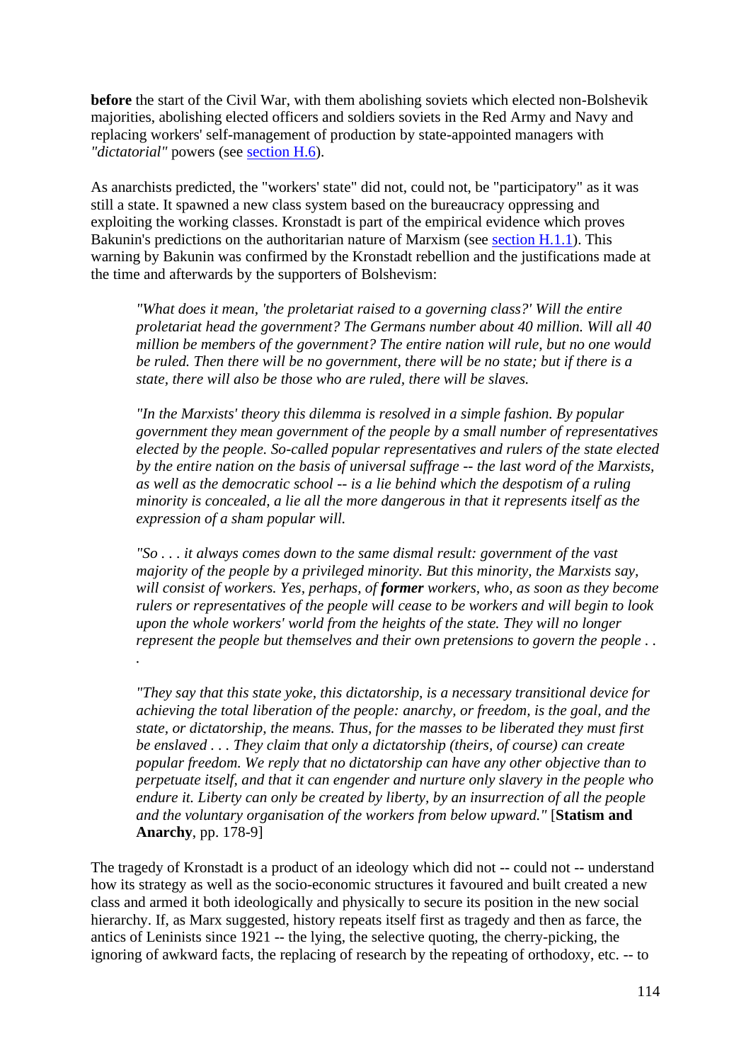**before** the start of the Civil War, with them abolishing soviets which elected non-Bolshevik majorities, abolishing elected officers and soldiers soviets in the Red Army and Navy and replacing workers' self-management of production by state-appointed managers with *"dictatorial"* powers (see section H.6).

As anarchists predicted, the "workers' state" did not, could not, be "participatory" as it was still a state. It spawned a new class system based on the bureaucracy oppressing and exploiting the working classes. Kronstadt is part of the empirical evidence which proves Bakunin's predictions on the authoritarian nature of Marxism (see section H.1.1). This warning by Bakunin was confirmed by the Kronstadt rebellion and the justifications made at the time and afterwards by the supporters of Bolshevism:

> *"What does it mean, 'the proletariat raised to a governing class?' Will the entire proletariat head the government? The Germans number about 40 million. Will all 40 million be members of the government? The entire nation will rule, but no one would be ruled. Then there will be no government, there will be no state; but if there is a state, there will also be those who are ruled, there will be slaves.*
>
> *"In the Marxists' theory this dilemma is resolved in a simple fashion. By popular government they mean government of the people by a small number of representatives elected by the people. So-called popular representatives and rulers of the state elected by the entire nation on the basis of universal suffrage -- the last word of the Marxists, as well as the democratic school -- is a lie behind which the despotism of a ruling minority is concealed, a lie all the more dangerous in that it represents itself as the expression of a sham popular will.*
>
> *"So . . . it always comes down to the same dismal result: government of the vast majority of the people by a privileged minority. But this minority, the Marxists say, will consist of workers. Yes, perhaps, of **former** workers, who, as soon as they become rulers or representatives of the people will cease to be workers and will begin to look upon the whole workers' world from the heights of the state. They will no longer represent the people but themselves and their own pretensions to govern the people . . .*
>
> *"They say that this state yoke, this dictatorship, is a necessary transitional device for achieving the total liberation of the people: anarchy, or freedom, is the goal, and the state, or dictatorship, the means. Thus, for the masses to be liberated they must first be enslaved . . . They claim that only a dictatorship (theirs, of course) can create popular freedom. We reply that no dictatorship can have any other objective than to perpetuate itself, and that it can engender and nurture only slavery in the people who endure it. Liberty can only be created by liberty, by an insurrection of all the people and the voluntary organisation of the workers from below upward."* [**Statism and Anarchy**, pp. 178-9]

The tragedy of Kronstadt is a product of an ideology which did not -- could not -- understand how its strategy as well as the socio-economic structures it favoured and built created a new class and armed it both ideologically and physically to secure its position in the new social hierarchy. If, as Marx suggested, history repeats itself first as tragedy and then as farce, the antics of Leninists since 1921 -- the lying, the selective quoting, the cherry-picking, the ignoring of awkward facts, the replacing of research by the repeating of orthodoxy, etc. -- to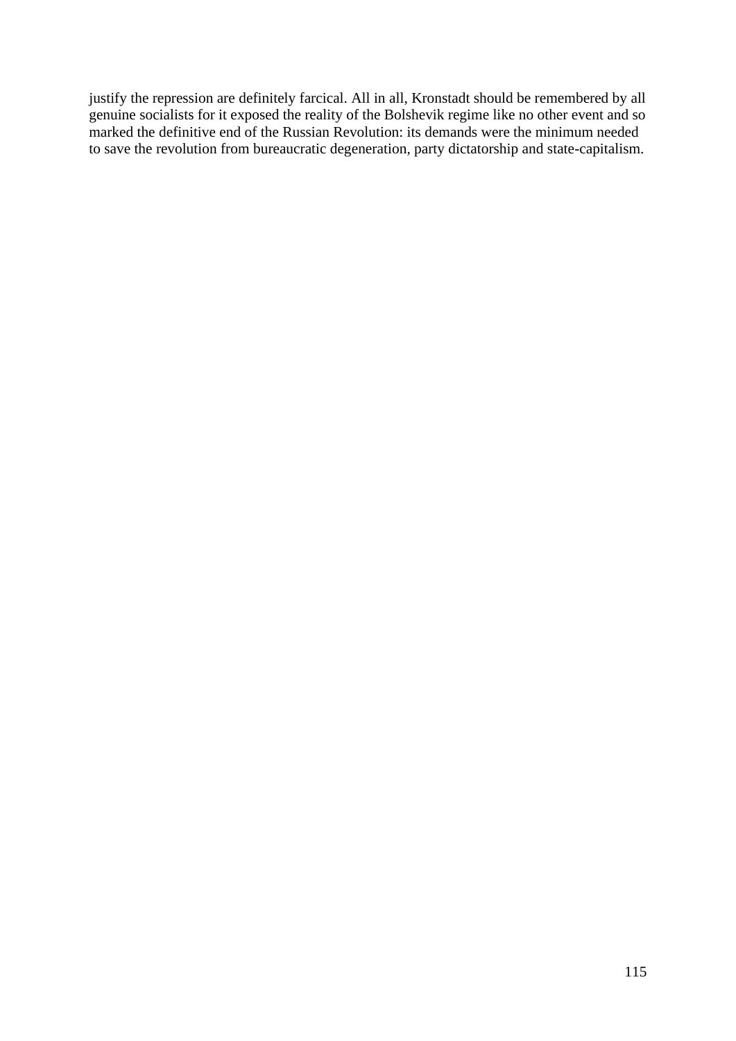justify the repression are definitely farcical. All in all, Kronstadt should be remembered by all genuine socialists for it exposed the reality of the Bolshevik regime like no other event and so marked the definitive end of the Russian Revolution: its demands were the minimum needed to save the revolution from bureaucratic degeneration, party dictatorship and state-capitalism.